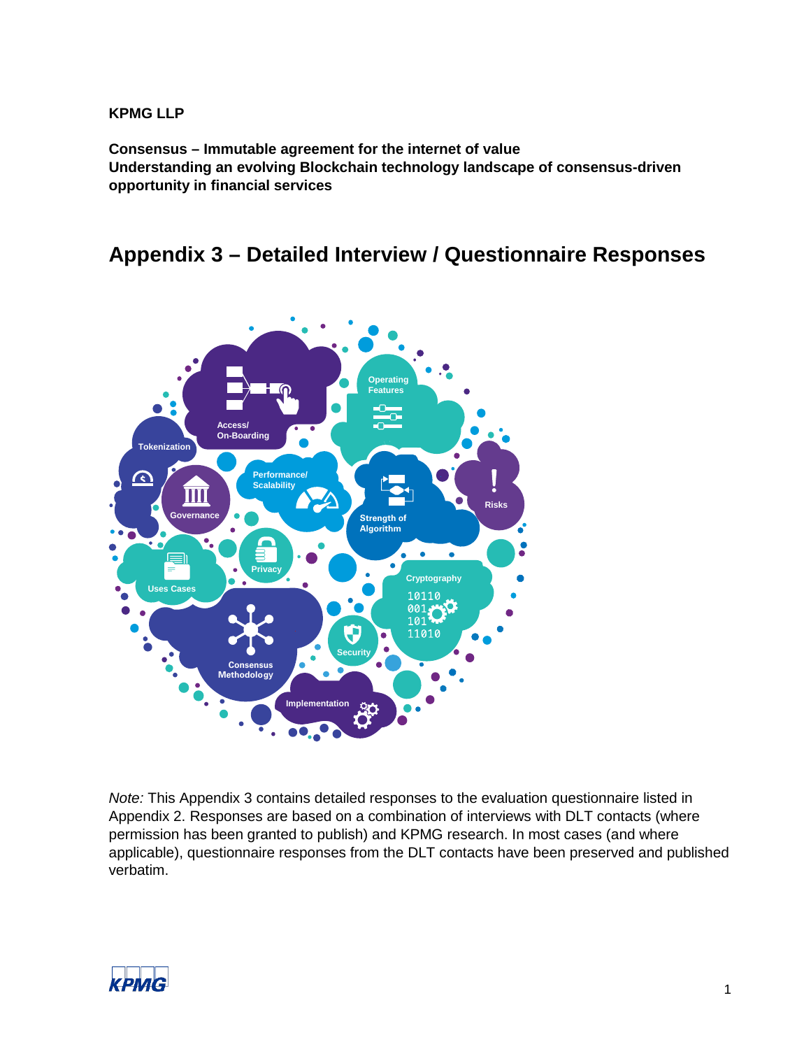**KPMG LLP**

**Consensus – Immutable agreement for the internet of value**
**Understanding an evolving Blockchain technology landscape of consensus-driven opportunity in financial services**

# Appendix 3 – Detailed Interview / Questionnaire Responses

*Note:* This Appendix 3 contains detailed responses to the evaluation questionnaire listed in Appendix 2. Responses are based on a combination of interviews with DLT contacts (where permission has been granted to publish) and KPMG research. In most cases (and where applicable), questionnaire responses from the DLT contacts have been preserved and published verbatim.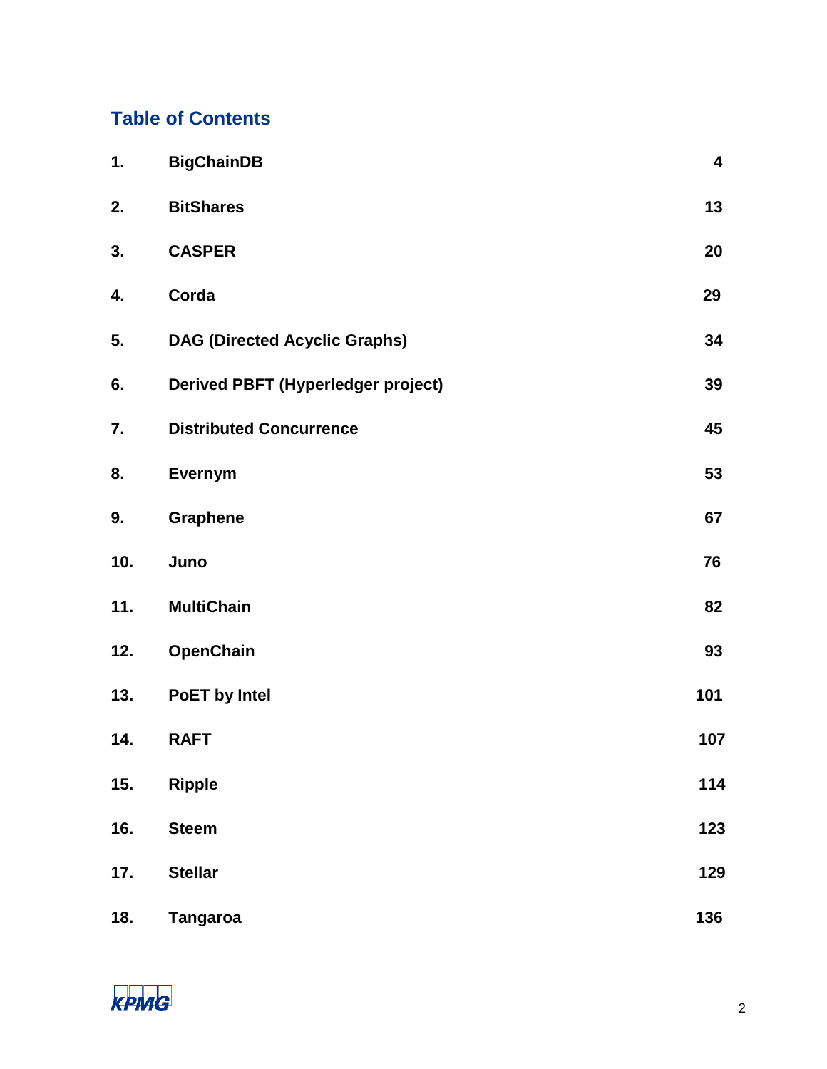## Table of Contents

| | | |
|---|---|---|
| 1. | BigChainDB | 4 |
| 2. | BitShares | 13 |
| 3. | CASPER | 20 |
| 4. | Corda | 29 |
| 5. | DAG (Directed Acyclic Graphs) | 34 |
| 6. | Derived PBFT (Hyperledger project) | 39 |
| 7. | Distributed Concurrence | 45 |
| 8. | Evernym | 53 |
| 9. | Graphene | 67 |
| 10. | Juno | 76 |
| 11. | MultiChain | 82 |
| 12. | OpenChain | 93 |
| 13. | PoET by Intel | 101 |
| 14. | RAFT | 107 |
| 15. | Ripple | 114 |
| 16. | Steem | 123 |
| 17. | Stellar | 129 |
| 18. | Tangaroa | 136 |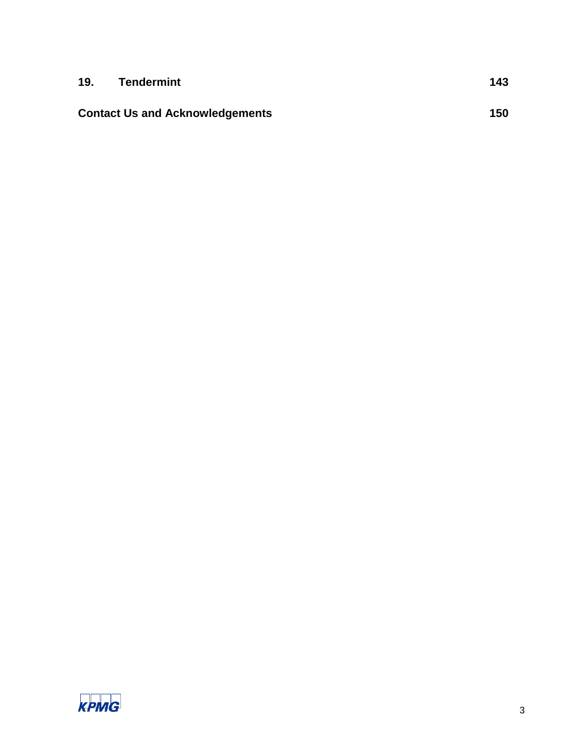| | | |
|---|---|---|
| **19.** | **Tendermint** | **143** |
| **Contact Us and Acknowledgements** | | **150** |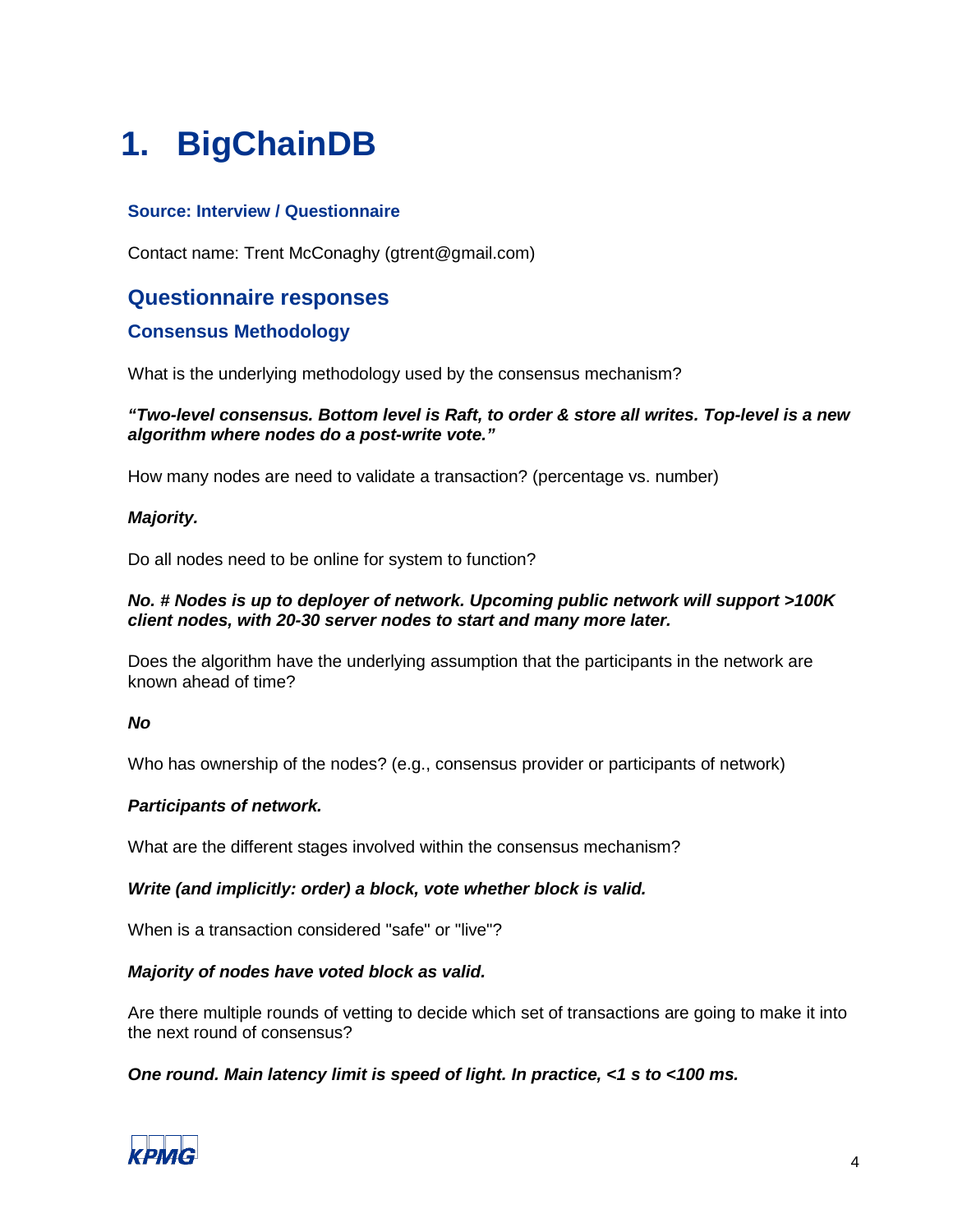# 1. BigChainDB

### Source: Interview / Questionnaire

Contact name: Trent McConaghy (gtrent@gmail.com)

## Questionnaire responses

### Consensus Methodology

What is the underlying methodology used by the consensus mechanism?

***"Two-level consensus. Bottom level is Raft, to order & store all writes. Top-level is a new algorithm where nodes do a post-write vote."***

How many nodes are need to validate a transaction? (percentage vs. number)

***Majority.***

Do all nodes need to be online for system to function?

***No. # Nodes is up to deployer of network. Upcoming public network will support >100K client nodes, with 20-30 server nodes to start and many more later.***

Does the algorithm have the underlying assumption that the participants in the network are known ahead of time?

***No***

Who has ownership of the nodes? (e.g., consensus provider or participants of network)

***Participants of network.***

What are the different stages involved within the consensus mechanism?

***Write (and implicitly: order) a block, vote whether block is valid.***

When is a transaction considered "safe" or "live"?

***Majority of nodes have voted block as valid.***

Are there multiple rounds of vetting to decide which set of transactions are going to make it into the next round of consensus?

***One round. Main latency limit is speed of light. In practice, <1 s to <100 ms.***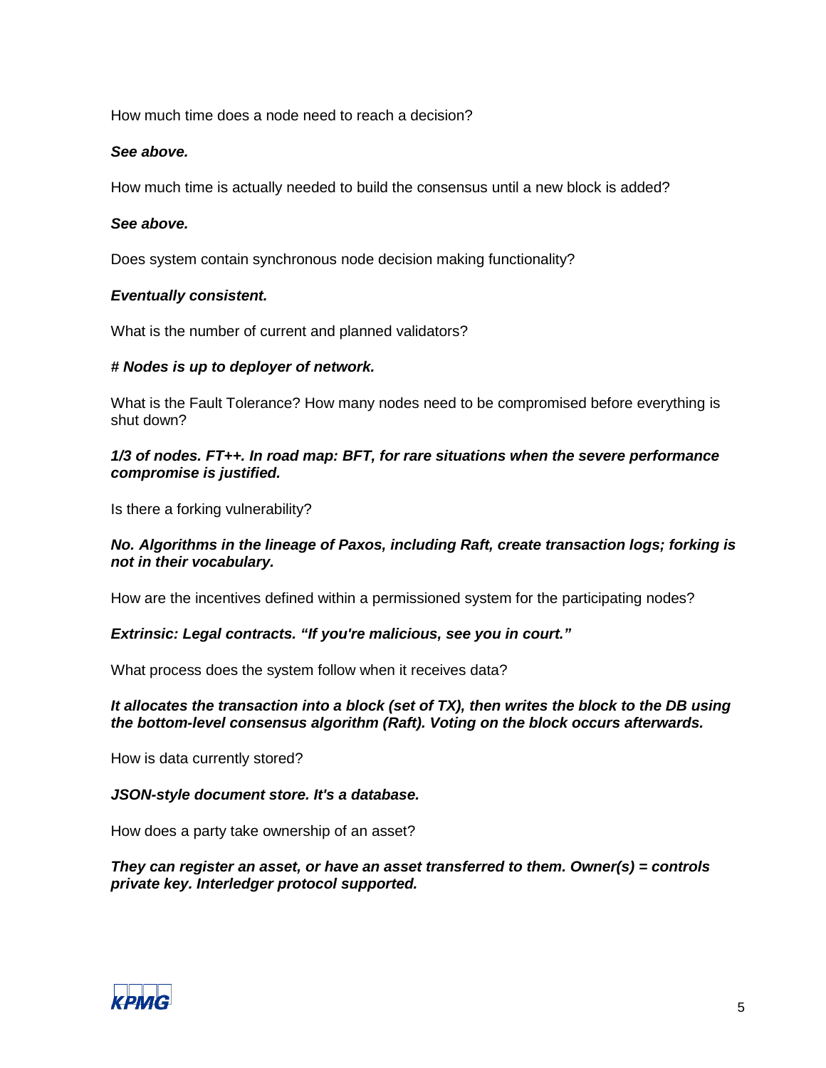How much time does a node need to reach a decision?

***See above.***

How much time is actually needed to build the consensus until a new block is added?

***See above.***

Does system contain synchronous node decision making functionality?

***Eventually consistent.***

What is the number of current and planned validators?

***# Nodes is up to deployer of network.***

What is the Fault Tolerance? How many nodes need to be compromised before everything is shut down?

***1/3 of nodes. FT++. In road map: BFT, for rare situations when the severe performance compromise is justified.***

Is there a forking vulnerability?

***No. Algorithms in the lineage of Paxos, including Raft, create transaction logs; forking is not in their vocabulary.***

How are the incentives defined within a permissioned system for the participating nodes?

***Extrinsic: Legal contracts. "If you're malicious, see you in court."***

What process does the system follow when it receives data?

***It allocates the transaction into a block (set of TX), then writes the block to the DB using the bottom-level consensus algorithm (Raft). Voting on the block occurs afterwards.***

How is data currently stored?

***JSON-style document store. It's a database.***

How does a party take ownership of an asset?

***They can register an asset, or have an asset transferred to them. Owner(s) = controls private key. Interledger protocol supported.***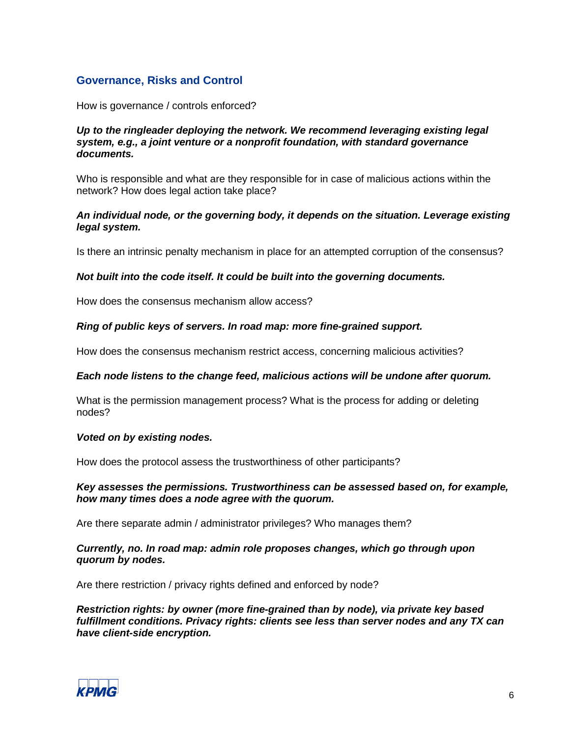## Governance, Risks and Control

How is governance / controls enforced?

***Up to the ringleader deploying the network. We recommend leveraging existing legal system, e.g., a joint venture or a nonprofit foundation, with standard governance documents.***

Who is responsible and what are they responsible for in case of malicious actions within the network? How does legal action take place?

***An individual node, or the governing body, it depends on the situation. Leverage existing legal system.***

Is there an intrinsic penalty mechanism in place for an attempted corruption of the consensus?

***Not built into the code itself. It could be built into the governing documents.***

How does the consensus mechanism allow access?

***Ring of public keys of servers. In road map: more fine-grained support.***

How does the consensus mechanism restrict access, concerning malicious activities?

***Each node listens to the change feed, malicious actions will be undone after quorum.***

What is the permission management process? What is the process for adding or deleting nodes?

***Voted on by existing nodes.***

How does the protocol assess the trustworthiness of other participants?

***Key assesses the permissions. Trustworthiness can be assessed based on, for example, how many times does a node agree with the quorum.***

Are there separate admin / administrator privileges? Who manages them?

***Currently, no. In road map: admin role proposes changes, which go through upon quorum by nodes.***

Are there restriction / privacy rights defined and enforced by node?

***Restriction rights: by owner (more fine-grained than by node), via private key based fulfillment conditions. Privacy rights: clients see less than server nodes and any TX can have client-side encryption.***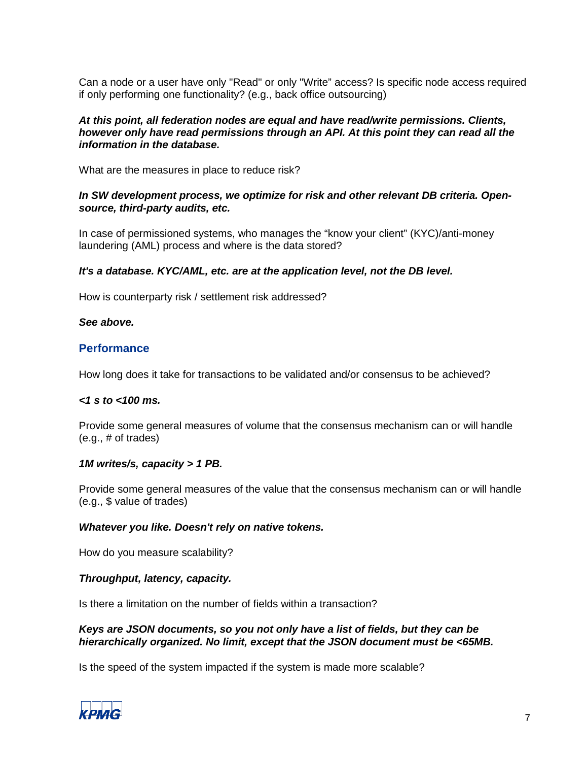Can a node or a user have only "Read" or only "Write" access? Is specific node access required if only performing one functionality? (e.g., back office outsourcing)

***At this point, all federation nodes are equal and have read/write permissions. Clients, however only have read permissions through an API. At this point they can read all the information in the database.***

What are the measures in place to reduce risk?

***In SW development process, we optimize for risk and other relevant DB criteria. Open-source, third-party audits, etc.***

In case of permissioned systems, who manages the "know your client" (KYC)/anti-money laundering (AML) process and where is the data stored?

***It's a database. KYC/AML, etc. are at the application level, not the DB level.***

How is counterparty risk / settlement risk addressed?

***See above.***

## Performance

How long does it take for transactions to be validated and/or consensus to be achieved?

***<1 s to <100 ms.***

Provide some general measures of volume that the consensus mechanism can or will handle (e.g., # of trades)

***1M writes/s, capacity > 1 PB.***

Provide some general measures of the value that the consensus mechanism can or will handle (e.g., $ value of trades)

***Whatever you like. Doesn't rely on native tokens.***

How do you measure scalability?

***Throughput, latency, capacity.***

Is there a limitation on the number of fields within a transaction?

***Keys are JSON documents, so you not only have a list of fields, but they can be hierarchically organized. No limit, except that the JSON document must be <65MB.***

Is the speed of the system impacted if the system is made more scalable?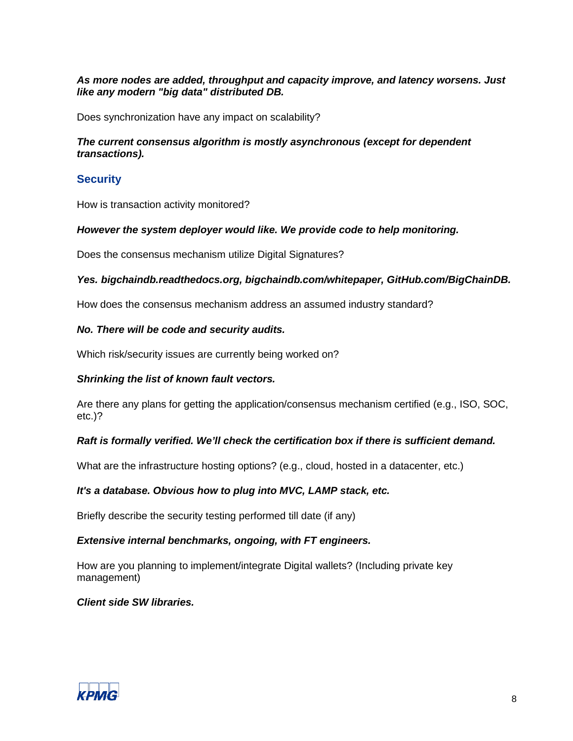***As more nodes are added, throughput and capacity improve, and latency worsens. Just like any modern "big data" distributed DB.***

Does synchronization have any impact on scalability?

***The current consensus algorithm is mostly asynchronous (except for dependent transactions).***

## Security

How is transaction activity monitored?

***However the system deployer would like. We provide code to help monitoring.***

Does the consensus mechanism utilize Digital Signatures?

***Yes. bigchaindb.readthedocs.org, bigchaindb.com/whitepaper, GitHub.com/BigChainDB.***

How does the consensus mechanism address an assumed industry standard?

***No. There will be code and security audits.***

Which risk/security issues are currently being worked on?

***Shrinking the list of known fault vectors.***

Are there any plans for getting the application/consensus mechanism certified (e.g., ISO, SOC, etc.)?

***Raft is formally verified. We'll check the certification box if there is sufficient demand.***

What are the infrastructure hosting options? (e.g., cloud, hosted in a datacenter, etc.)

***It's a database. Obvious how to plug into MVC, LAMP stack, etc.***

Briefly describe the security testing performed till date (if any)

***Extensive internal benchmarks, ongoing, with FT engineers.***

How are you planning to implement/integrate Digital wallets? (Including private key management)

***Client side SW libraries.***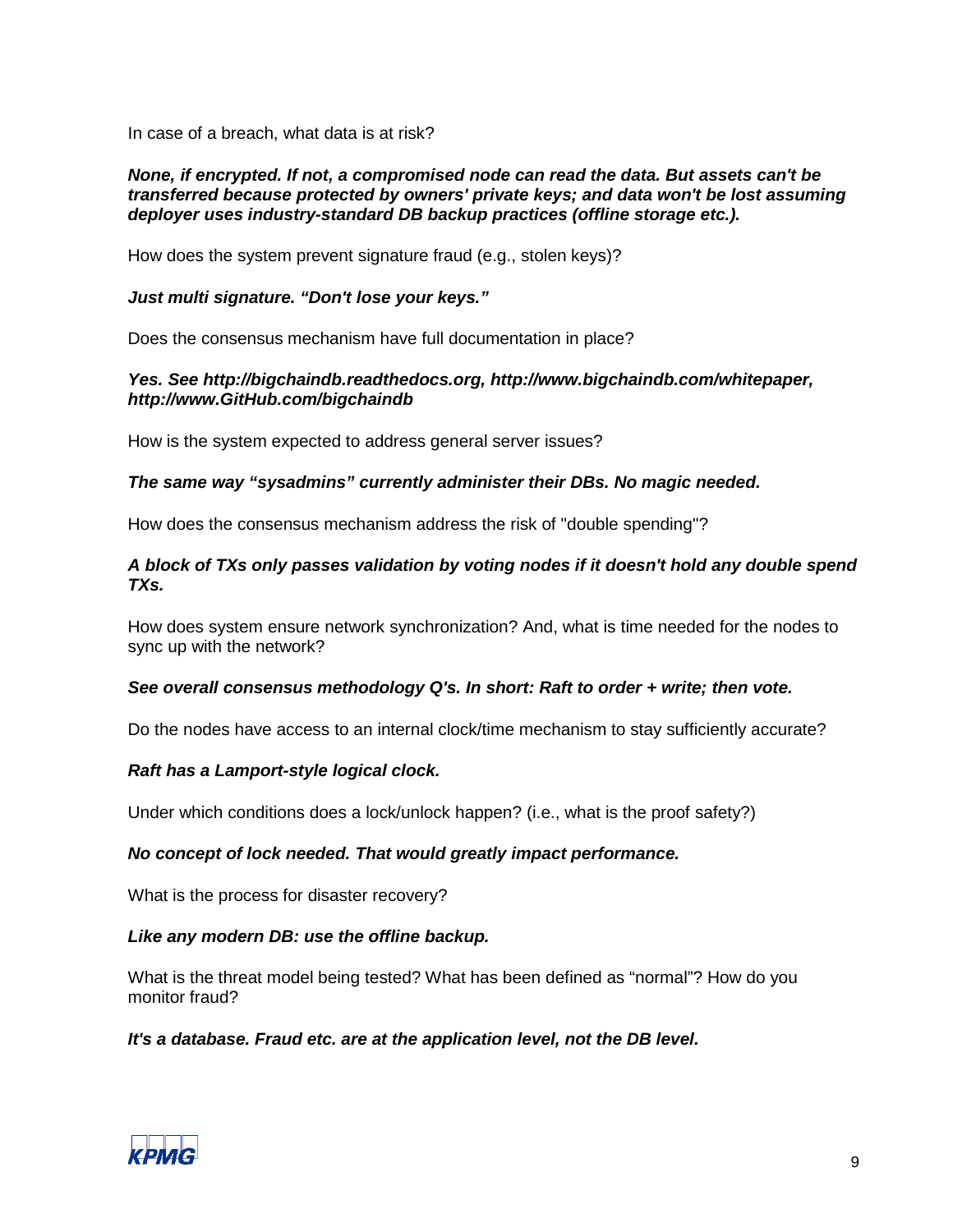In case of a breach, what data is at risk?

***None, if encrypted. If not, a compromised node can read the data. But assets can't be transferred because protected by owners' private keys; and data won't be lost assuming deployer uses industry-standard DB backup practices (offline storage etc.).***

How does the system prevent signature fraud (e.g., stolen keys)?

***Just multi signature. "Don't lose your keys."***

Does the consensus mechanism have full documentation in place?

***Yes. See http://bigchaindb.readthedocs.org, http://www.bigchaindb.com/whitepaper, http://www.GitHub.com/bigchaindb***

How is the system expected to address general server issues?

***The same way "sysadmins" currently administer their DBs. No magic needed.***

How does the consensus mechanism address the risk of "double spending"?

***A block of TXs only passes validation by voting nodes if it doesn't hold any double spend TXs.***

How does system ensure network synchronization? And, what is time needed for the nodes to sync up with the network?

***See overall consensus methodology Q's. In short: Raft to order + write; then vote.***

Do the nodes have access to an internal clock/time mechanism to stay sufficiently accurate?

***Raft has a Lamport-style logical clock.***

Under which conditions does a lock/unlock happen? (i.e., what is the proof safety?)

***No concept of lock needed. That would greatly impact performance.***

What is the process for disaster recovery?

***Like any modern DB: use the offline backup.***

What is the threat model being tested? What has been defined as "normal"? How do you monitor fraud?

***It's a database. Fraud etc. are at the application level, not the DB level.***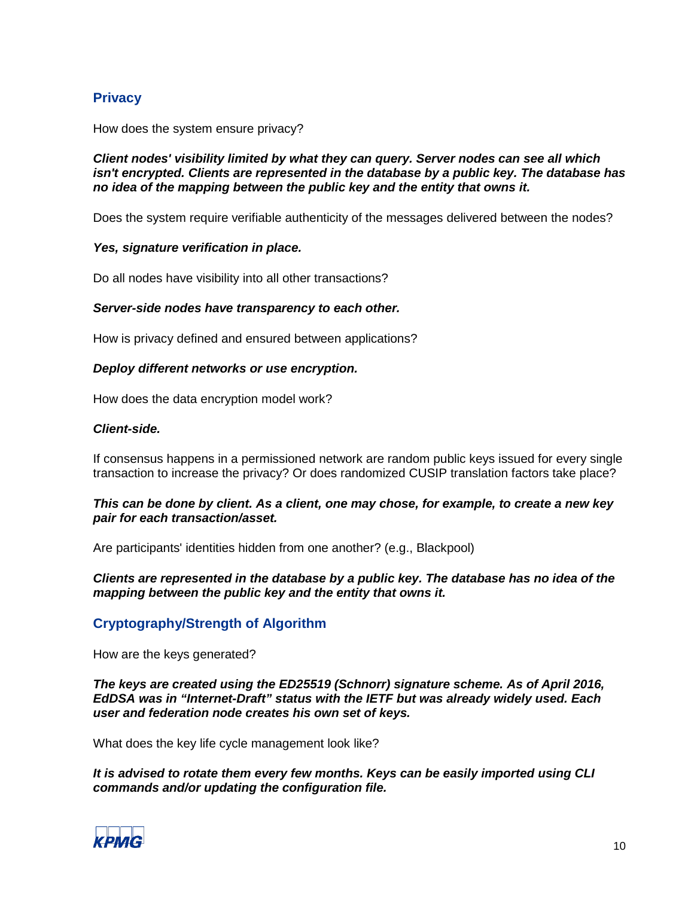## Privacy

How does the system ensure privacy?

***Client nodes' visibility limited by what they can query. Server nodes can see all which isn't encrypted. Clients are represented in the database by a public key. The database has no idea of the mapping between the public key and the entity that owns it.***

Does the system require verifiable authenticity of the messages delivered between the nodes?

***Yes, signature verification in place.***

Do all nodes have visibility into all other transactions?

***Server-side nodes have transparency to each other.***

How is privacy defined and ensured between applications?

***Deploy different networks or use encryption.***

How does the data encryption model work?

***Client-side.***

If consensus happens in a permissioned network are random public keys issued for every single transaction to increase the privacy? Or does randomized CUSIP translation factors take place?

***This can be done by client. As a client, one may chose, for example, to create a new key pair for each transaction/asset.***

Are participants' identities hidden from one another? (e.g., Blackpool)

***Clients are represented in the database by a public key. The database has no idea of the mapping between the public key and the entity that owns it.***

## Cryptography/Strength of Algorithm

How are the keys generated?

***The keys are created using the ED25519 (Schnorr) signature scheme. As of April 2016, EdDSA was in "Internet-Draft" status with the IETF but was already widely used. Each user and federation node creates his own set of keys.***

What does the key life cycle management look like?

***It is advised to rotate them every few months. Keys can be easily imported using CLI commands and/or updating the configuration file.***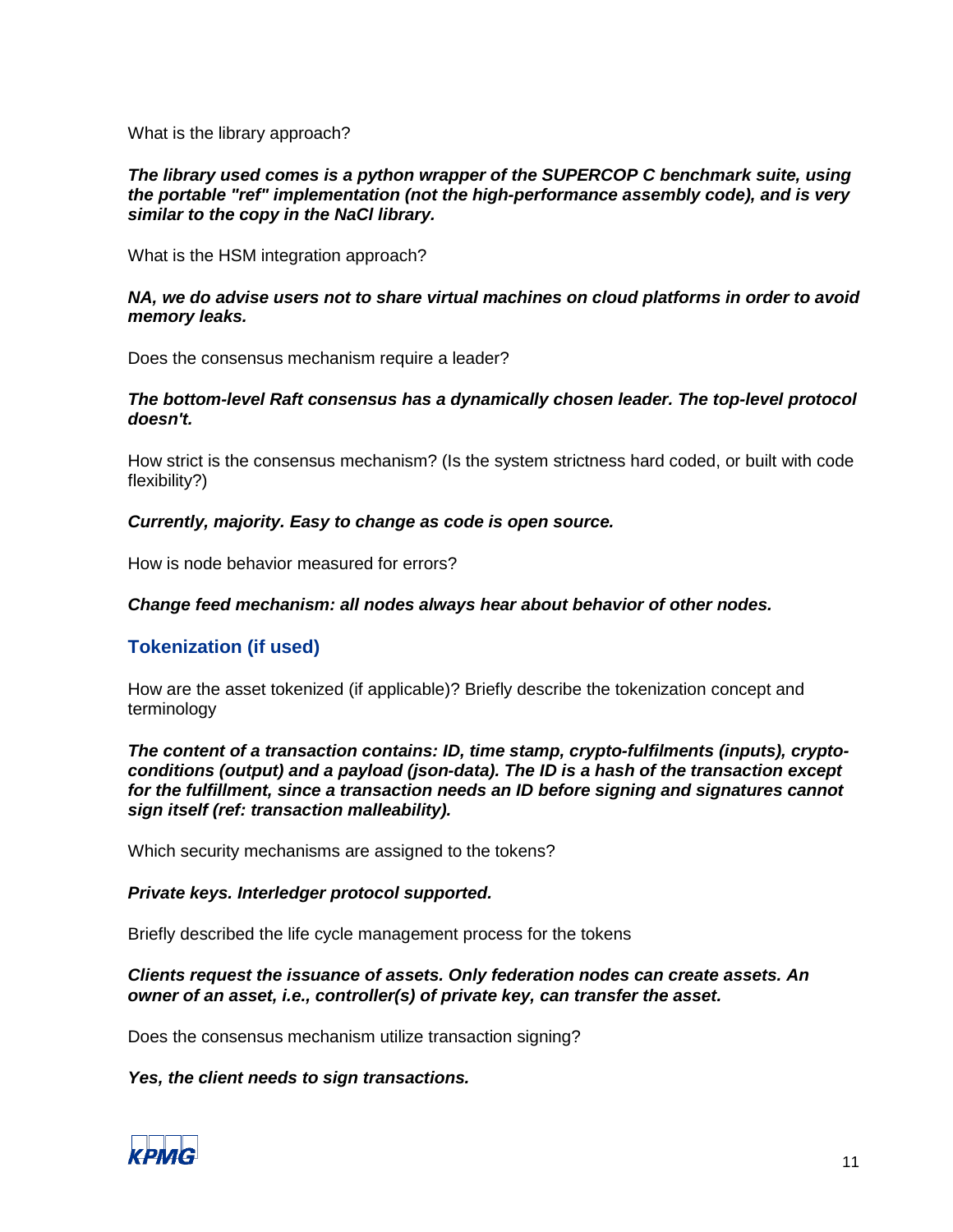What is the library approach?

***The library used comes is a python wrapper of the SUPERCOP C benchmark suite, using the portable "ref" implementation (not the high-performance assembly code), and is very similar to the copy in the NaCl library.***

What is the HSM integration approach?

***NA, we do advise users not to share virtual machines on cloud platforms in order to avoid memory leaks.***

Does the consensus mechanism require a leader?

***The bottom-level Raft consensus has a dynamically chosen leader. The top-level protocol doesn't.***

How strict is the consensus mechanism? (Is the system strictness hard coded, or built with code flexibility?)

***Currently, majority. Easy to change as code is open source.***

How is node behavior measured for errors?

***Change feed mechanism: all nodes always hear about behavior of other nodes.***

## Tokenization (if used)

How are the asset tokenized (if applicable)? Briefly describe the tokenization concept and terminology

***The content of a transaction contains: ID, time stamp, crypto-fulfilments (inputs), crypto-conditions (output) and a payload (json-data). The ID is a hash of the transaction except for the fulfillment, since a transaction needs an ID before signing and signatures cannot sign itself (ref: transaction malleability).***

Which security mechanisms are assigned to the tokens?

***Private keys. Interledger protocol supported.***

Briefly described the life cycle management process for the tokens

***Clients request the issuance of assets. Only federation nodes can create assets. An owner of an asset, i.e., controller(s) of private key, can transfer the asset.***

Does the consensus mechanism utilize transaction signing?

***Yes, the client needs to sign transactions.***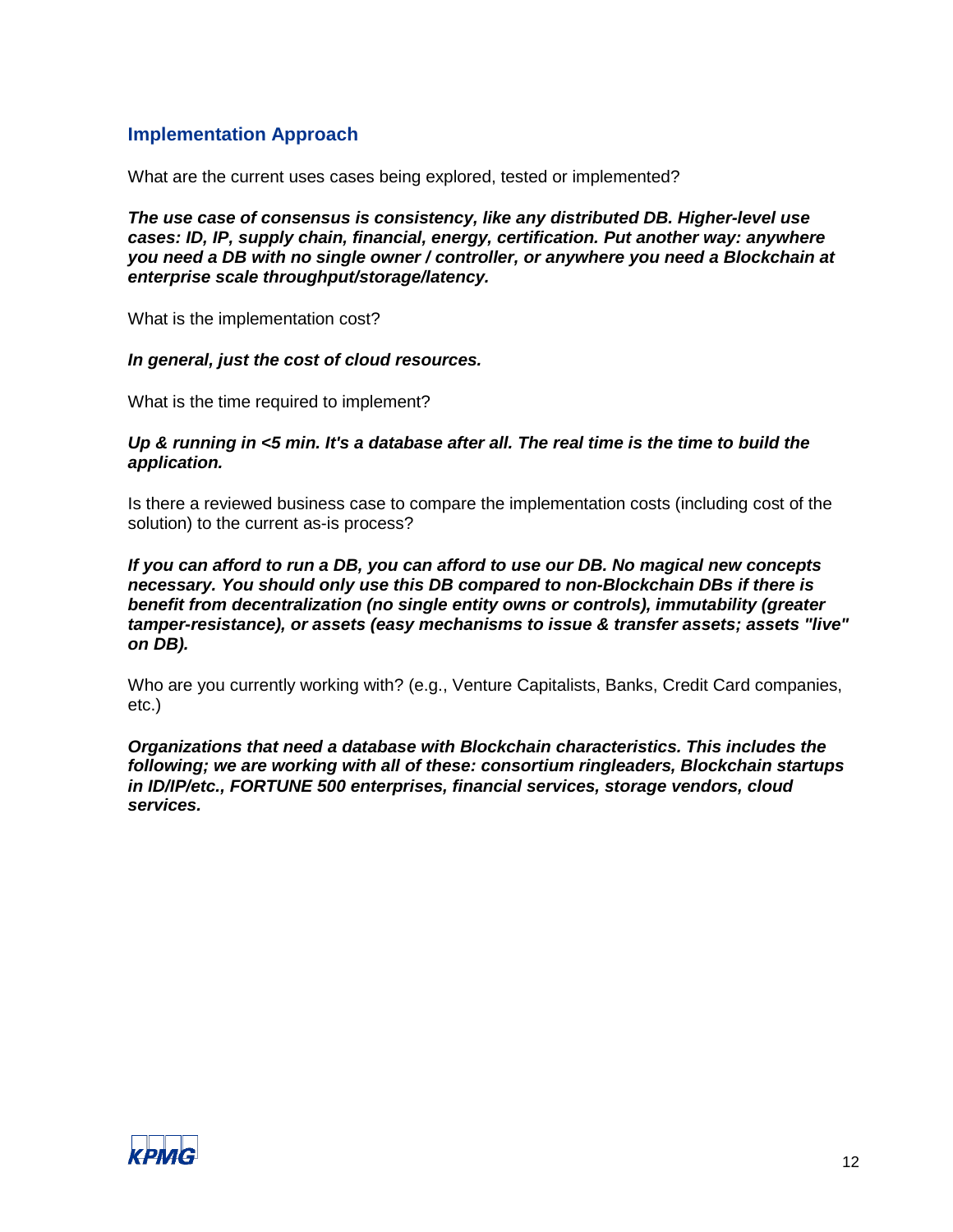## Implementation Approach

What are the current uses cases being explored, tested or implemented?

***The use case of consensus is consistency, like any distributed DB. Higher-level use cases: ID, IP, supply chain, financial, energy, certification. Put another way: anywhere you need a DB with no single owner / controller, or anywhere you need a Blockchain at enterprise scale throughput/storage/latency.***

What is the implementation cost?

***In general, just the cost of cloud resources.***

What is the time required to implement?

***Up & running in <5 min. It's a database after all. The real time is the time to build the application.***

Is there a reviewed business case to compare the implementation costs (including cost of the solution) to the current as-is process?

***If you can afford to run a DB, you can afford to use our DB. No magical new concepts necessary. You should only use this DB compared to non-Blockchain DBs if there is benefit from decentralization (no single entity owns or controls), immutability (greater tamper-resistance), or assets (easy mechanisms to issue & transfer assets; assets "live" on DB).***

Who are you currently working with? (e.g., Venture Capitalists, Banks, Credit Card companies, etc.)

***Organizations that need a database with Blockchain characteristics. This includes the following; we are working with all of these: consortium ringleaders, Blockchain startups in ID/IP/etc., FORTUNE 500 enterprises, financial services, storage vendors, cloud services.***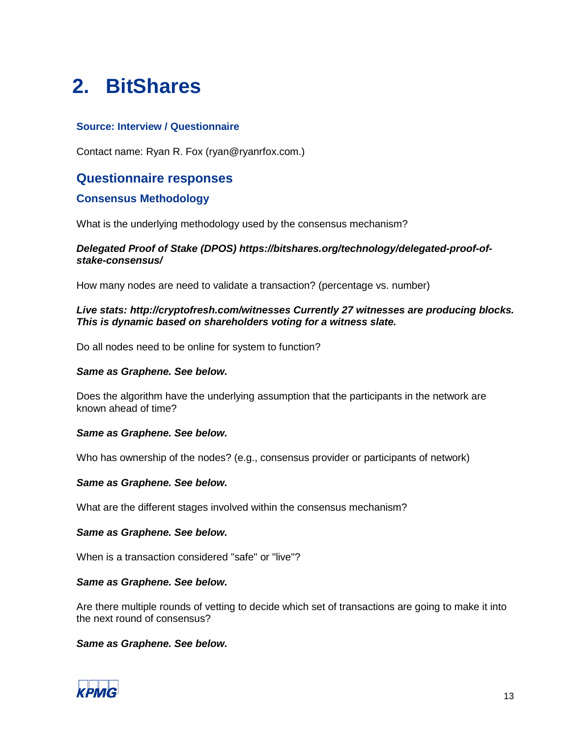# 2. BitShares

**Source: Interview / Questionnaire**

Contact name: Ryan R. Fox (ryan@ryanrfox.com.)

## Questionnaire responses

### Consensus Methodology

What is the underlying methodology used by the consensus mechanism?

***Delegated Proof of Stake (DPOS) https://bitshares.org/technology/delegated-proof-of-stake-consensus/***

How many nodes are need to validate a transaction? (percentage vs. number)

***Live stats: http://cryptofresh.com/witnesses Currently 27 witnesses are producing blocks. This is dynamic based on shareholders voting for a witness slate.***

Do all nodes need to be online for system to function?

***Same as Graphene. See below.***

Does the algorithm have the underlying assumption that the participants in the network are known ahead of time?

***Same as Graphene. See below.***

Who has ownership of the nodes? (e.g., consensus provider or participants of network)

***Same as Graphene. See below.***

What are the different stages involved within the consensus mechanism?

***Same as Graphene. See below.***

When is a transaction considered "safe" or "live"?

***Same as Graphene. See below.***

Are there multiple rounds of vetting to decide which set of transactions are going to make it into the next round of consensus?

***Same as Graphene. See below.***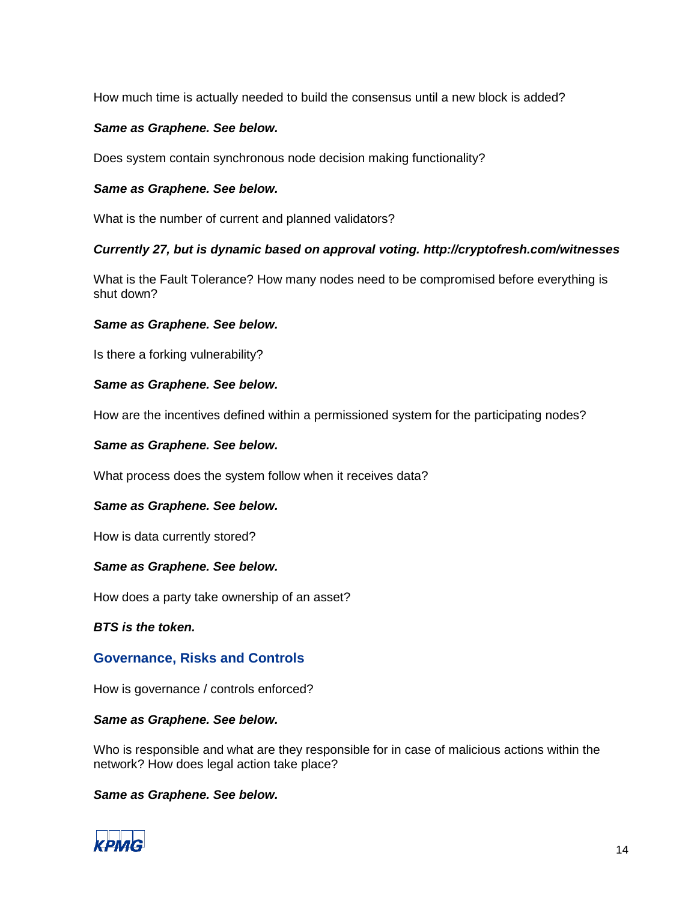How much time is actually needed to build the consensus until a new block is added?

***Same as Graphene. See below.***

Does system contain synchronous node decision making functionality?

***Same as Graphene. See below.***

What is the number of current and planned validators?

***Currently 27, but is dynamic based on approval voting. http://cryptofresh.com/witnesses***

What is the Fault Tolerance? How many nodes need to be compromised before everything is shut down?

***Same as Graphene. See below.***

Is there a forking vulnerability?

***Same as Graphene. See below.***

How are the incentives defined within a permissioned system for the participating nodes?

***Same as Graphene. See below.***

What process does the system follow when it receives data?

***Same as Graphene. See below.***

How is data currently stored?

***Same as Graphene. See below.***

How does a party take ownership of an asset?

***BTS is the token.***

## Governance, Risks and Controls

How is governance / controls enforced?

***Same as Graphene. See below.***

Who is responsible and what are they responsible for in case of malicious actions within the network? How does legal action take place?

***Same as Graphene. See below.***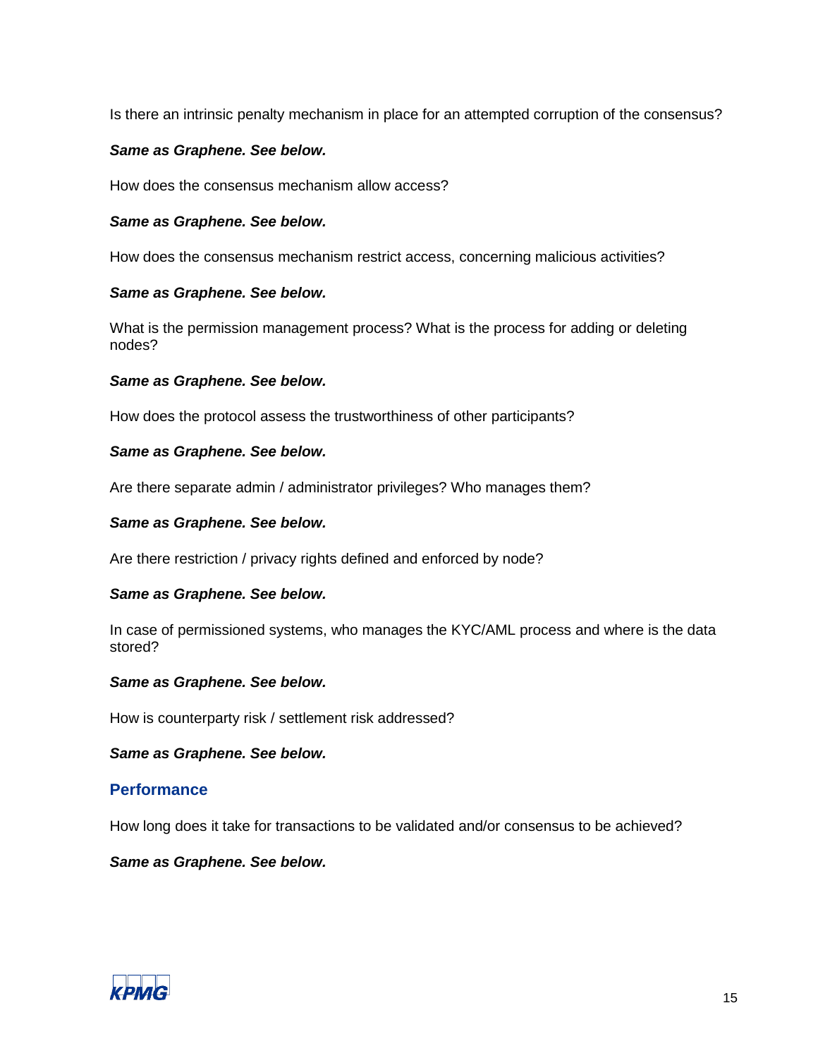Is there an intrinsic penalty mechanism in place for an attempted corruption of the consensus?

***Same as Graphene. See below.***

How does the consensus mechanism allow access?

***Same as Graphene. See below.***

How does the consensus mechanism restrict access, concerning malicious activities?

***Same as Graphene. See below.***

What is the permission management process? What is the process for adding or deleting nodes?

***Same as Graphene. See below.***

How does the protocol assess the trustworthiness of other participants?

***Same as Graphene. See below.***

Are there separate admin / administrator privileges? Who manages them?

***Same as Graphene. See below.***

Are there restriction / privacy rights defined and enforced by node?

***Same as Graphene. See below.***

In case of permissioned systems, who manages the KYC/AML process and where is the data stored?

***Same as Graphene. See below.***

How is counterparty risk / settlement risk addressed?

***Same as Graphene. See below.***

## Performance

How long does it take for transactions to be validated and/or consensus to be achieved?

***Same as Graphene. See below.***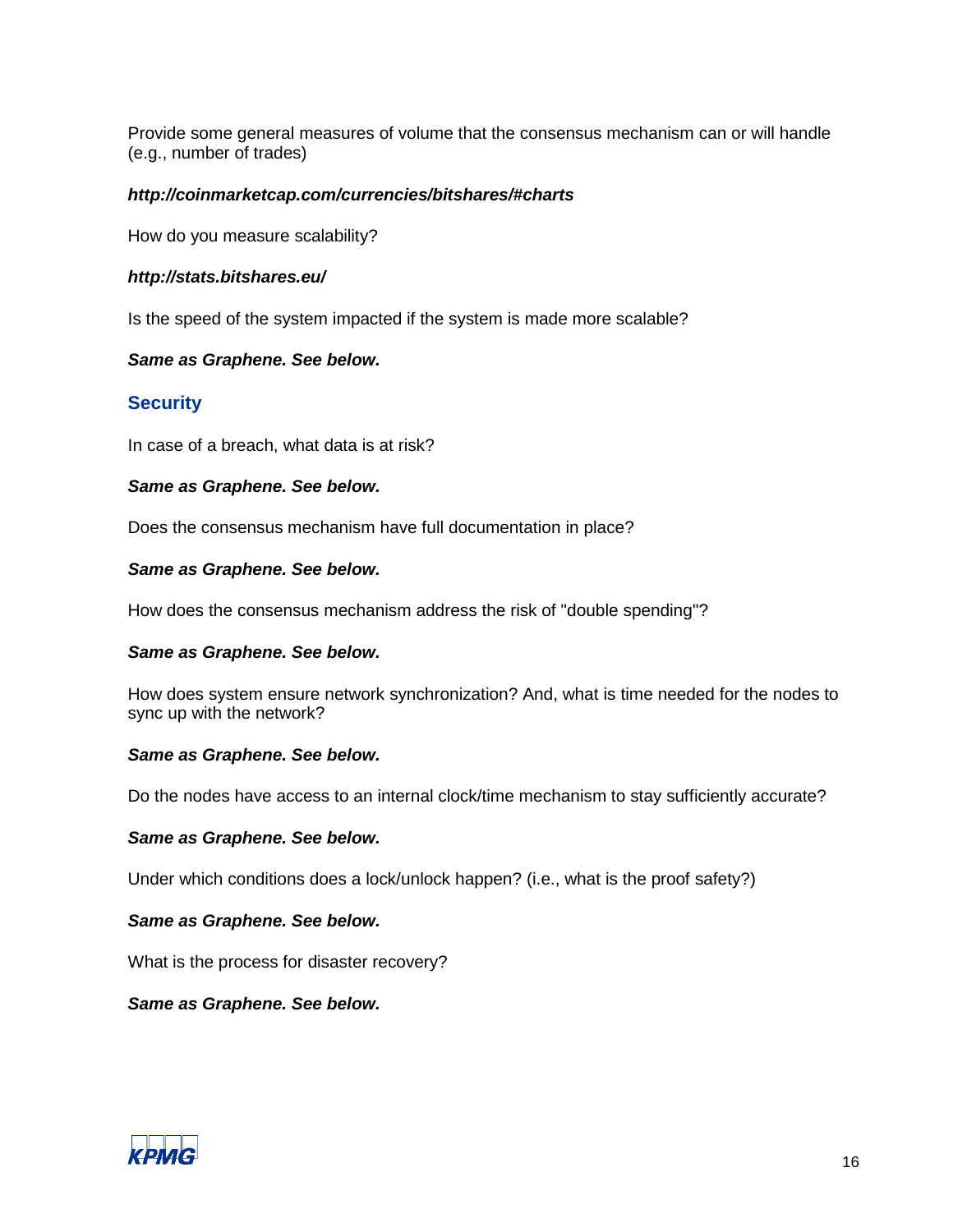Provide some general measures of volume that the consensus mechanism can or will handle (e.g., number of trades)

***http://coinmarketcap.com/currencies/bitshares/#charts***

How do you measure scalability?

***http://stats.bitshares.eu/***

Is the speed of the system impacted if the system is made more scalable?

***Same as Graphene. See below.***

## Security

In case of a breach, what data is at risk?

***Same as Graphene. See below.***

Does the consensus mechanism have full documentation in place?

***Same as Graphene. See below.***

How does the consensus mechanism address the risk of "double spending"?

***Same as Graphene. See below.***

How does system ensure network synchronization? And, what is time needed for the nodes to sync up with the network?

***Same as Graphene. See below.***

Do the nodes have access to an internal clock/time mechanism to stay sufficiently accurate?

***Same as Graphene. See below.***

Under which conditions does a lock/unlock happen? (i.e., what is the proof safety?)

***Same as Graphene. See below.***

What is the process for disaster recovery?

***Same as Graphene. See below.***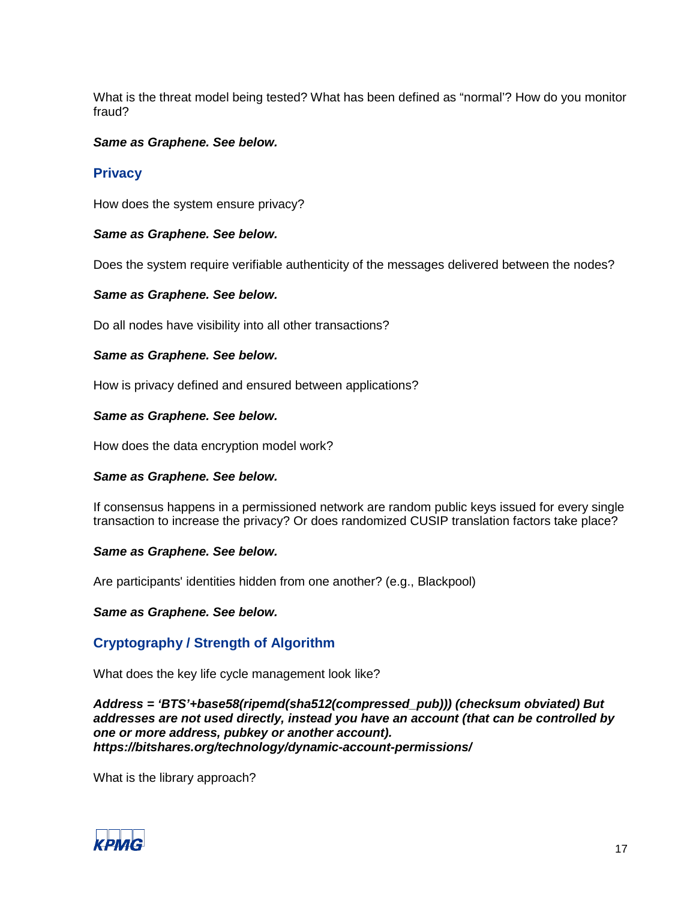What is the threat model being tested? What has been defined as “normal’? How do you monitor fraud?

***Same as Graphene. See below.***

## Privacy

How does the system ensure privacy?

***Same as Graphene. See below.***

Does the system require verifiable authenticity of the messages delivered between the nodes?

***Same as Graphene. See below.***

Do all nodes have visibility into all other transactions?

***Same as Graphene. See below.***

How is privacy defined and ensured between applications?

***Same as Graphene. See below.***

How does the data encryption model work?

***Same as Graphene. See below.***

If consensus happens in a permissioned network are random public keys issued for every single transaction to increase the privacy? Or does randomized CUSIP translation factors take place?

***Same as Graphene. See below.***

Are participants' identities hidden from one another? (e.g., Blackpool)

***Same as Graphene. See below.***

## Cryptography / Strength of Algorithm

What does the key life cycle management look like?

***Address = ‘BTS’+base58(ripemd(sha512(compressed_pub))) (checksum obviated) But addresses are not used directly, instead you have an account (that can be controlled by one or more address, pubkey or another account). https://bitshares.org/technology/dynamic-account-permissions/***

What is the library approach?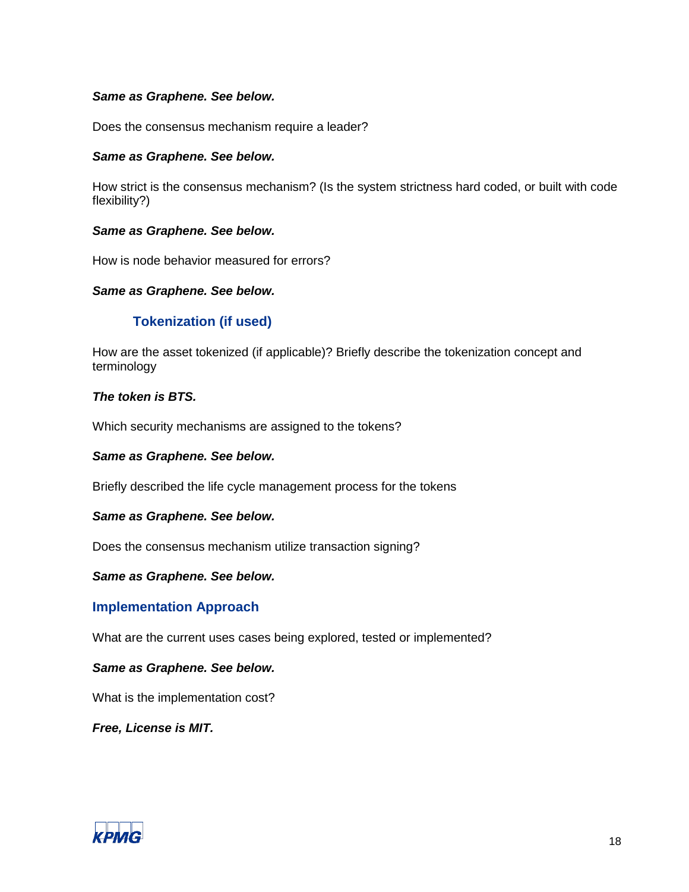***Same as Graphene. See below.***

Does the consensus mechanism require a leader?

***Same as Graphene. See below.***

How strict is the consensus mechanism? (Is the system strictness hard coded, or built with code flexibility?)

***Same as Graphene. See below.***

How is node behavior measured for errors?

***Same as Graphene. See below.***

### Tokenization (if used)

How are the asset tokenized (if applicable)? Briefly describe the tokenization concept and terminology

***The token is BTS.***

Which security mechanisms are assigned to the tokens?

***Same as Graphene. See below.***

Briefly described the life cycle management process for the tokens

***Same as Graphene. See below.***

Does the consensus mechanism utilize transaction signing?

***Same as Graphene. See below.***

## Implementation Approach

What are the current uses cases being explored, tested or implemented?

***Same as Graphene. See below.***

What is the implementation cost?

***Free, License is MIT.***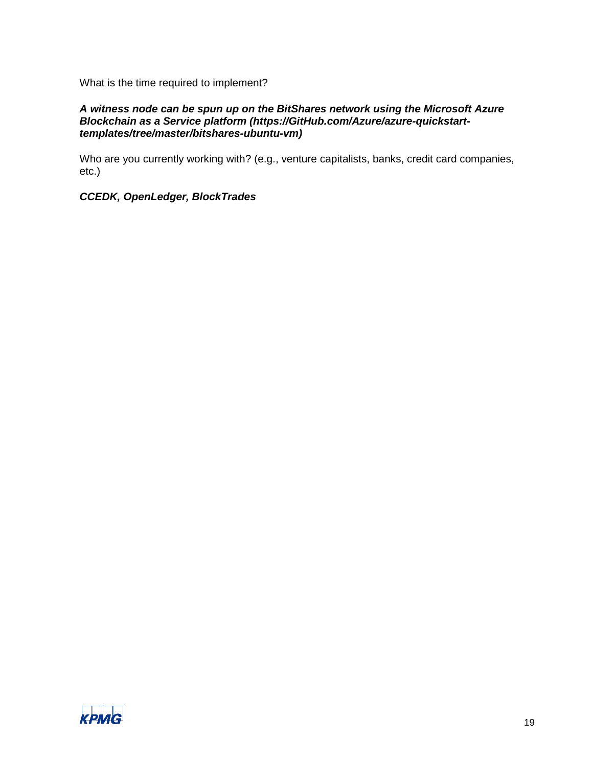What is the time required to implement?

***A witness node can be spun up on the BitShares network using the Microsoft Azure Blockchain as a Service platform (https://GitHub.com/Azure/azure-quickstart-templates/tree/master/bitshares-ubuntu-vm)***

Who are you currently working with? (e.g., venture capitalists, banks, credit card companies, etc.)

***CCEDK, OpenLedger, BlockTrades***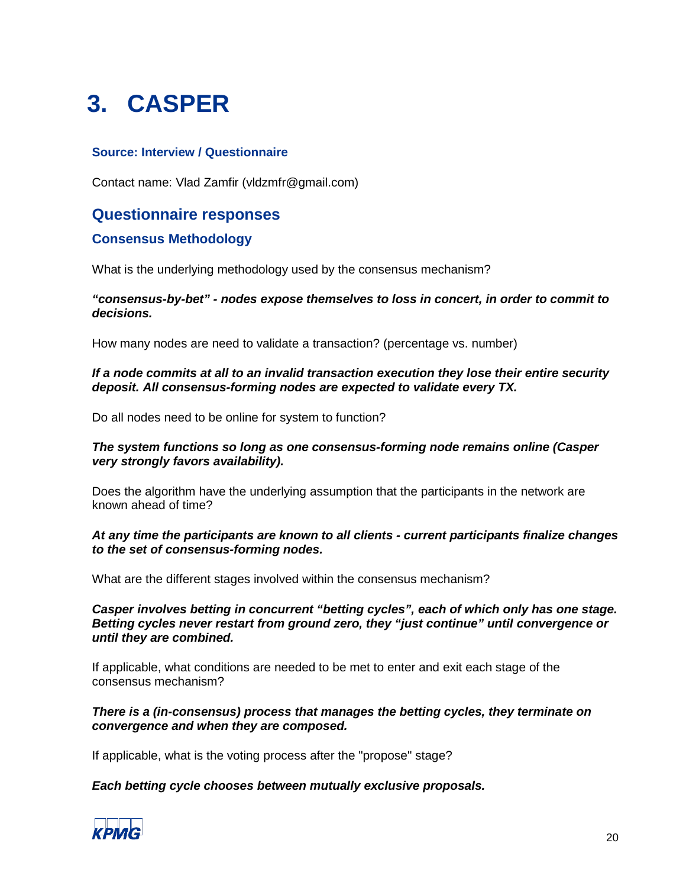# 3. CASPER

### Source: Interview / Questionnaire

Contact name: Vlad Zamfir (vldzmfr@gmail.com)

## Questionnaire responses

### Consensus Methodology

What is the underlying methodology used by the consensus mechanism?

***"consensus-by-bet" - nodes expose themselves to loss in concert, in order to commit to decisions.***

How many nodes are need to validate a transaction? (percentage vs. number)

***If a node commits at all to an invalid transaction execution they lose their entire security deposit. All consensus-forming nodes are expected to validate every TX.***

Do all nodes need to be online for system to function?

***The system functions so long as one consensus-forming node remains online (Casper very strongly favors availability).***

Does the algorithm have the underlying assumption that the participants in the network are known ahead of time?

***At any time the participants are known to all clients - current participants finalize changes to the set of consensus-forming nodes.***

What are the different stages involved within the consensus mechanism?

***Casper involves betting in concurrent "betting cycles", each of which only has one stage. Betting cycles never restart from ground zero, they "just continue" until convergence or until they are combined.***

If applicable, what conditions are needed to be met to enter and exit each stage of the consensus mechanism?

***There is a (in-consensus) process that manages the betting cycles, they terminate on convergence and when they are composed.***

If applicable, what is the voting process after the "propose" stage?

***Each betting cycle chooses between mutually exclusive proposals.***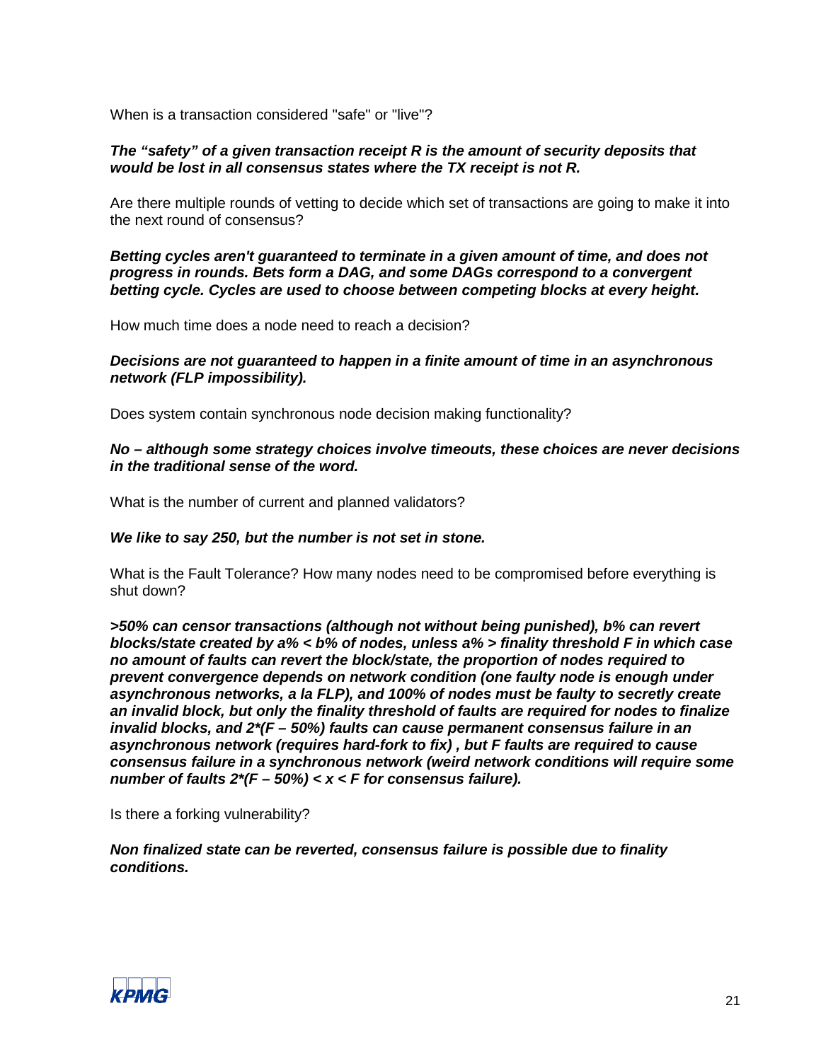When is a transaction considered "safe" or "live"?

***The "safety" of a given transaction receipt R is the amount of security deposits that would be lost in all consensus states where the TX receipt is not R.***

Are there multiple rounds of vetting to decide which set of transactions are going to make it into the next round of consensus?

***Betting cycles aren't guaranteed to terminate in a given amount of time, and does not progress in rounds. Bets form a DAG, and some DAGs correspond to a convergent betting cycle. Cycles are used to choose between competing blocks at every height.***

How much time does a node need to reach a decision?

***Decisions are not guaranteed to happen in a finite amount of time in an asynchronous network (FLP impossibility).***

Does system contain synchronous node decision making functionality?

***No – although some strategy choices involve timeouts, these choices are never decisions in the traditional sense of the word.***

What is the number of current and planned validators?

***We like to say 250, but the number is not set in stone.***

What is the Fault Tolerance? How many nodes need to be compromised before everything is shut down?

***>50% can censor transactions (although not without being punished), b% can revert blocks/state created by a% < b% of nodes, unless a% > finality threshold F in which case no amount of faults can revert the block/state, the proportion of nodes required to prevent convergence depends on network condition (one faulty node is enough under asynchronous networks, a la FLP), and 100% of nodes must be faulty to secretly create an invalid block, but only the finality threshold of faults are required for nodes to finalize invalid blocks, and 2\*(F – 50%) faults can cause permanent consensus failure in an asynchronous network (requires hard-fork to fix) , but F faults are required to cause consensus failure in a synchronous network (weird network conditions will require some number of faults 2\*(F – 50%) < x < F for consensus failure).***

Is there a forking vulnerability?

***Non finalized state can be reverted, consensus failure is possible due to finality conditions.***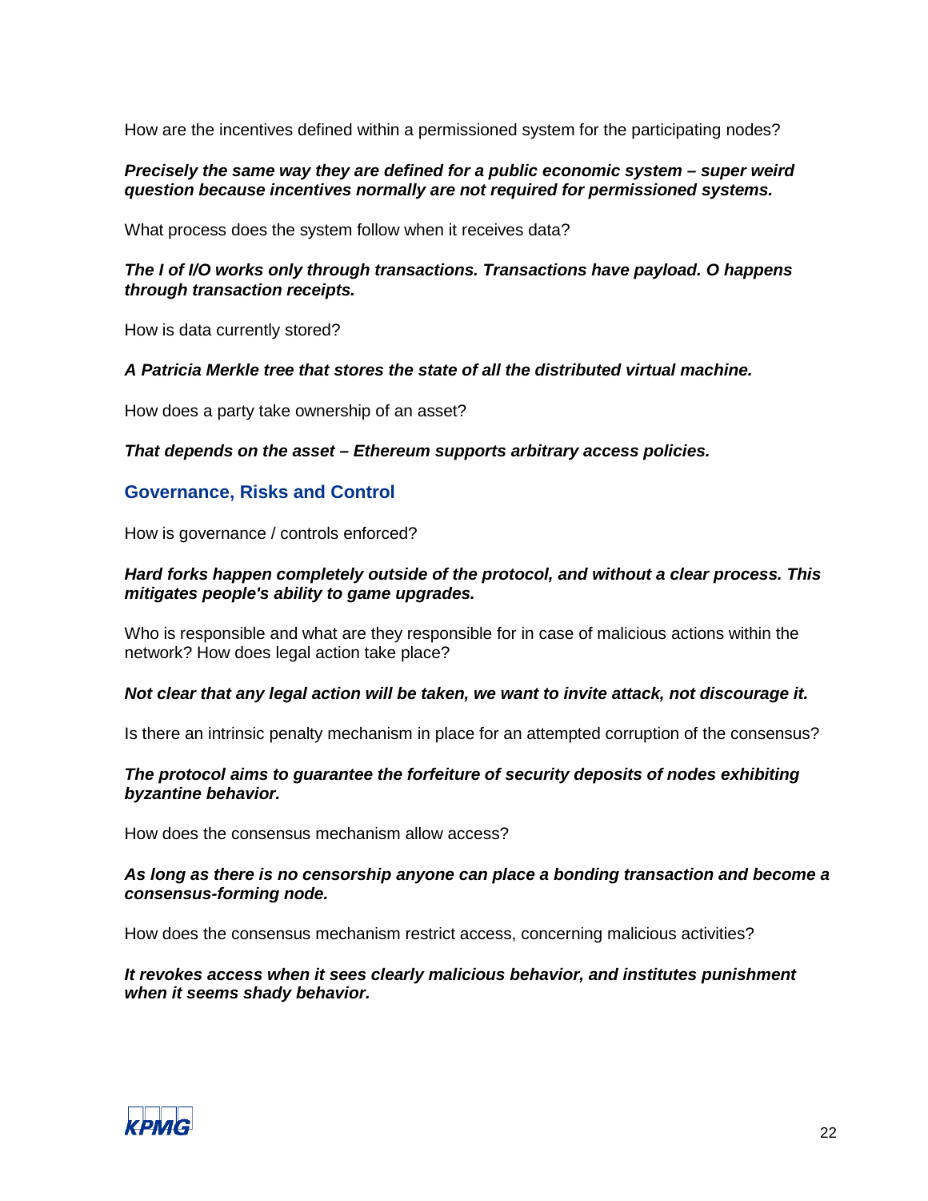How are the incentives defined within a permissioned system for the participating nodes?

***Precisely the same way they are defined for a public economic system – super weird question because incentives normally are not required for permissioned systems.***

What process does the system follow when it receives data?

***The I of I/O works only through transactions. Transactions have payload. O happens through transaction receipts.***

How is data currently stored?

***A Patricia Merkle tree that stores the state of all the distributed virtual machine.***

How does a party take ownership of an asset?

***That depends on the asset – Ethereum supports arbitrary access policies.***

## Governance, Risks and Control

How is governance / controls enforced?

***Hard forks happen completely outside of the protocol, and without a clear process. This mitigates people's ability to game upgrades.***

Who is responsible and what are they responsible for in case of malicious actions within the network? How does legal action take place?

***Not clear that any legal action will be taken, we want to invite attack, not discourage it.***

Is there an intrinsic penalty mechanism in place for an attempted corruption of the consensus?

***The protocol aims to guarantee the forfeiture of security deposits of nodes exhibiting byzantine behavior.***

How does the consensus mechanism allow access?

***As long as there is no censorship anyone can place a bonding transaction and become a consensus-forming node.***

How does the consensus mechanism restrict access, concerning malicious activities?

***It revokes access when it sees clearly malicious behavior, and institutes punishment when it seems shady behavior.***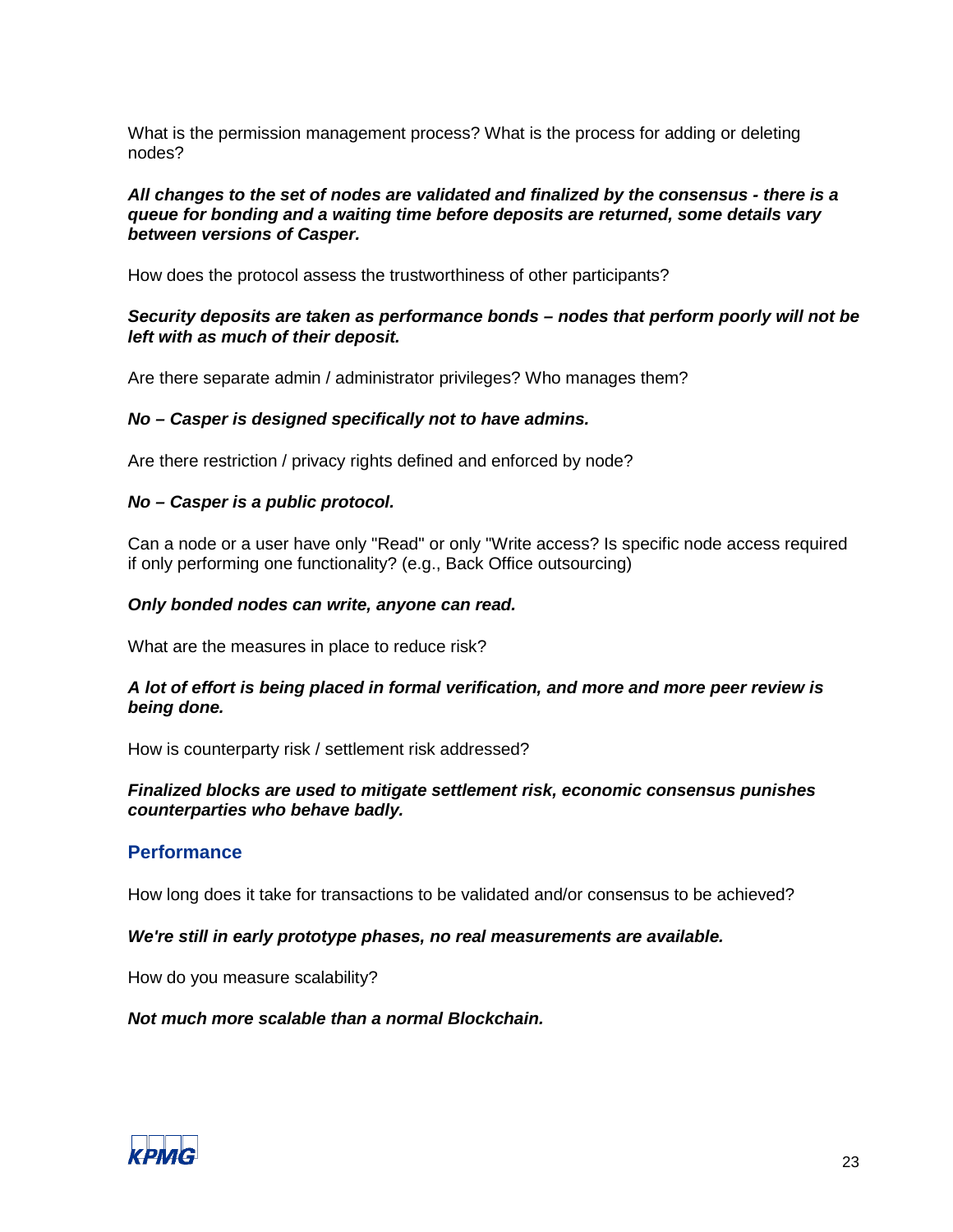What is the permission management process? What is the process for adding or deleting nodes?

***All changes to the set of nodes are validated and finalized by the consensus - there is a queue for bonding and a waiting time before deposits are returned, some details vary between versions of Casper.***

How does the protocol assess the trustworthiness of other participants?

***Security deposits are taken as performance bonds – nodes that perform poorly will not be left with as much of their deposit.***

Are there separate admin / administrator privileges? Who manages them?

***No – Casper is designed specifically not to have admins.***

Are there restriction / privacy rights defined and enforced by node?

***No – Casper is a public protocol.***

Can a node or a user have only "Read" or only "Write access? Is specific node access required if only performing one functionality? (e.g., Back Office outsourcing)

***Only bonded nodes can write, anyone can read.***

What are the measures in place to reduce risk?

***A lot of effort is being placed in formal verification, and more and more peer review is being done.***

How is counterparty risk / settlement risk addressed?

***Finalized blocks are used to mitigate settlement risk, economic consensus punishes counterparties who behave badly.***

## Performance

How long does it take for transactions to be validated and/or consensus to be achieved?

***We're still in early prototype phases, no real measurements are available.***

How do you measure scalability?

***Not much more scalable than a normal Blockchain.***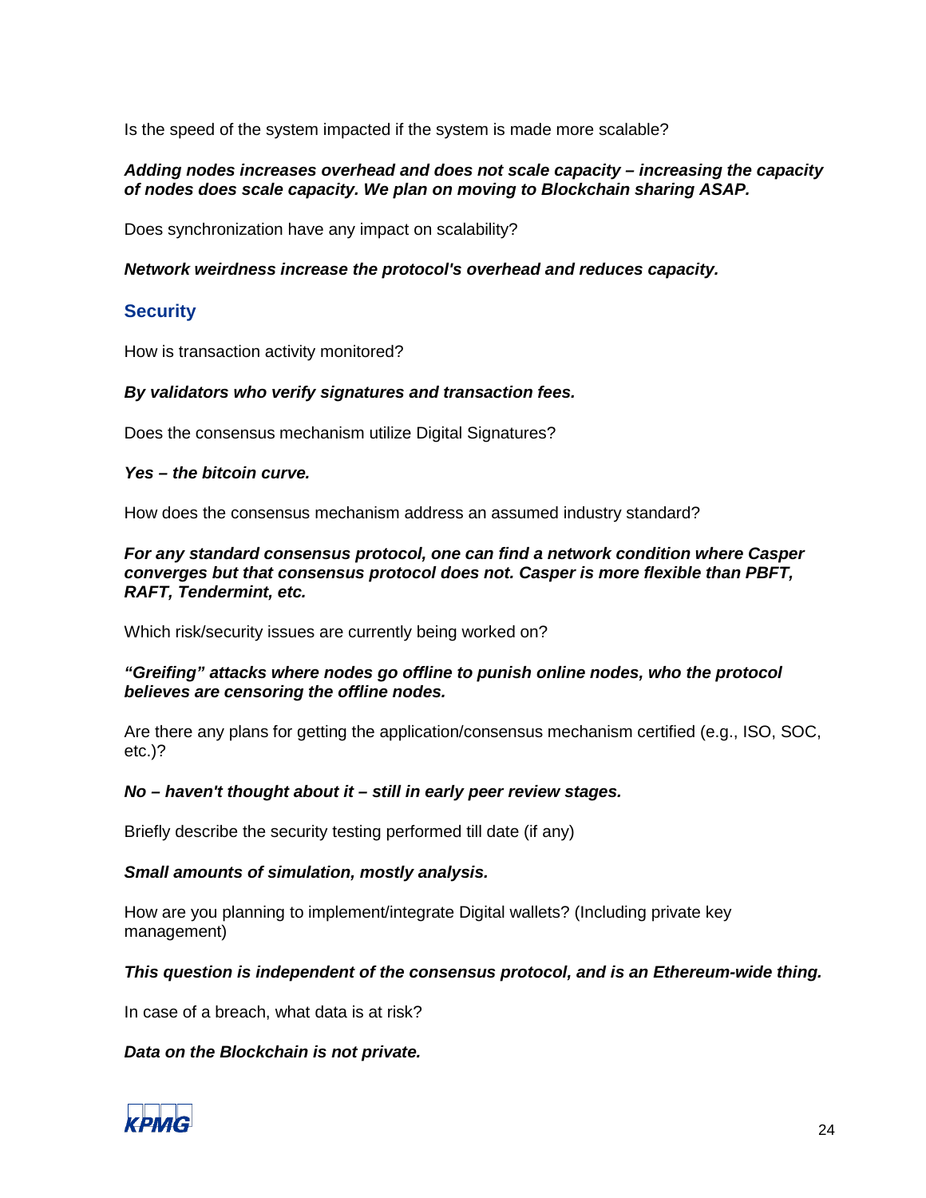Is the speed of the system impacted if the system is made more scalable?

***Adding nodes increases overhead and does not scale capacity – increasing the capacity of nodes does scale capacity. We plan on moving to Blockchain sharing ASAP.***

Does synchronization have any impact on scalability?

***Network weirdness increase the protocol's overhead and reduces capacity.***

## Security

How is transaction activity monitored?

***By validators who verify signatures and transaction fees.***

Does the consensus mechanism utilize Digital Signatures?

***Yes – the bitcoin curve.***

How does the consensus mechanism address an assumed industry standard?

***For any standard consensus protocol, one can find a network condition where Casper converges but that consensus protocol does not. Casper is more flexible than PBFT, RAFT, Tendermint, etc.***

Which risk/security issues are currently being worked on?

***"Greifing" attacks where nodes go offline to punish online nodes, who the protocol believes are censoring the offline nodes.***

Are there any plans for getting the application/consensus mechanism certified (e.g., ISO, SOC, etc.)?

***No – haven't thought about it – still in early peer review stages.***

Briefly describe the security testing performed till date (if any)

***Small amounts of simulation, mostly analysis.***

How are you planning to implement/integrate Digital wallets? (Including private key management)

***This question is independent of the consensus protocol, and is an Ethereum-wide thing.***

In case of a breach, what data is at risk?

***Data on the Blockchain is not private.***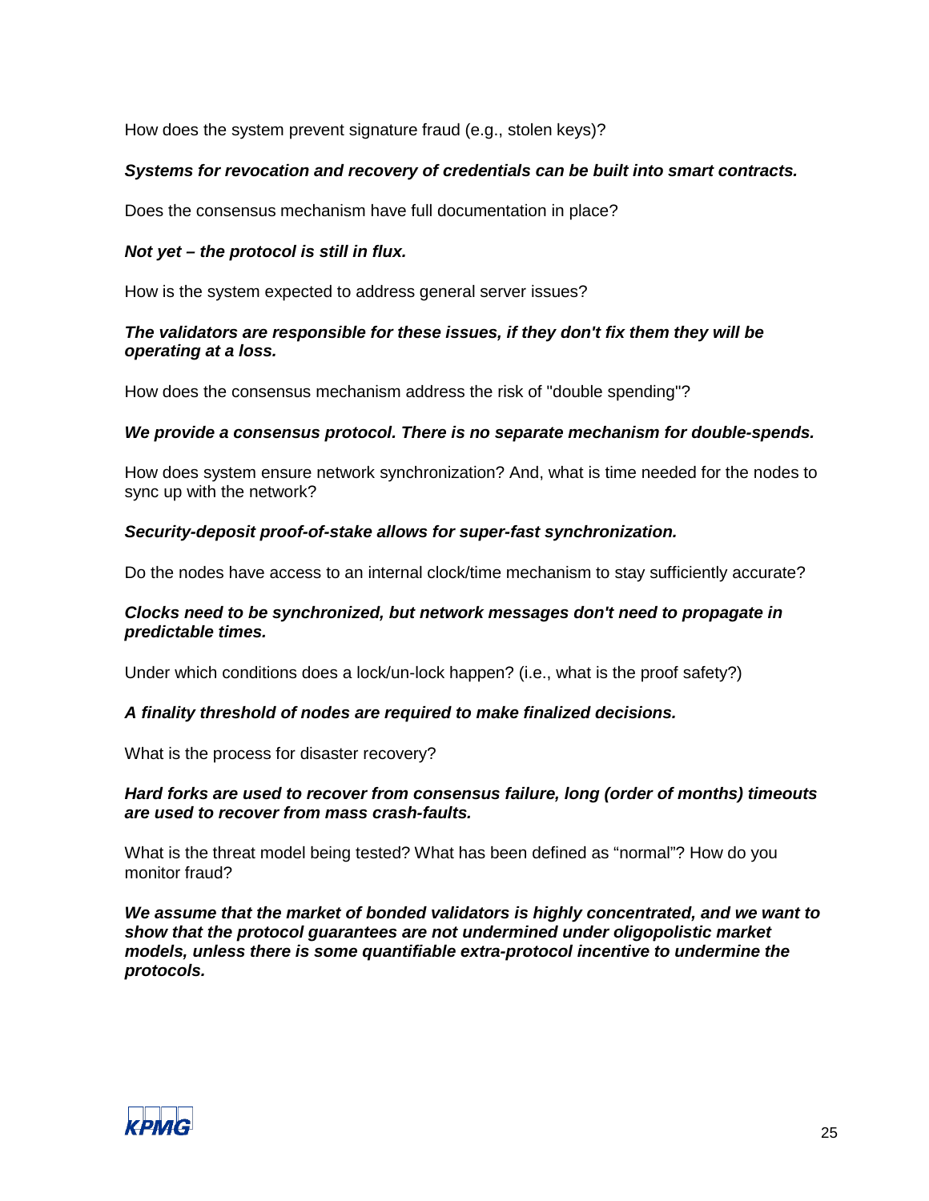How does the system prevent signature fraud (e.g., stolen keys)?

***Systems for revocation and recovery of credentials can be built into smart contracts.***

Does the consensus mechanism have full documentation in place?

***Not yet – the protocol is still in flux.***

How is the system expected to address general server issues?

***The validators are responsible for these issues, if they don't fix them they will be operating at a loss.***

How does the consensus mechanism address the risk of "double spending"?

***We provide a consensus protocol. There is no separate mechanism for double-spends.***

How does system ensure network synchronization? And, what is time needed for the nodes to sync up with the network?

***Security-deposit proof-of-stake allows for super-fast synchronization.***

Do the nodes have access to an internal clock/time mechanism to stay sufficiently accurate?

***Clocks need to be synchronized, but network messages don't need to propagate in predictable times.***

Under which conditions does a lock/un-lock happen? (i.e., what is the proof safety?)

***A finality threshold of nodes are required to make finalized decisions.***

What is the process for disaster recovery?

***Hard forks are used to recover from consensus failure, long (order of months) timeouts are used to recover from mass crash-faults.***

What is the threat model being tested? What has been defined as “normal”? How do you monitor fraud?

***We assume that the market of bonded validators is highly concentrated, and we want to show that the protocol guarantees are not undermined under oligopolistic market models, unless there is some quantifiable extra-protocol incentive to undermine the protocols.***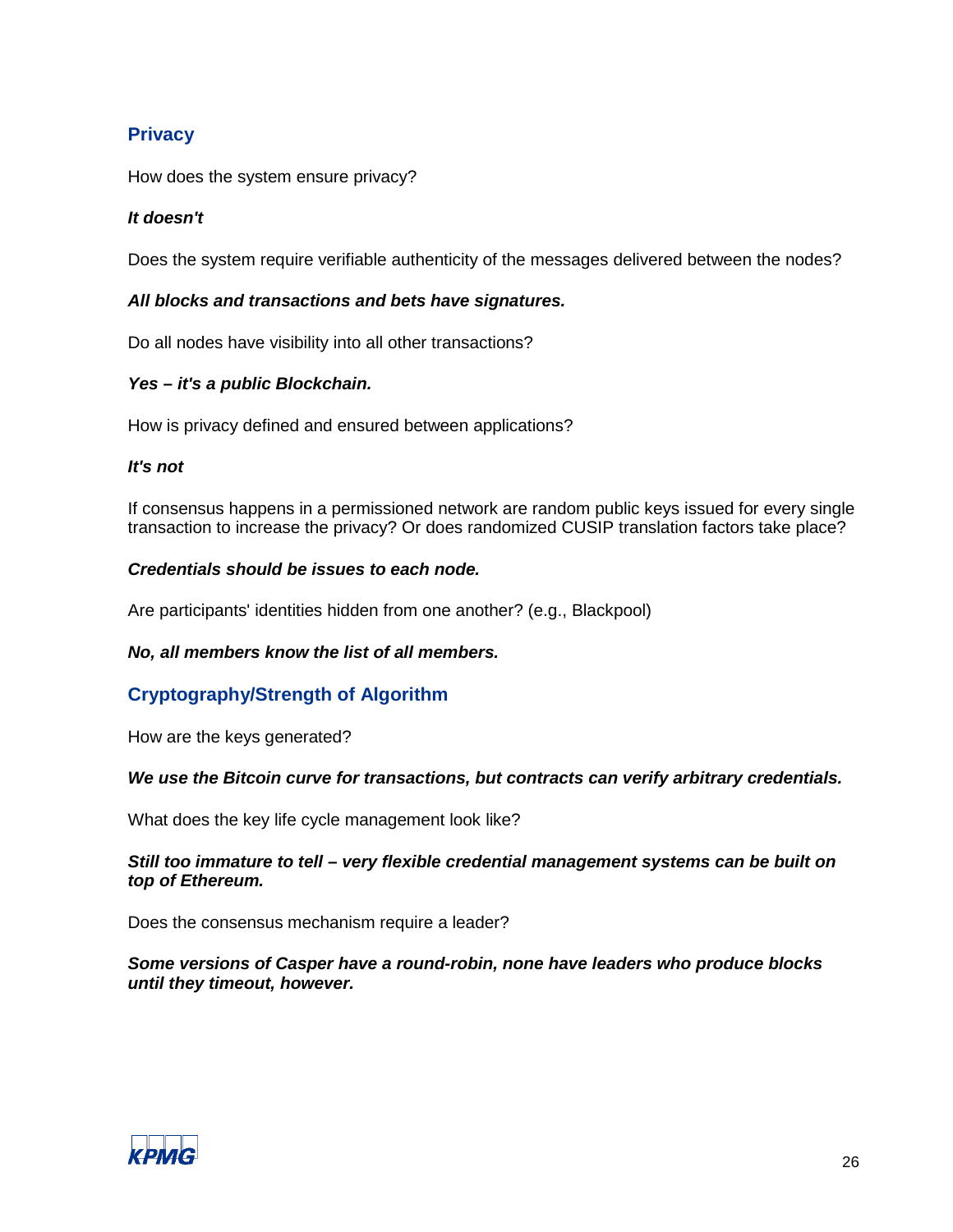## Privacy

How does the system ensure privacy?

***It doesn't***

Does the system require verifiable authenticity of the messages delivered between the nodes?

***All blocks and transactions and bets have signatures.***

Do all nodes have visibility into all other transactions?

***Yes – it's a public Blockchain.***

How is privacy defined and ensured between applications?

***It's not***

If consensus happens in a permissioned network are random public keys issued for every single transaction to increase the privacy? Or does randomized CUSIP translation factors take place?

***Credentials should be issues to each node.***

Are participants' identities hidden from one another? (e.g., Blackpool)

***No, all members know the list of all members.***

## Cryptography/Strength of Algorithm

How are the keys generated?

***We use the Bitcoin curve for transactions, but contracts can verify arbitrary credentials.***

What does the key life cycle management look like?

***Still too immature to tell – very flexible credential management systems can be built on top of Ethereum.***

Does the consensus mechanism require a leader?

***Some versions of Casper have a round-robin, none have leaders who produce blocks until they timeout, however.***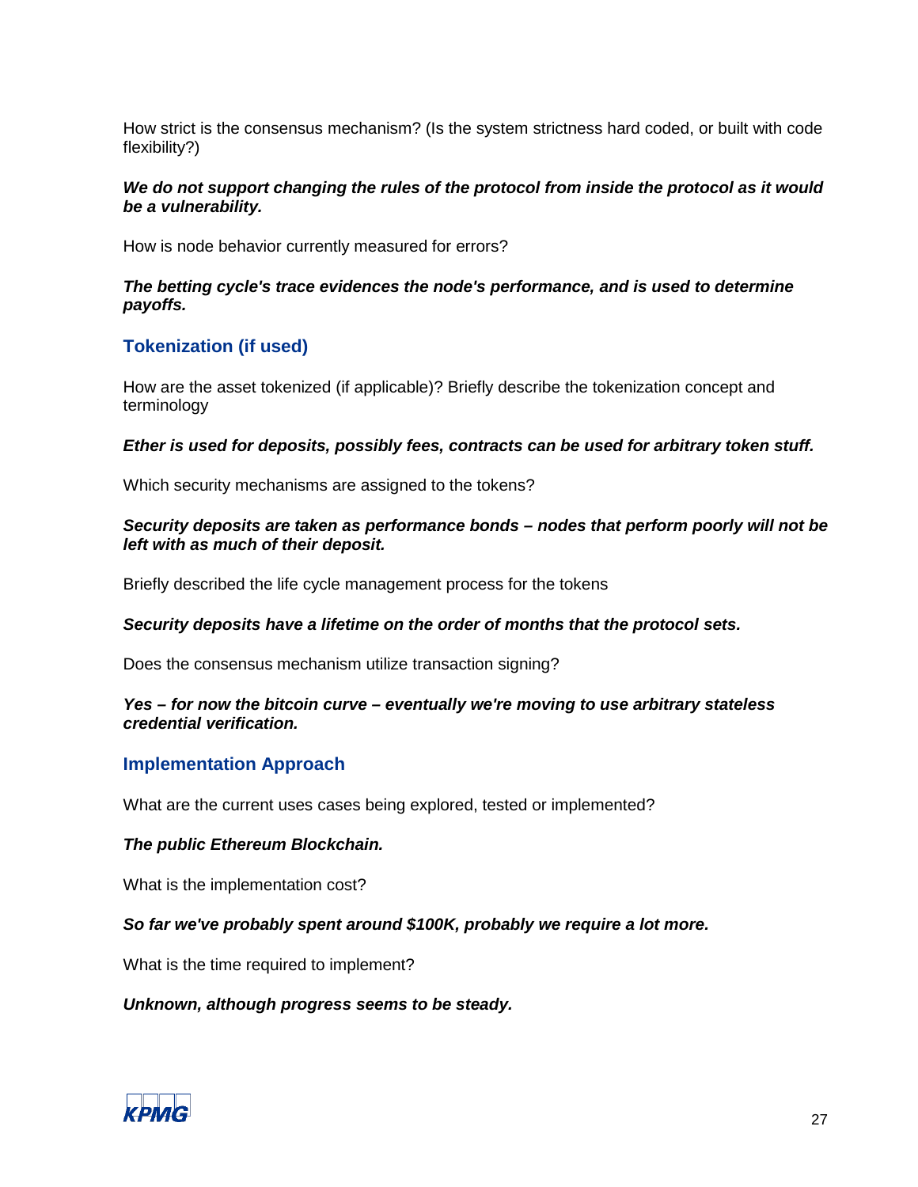How strict is the consensus mechanism? (Is the system strictness hard coded, or built with code flexibility?)

***We do not support changing the rules of the protocol from inside the protocol as it would be a vulnerability.***

How is node behavior currently measured for errors?

***The betting cycle's trace evidences the node's performance, and is used to determine payoffs.***

## Tokenization (if used)

How are the asset tokenized (if applicable)? Briefly describe the tokenization concept and terminology

***Ether is used for deposits, possibly fees, contracts can be used for arbitrary token stuff.***

Which security mechanisms are assigned to the tokens?

***Security deposits are taken as performance bonds – nodes that perform poorly will not be left with as much of their deposit.***

Briefly described the life cycle management process for the tokens

***Security deposits have a lifetime on the order of months that the protocol sets.***

Does the consensus mechanism utilize transaction signing?

***Yes – for now the bitcoin curve – eventually we're moving to use arbitrary stateless credential verification.***

## Implementation Approach

What are the current uses cases being explored, tested or implemented?

***The public Ethereum Blockchain.***

What is the implementation cost?

***So far we've probably spent around $100K, probably we require a lot more.***

What is the time required to implement?

***Unknown, although progress seems to be steady.***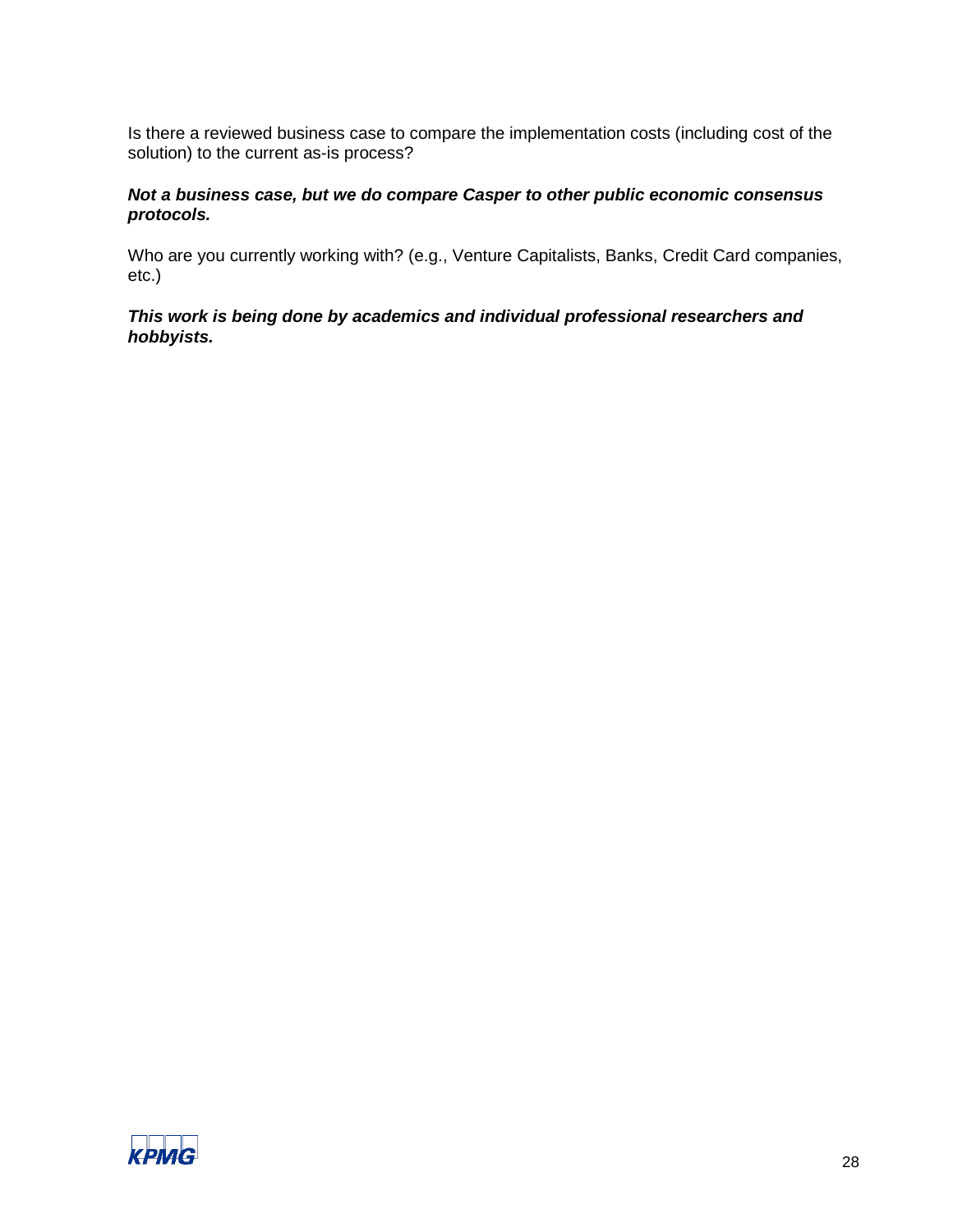Is there a reviewed business case to compare the implementation costs (including cost of the solution) to the current as-is process?

***Not a business case, but we do compare Casper to other public economic consensus protocols.***

Who are you currently working with? (e.g., Venture Capitalists, Banks, Credit Card companies, etc.)

***This work is being done by academics and individual professional researchers and hobbyists.***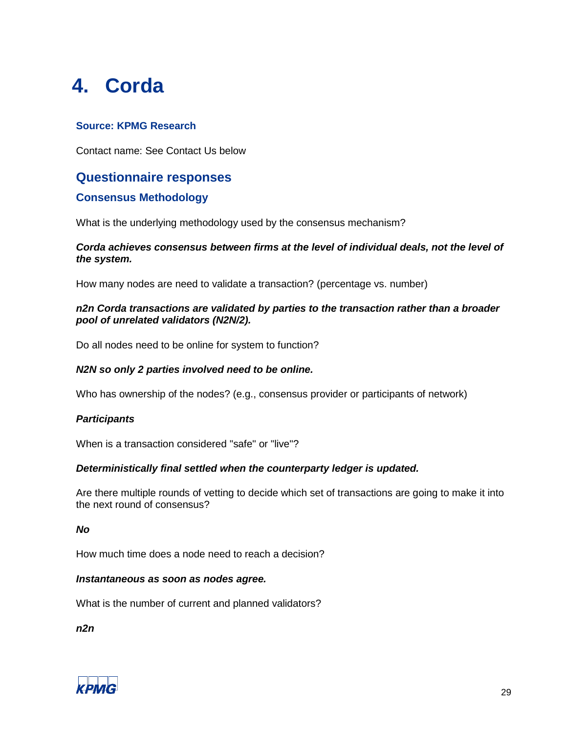# 4. Corda

### Source: KPMG Research

Contact name: See Contact Us below

## Questionnaire responses

### Consensus Methodology

What is the underlying methodology used by the consensus mechanism?

***Corda achieves consensus between firms at the level of individual deals, not the level of the system.***

How many nodes are need to validate a transaction? (percentage vs. number)

***n2n Corda transactions are validated by parties to the transaction rather than a broader pool of unrelated validators (N2N/2).***

Do all nodes need to be online for system to function?

***N2N so only 2 parties involved need to be online.***

Who has ownership of the nodes? (e.g., consensus provider or participants of network)

***Participants***

When is a transaction considered "safe" or "live"?

***Deterministically final settled when the counterparty ledger is updated.***

Are there multiple rounds of vetting to decide which set of transactions are going to make it into the next round of consensus?

***No***

How much time does a node need to reach a decision?

***Instantaneous as soon as nodes agree.***

What is the number of current and planned validators?

***n2n***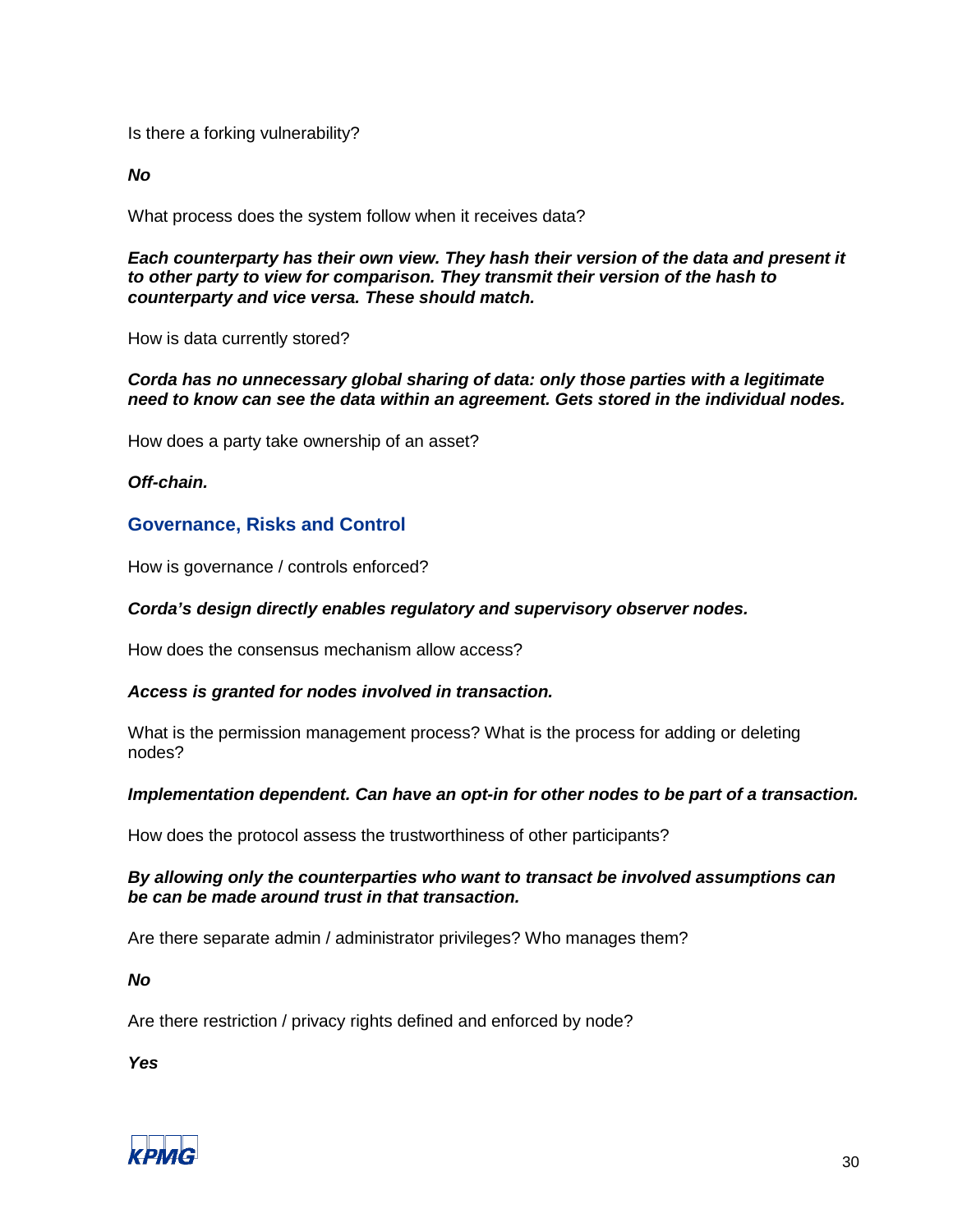Is there a forking vulnerability?

***No***

What process does the system follow when it receives data?

***Each counterparty has their own view. They hash their version of the data and present it to other party to view for comparison. They transmit their version of the hash to counterparty and vice versa. These should match.***

How is data currently stored?

***Corda has no unnecessary global sharing of data: only those parties with a legitimate need to know can see the data within an agreement. Gets stored in the individual nodes.***

How does a party take ownership of an asset?

***Off-chain.***

## Governance, Risks and Control

How is governance / controls enforced?

***Corda's design directly enables regulatory and supervisory observer nodes.***

How does the consensus mechanism allow access?

***Access is granted for nodes involved in transaction.***

What is the permission management process? What is the process for adding or deleting nodes?

***Implementation dependent. Can have an opt-in for other nodes to be part of a transaction.***

How does the protocol assess the trustworthiness of other participants?

***By allowing only the counterparties who want to transact be involved assumptions can be can be made around trust in that transaction.***

Are there separate admin / administrator privileges? Who manages them?

***No***

Are there restriction / privacy rights defined and enforced by node?

***Yes***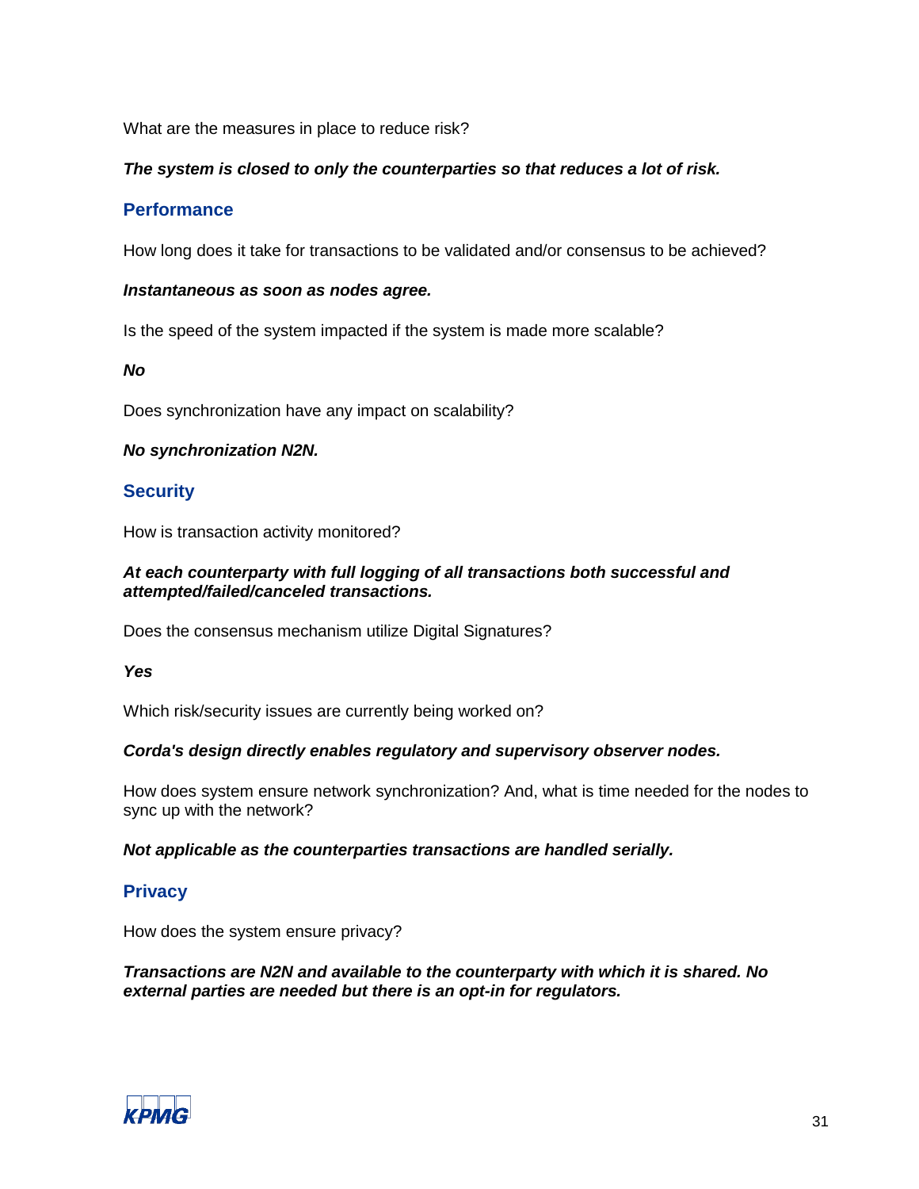What are the measures in place to reduce risk?

***The system is closed to only the counterparties so that reduces a lot of risk.***

## Performance

How long does it take for transactions to be validated and/or consensus to be achieved?

***Instantaneous as soon as nodes agree.***

Is the speed of the system impacted if the system is made more scalable?

***No***

Does synchronization have any impact on scalability?

***No synchronization N2N.***

## Security

How is transaction activity monitored?

***At each counterparty with full logging of all transactions both successful and attempted/failed/canceled transactions.***

Does the consensus mechanism utilize Digital Signatures?

***Yes***

Which risk/security issues are currently being worked on?

***Corda's design directly enables regulatory and supervisory observer nodes.***

How does system ensure network synchronization? And, what is time needed for the nodes to sync up with the network?

***Not applicable as the counterparties transactions are handled serially.***

## Privacy

How does the system ensure privacy?

***Transactions are N2N and available to the counterparty with which it is shared. No external parties are needed but there is an opt-in for regulators.***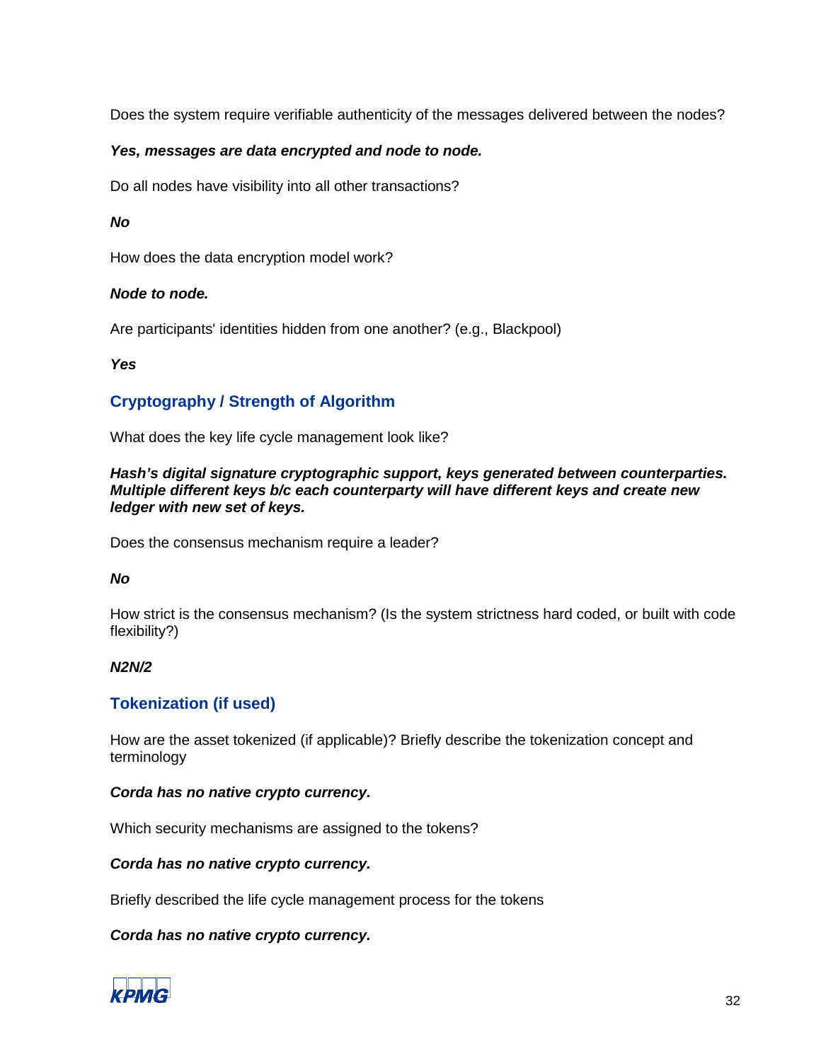Does the system require verifiable authenticity of the messages delivered between the nodes?

***Yes, messages are data encrypted and node to node.***

Do all nodes have visibility into all other transactions?

***No***

How does the data encryption model work?

***Node to node.***

Are participants' identities hidden from one another? (e.g., Blackpool)

***Yes***

## Cryptography / Strength of Algorithm

What does the key life cycle management look like?

***Hash's digital signature cryptographic support, keys generated between counterparties. Multiple different keys b/c each counterparty will have different keys and create new ledger with new set of keys.***

Does the consensus mechanism require a leader?

***No***

How strict is the consensus mechanism? (Is the system strictness hard coded, or built with code flexibility?)

***N2N/2***

## Tokenization (if used)

How are the asset tokenized (if applicable)? Briefly describe the tokenization concept and terminology

***Corda has no native crypto currency.***

Which security mechanisms are assigned to the tokens?

***Corda has no native crypto currency.***

Briefly described the life cycle management process for the tokens

***Corda has no native crypto currency.***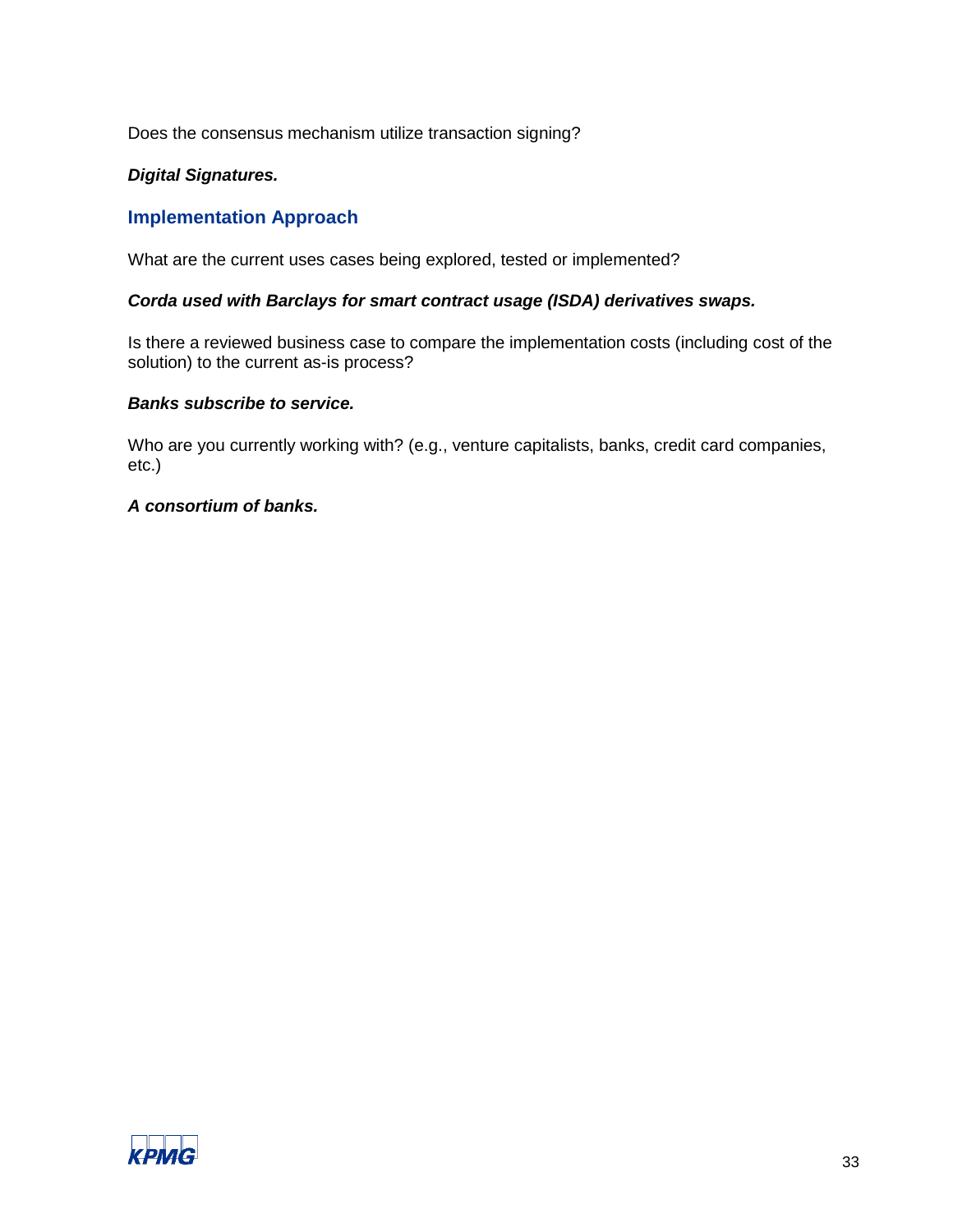Does the consensus mechanism utilize transaction signing?

***Digital Signatures.***

## Implementation Approach

What are the current uses cases being explored, tested or implemented?

***Corda used with Barclays for smart contract usage (ISDA) derivatives swaps.***

Is there a reviewed business case to compare the implementation costs (including cost of the solution) to the current as-is process?

***Banks subscribe to service.***

Who are you currently working with? (e.g., venture capitalists, banks, credit card companies, etc.)

***A consortium of banks.***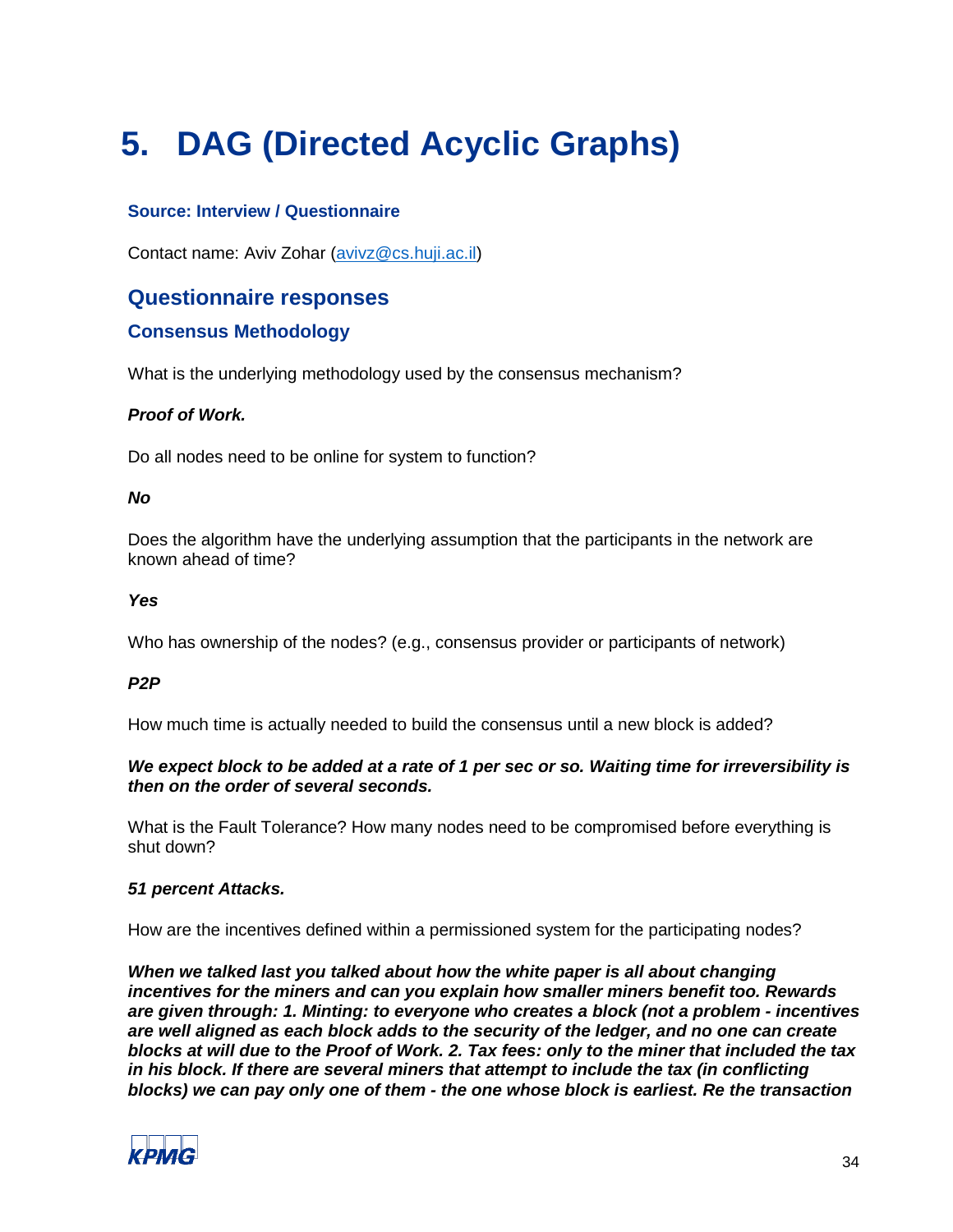# 5. DAG (Directed Acyclic Graphs)

### Source: Interview / Questionnaire

Contact name: Aviv Zohar (avivz@cs.huji.ac.il)

## Questionnaire responses

### Consensus Methodology

What is the underlying methodology used by the consensus mechanism?

***Proof of Work.***

Do all nodes need to be online for system to function?

***No***

Does the algorithm have the underlying assumption that the participants in the network are known ahead of time?

***Yes***

Who has ownership of the nodes? (e.g., consensus provider or participants of network)

***P2P***

How much time is actually needed to build the consensus until a new block is added?

***We expect block to be added at a rate of 1 per sec or so. Waiting time for irreversibility is then on the order of several seconds.***

What is the Fault Tolerance? How many nodes need to be compromised before everything is shut down?

***51 percent Attacks.***

How are the incentives defined within a permissioned system for the participating nodes?

***When we talked last you talked about how the white paper is all about changing incentives for the miners and can you explain how smaller miners benefit too. Rewards are given through: 1. Minting: to everyone who creates a block (not a problem - incentives are well aligned as each block adds to the security of the ledger, and no one can create blocks at will due to the Proof of Work. 2. Tax fees: only to the miner that included the tax in his block. If there are several miners that attempt to include the tax (in conflicting blocks) we can pay only one of them - the one whose block is earliest. Re the transaction***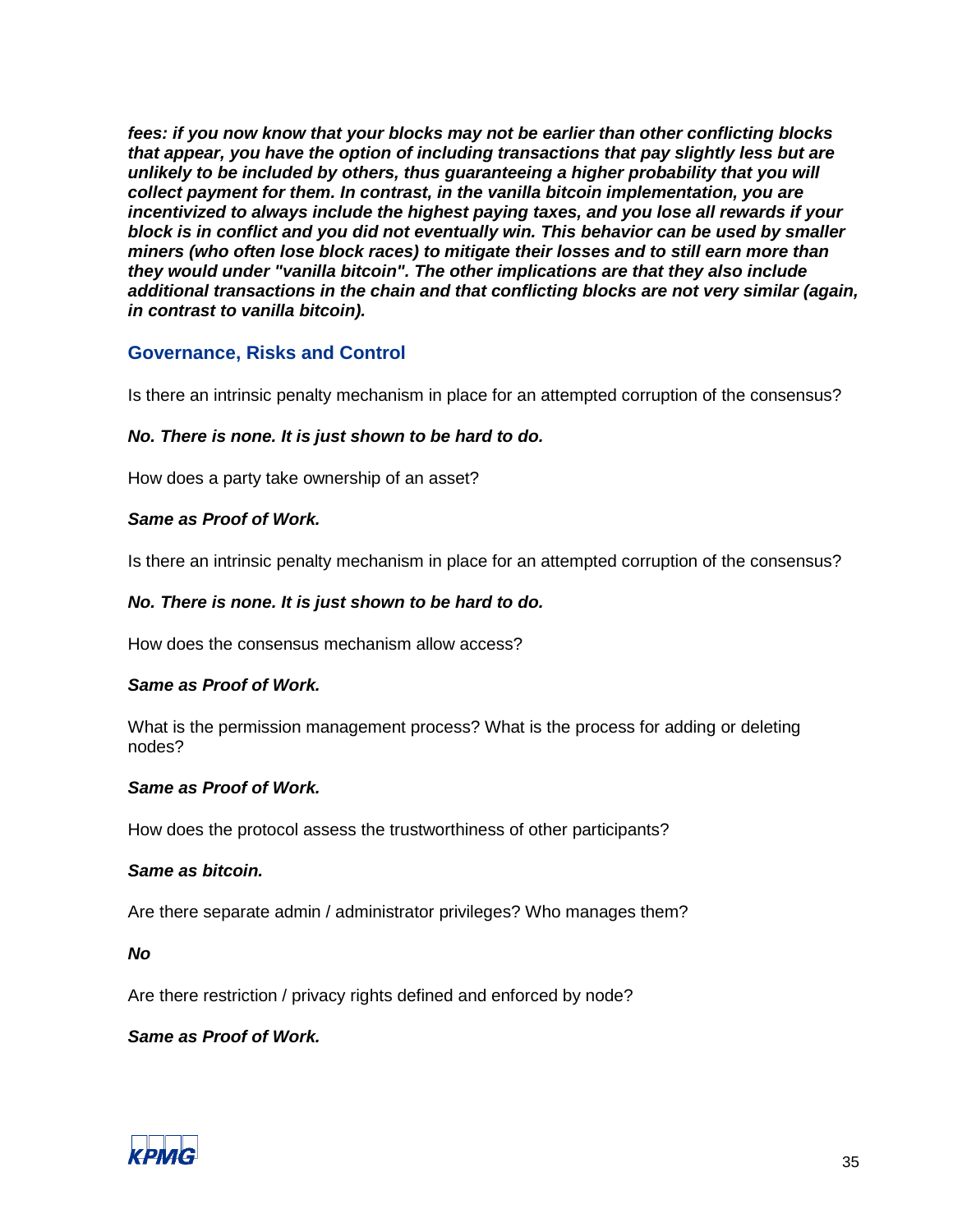***fees: if you now know that your blocks may not be earlier than other conflicting blocks that appear, you have the option of including transactions that pay slightly less but are unlikely to be included by others, thus guaranteeing a higher probability that you will collect payment for them. In contrast, in the vanilla bitcoin implementation, you are incentivized to always include the highest paying taxes, and you lose all rewards if your block is in conflict and you did not eventually win. This behavior can be used by smaller miners (who often lose block races) to mitigate their losses and to still earn more than they would under "vanilla bitcoin". The other implications are that they also include additional transactions in the chain and that conflicting blocks are not very similar (again, in contrast to vanilla bitcoin).***

## Governance, Risks and Control

Is there an intrinsic penalty mechanism in place for an attempted corruption of the consensus?

***No. There is none. It is just shown to be hard to do.***

How does a party take ownership of an asset?

***Same as Proof of Work.***

Is there an intrinsic penalty mechanism in place for an attempted corruption of the consensus?

***No. There is none. It is just shown to be hard to do.***

How does the consensus mechanism allow access?

***Same as Proof of Work.***

What is the permission management process? What is the process for adding or deleting nodes?

***Same as Proof of Work.***

How does the protocol assess the trustworthiness of other participants?

***Same as bitcoin.***

Are there separate admin / administrator privileges? Who manages them?

***No***

Are there restriction / privacy rights defined and enforced by node?

***Same as Proof of Work.***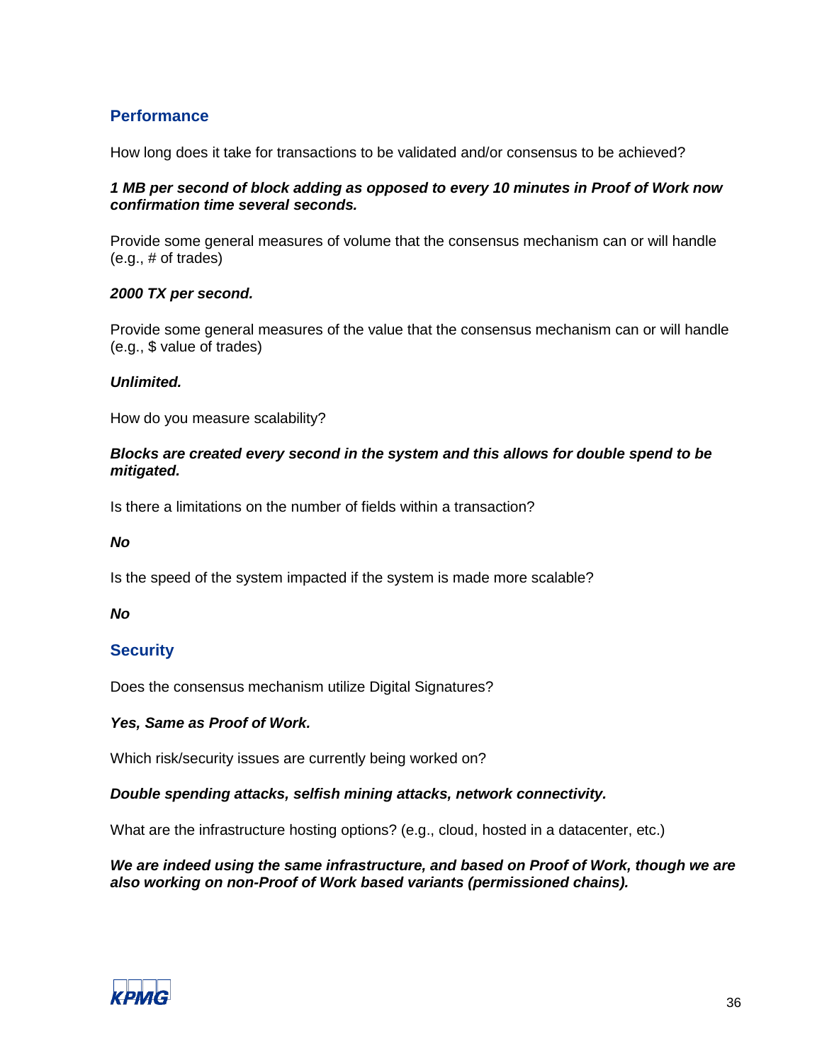## Performance

How long does it take for transactions to be validated and/or consensus to be achieved?

***1 MB per second of block adding as opposed to every 10 minutes in Proof of Work now confirmation time several seconds.***

Provide some general measures of volume that the consensus mechanism can or will handle (e.g., # of trades)

***2000 TX per second.***

Provide some general measures of the value that the consensus mechanism can or will handle (e.g., $ value of trades)

***Unlimited.***

How do you measure scalability?

***Blocks are created every second in the system and this allows for double spend to be mitigated.***

Is there a limitations on the number of fields within a transaction?

***No***

Is the speed of the system impacted if the system is made more scalable?

***No***

## Security

Does the consensus mechanism utilize Digital Signatures?

***Yes, Same as Proof of Work.***

Which risk/security issues are currently being worked on?

***Double spending attacks, selfish mining attacks, network connectivity.***

What are the infrastructure hosting options? (e.g., cloud, hosted in a datacenter, etc.)

***We are indeed using the same infrastructure, and based on Proof of Work, though we are also working on non-Proof of Work based variants (permissioned chains).***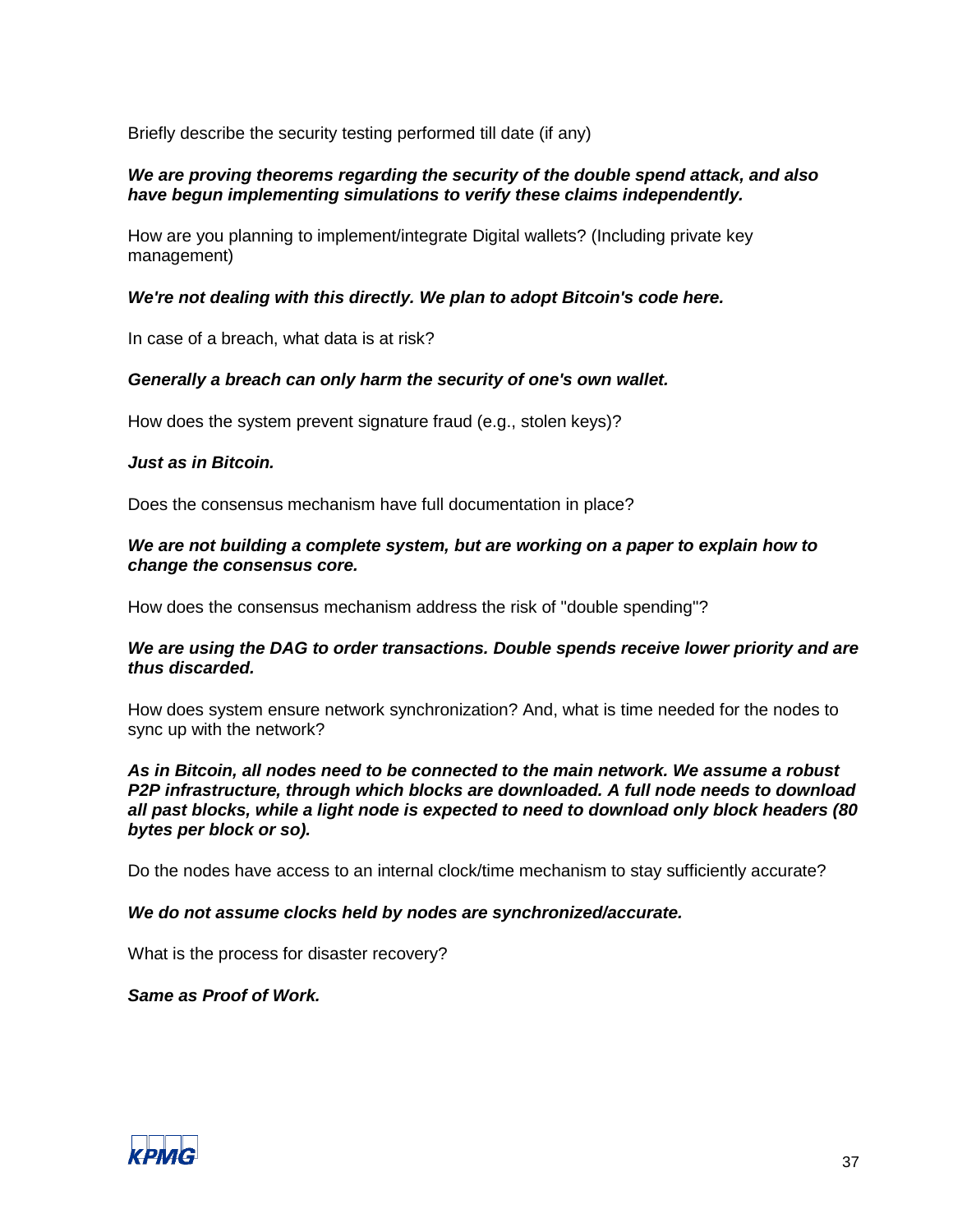Briefly describe the security testing performed till date (if any)

***We are proving theorems regarding the security of the double spend attack, and also have begun implementing simulations to verify these claims independently.***

How are you planning to implement/integrate Digital wallets? (Including private key management)

***We're not dealing with this directly. We plan to adopt Bitcoin's code here.***

In case of a breach, what data is at risk?

***Generally a breach can only harm the security of one's own wallet.***

How does the system prevent signature fraud (e.g., stolen keys)?

***Just as in Bitcoin.***

Does the consensus mechanism have full documentation in place?

***We are not building a complete system, but are working on a paper to explain how to change the consensus core.***

How does the consensus mechanism address the risk of "double spending"?

***We are using the DAG to order transactions. Double spends receive lower priority and are thus discarded.***

How does system ensure network synchronization? And, what is time needed for the nodes to sync up with the network?

***As in Bitcoin, all nodes need to be connected to the main network. We assume a robust P2P infrastructure, through which blocks are downloaded. A full node needs to download all past blocks, while a light node is expected to need to download only block headers (80 bytes per block or so).***

Do the nodes have access to an internal clock/time mechanism to stay sufficiently accurate?

***We do not assume clocks held by nodes are synchronized/accurate.***

What is the process for disaster recovery?

***Same as Proof of Work.***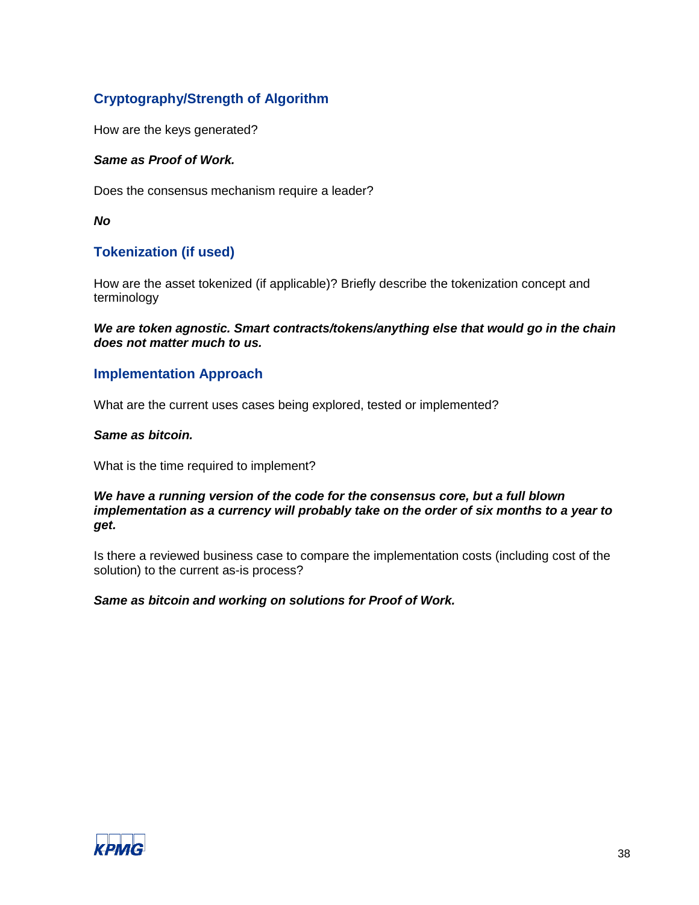## Cryptography/Strength of Algorithm

How are the keys generated?

***Same as Proof of Work.***

Does the consensus mechanism require a leader?

***No***

## Tokenization (if used)

How are the asset tokenized (if applicable)? Briefly describe the tokenization concept and terminology

***We are token agnostic. Smart contracts/tokens/anything else that would go in the chain does not matter much to us.***

## Implementation Approach

What are the current uses cases being explored, tested or implemented?

***Same as bitcoin.***

What is the time required to implement?

***We have a running version of the code for the consensus core, but a full blown implementation as a currency will probably take on the order of six months to a year to get.***

Is there a reviewed business case to compare the implementation costs (including cost of the solution) to the current as-is process?

***Same as bitcoin and working on solutions for Proof of Work.***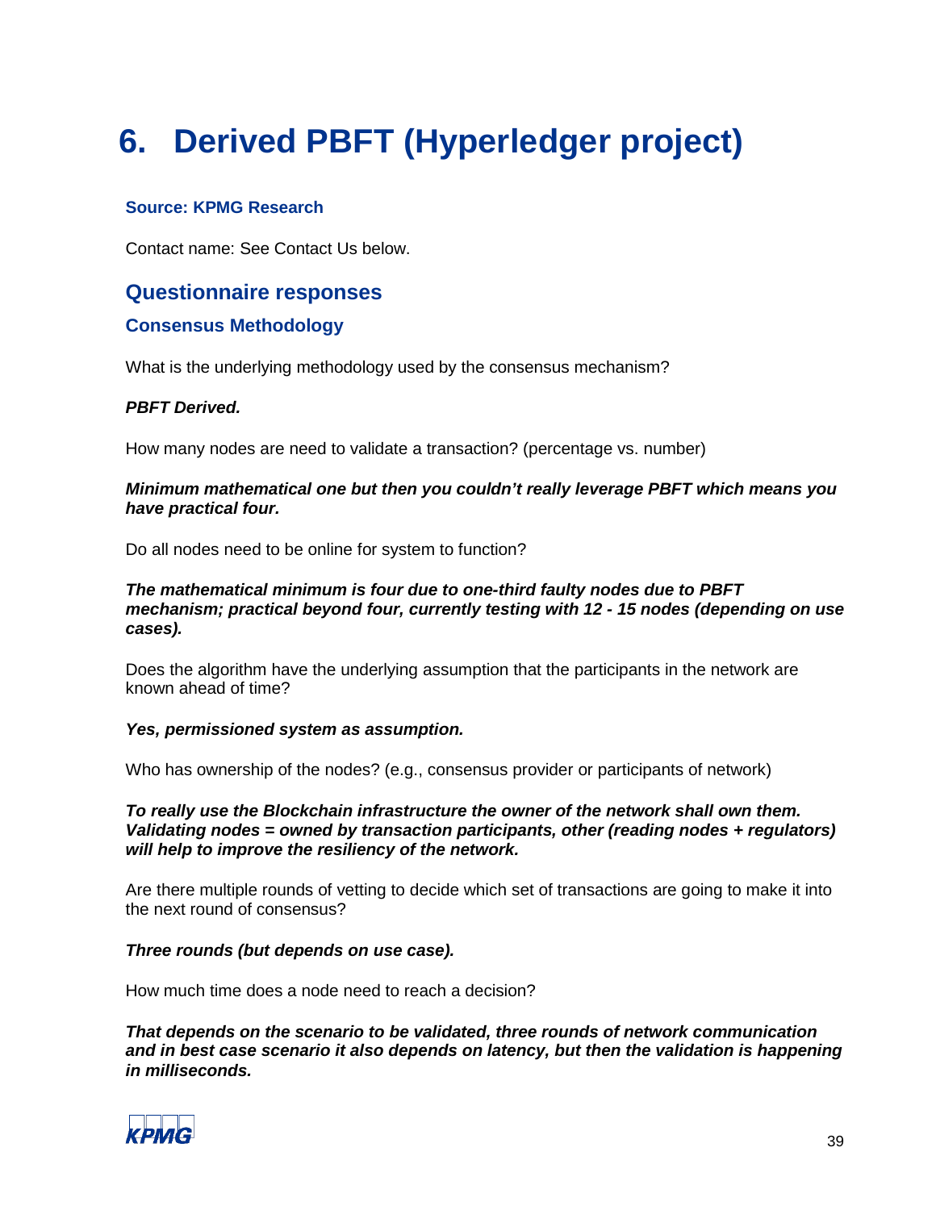# 6. Derived PBFT (Hyperledger project)

**Source: KPMG Research**

Contact name: See Contact Us below.

## Questionnaire responses

### Consensus Methodology

What is the underlying methodology used by the consensus mechanism?

***PBFT Derived.***

How many nodes are need to validate a transaction? (percentage vs. number)

***Minimum mathematical one but then you couldn't really leverage PBFT which means you have practical four.***

Do all nodes need to be online for system to function?

***The mathematical minimum is four due to one-third faulty nodes due to PBFT mechanism; practical beyond four, currently testing with 12 - 15 nodes (depending on use cases).***

Does the algorithm have the underlying assumption that the participants in the network are known ahead of time?

***Yes, permissioned system as assumption.***

Who has ownership of the nodes? (e.g., consensus provider or participants of network)

***To really use the Blockchain infrastructure the owner of the network shall own them. Validating nodes = owned by transaction participants, other (reading nodes + regulators) will help to improve the resiliency of the network.***

Are there multiple rounds of vetting to decide which set of transactions are going to make it into the next round of consensus?

***Three rounds (but depends on use case).***

How much time does a node need to reach a decision?

***That depends on the scenario to be validated, three rounds of network communication and in best case scenario it also depends on latency, but then the validation is happening in milliseconds.***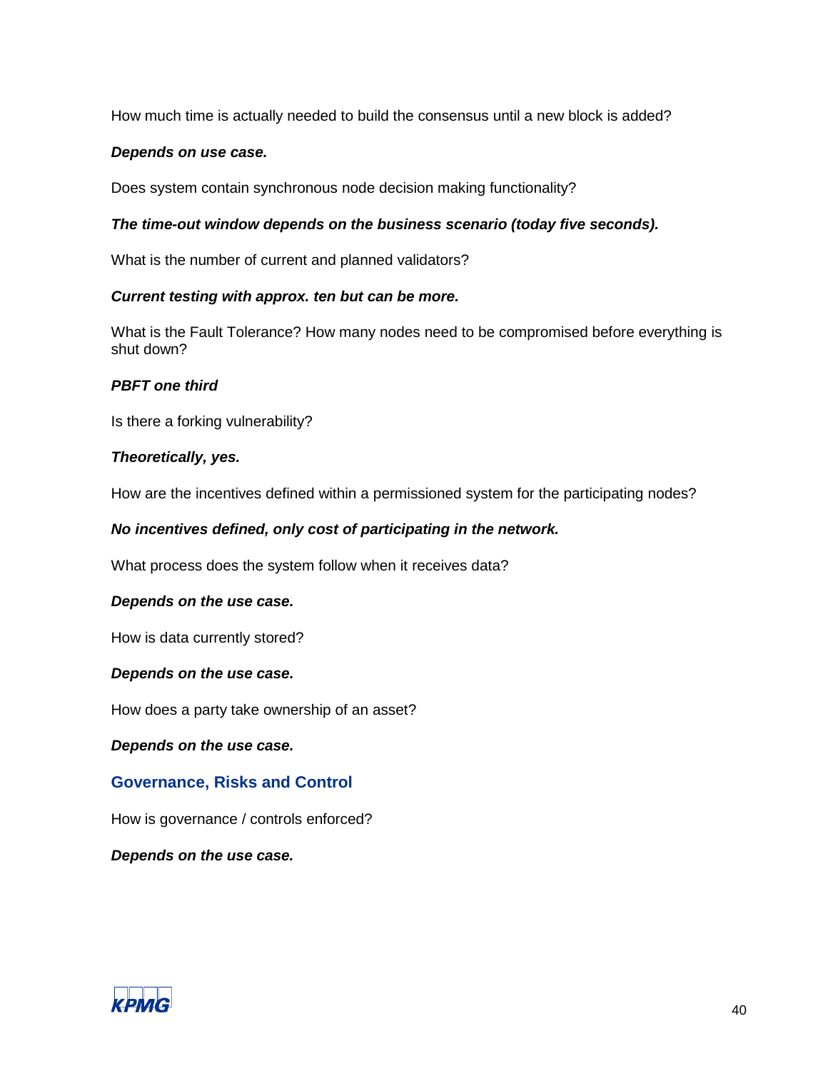How much time is actually needed to build the consensus until a new block is added?

***Depends on use case.***

Does system contain synchronous node decision making functionality?

***The time-out window depends on the business scenario (today five seconds).***

What is the number of current and planned validators?

***Current testing with approx. ten but can be more.***

What is the Fault Tolerance? How many nodes need to be compromised before everything is shut down?

***PBFT one third***

Is there a forking vulnerability?

***Theoretically, yes.***

How are the incentives defined within a permissioned system for the participating nodes?

***No incentives defined, only cost of participating in the network.***

What process does the system follow when it receives data?

***Depends on the use case.***

How is data currently stored?

***Depends on the use case.***

How does a party take ownership of an asset?

***Depends on the use case.***

## Governance, Risks and Control

How is governance / controls enforced?

***Depends on the use case.***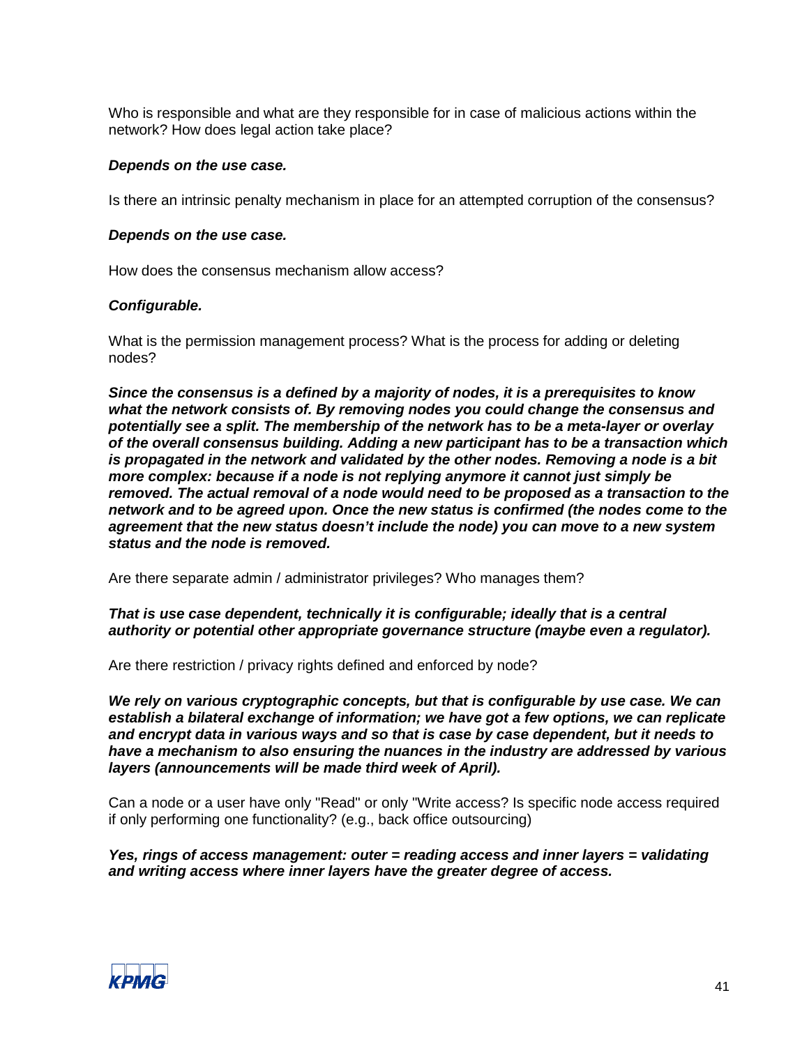Who is responsible and what are they responsible for in case of malicious actions within the network? How does legal action take place?

***Depends on the use case.***

Is there an intrinsic penalty mechanism in place for an attempted corruption of the consensus?

***Depends on the use case.***

How does the consensus mechanism allow access?

***Configurable.***

What is the permission management process? What is the process for adding or deleting nodes?

***Since the consensus is a defined by a majority of nodes, it is a prerequisites to know what the network consists of. By removing nodes you could change the consensus and potentially see a split. The membership of the network has to be a meta-layer or overlay of the overall consensus building. Adding a new participant has to be a transaction which is propagated in the network and validated by the other nodes. Removing a node is a bit more complex: because if a node is not replying anymore it cannot just simply be removed. The actual removal of a node would need to be proposed as a transaction to the network and to be agreed upon. Once the new status is confirmed (the nodes come to the agreement that the new status doesn't include the node) you can move to a new system status and the node is removed.***

Are there separate admin / administrator privileges? Who manages them?

***That is use case dependent, technically it is configurable; ideally that is a central authority or potential other appropriate governance structure (maybe even a regulator).***

Are there restriction / privacy rights defined and enforced by node?

***We rely on various cryptographic concepts, but that is configurable by use case. We can establish a bilateral exchange of information; we have got a few options, we can replicate and encrypt data in various ways and so that is case by case dependent, but it needs to have a mechanism to also ensuring the nuances in the industry are addressed by various layers (announcements will be made third week of April).***

Can a node or a user have only "Read" or only "Write access? Is specific node access required if only performing one functionality? (e.g., back office outsourcing)

***Yes, rings of access management: outer = reading access and inner layers = validating and writing access where inner layers have the greater degree of access.***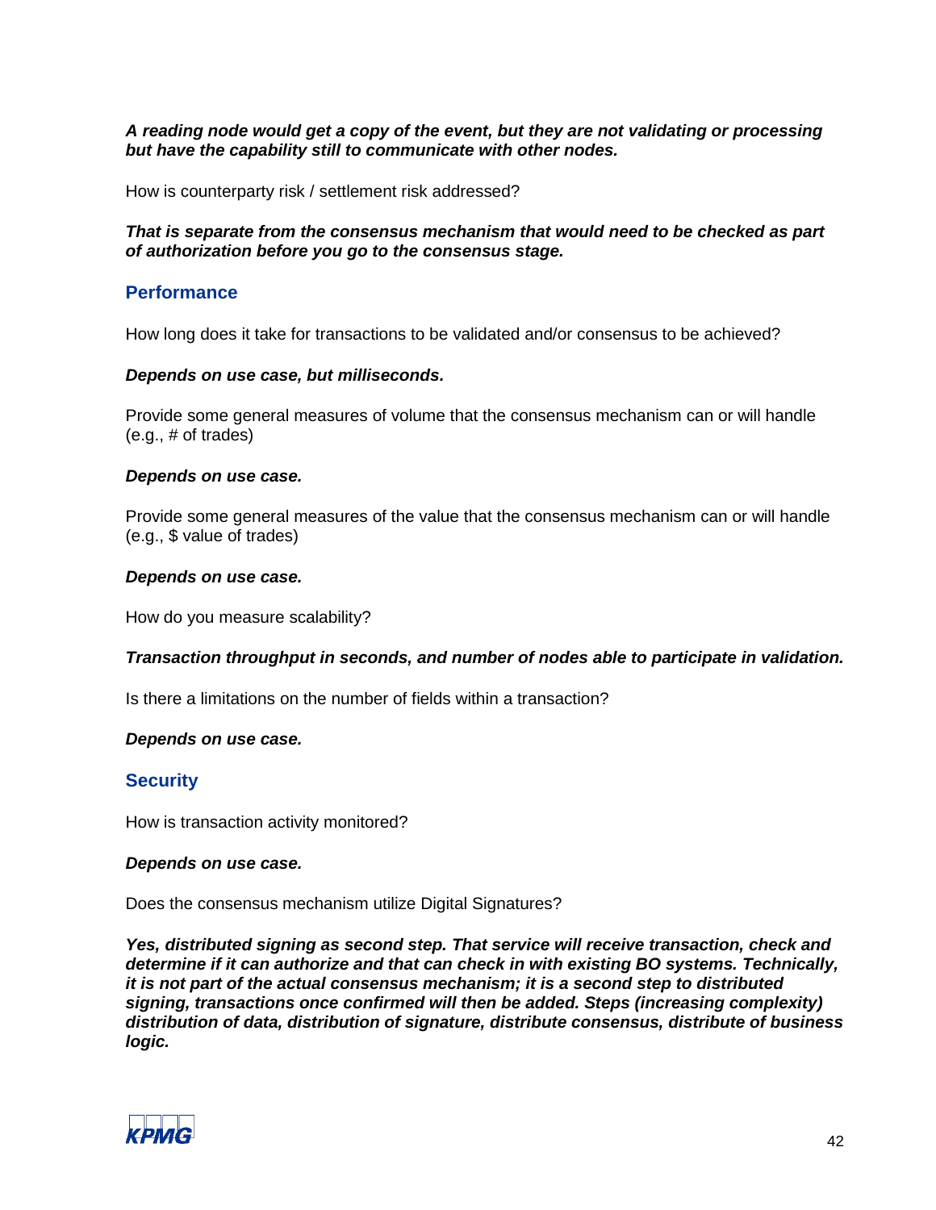***A reading node would get a copy of the event, but they are not validating or processing but have the capability still to communicate with other nodes.***

How is counterparty risk / settlement risk addressed?

***That is separate from the consensus mechanism that would need to be checked as part of authorization before you go to the consensus stage.***

## Performance

How long does it take for transactions to be validated and/or consensus to be achieved?

***Depends on use case, but milliseconds.***

Provide some general measures of volume that the consensus mechanism can or will handle (e.g., # of trades)

***Depends on use case.***

Provide some general measures of the value that the consensus mechanism can or will handle (e.g., $ value of trades)

***Depends on use case.***

How do you measure scalability?

***Transaction throughput in seconds, and number of nodes able to participate in validation.***

Is there a limitations on the number of fields within a transaction?

***Depends on use case.***

## Security

How is transaction activity monitored?

***Depends on use case.***

Does the consensus mechanism utilize Digital Signatures?

***Yes, distributed signing as second step. That service will receive transaction, check and determine if it can authorize and that can check in with existing BO systems. Technically, it is not part of the actual consensus mechanism; it is a second step to distributed signing, transactions once confirmed will then be added. Steps (increasing complexity) distribution of data, distribution of signature, distribute consensus, distribute of business logic.***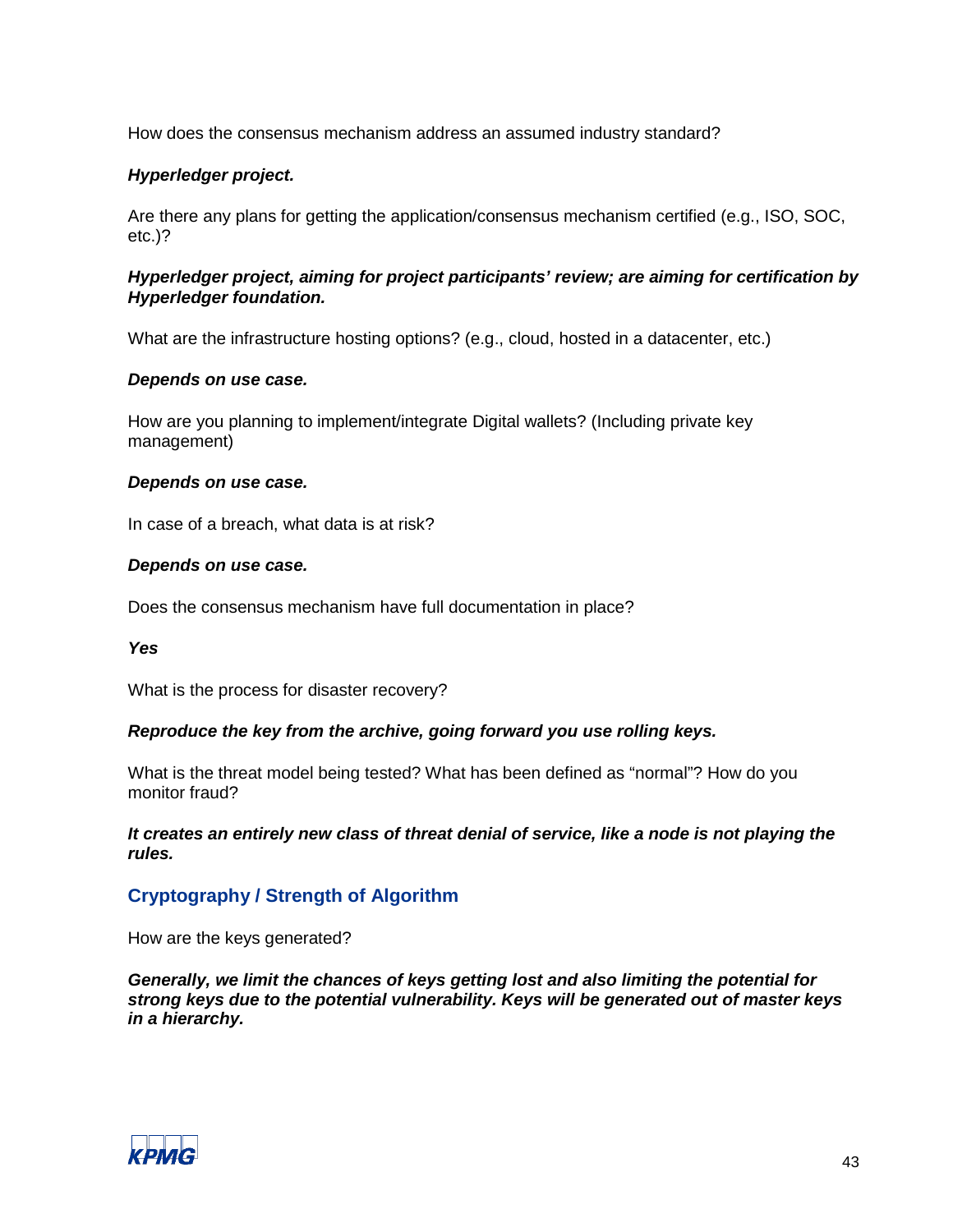How does the consensus mechanism address an assumed industry standard?

***Hyperledger project.***

Are there any plans for getting the application/consensus mechanism certified (e.g., ISO, SOC, etc.)?

***Hyperledger project, aiming for project participants' review; are aiming for certification by Hyperledger foundation.***

What are the infrastructure hosting options? (e.g., cloud, hosted in a datacenter, etc.)

***Depends on use case.***

How are you planning to implement/integrate Digital wallets? (Including private key management)

***Depends on use case.***

In case of a breach, what data is at risk?

***Depends on use case.***

Does the consensus mechanism have full documentation in place?

***Yes***

What is the process for disaster recovery?

***Reproduce the key from the archive, going forward you use rolling keys.***

What is the threat model being tested? What has been defined as "normal"? How do you monitor fraud?

***It creates an entirely new class of threat denial of service, like a node is not playing the rules.***

## Cryptography / Strength of Algorithm

How are the keys generated?

***Generally, we limit the chances of keys getting lost and also limiting the potential for strong keys due to the potential vulnerability. Keys will be generated out of master keys in a hierarchy.***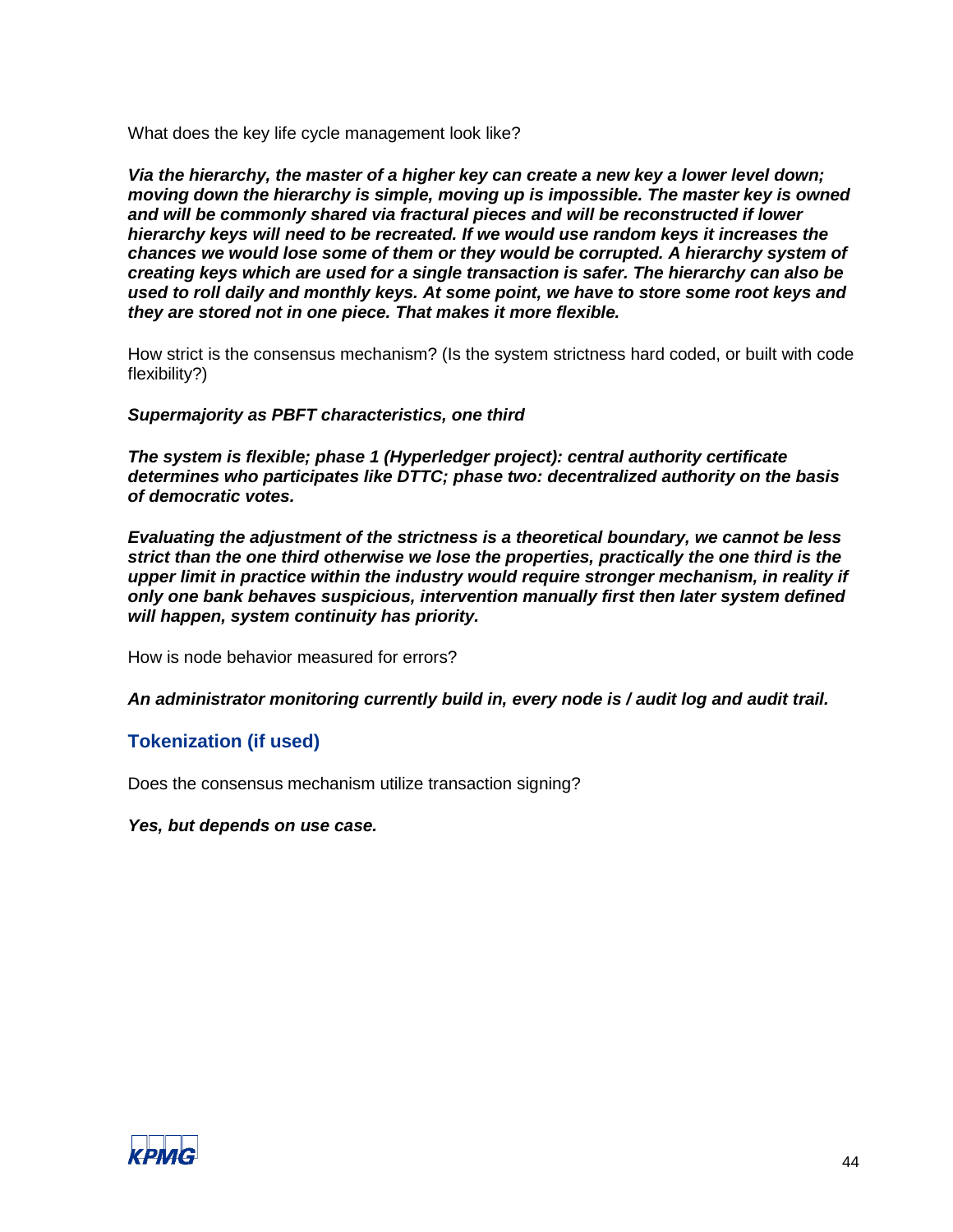What does the key life cycle management look like?

***Via the hierarchy, the master of a higher key can create a new key a lower level down; moving down the hierarchy is simple, moving up is impossible. The master key is owned and will be commonly shared via fractural pieces and will be reconstructed if lower hierarchy keys will need to be recreated. If we would use random keys it increases the chances we would lose some of them or they would be corrupted. A hierarchy system of creating keys which are used for a single transaction is safer. The hierarchy can also be used to roll daily and monthly keys. At some point, we have to store some root keys and they are stored not in one piece. That makes it more flexible.***

How strict is the consensus mechanism? (Is the system strictness hard coded, or built with code flexibility?)

***Supermajority as PBFT characteristics, one third***

***The system is flexible; phase 1 (Hyperledger project): central authority certificate determines who participates like DTTC; phase two: decentralized authority on the basis of democratic votes.***

***Evaluating the adjustment of the strictness is a theoretical boundary, we cannot be less strict than the one third otherwise we lose the properties, practically the one third is the upper limit in practice within the industry would require stronger mechanism, in reality if only one bank behaves suspicious, intervention manually first then later system defined will happen, system continuity has priority.***

How is node behavior measured for errors?

***An administrator monitoring currently build in, every node is / audit log and audit trail.***

## Tokenization (if used)

Does the consensus mechanism utilize transaction signing?

***Yes, but depends on use case.***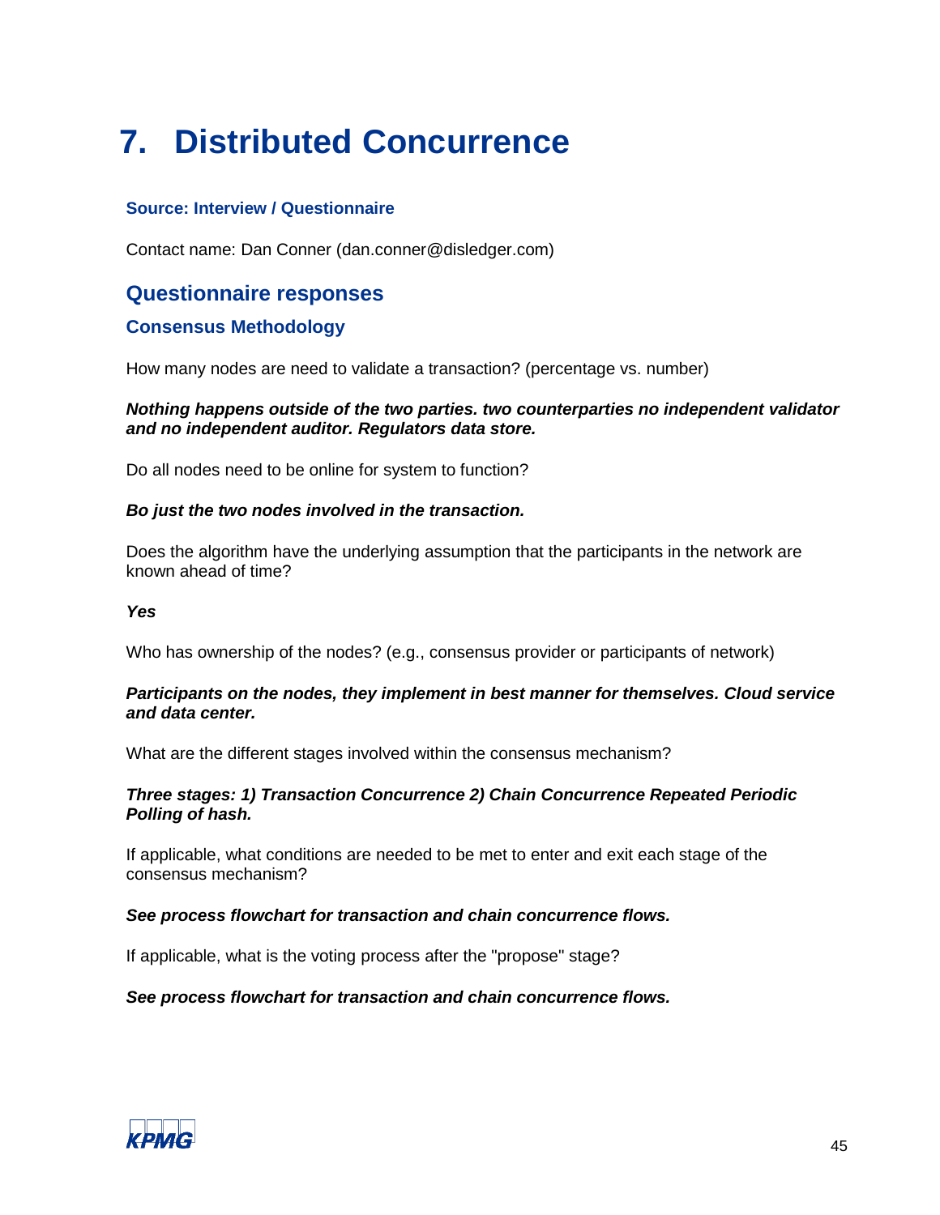# 7. Distributed Concurrence

### Source: Interview / Questionnaire

Contact name: Dan Conner (dan.conner@disledger.com)

## Questionnaire responses

### Consensus Methodology

How many nodes are need to validate a transaction? (percentage vs. number)

***Nothing happens outside of the two parties. two counterparties no independent validator and no independent auditor. Regulators data store.***

Do all nodes need to be online for system to function?

***Bo just the two nodes involved in the transaction.***

Does the algorithm have the underlying assumption that the participants in the network are known ahead of time?

***Yes***

Who has ownership of the nodes? (e.g., consensus provider or participants of network)

***Participants on the nodes, they implement in best manner for themselves. Cloud service and data center.***

What are the different stages involved within the consensus mechanism?

***Three stages: 1) Transaction Concurrence 2) Chain Concurrence Repeated Periodic Polling of hash.***

If applicable, what conditions are needed to be met to enter and exit each stage of the consensus mechanism?

***See process flowchart for transaction and chain concurrence flows.***

If applicable, what is the voting process after the "propose" stage?

***See process flowchart for transaction and chain concurrence flows.***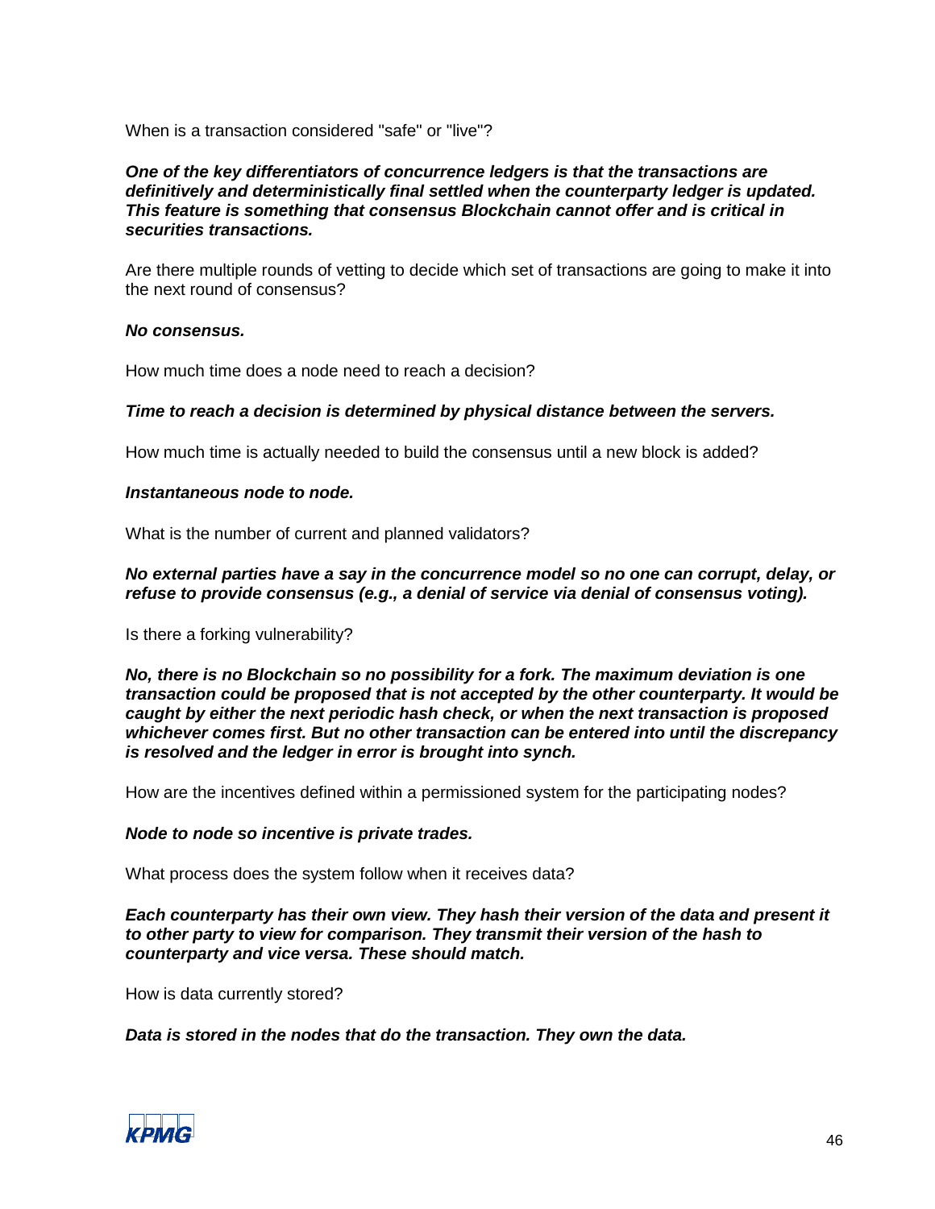When is a transaction considered "safe" or "live"?

***One of the key differentiators of concurrence ledgers is that the transactions are definitively and deterministically final settled when the counterparty ledger is updated. This feature is something that consensus Blockchain cannot offer and is critical in securities transactions.***

Are there multiple rounds of vetting to decide which set of transactions are going to make it into the next round of consensus?

***No consensus.***

How much time does a node need to reach a decision?

***Time to reach a decision is determined by physical distance between the servers.***

How much time is actually needed to build the consensus until a new block is added?

***Instantaneous node to node.***

What is the number of current and planned validators?

***No external parties have a say in the concurrence model so no one can corrupt, delay, or refuse to provide consensus (e.g., a denial of service via denial of consensus voting).***

Is there a forking vulnerability?

***No, there is no Blockchain so no possibility for a fork. The maximum deviation is one transaction could be proposed that is not accepted by the other counterparty. It would be caught by either the next periodic hash check, or when the next transaction is proposed whichever comes first. But no other transaction can be entered into until the discrepancy is resolved and the ledger in error is brought into synch.***

How are the incentives defined within a permissioned system for the participating nodes?

***Node to node so incentive is private trades.***

What process does the system follow when it receives data?

***Each counterparty has their own view. They hash their version of the data and present it to other party to view for comparison. They transmit their version of the hash to counterparty and vice versa. These should match.***

How is data currently stored?

***Data is stored in the nodes that do the transaction. They own the data.***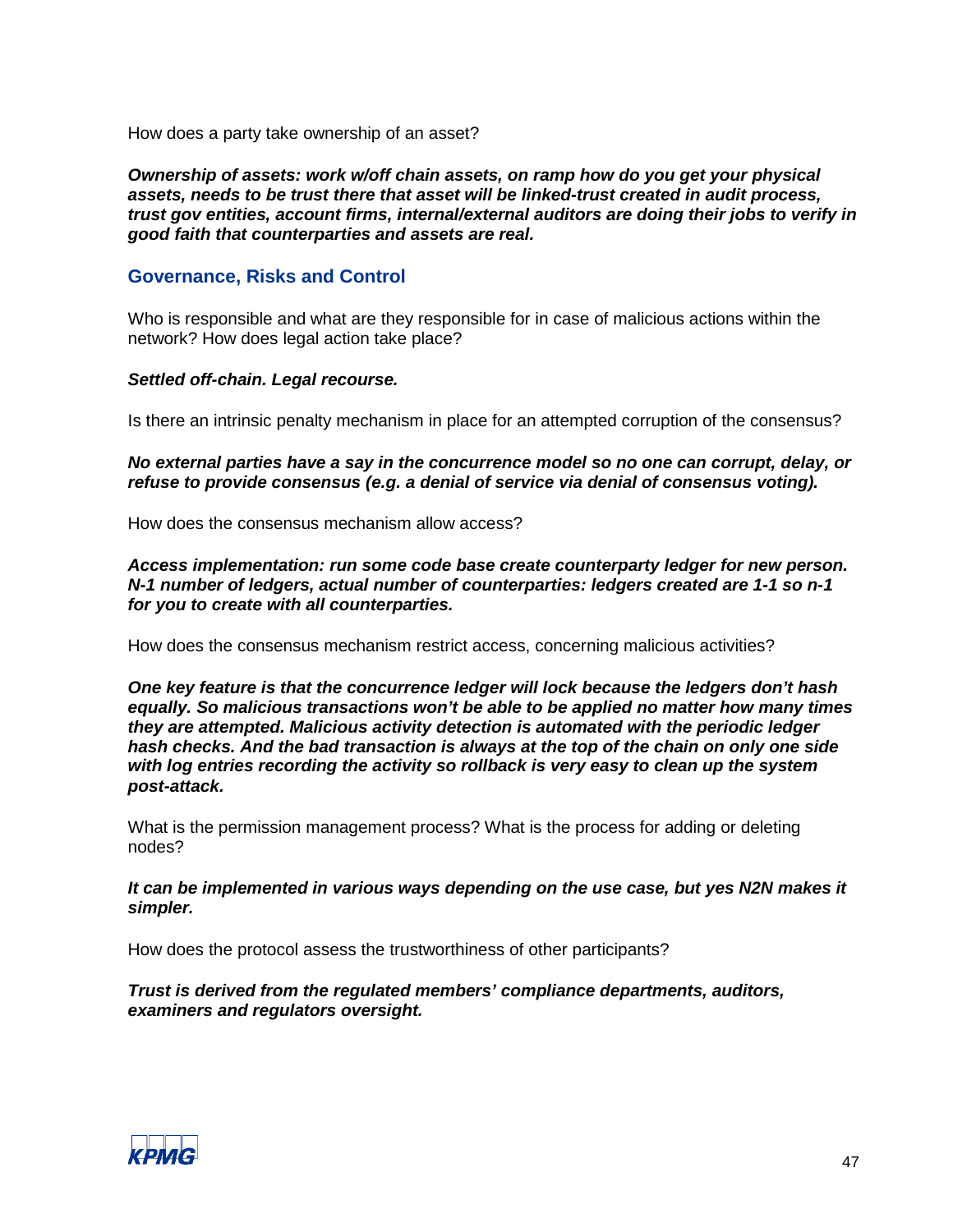How does a party take ownership of an asset?

***Ownership of assets: work w/off chain assets, on ramp how do you get your physical assets, needs to be trust there that asset will be linked-trust created in audit process, trust gov entities, account firms, internal/external auditors are doing their jobs to verify in good faith that counterparties and assets are real.***

## Governance, Risks and Control

Who is responsible and what are they responsible for in case of malicious actions within the network? How does legal action take place?

***Settled off-chain. Legal recourse.***

Is there an intrinsic penalty mechanism in place for an attempted corruption of the consensus?

***No external parties have a say in the concurrence model so no one can corrupt, delay, or refuse to provide consensus (e.g. a denial of service via denial of consensus voting).***

How does the consensus mechanism allow access?

***Access implementation: run some code base create counterparty ledger for new person. N-1 number of ledgers, actual number of counterparties: ledgers created are 1-1 so n-1 for you to create with all counterparties.***

How does the consensus mechanism restrict access, concerning malicious activities?

***One key feature is that the concurrence ledger will lock because the ledgers don't hash equally. So malicious transactions won't be able to be applied no matter how many times they are attempted. Malicious activity detection is automated with the periodic ledger hash checks. And the bad transaction is always at the top of the chain on only one side with log entries recording the activity so rollback is very easy to clean up the system post-attack.***

What is the permission management process? What is the process for adding or deleting nodes?

***It can be implemented in various ways depending on the use case, but yes N2N makes it simpler.***

How does the protocol assess the trustworthiness of other participants?

***Trust is derived from the regulated members' compliance departments, auditors, examiners and regulators oversight.***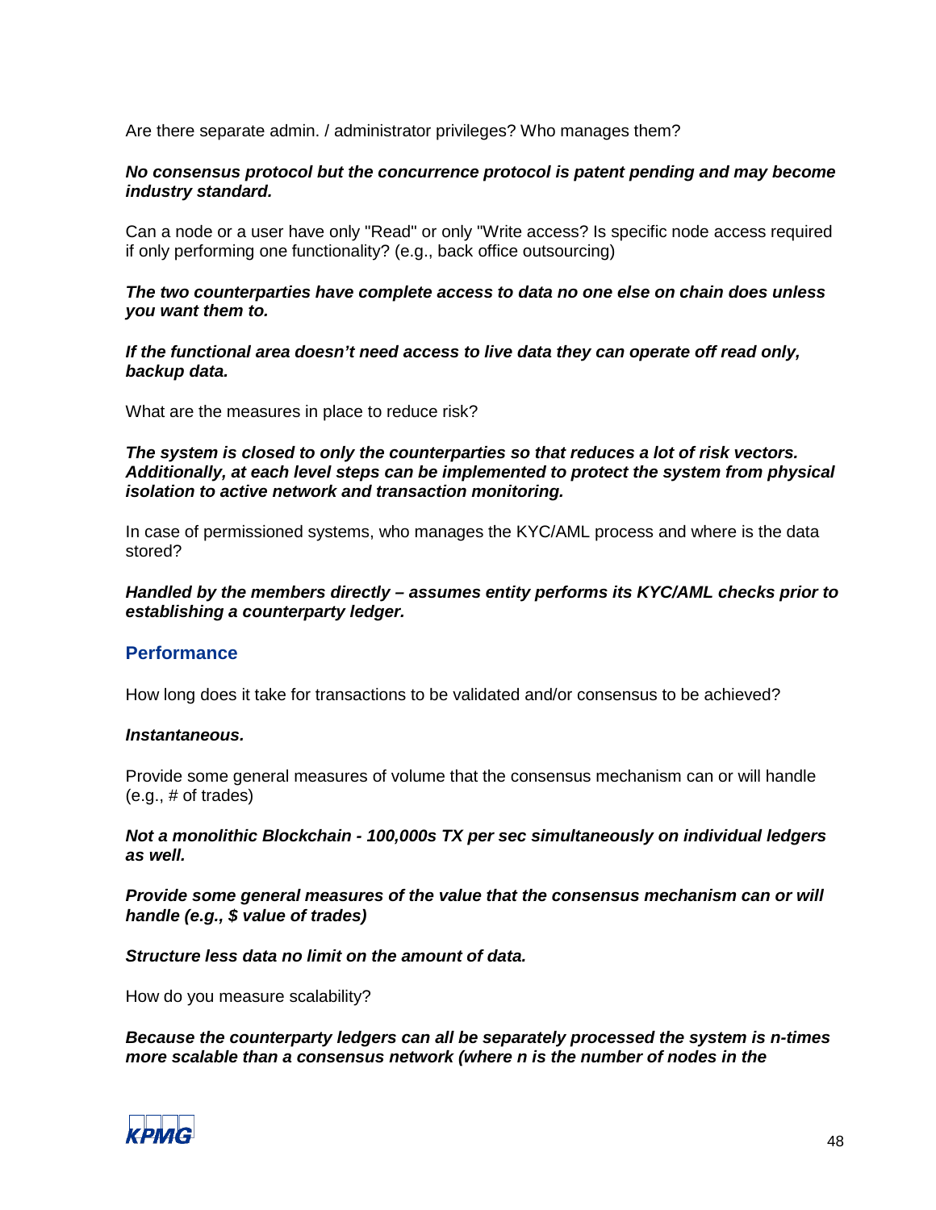Are there separate admin. / administrator privileges? Who manages them?

***No consensus protocol but the concurrence protocol is patent pending and may become industry standard.***

Can a node or a user have only "Read" or only "Write access? Is specific node access required if only performing one functionality? (e.g., back office outsourcing)

***The two counterparties have complete access to data no one else on chain does unless you want them to.***

***If the functional area doesn't need access to live data they can operate off read only, backup data.***

What are the measures in place to reduce risk?

***The system is closed to only the counterparties so that reduces a lot of risk vectors. Additionally, at each level steps can be implemented to protect the system from physical isolation to active network and transaction monitoring.***

In case of permissioned systems, who manages the KYC/AML process and where is the data stored?

***Handled by the members directly – assumes entity performs its KYC/AML checks prior to establishing a counterparty ledger.***

## Performance

How long does it take for transactions to be validated and/or consensus to be achieved?

***Instantaneous.***

Provide some general measures of volume that the consensus mechanism can or will handle (e.g., # of trades)

***Not a monolithic Blockchain - 100,000s TX per sec simultaneously on individual ledgers as well.***

***Provide some general measures of the value that the consensus mechanism can or will handle (e.g., $ value of trades)***

***Structure less data no limit on the amount of data.***

How do you measure scalability?

***Because the counterparty ledgers can all be separately processed the system is n-times more scalable than a consensus network (where n is the number of nodes in the***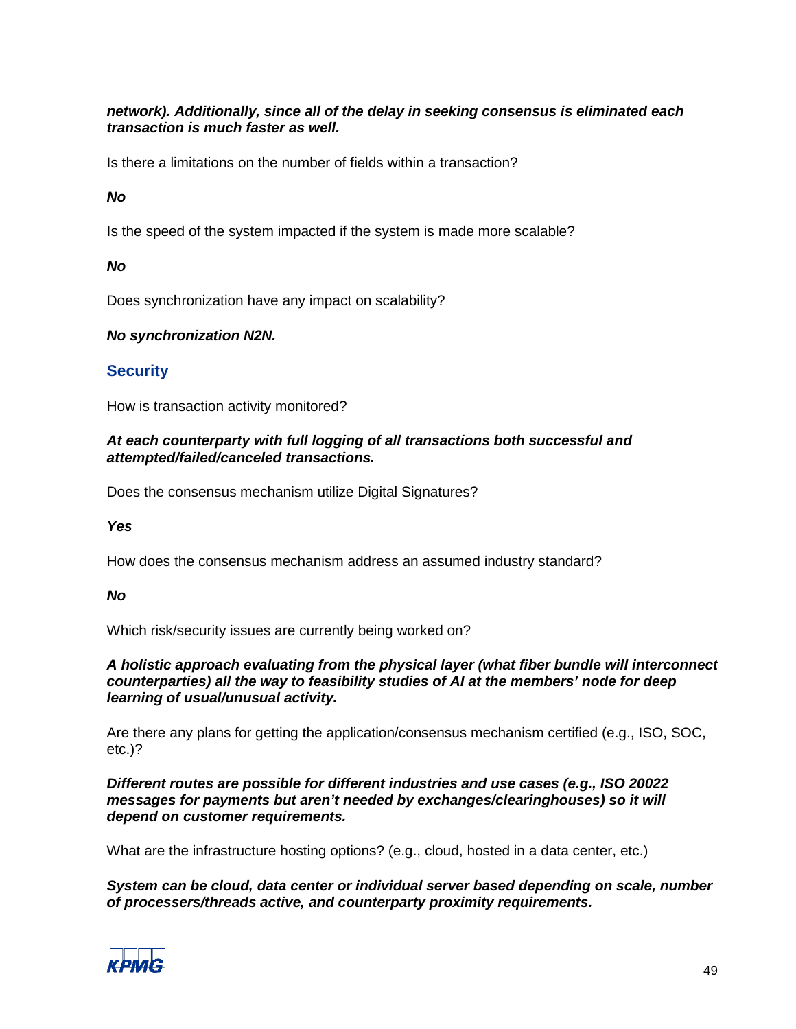***network). Additionally, since all of the delay in seeking consensus is eliminated each transaction is much faster as well.***

Is there a limitations on the number of fields within a transaction?

***No***

Is the speed of the system impacted if the system is made more scalable?

***No***

Does synchronization have any impact on scalability?

***No synchronization N2N.***

### Security

How is transaction activity monitored?

***At each counterparty with full logging of all transactions both successful and attempted/failed/canceled transactions.***

Does the consensus mechanism utilize Digital Signatures?

***Yes***

How does the consensus mechanism address an assumed industry standard?

***No***

Which risk/security issues are currently being worked on?

***A holistic approach evaluating from the physical layer (what fiber bundle will interconnect counterparties) all the way to feasibility studies of AI at the members' node for deep learning of usual/unusual activity.***

Are there any plans for getting the application/consensus mechanism certified (e.g., ISO, SOC, etc.)?

***Different routes are possible for different industries and use cases (e.g., ISO 20022 messages for payments but aren't needed by exchanges/clearinghouses) so it will depend on customer requirements.***

What are the infrastructure hosting options? (e.g., cloud, hosted in a data center, etc.)

***System can be cloud, data center or individual server based depending on scale, number of processers/threads active, and counterparty proximity requirements.***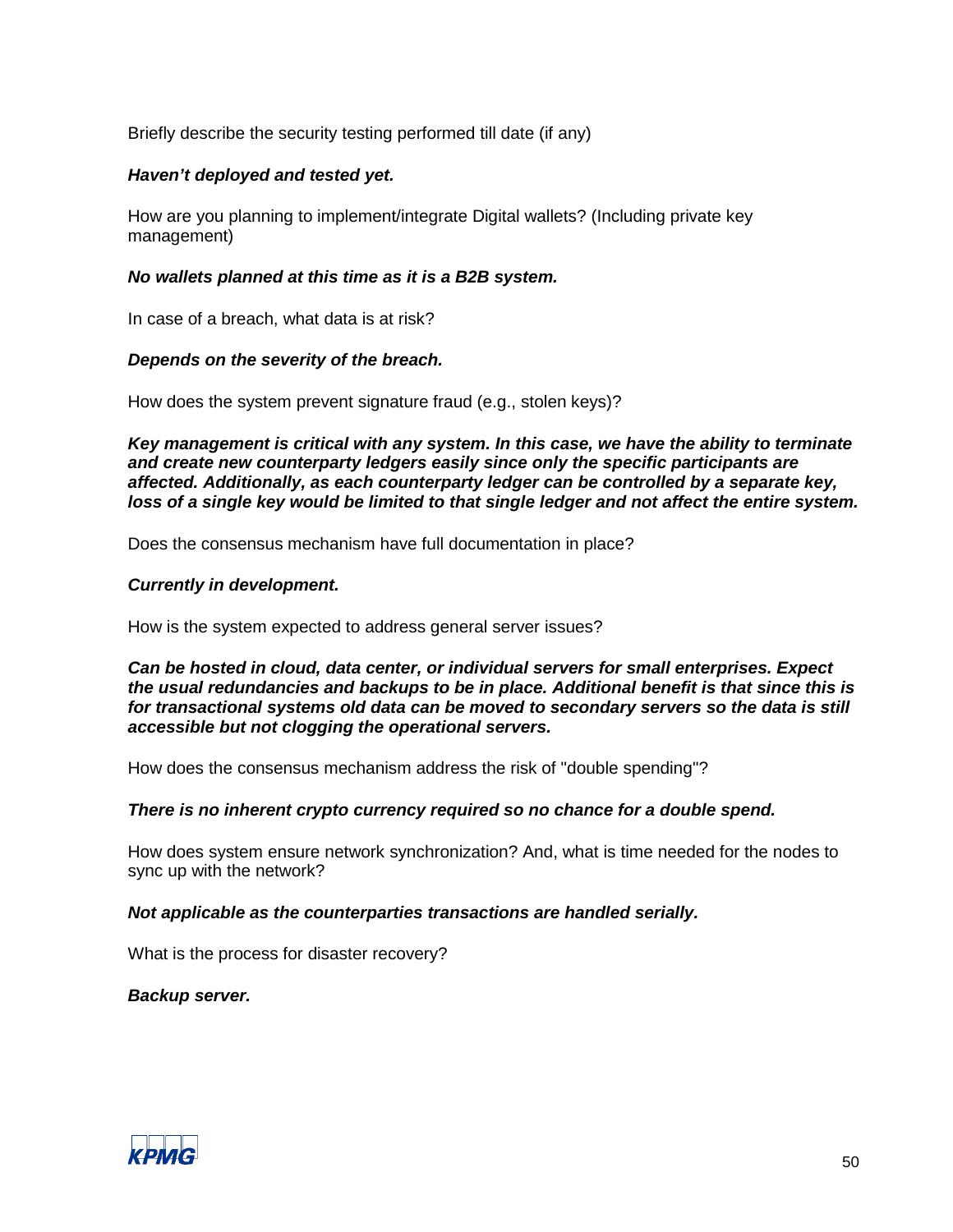Briefly describe the security testing performed till date (if any)

***Haven't deployed and tested yet.***

How are you planning to implement/integrate Digital wallets? (Including private key management)

***No wallets planned at this time as it is a B2B system.***

In case of a breach, what data is at risk?

***Depends on the severity of the breach.***

How does the system prevent signature fraud (e.g., stolen keys)?

***Key management is critical with any system. In this case, we have the ability to terminate and create new counterparty ledgers easily since only the specific participants are affected. Additionally, as each counterparty ledger can be controlled by a separate key, loss of a single key would be limited to that single ledger and not affect the entire system.***

Does the consensus mechanism have full documentation in place?

***Currently in development.***

How is the system expected to address general server issues?

***Can be hosted in cloud, data center, or individual servers for small enterprises. Expect the usual redundancies and backups to be in place. Additional benefit is that since this is for transactional systems old data can be moved to secondary servers so the data is still accessible but not clogging the operational servers.***

How does the consensus mechanism address the risk of "double spending"?

***There is no inherent crypto currency required so no chance for a double spend.***

How does system ensure network synchronization? And, what is time needed for the nodes to sync up with the network?

***Not applicable as the counterparties transactions are handled serially.***

What is the process for disaster recovery?

***Backup server.***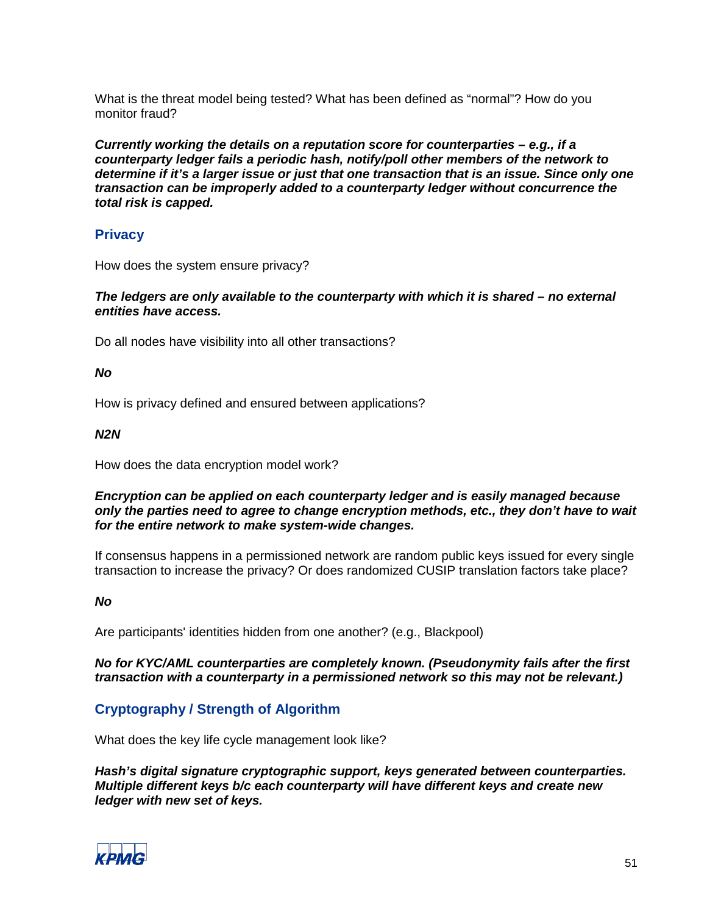What is the threat model being tested? What has been defined as "normal"? How do you monitor fraud?

***Currently working the details on a reputation score for counterparties – e.g., if a counterparty ledger fails a periodic hash, notify/poll other members of the network to determine if it's a larger issue or just that one transaction that is an issue. Since only one transaction can be improperly added to a counterparty ledger without concurrence the total risk is capped.***

## Privacy

How does the system ensure privacy?

***The ledgers are only available to the counterparty with which it is shared – no external entities have access.***

Do all nodes have visibility into all other transactions?

***No***

How is privacy defined and ensured between applications?

***N2N***

How does the data encryption model work?

***Encryption can be applied on each counterparty ledger and is easily managed because only the parties need to agree to change encryption methods, etc., they don't have to wait for the entire network to make system-wide changes.***

If consensus happens in a permissioned network are random public keys issued for every single transaction to increase the privacy? Or does randomized CUSIP translation factors take place?

***No***

Are participants' identities hidden from one another? (e.g., Blackpool)

***No for KYC/AML counterparties are completely known. (Pseudonymity fails after the first transaction with a counterparty in a permissioned network so this may not be relevant.)***

## Cryptography / Strength of Algorithm

What does the key life cycle management look like?

***Hash's digital signature cryptographic support, keys generated between counterparties. Multiple different keys b/c each counterparty will have different keys and create new ledger with new set of keys.***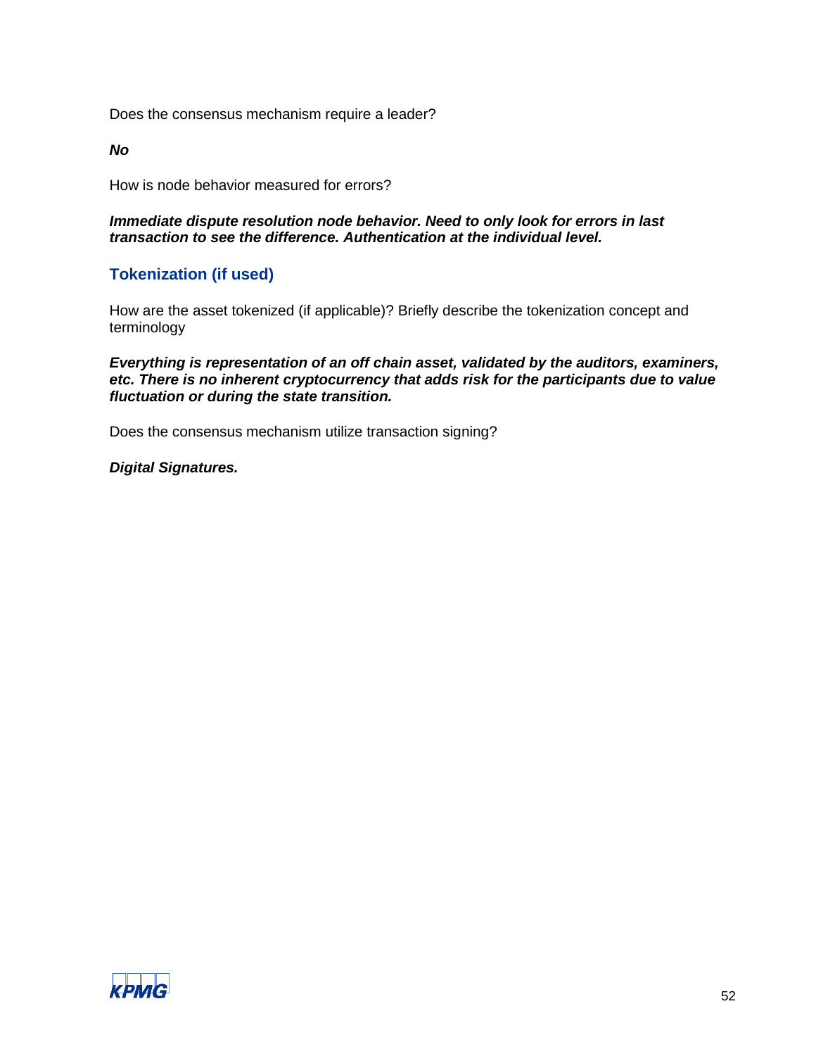Does the consensus mechanism require a leader?

***No***

How is node behavior measured for errors?

***Immediate dispute resolution node behavior. Need to only look for errors in last transaction to see the difference. Authentication at the individual level.***

## Tokenization (if used)

How are the asset tokenized (if applicable)? Briefly describe the tokenization concept and terminology

***Everything is representation of an off chain asset, validated by the auditors, examiners, etc. There is no inherent cryptocurrency that adds risk for the participants due to value fluctuation or during the state transition.***

Does the consensus mechanism utilize transaction signing?

***Digital Signatures.***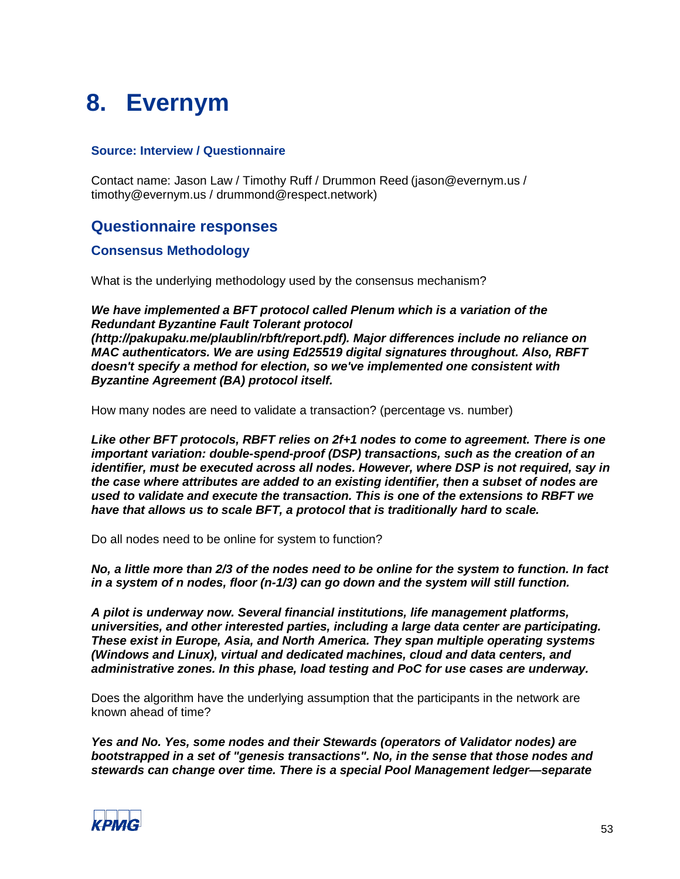# 8. Evernym

### Source: Interview / Questionnaire

Contact name: Jason Law / Timothy Ruff / Drummon Reed (jason@evernym.us / timothy@evernym.us / drummond@respect.network)

## Questionnaire responses

### Consensus Methodology

What is the underlying methodology used by the consensus mechanism?

***We have implemented a BFT protocol called Plenum which is a variation of the Redundant Byzantine Fault Tolerant protocol (http://pakupaku.me/plaublin/rbft/report.pdf). Major differences include no reliance on MAC authenticators. We are using Ed25519 digital signatures throughout. Also, RBFT doesn't specify a method for election, so we've implemented one consistent with Byzantine Agreement (BA) protocol itself.***

How many nodes are need to validate a transaction? (percentage vs. number)

***Like other BFT protocols, RBFT relies on 2f+1 nodes to come to agreement. There is one important variation: double-spend-proof (DSP) transactions, such as the creation of an identifier, must be executed across all nodes. However, where DSP is not required, say in the case where attributes are added to an existing identifier, then a subset of nodes are used to validate and execute the transaction. This is one of the extensions to RBFT we have that allows us to scale BFT, a protocol that is traditionally hard to scale.***

Do all nodes need to be online for system to function?

***No, a little more than 2/3 of the nodes need to be online for the system to function. In fact in a system of n nodes, floor (n-1/3) can go down and the system will still function.***

***A pilot is underway now. Several financial institutions, life management platforms, universities, and other interested parties, including a large data center are participating. These exist in Europe, Asia, and North America. They span multiple operating systems (Windows and Linux), virtual and dedicated machines, cloud and data centers, and administrative zones. In this phase, load testing and PoC for use cases are underway.***

Does the algorithm have the underlying assumption that the participants in the network are known ahead of time?

***Yes and No. Yes, some nodes and their Stewards (operators of Validator nodes) are bootstrapped in a set of "genesis transactions". No, in the sense that those nodes and stewards can change over time. There is a special Pool Management ledger—separate***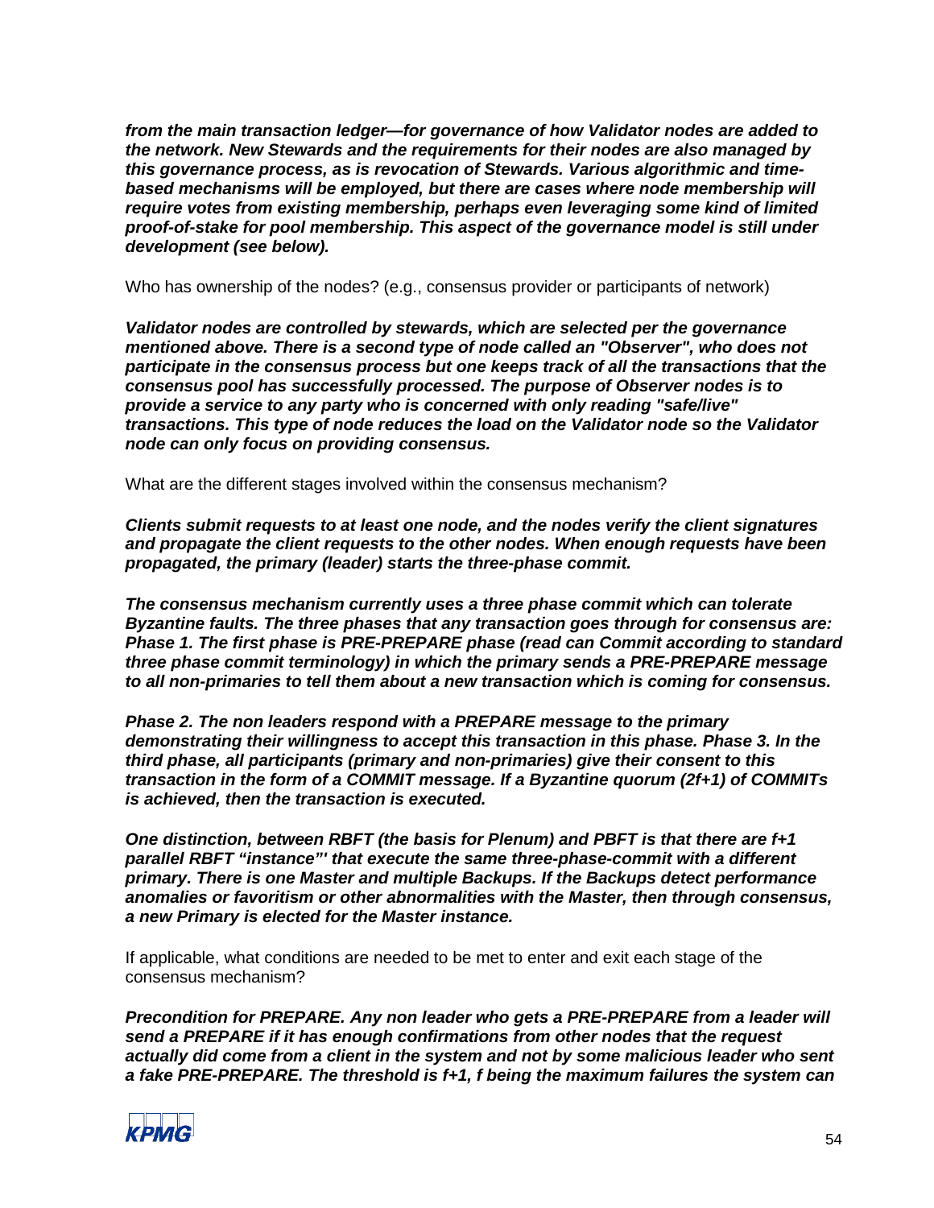***from the main transaction ledger—for governance of how Validator nodes are added to the network. New Stewards and the requirements for their nodes are also managed by this governance process, as is revocation of Stewards. Various algorithmic and time-based mechanisms will be employed, but there are cases where node membership will require votes from existing membership, perhaps even leveraging some kind of limited proof-of-stake for pool membership. This aspect of the governance model is still under development (see below).***

Who has ownership of the nodes? (e.g., consensus provider or participants of network)

***Validator nodes are controlled by stewards, which are selected per the governance mentioned above. There is a second type of node called an "Observer", who does not participate in the consensus process but one keeps track of all the transactions that the consensus pool has successfully processed. The purpose of Observer nodes is to provide a service to any party who is concerned with only reading "safe/live" transactions. This type of node reduces the load on the Validator node so the Validator node can only focus on providing consensus.***

What are the different stages involved within the consensus mechanism?

***Clients submit requests to at least one node, and the nodes verify the client signatures and propagate the client requests to the other nodes. When enough requests have been propagated, the primary (leader) starts the three-phase commit.***

***The consensus mechanism currently uses a three phase commit which can tolerate Byzantine faults. The three phases that any transaction goes through for consensus are: Phase 1. The first phase is PRE-PREPARE phase (read can Commit according to standard three phase commit terminology) in which the primary sends a PRE-PREPARE message to all non-primaries to tell them about a new transaction which is coming for consensus.***

***Phase 2. The non leaders respond with a PREPARE message to the primary demonstrating their willingness to accept this transaction in this phase. Phase 3. In the third phase, all participants (primary and non-primaries) give their consent to this transaction in the form of a COMMIT message. If a Byzantine quorum (2f+1) of COMMITs is achieved, then the transaction is executed.***

***One distinction, between RBFT (the basis for Plenum) and PBFT is that there are f+1 parallel RBFT "instance"' that execute the same three-phase-commit with a different primary. There is one Master and multiple Backups. If the Backups detect performance anomalies or favoritism or other abnormalities with the Master, then through consensus, a new Primary is elected for the Master instance.***

If applicable, what conditions are needed to be met to enter and exit each stage of the consensus mechanism?

***Precondition for PREPARE. Any non leader who gets a PRE-PREPARE from a leader will send a PREPARE if it has enough confirmations from other nodes that the request actually did come from a client in the system and not by some malicious leader who sent a fake PRE-PREPARE. The threshold is f+1, f being the maximum failures the system can***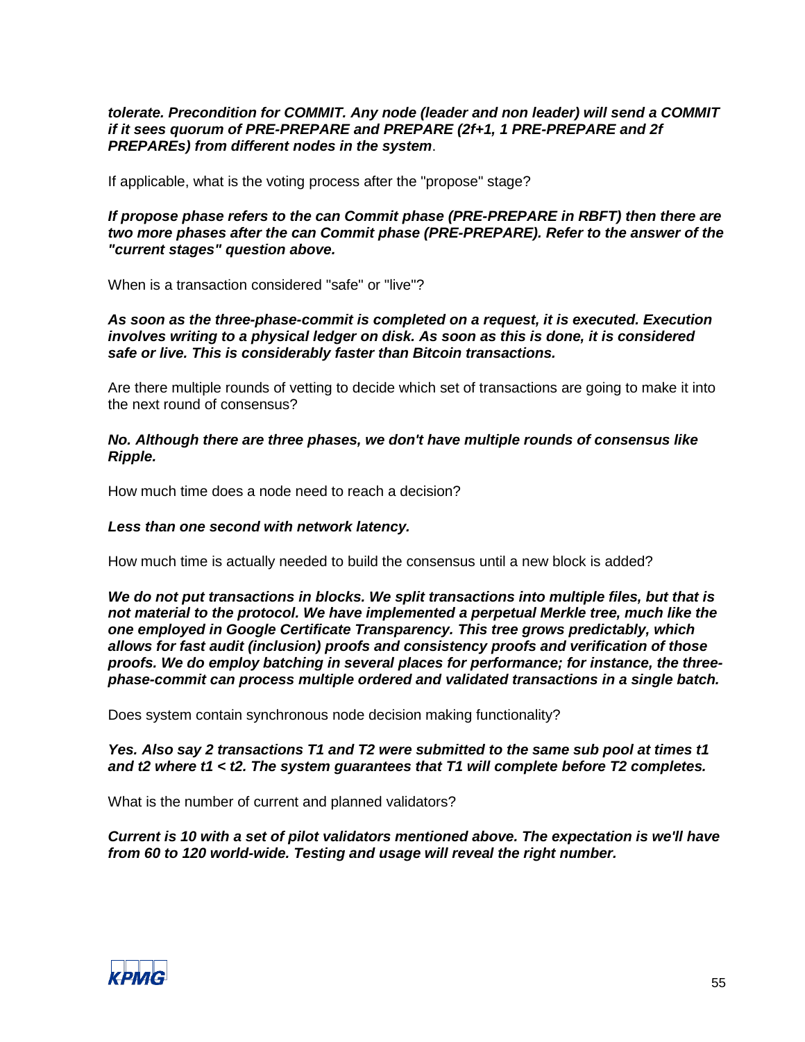***tolerate. Precondition for COMMIT. Any node (leader and non leader) will send a COMMIT if it sees quorum of PRE-PREPARE and PREPARE (2f+1, 1 PRE-PREPARE and 2f PREPAREs) from different nodes in the system***.

If applicable, what is the voting process after the "propose" stage?

***If propose phase refers to the can Commit phase (PRE-PREPARE in RBFT) then there are two more phases after the can Commit phase (PRE-PREPARE). Refer to the answer of the "current stages" question above.***

When is a transaction considered "safe" or "live"?

***As soon as the three-phase-commit is completed on a request, it is executed. Execution involves writing to a physical ledger on disk. As soon as this is done, it is considered safe or live. This is considerably faster than Bitcoin transactions.***

Are there multiple rounds of vetting to decide which set of transactions are going to make it into the next round of consensus?

***No. Although there are three phases, we don't have multiple rounds of consensus like Ripple.***

How much time does a node need to reach a decision?

***Less than one second with network latency.***

How much time is actually needed to build the consensus until a new block is added?

***We do not put transactions in blocks. We split transactions into multiple files, but that is not material to the protocol. We have implemented a perpetual Merkle tree, much like the one employed in Google Certificate Transparency. This tree grows predictably, which allows for fast audit (inclusion) proofs and consistency proofs and verification of those proofs. We do employ batching in several places for performance; for instance, the three-phase-commit can process multiple ordered and validated transactions in a single batch.***

Does system contain synchronous node decision making functionality?

***Yes. Also say 2 transactions T1 and T2 were submitted to the same sub pool at times t1 and t2 where t1 < t2. The system guarantees that T1 will complete before T2 completes.***

What is the number of current and planned validators?

***Current is 10 with a set of pilot validators mentioned above. The expectation is we'll have from 60 to 120 world-wide. Testing and usage will reveal the right number.***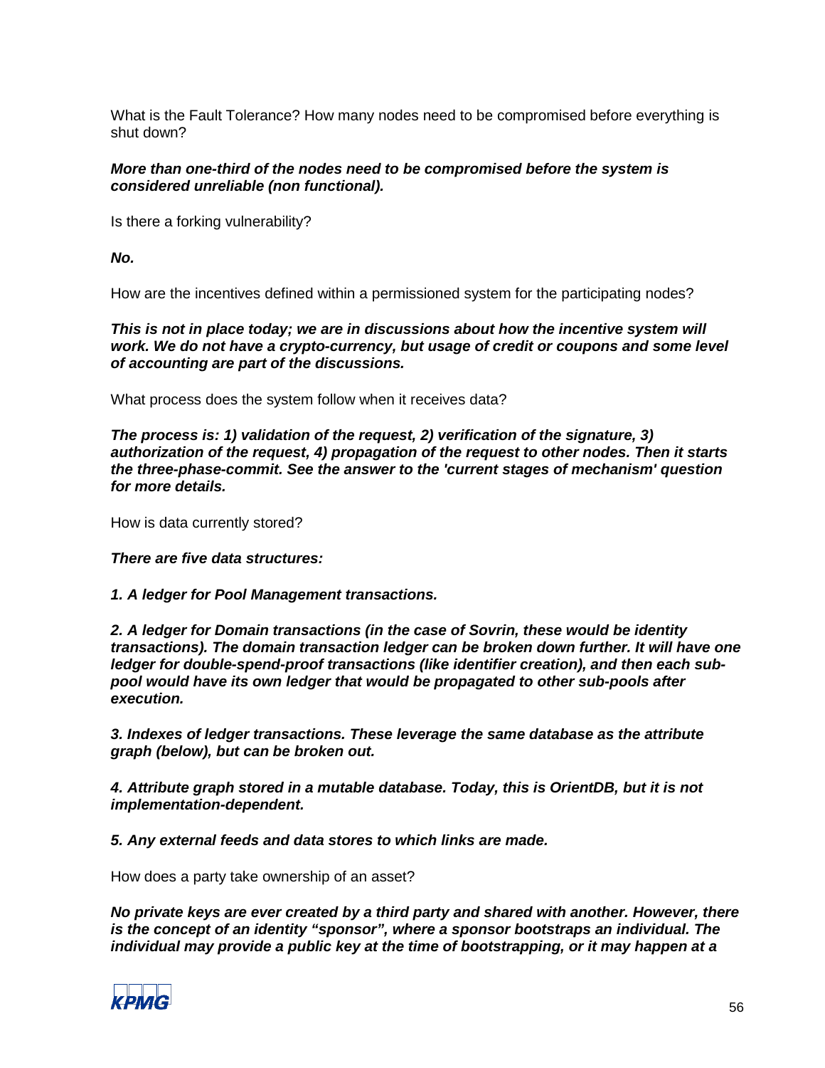What is the Fault Tolerance? How many nodes need to be compromised before everything is shut down?

***More than one-third of the nodes need to be compromised before the system is considered unreliable (non functional).***

Is there a forking vulnerability?

***No.***

How are the incentives defined within a permissioned system for the participating nodes?

***This is not in place today; we are in discussions about how the incentive system will work. We do not have a crypto-currency, but usage of credit or coupons and some level of accounting are part of the discussions.***

What process does the system follow when it receives data?

***The process is: 1) validation of the request, 2) verification of the signature, 3) authorization of the request, 4) propagation of the request to other nodes. Then it starts the three-phase-commit. See the answer to the 'current stages of mechanism' question for more details.***

How is data currently stored?

***There are five data structures:***

***1. A ledger for Pool Management transactions.***

***2. A ledger for Domain transactions (in the case of Sovrin, these would be identity transactions). The domain transaction ledger can be broken down further. It will have one ledger for double-spend-proof transactions (like identifier creation), and then each sub-pool would have its own ledger that would be propagated to other sub-pools after execution.***

***3. Indexes of ledger transactions. These leverage the same database as the attribute graph (below), but can be broken out.***

***4. Attribute graph stored in a mutable database. Today, this is OrientDB, but it is not implementation-dependent.***

***5. Any external feeds and data stores to which links are made.***

How does a party take ownership of an asset?

***No private keys are ever created by a third party and shared with another. However, there is the concept of an identity "sponsor", where a sponsor bootstraps an individual. The individual may provide a public key at the time of bootstrapping, or it may happen at a***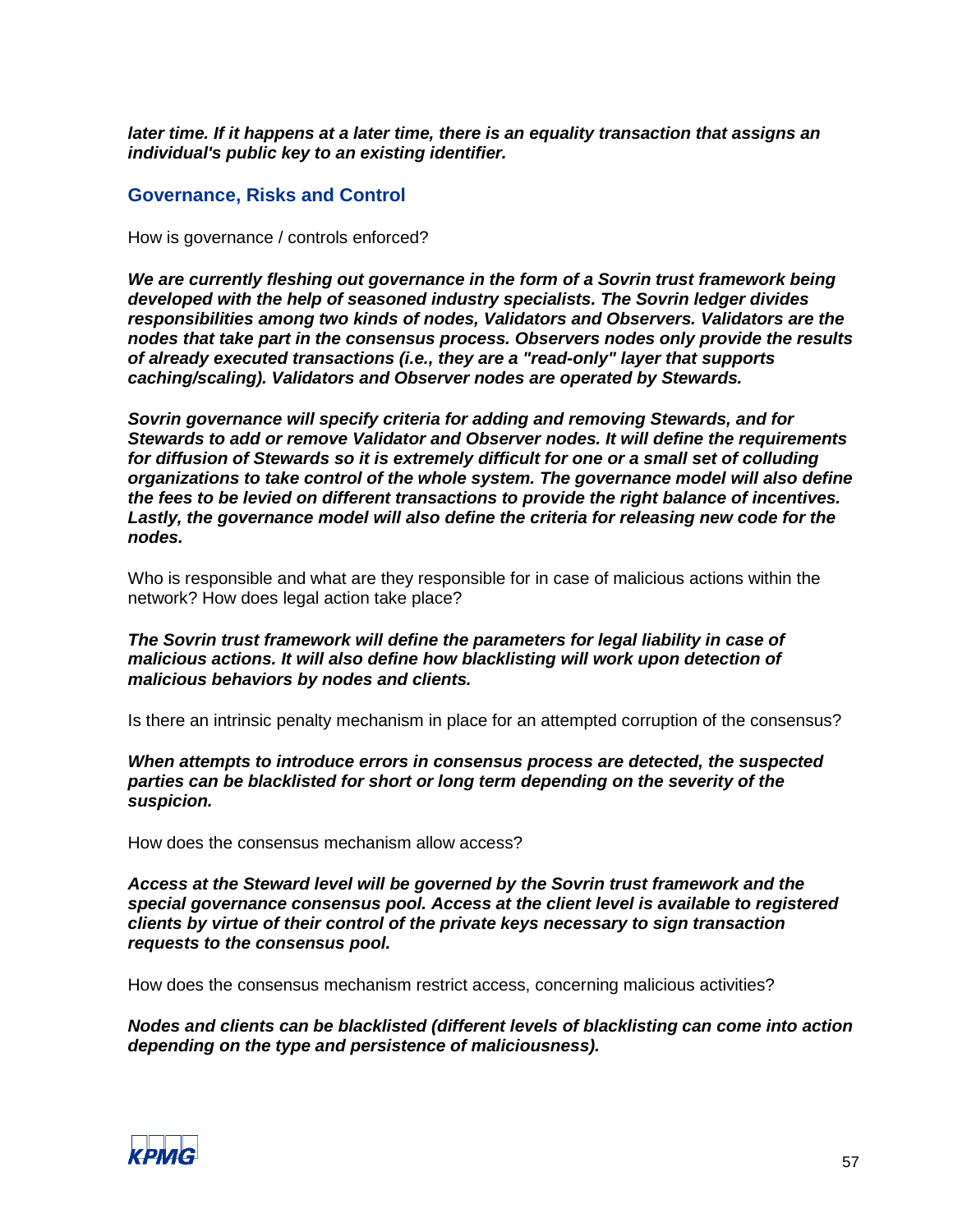***later time. If it happens at a later time, there is an equality transaction that assigns an individual's public key to an existing identifier.***

## Governance, Risks and Control

How is governance / controls enforced?

***We are currently fleshing out governance in the form of a Sovrin trust framework being developed with the help of seasoned industry specialists. The Sovrin ledger divides responsibilities among two kinds of nodes, Validators and Observers. Validators are the nodes that take part in the consensus process. Observers nodes only provide the results of already executed transactions (i.e., they are a "read-only" layer that supports caching/scaling). Validators and Observer nodes are operated by Stewards.***

***Sovrin governance will specify criteria for adding and removing Stewards, and for Stewards to add or remove Validator and Observer nodes. It will define the requirements for diffusion of Stewards so it is extremely difficult for one or a small set of colluding organizations to take control of the whole system. The governance model will also define the fees to be levied on different transactions to provide the right balance of incentives. Lastly, the governance model will also define the criteria for releasing new code for the nodes.***

Who is responsible and what are they responsible for in case of malicious actions within the network? How does legal action take place?

***The Sovrin trust framework will define the parameters for legal liability in case of malicious actions. It will also define how blacklisting will work upon detection of malicious behaviors by nodes and clients.***

Is there an intrinsic penalty mechanism in place for an attempted corruption of the consensus?

***When attempts to introduce errors in consensus process are detected, the suspected parties can be blacklisted for short or long term depending on the severity of the suspicion.***

How does the consensus mechanism allow access?

***Access at the Steward level will be governed by the Sovrin trust framework and the special governance consensus pool. Access at the client level is available to registered clients by virtue of their control of the private keys necessary to sign transaction requests to the consensus pool.***

How does the consensus mechanism restrict access, concerning malicious activities?

***Nodes and clients can be blacklisted (different levels of blacklisting can come into action depending on the type and persistence of maliciousness).***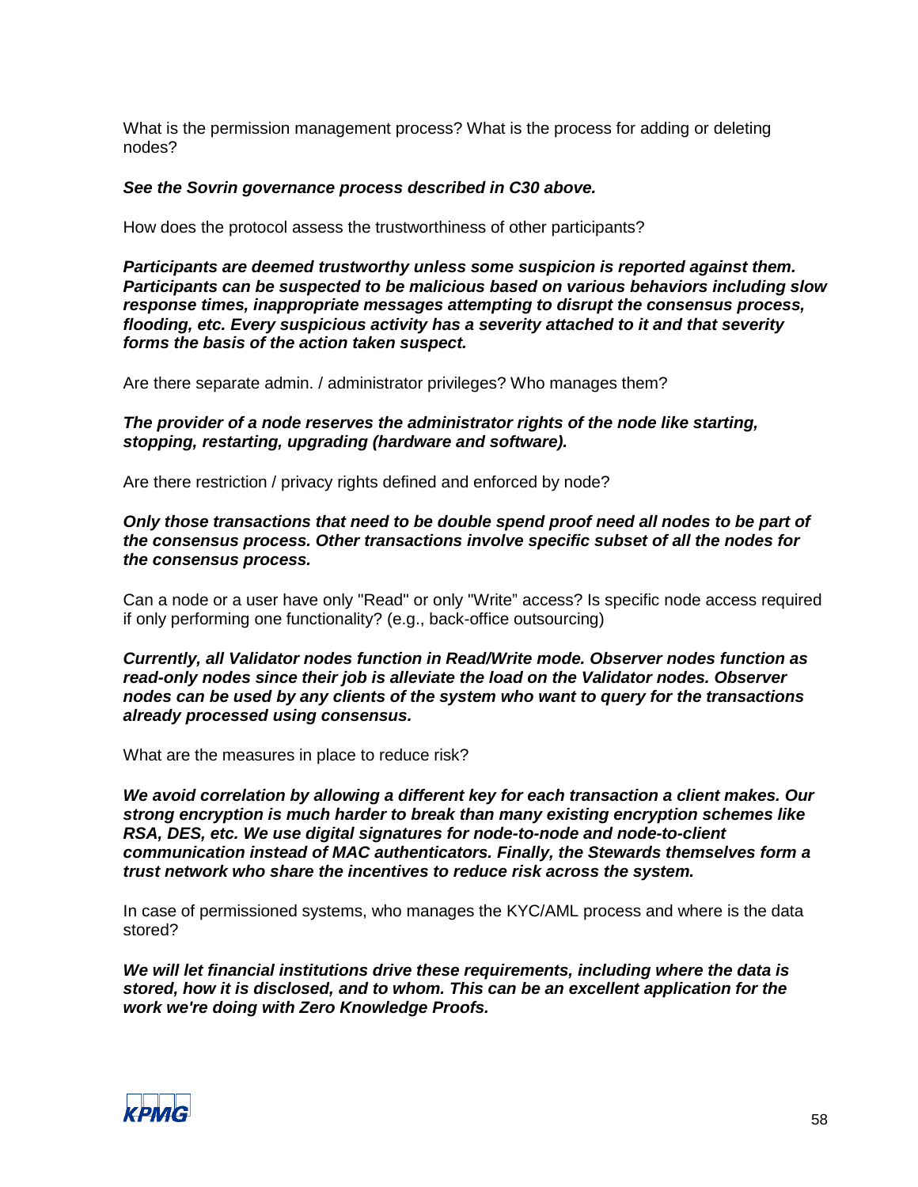What is the permission management process? What is the process for adding or deleting nodes?

***See the Sovrin governance process described in C30 above.***

How does the protocol assess the trustworthiness of other participants?

***Participants are deemed trustworthy unless some suspicion is reported against them. Participants can be suspected to be malicious based on various behaviors including slow response times, inappropriate messages attempting to disrupt the consensus process, flooding, etc. Every suspicious activity has a severity attached to it and that severity forms the basis of the action taken suspect.***

Are there separate admin. / administrator privileges? Who manages them?

***The provider of a node reserves the administrator rights of the node like starting, stopping, restarting, upgrading (hardware and software).***

Are there restriction / privacy rights defined and enforced by node?

***Only those transactions that need to be double spend proof need all nodes to be part of the consensus process. Other transactions involve specific subset of all the nodes for the consensus process.***

Can a node or a user have only "Read" or only "Write" access? Is specific node access required if only performing one functionality? (e.g., back-office outsourcing)

***Currently, all Validator nodes function in Read/Write mode. Observer nodes function as read-only nodes since their job is alleviate the load on the Validator nodes. Observer nodes can be used by any clients of the system who want to query for the transactions already processed using consensus.***

What are the measures in place to reduce risk?

***We avoid correlation by allowing a different key for each transaction a client makes. Our strong encryption is much harder to break than many existing encryption schemes like RSA, DES, etc. We use digital signatures for node-to-node and node-to-client communication instead of MAC authenticators. Finally, the Stewards themselves form a trust network who share the incentives to reduce risk across the system.***

In case of permissioned systems, who manages the KYC/AML process and where is the data stored?

***We will let financial institutions drive these requirements, including where the data is stored, how it is disclosed, and to whom. This can be an excellent application for the work we're doing with Zero Knowledge Proofs.***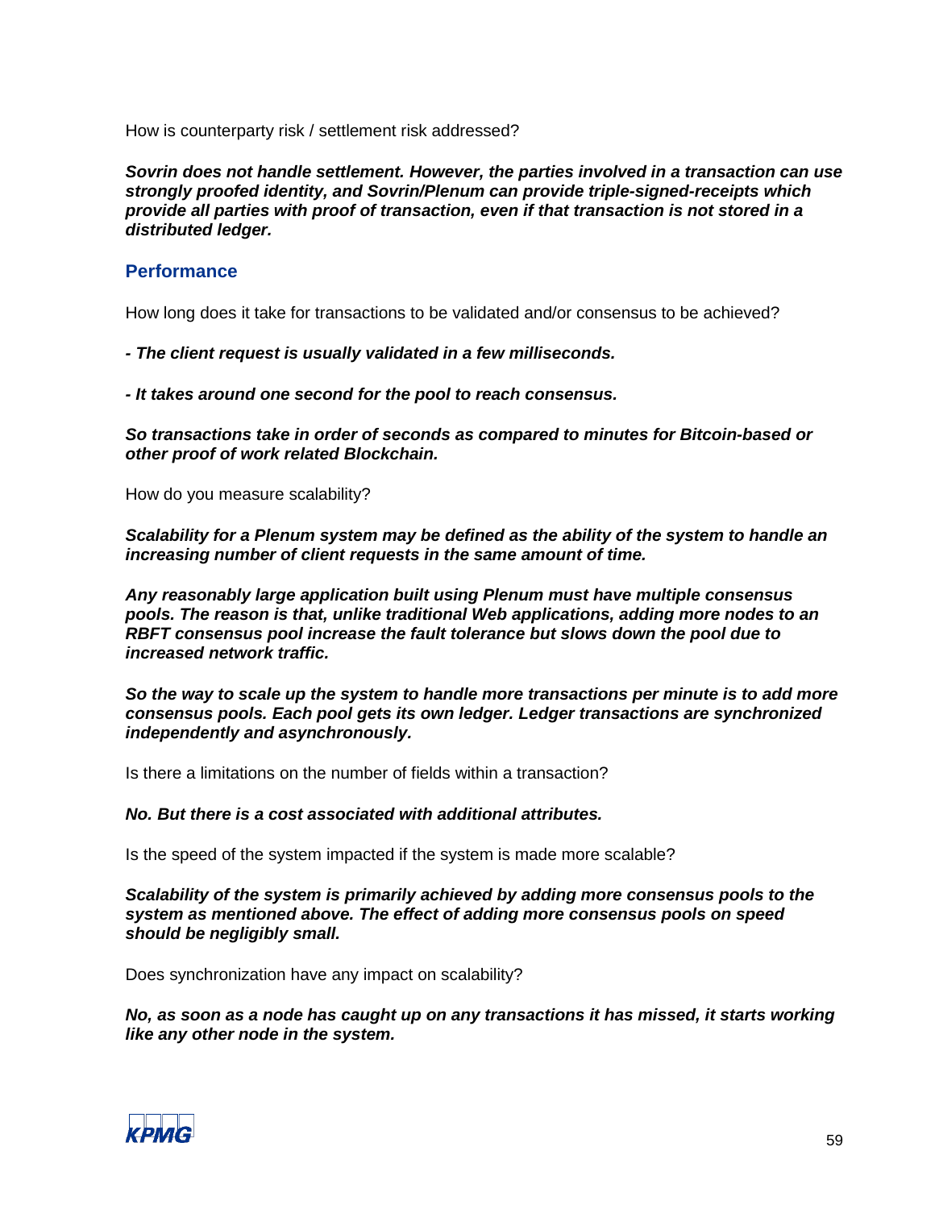How is counterparty risk / settlement risk addressed?

***Sovrin does not handle settlement. However, the parties involved in a transaction can use strongly proofed identity, and Sovrin/Plenum can provide triple-signed-receipts which provide all parties with proof of transaction, even if that transaction is not stored in a distributed ledger.***

## Performance

How long does it take for transactions to be validated and/or consensus to be achieved?

***- The client request is usually validated in a few milliseconds.***

***- It takes around one second for the pool to reach consensus.***

***So transactions take in order of seconds as compared to minutes for Bitcoin-based or other proof of work related Blockchain.***

How do you measure scalability?

***Scalability for a Plenum system may be defined as the ability of the system to handle an increasing number of client requests in the same amount of time.***

***Any reasonably large application built using Plenum must have multiple consensus pools. The reason is that, unlike traditional Web applications, adding more nodes to an RBFT consensus pool increase the fault tolerance but slows down the pool due to increased network traffic.***

***So the way to scale up the system to handle more transactions per minute is to add more consensus pools. Each pool gets its own ledger. Ledger transactions are synchronized independently and asynchronously.***

Is there a limitations on the number of fields within a transaction?

***No. But there is a cost associated with additional attributes.***

Is the speed of the system impacted if the system is made more scalable?

***Scalability of the system is primarily achieved by adding more consensus pools to the system as mentioned above. The effect of adding more consensus pools on speed should be negligibly small.***

Does synchronization have any impact on scalability?

***No, as soon as a node has caught up on any transactions it has missed, it starts working like any other node in the system.***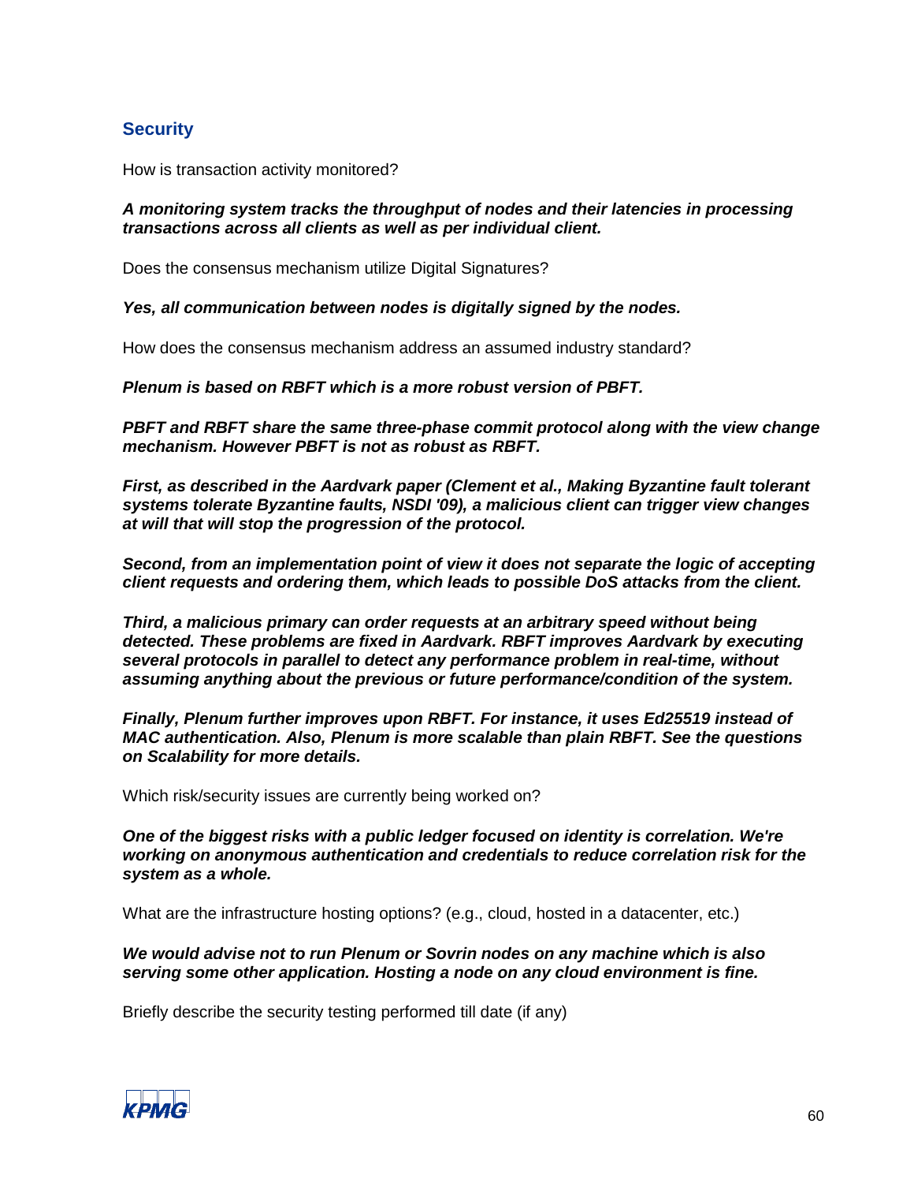## Security

How is transaction activity monitored?

***A monitoring system tracks the throughput of nodes and their latencies in processing transactions across all clients as well as per individual client.***

Does the consensus mechanism utilize Digital Signatures?

***Yes, all communication between nodes is digitally signed by the nodes.***

How does the consensus mechanism address an assumed industry standard?

***Plenum is based on RBFT which is a more robust version of PBFT.***

***PBFT and RBFT share the same three-phase commit protocol along with the view change mechanism. However PBFT is not as robust as RBFT.***

***First, as described in the Aardvark paper (Clement et al., Making Byzantine fault tolerant systems tolerate Byzantine faults, NSDI '09), a malicious client can trigger view changes at will that will stop the progression of the protocol.***

***Second, from an implementation point of view it does not separate the logic of accepting client requests and ordering them, which leads to possible DoS attacks from the client.***

***Third, a malicious primary can order requests at an arbitrary speed without being detected. These problems are fixed in Aardvark. RBFT improves Aardvark by executing several protocols in parallel to detect any performance problem in real-time, without assuming anything about the previous or future performance/condition of the system.***

***Finally, Plenum further improves upon RBFT. For instance, it uses Ed25519 instead of MAC authentication. Also, Plenum is more scalable than plain RBFT. See the questions on Scalability for more details.***

Which risk/security issues are currently being worked on?

***One of the biggest risks with a public ledger focused on identity is correlation. We're working on anonymous authentication and credentials to reduce correlation risk for the system as a whole.***

What are the infrastructure hosting options? (e.g., cloud, hosted in a datacenter, etc.)

***We would advise not to run Plenum or Sovrin nodes on any machine which is also serving some other application. Hosting a node on any cloud environment is fine.***

Briefly describe the security testing performed till date (if any)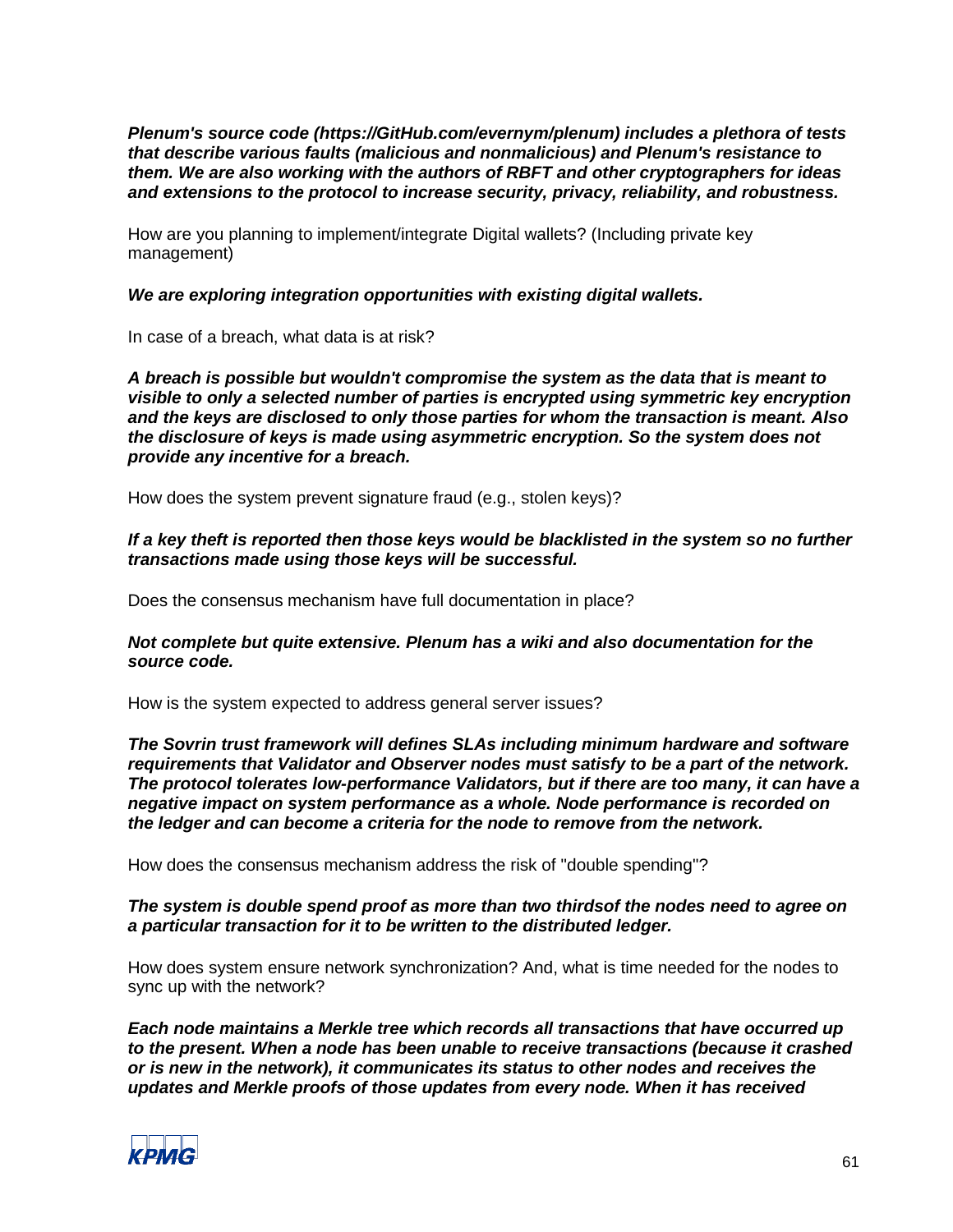***Plenum's source code (https://GitHub.com/evernym/plenum) includes a plethora of tests that describe various faults (malicious and nonmalicious) and Plenum's resistance to them. We are also working with the authors of RBFT and other cryptographers for ideas and extensions to the protocol to increase security, privacy, reliability, and robustness.***

How are you planning to implement/integrate Digital wallets? (Including private key management)

***We are exploring integration opportunities with existing digital wallets.***

In case of a breach, what data is at risk?

***A breach is possible but wouldn't compromise the system as the data that is meant to visible to only a selected number of parties is encrypted using symmetric key encryption and the keys are disclosed to only those parties for whom the transaction is meant. Also the disclosure of keys is made using asymmetric encryption. So the system does not provide any incentive for a breach.***

How does the system prevent signature fraud (e.g., stolen keys)?

***If a key theft is reported then those keys would be blacklisted in the system so no further transactions made using those keys will be successful.***

Does the consensus mechanism have full documentation in place?

***Not complete but quite extensive. Plenum has a wiki and also documentation for the source code.***

How is the system expected to address general server issues?

***The Sovrin trust framework will defines SLAs including minimum hardware and software requirements that Validator and Observer nodes must satisfy to be a part of the network. The protocol tolerates low-performance Validators, but if there are too many, it can have a negative impact on system performance as a whole. Node performance is recorded on the ledger and can become a criteria for the node to remove from the network.***

How does the consensus mechanism address the risk of "double spending"?

***The system is double spend proof as more than two thirdsof the nodes need to agree on a particular transaction for it to be written to the distributed ledger.***

How does system ensure network synchronization? And, what is time needed for the nodes to sync up with the network?

***Each node maintains a Merkle tree which records all transactions that have occurred up to the present. When a node has been unable to receive transactions (because it crashed or is new in the network), it communicates its status to other nodes and receives the updates and Merkle proofs of those updates from every node. When it has received***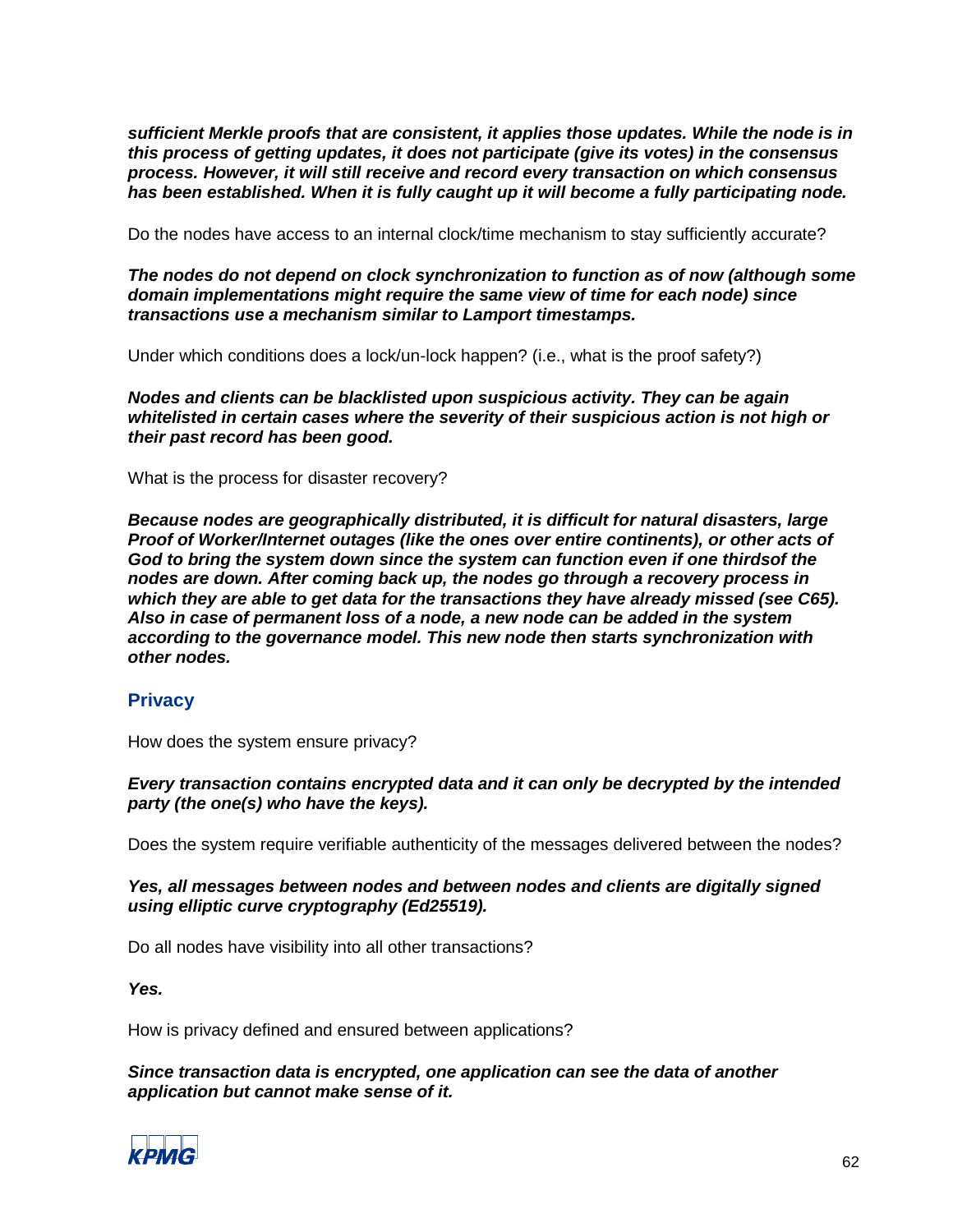***sufficient Merkle proofs that are consistent, it applies those updates. While the node is in this process of getting updates, it does not participate (give its votes) in the consensus process. However, it will still receive and record every transaction on which consensus has been established. When it is fully caught up it will become a fully participating node.***

Do the nodes have access to an internal clock/time mechanism to stay sufficiently accurate?

***The nodes do not depend on clock synchronization to function as of now (although some domain implementations might require the same view of time for each node) since transactions use a mechanism similar to Lamport timestamps.***

Under which conditions does a lock/un-lock happen? (i.e., what is the proof safety?)

***Nodes and clients can be blacklisted upon suspicious activity. They can be again whitelisted in certain cases where the severity of their suspicious action is not high or their past record has been good.***

What is the process for disaster recovery?

***Because nodes are geographically distributed, it is difficult for natural disasters, large Proof of Worker/Internet outages (like the ones over entire continents), or other acts of God to bring the system down since the system can function even if one thirdsof the nodes are down. After coming back up, the nodes go through a recovery process in which they are able to get data for the transactions they have already missed (see C65). Also in case of permanent loss of a node, a new node can be added in the system according to the governance model. This new node then starts synchronization with other nodes.***

## Privacy

How does the system ensure privacy?

***Every transaction contains encrypted data and it can only be decrypted by the intended party (the one(s) who have the keys).***

Does the system require verifiable authenticity of the messages delivered between the nodes?

***Yes, all messages between nodes and between nodes and clients are digitally signed using elliptic curve cryptography (Ed25519).***

Do all nodes have visibility into all other transactions?

***Yes.***

How is privacy defined and ensured between applications?

***Since transaction data is encrypted, one application can see the data of another application but cannot make sense of it.***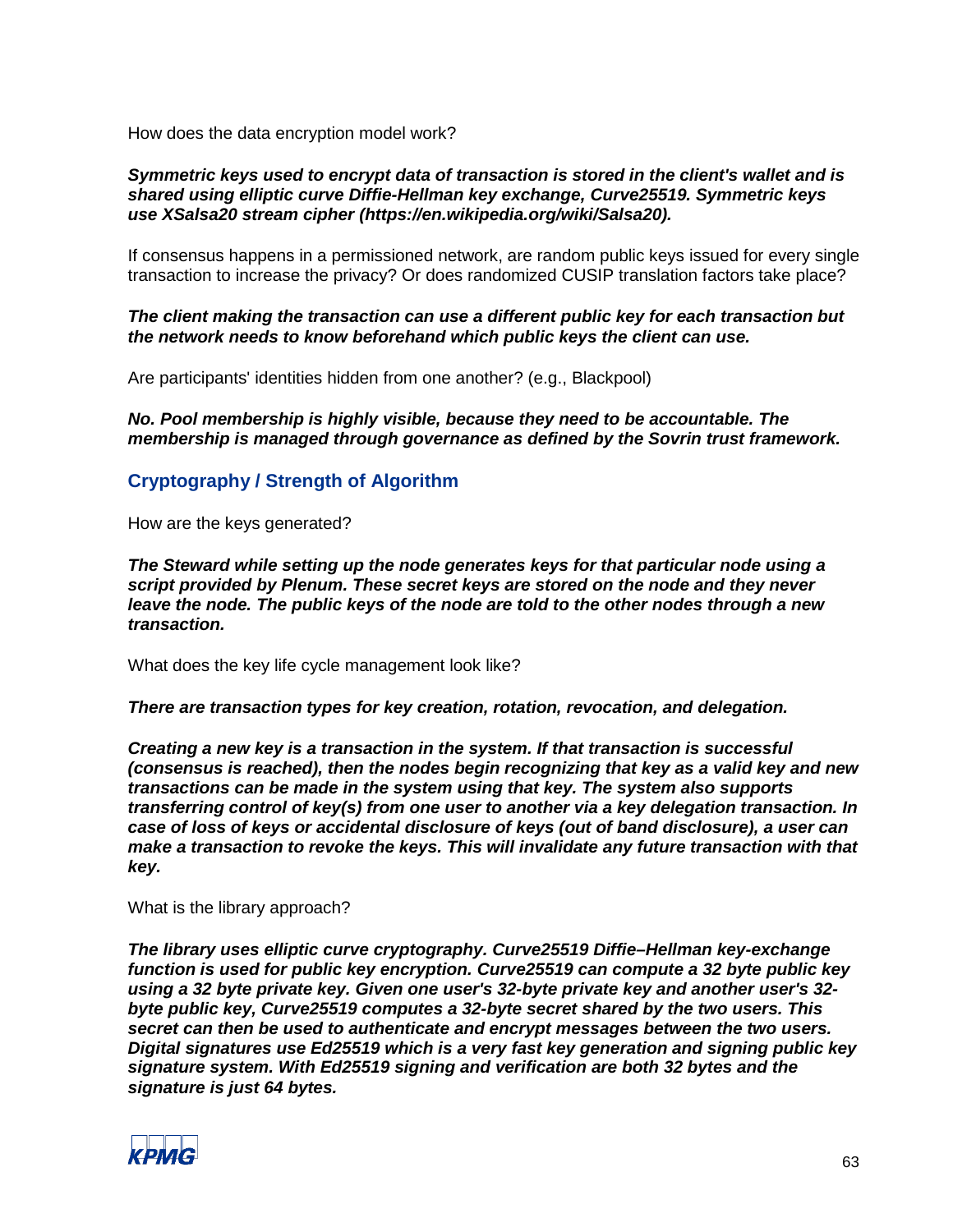How does the data encryption model work?

***Symmetric keys used to encrypt data of transaction is stored in the client's wallet and is shared using elliptic curve Diffie-Hellman key exchange, Curve25519. Symmetric keys use XSalsa20 stream cipher (https://en.wikipedia.org/wiki/Salsa20).***

If consensus happens in a permissioned network, are random public keys issued for every single transaction to increase the privacy? Or does randomized CUSIP translation factors take place?

***The client making the transaction can use a different public key for each transaction but the network needs to know beforehand which public keys the client can use.***

Are participants' identities hidden from one another? (e.g., Blackpool)

***No. Pool membership is highly visible, because they need to be accountable. The membership is managed through governance as defined by the Sovrin trust framework.***

## Cryptography / Strength of Algorithm

How are the keys generated?

***The Steward while setting up the node generates keys for that particular node using a script provided by Plenum. These secret keys are stored on the node and they never leave the node. The public keys of the node are told to the other nodes through a new transaction.***

What does the key life cycle management look like?

***There are transaction types for key creation, rotation, revocation, and delegation.***

***Creating a new key is a transaction in the system. If that transaction is successful (consensus is reached), then the nodes begin recognizing that key as a valid key and new transactions can be made in the system using that key. The system also supports transferring control of key(s) from one user to another via a key delegation transaction. In case of loss of keys or accidental disclosure of keys (out of band disclosure), a user can make a transaction to revoke the keys. This will invalidate any future transaction with that key.***

What is the library approach?

***The library uses elliptic curve cryptography. Curve25519 Diffie–Hellman key-exchange function is used for public key encryption. Curve25519 can compute a 32 byte public key using a 32 byte private key. Given one user's 32-byte private key and another user's 32-byte public key, Curve25519 computes a 32-byte secret shared by the two users. This secret can then be used to authenticate and encrypt messages between the two users. Digital signatures use Ed25519 which is a very fast key generation and signing public key signature system. With Ed25519 signing and verification are both 32 bytes and the signature is just 64 bytes.***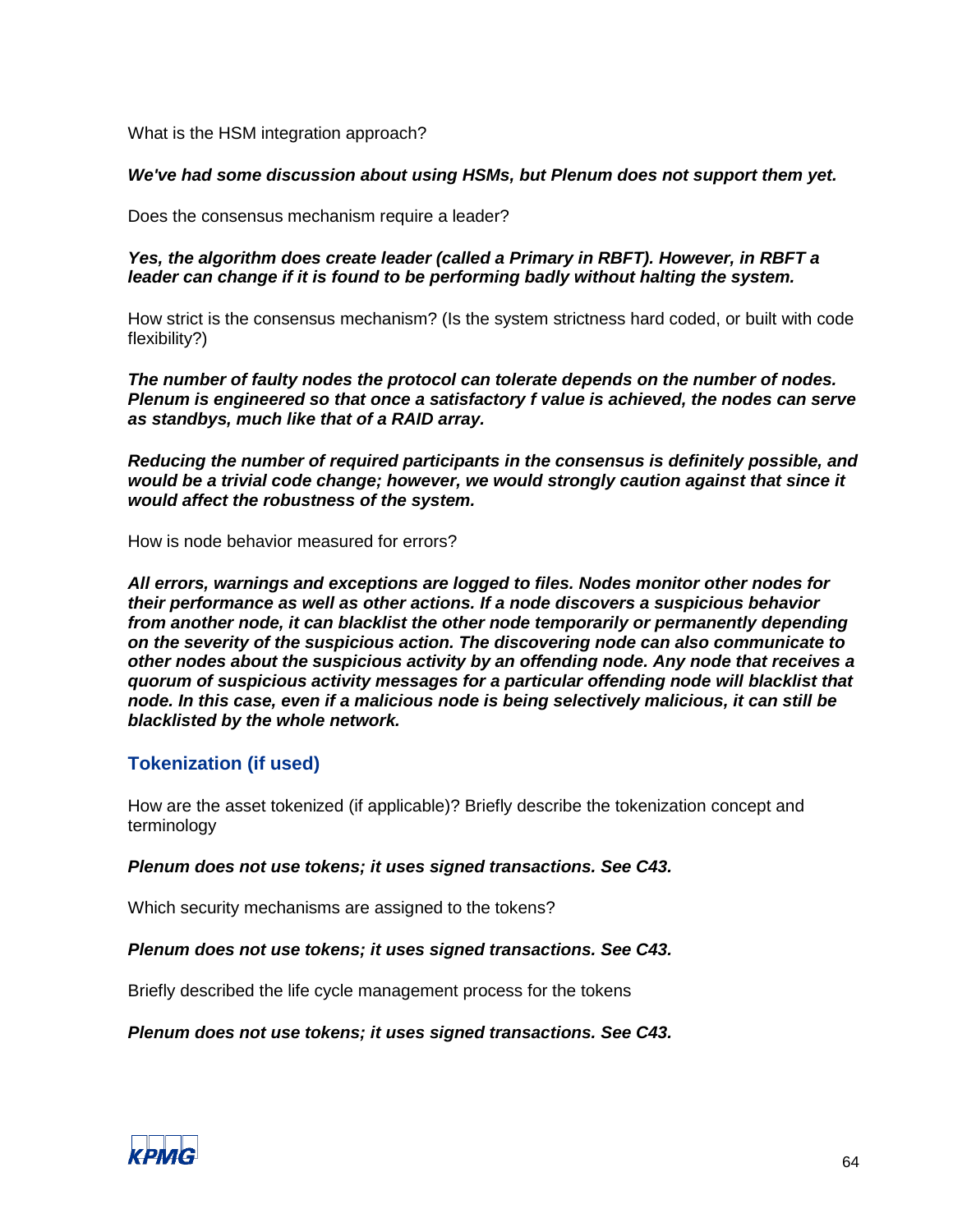What is the HSM integration approach?

***We've had some discussion about using HSMs, but Plenum does not support them yet.***

Does the consensus mechanism require a leader?

***Yes, the algorithm does create leader (called a Primary in RBFT). However, in RBFT a leader can change if it is found to be performing badly without halting the system.***

How strict is the consensus mechanism? (Is the system strictness hard coded, or built with code flexibility?)

***The number of faulty nodes the protocol can tolerate depends on the number of nodes. Plenum is engineered so that once a satisfactory f value is achieved, the nodes can serve as standbys, much like that of a RAID array.***

***Reducing the number of required participants in the consensus is definitely possible, and would be a trivial code change; however, we would strongly caution against that since it would affect the robustness of the system.***

How is node behavior measured for errors?

***All errors, warnings and exceptions are logged to files. Nodes monitor other nodes for their performance as well as other actions. If a node discovers a suspicious behavior from another node, it can blacklist the other node temporarily or permanently depending on the severity of the suspicious action. The discovering node can also communicate to other nodes about the suspicious activity by an offending node. Any node that receives a quorum of suspicious activity messages for a particular offending node will blacklist that node. In this case, even if a malicious node is being selectively malicious, it can still be blacklisted by the whole network.***

## Tokenization (if used)

How are the asset tokenized (if applicable)? Briefly describe the tokenization concept and terminology

***Plenum does not use tokens; it uses signed transactions. See C43.***

Which security mechanisms are assigned to the tokens?

***Plenum does not use tokens; it uses signed transactions. See C43.***

Briefly described the life cycle management process for the tokens

***Plenum does not use tokens; it uses signed transactions. See C43.***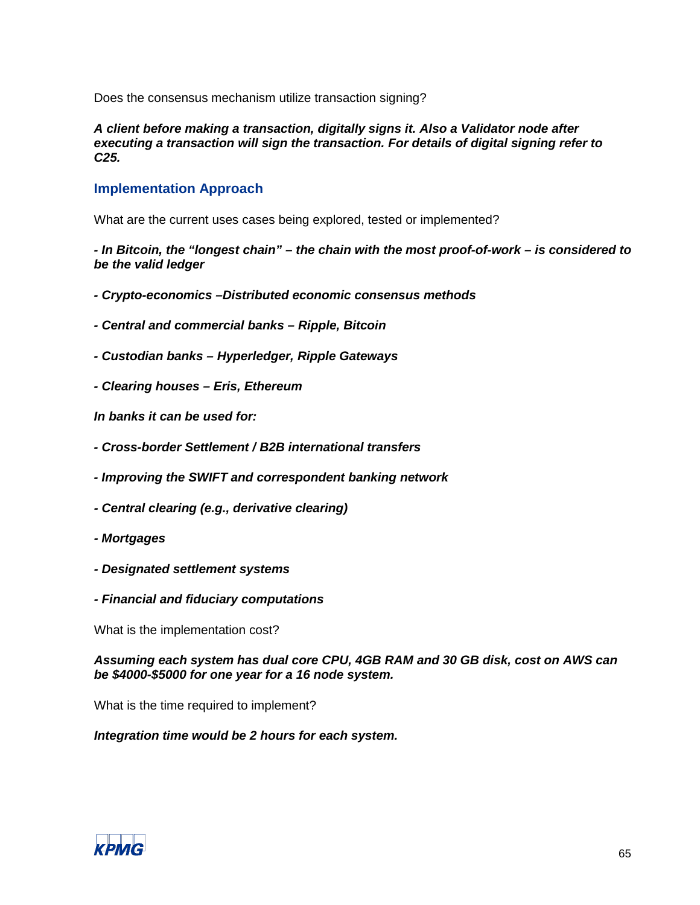Does the consensus mechanism utilize transaction signing?

***A client before making a transaction, digitally signs it. Also a Validator node after executing a transaction will sign the transaction. For details of digital signing refer to C25.***

## Implementation Approach

What are the current uses cases being explored, tested or implemented?

***- In Bitcoin, the "longest chain" – the chain with the most proof-of-work – is considered to be the valid ledger***

***- Crypto-economics –Distributed economic consensus methods***

***- Central and commercial banks – Ripple, Bitcoin***

***- Custodian banks – Hyperledger, Ripple Gateways***

***- Clearing houses – Eris, Ethereum***

***In banks it can be used for:***

***- Cross-border Settlement / B2B international transfers***

***- Improving the SWIFT and correspondent banking network***

***- Central clearing (e.g., derivative clearing)***

***- Mortgages***

***- Designated settlement systems***

***- Financial and fiduciary computations***

What is the implementation cost?

***Assuming each system has dual core CPU, 4GB RAM and 30 GB disk, cost on AWS can be $4000-$5000 for one year for a 16 node system.***

What is the time required to implement?

***Integration time would be 2 hours for each system.***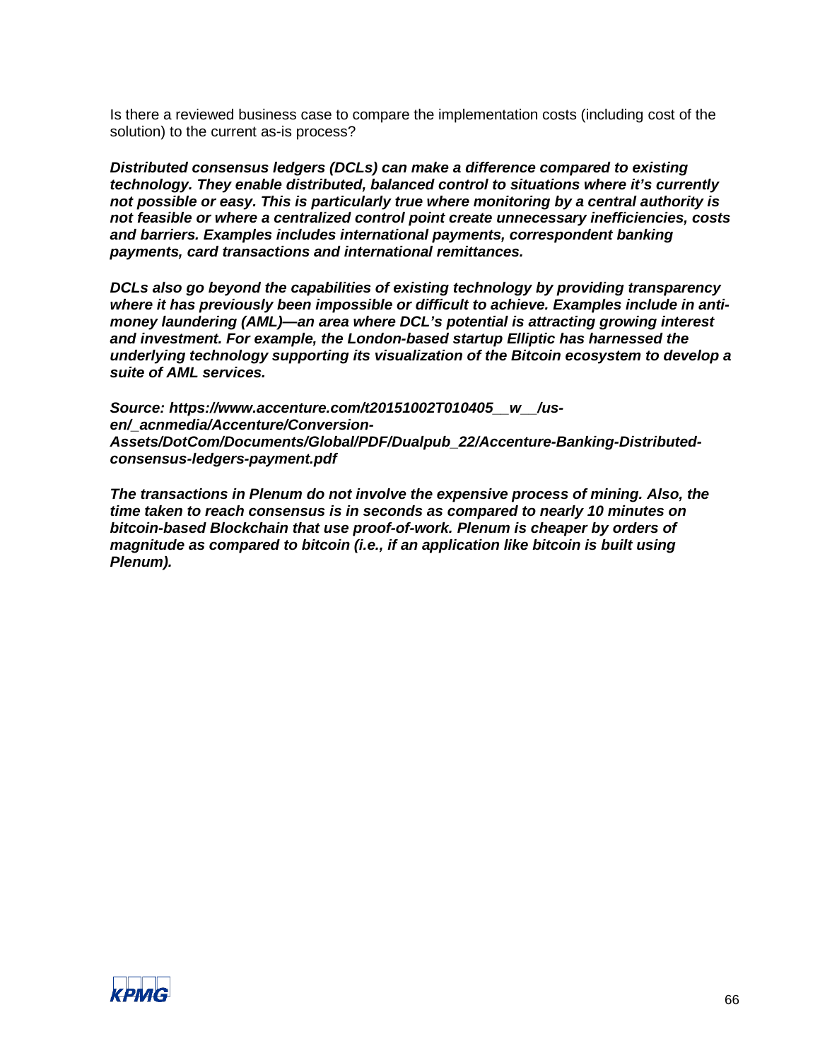Is there a reviewed business case to compare the implementation costs (including cost of the solution) to the current as-is process?

***Distributed consensus ledgers (DCLs) can make a difference compared to existing technology. They enable distributed, balanced control to situations where it's currently not possible or easy. This is particularly true where monitoring by a central authority is not feasible or where a centralized control point create unnecessary inefficiencies, costs and barriers. Examples includes international payments, correspondent banking payments, card transactions and international remittances.***

***DCLs also go beyond the capabilities of existing technology by providing transparency where it has previously been impossible or difficult to achieve. Examples include in anti-money laundering (AML)—an area where DCL's potential is attracting growing interest and investment. For example, the London-based startup Elliptic has harnessed the underlying technology supporting its visualization of the Bitcoin ecosystem to develop a suite of AML services.***

***Source: https://www.accenture.com/t20151002T010405__w__/us-en/_acnmedia/Accenture/Conversion-Assets/DotCom/Documents/Global/PDF/Dualpub_22/Accenture-Banking-Distributed-consensus-ledgers-payment.pdf***

***The transactions in Plenum do not involve the expensive process of mining. Also, the time taken to reach consensus is in seconds as compared to nearly 10 minutes on bitcoin-based Blockchain that use proof-of-work. Plenum is cheaper by orders of magnitude as compared to bitcoin (i.e., if an application like bitcoin is built using Plenum).***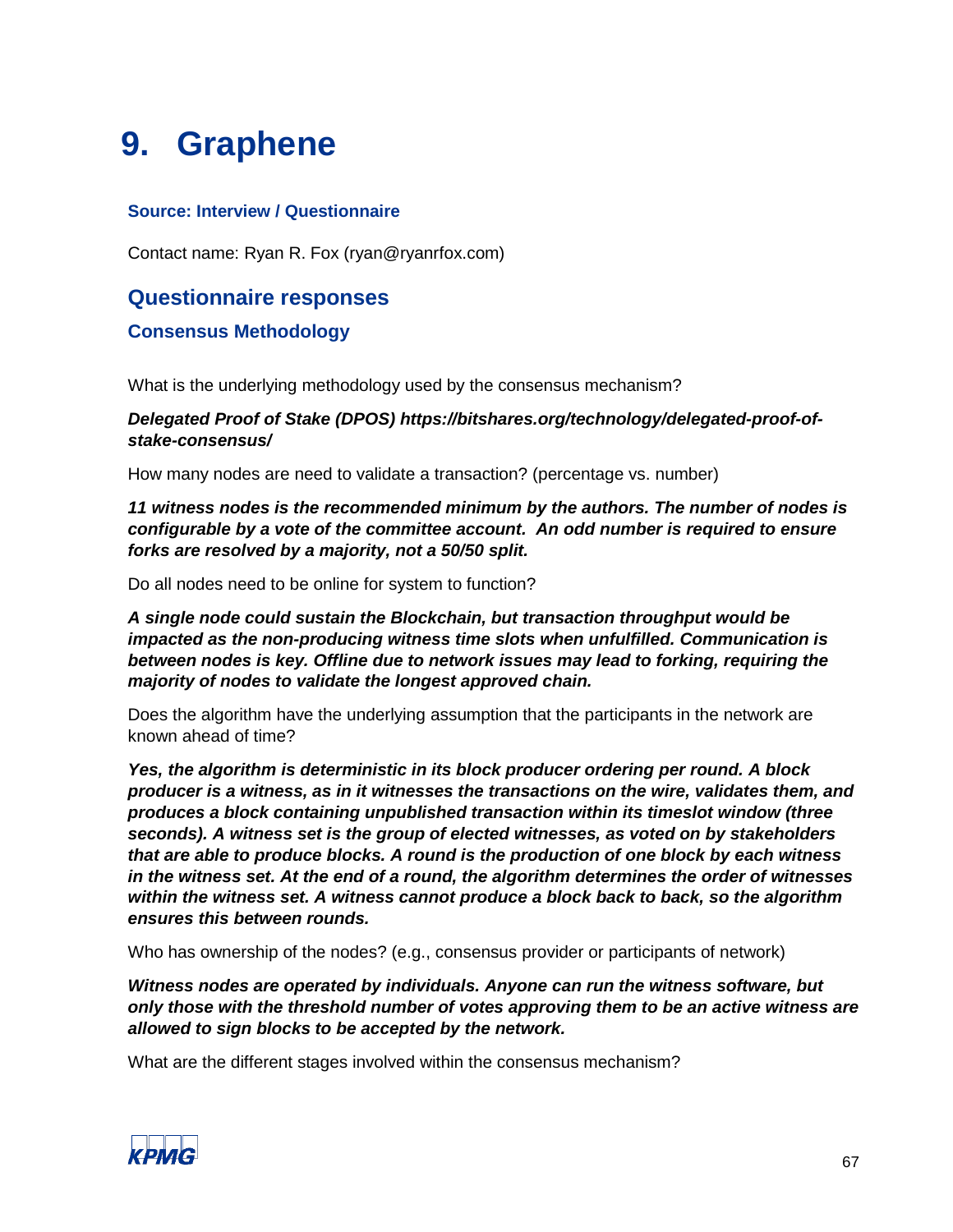# 9. Graphene

**Source: Interview / Questionnaire**

Contact name: Ryan R. Fox (ryan@ryanrfox.com)

## Questionnaire responses

### Consensus Methodology

What is the underlying methodology used by the consensus mechanism?

***Delegated Proof of Stake (DPOS) https://bitshares.org/technology/delegated-proof-of-stake-consensus/***

How many nodes are need to validate a transaction? (percentage vs. number)

***11 witness nodes is the recommended minimum by the authors. The number of nodes is configurable by a vote of the committee account. An odd number is required to ensure forks are resolved by a majority, not a 50/50 split.***

Do all nodes need to be online for system to function?

***A single node could sustain the Blockchain, but transaction throughput would be impacted as the non-producing witness time slots when unfulfilled. Communication is between nodes is key. Offline due to network issues may lead to forking, requiring the majority of nodes to validate the longest approved chain.***

Does the algorithm have the underlying assumption that the participants in the network are known ahead of time?

***Yes, the algorithm is deterministic in its block producer ordering per round. A block producer is a witness, as in it witnesses the transactions on the wire, validates them, and produces a block containing unpublished transaction within its timeslot window (three seconds). A witness set is the group of elected witnesses, as voted on by stakeholders that are able to produce blocks. A round is the production of one block by each witness in the witness set. At the end of a round, the algorithm determines the order of witnesses within the witness set. A witness cannot produce a block back to back, so the algorithm ensures this between rounds.***

Who has ownership of the nodes? (e.g., consensus provider or participants of network)

***Witness nodes are operated by individuals. Anyone can run the witness software, but only those with the threshold number of votes approving them to be an active witness are allowed to sign blocks to be accepted by the network.***

What are the different stages involved within the consensus mechanism?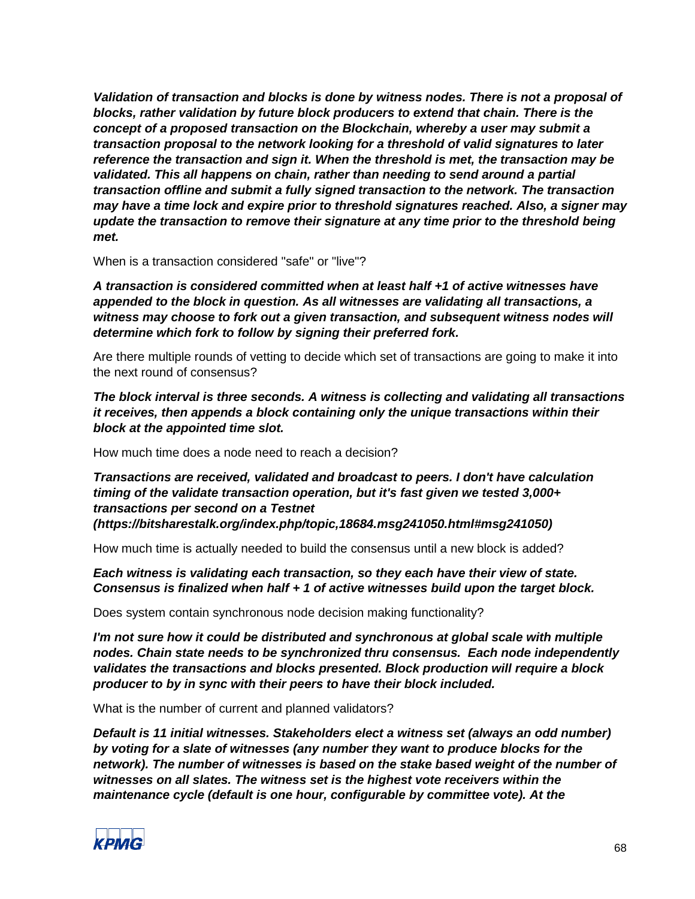***Validation of transaction and blocks is done by witness nodes. There is not a proposal of blocks, rather validation by future block producers to extend that chain. There is the concept of a proposed transaction on the Blockchain, whereby a user may submit a transaction proposal to the network looking for a threshold of valid signatures to later reference the transaction and sign it. When the threshold is met, the transaction may be validated. This all happens on chain, rather than needing to send around a partial transaction offline and submit a fully signed transaction to the network. The transaction may have a time lock and expire prior to threshold signatures reached. Also, a signer may update the transaction to remove their signature at any time prior to the threshold being met.***

When is a transaction considered "safe" or "live"?

***A transaction is considered committed when at least half +1 of active witnesses have appended to the block in question. As all witnesses are validating all transactions, a witness may choose to fork out a given transaction, and subsequent witness nodes will determine which fork to follow by signing their preferred fork.***

Are there multiple rounds of vetting to decide which set of transactions are going to make it into the next round of consensus?

***The block interval is three seconds. A witness is collecting and validating all transactions it receives, then appends a block containing only the unique transactions within their block at the appointed time slot.***

How much time does a node need to reach a decision?

***Transactions are received, validated and broadcast to peers. I don't have calculation timing of the validate transaction operation, but it's fast given we tested 3,000+ transactions per second on a Testnet (https://bitsharestalk.org/index.php/topic,18684.msg241050.html#msg241050)***

How much time is actually needed to build the consensus until a new block is added?

***Each witness is validating each transaction, so they each have their view of state. Consensus is finalized when half + 1 of active witnesses build upon the target block.***

Does system contain synchronous node decision making functionality?

***I'm not sure how it could be distributed and synchronous at global scale with multiple nodes. Chain state needs to be synchronized thru consensus. Each node independently validates the transactions and blocks presented. Block production will require a block producer to by in sync with their peers to have their block included.***

What is the number of current and planned validators?

***Default is 11 initial witnesses. Stakeholders elect a witness set (always an odd number) by voting for a slate of witnesses (any number they want to produce blocks for the network). The number of witnesses is based on the stake based weight of the number of witnesses on all slates. The witness set is the highest vote receivers within the maintenance cycle (default is one hour, configurable by committee vote). At the***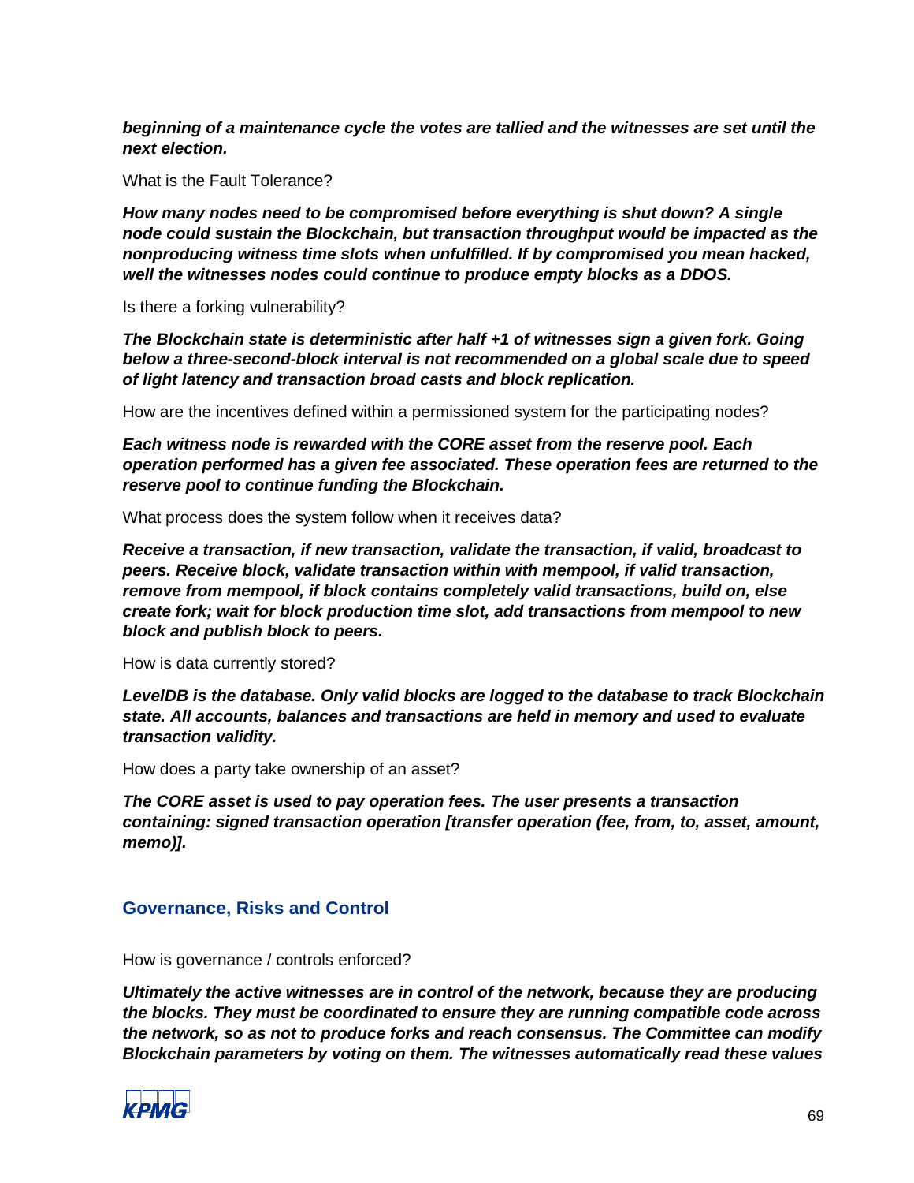***beginning of a maintenance cycle the votes are tallied and the witnesses are set until the next election.***

What is the Fault Tolerance?

***How many nodes need to be compromised before everything is shut down? A single node could sustain the Blockchain, but transaction throughput would be impacted as the nonproducing witness time slots when unfulfilled. If by compromised you mean hacked, well the witnesses nodes could continue to produce empty blocks as a DDOS.***

Is there a forking vulnerability?

***The Blockchain state is deterministic after half +1 of witnesses sign a given fork. Going below a three-second-block interval is not recommended on a global scale due to speed of light latency and transaction broad casts and block replication.***

How are the incentives defined within a permissioned system for the participating nodes?

***Each witness node is rewarded with the CORE asset from the reserve pool. Each operation performed has a given fee associated. These operation fees are returned to the reserve pool to continue funding the Blockchain.***

What process does the system follow when it receives data?

***Receive a transaction, if new transaction, validate the transaction, if valid, broadcast to peers. Receive block, validate transaction within with mempool, if valid transaction, remove from mempool, if block contains completely valid transactions, build on, else create fork; wait for block production time slot, add transactions from mempool to new block and publish block to peers.***

How is data currently stored?

***LevelDB is the database. Only valid blocks are logged to the database to track Blockchain state. All accounts, balances and transactions are held in memory and used to evaluate transaction validity.***

How does a party take ownership of an asset?

***The CORE asset is used to pay operation fees. The user presents a transaction containing: signed transaction operation [transfer operation (fee, from, to, asset, amount, memo)].***

## Governance, Risks and Control

How is governance / controls enforced?

***Ultimately the active witnesses are in control of the network, because they are producing the blocks. They must be coordinated to ensure they are running compatible code across the network, so as not to produce forks and reach consensus. The Committee can modify Blockchain parameters by voting on them. The witnesses automatically read these values***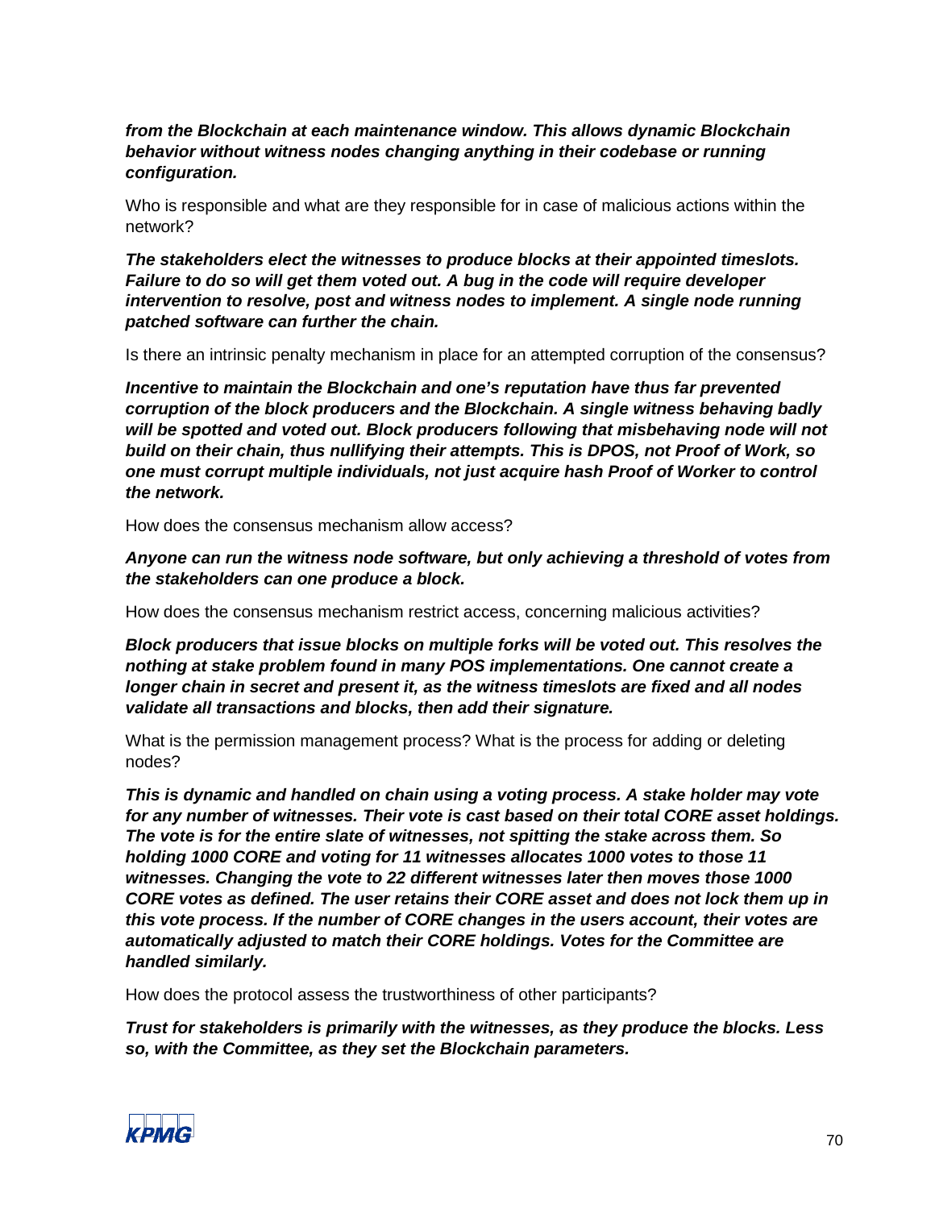***from the Blockchain at each maintenance window. This allows dynamic Blockchain behavior without witness nodes changing anything in their codebase or running configuration.***

Who is responsible and what are they responsible for in case of malicious actions within the network?

***The stakeholders elect the witnesses to produce blocks at their appointed timeslots. Failure to do so will get them voted out. A bug in the code will require developer intervention to resolve, post and witness nodes to implement. A single node running patched software can further the chain.***

Is there an intrinsic penalty mechanism in place for an attempted corruption of the consensus?

***Incentive to maintain the Blockchain and one's reputation have thus far prevented corruption of the block producers and the Blockchain. A single witness behaving badly will be spotted and voted out. Block producers following that misbehaving node will not build on their chain, thus nullifying their attempts. This is DPOS, not Proof of Work, so one must corrupt multiple individuals, not just acquire hash Proof of Worker to control the network.***

How does the consensus mechanism allow access?

***Anyone can run the witness node software, but only achieving a threshold of votes from the stakeholders can one produce a block.***

How does the consensus mechanism restrict access, concerning malicious activities?

***Block producers that issue blocks on multiple forks will be voted out. This resolves the nothing at stake problem found in many POS implementations. One cannot create a longer chain in secret and present it, as the witness timeslots are fixed and all nodes validate all transactions and blocks, then add their signature.***

What is the permission management process? What is the process for adding or deleting nodes?

***This is dynamic and handled on chain using a voting process. A stake holder may vote for any number of witnesses. Their vote is cast based on their total CORE asset holdings. The vote is for the entire slate of witnesses, not spitting the stake across them. So holding 1000 CORE and voting for 11 witnesses allocates 1000 votes to those 11 witnesses. Changing the vote to 22 different witnesses later then moves those 1000 CORE votes as defined. The user retains their CORE asset and does not lock them up in this vote process. If the number of CORE changes in the users account, their votes are automatically adjusted to match their CORE holdings. Votes for the Committee are handled similarly.***

How does the protocol assess the trustworthiness of other participants?

***Trust for stakeholders is primarily with the witnesses, as they produce the blocks. Less so, with the Committee, as they set the Blockchain parameters.***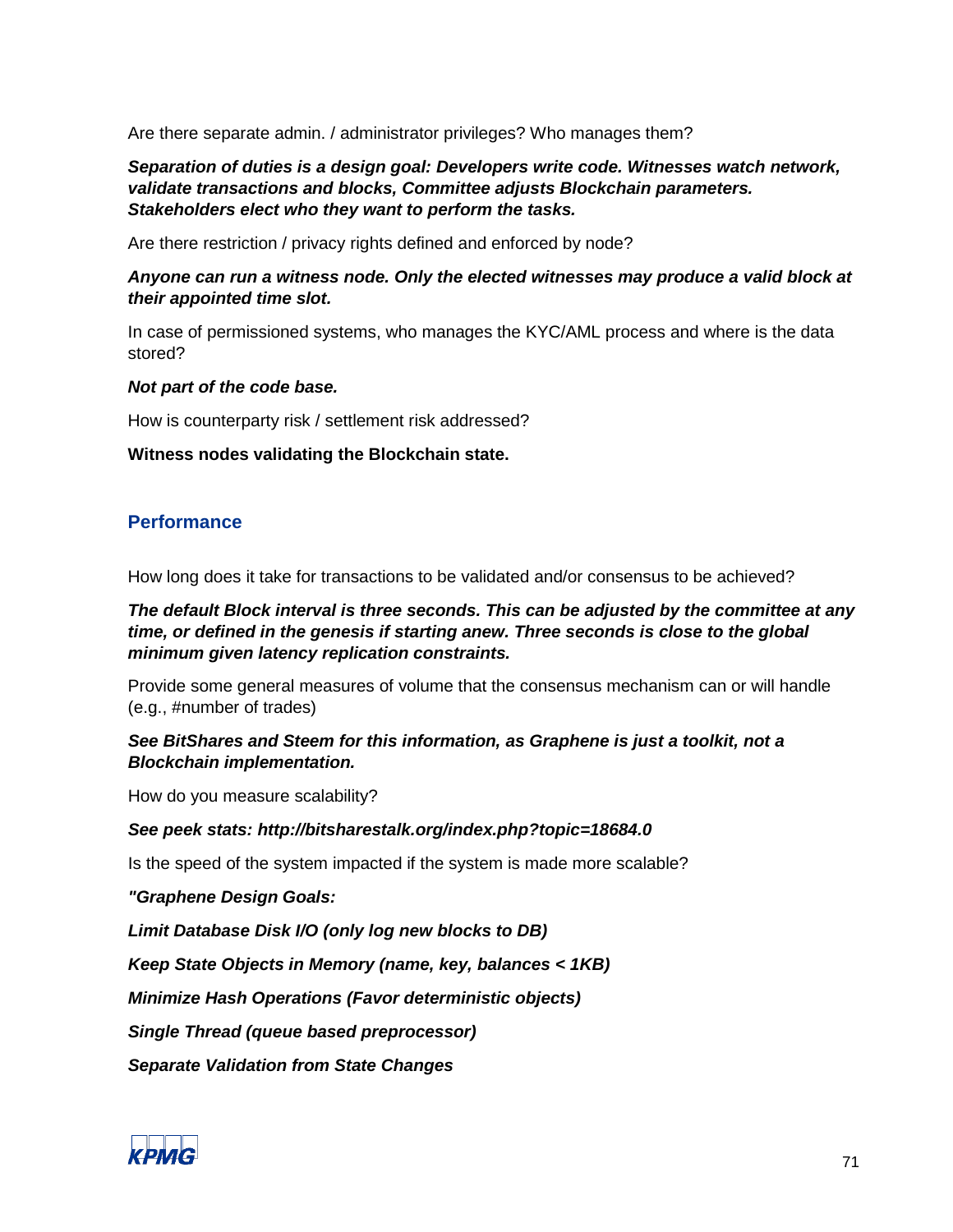Are there separate admin. / administrator privileges? Who manages them?

***Separation of duties is a design goal: Developers write code. Witnesses watch network, validate transactions and blocks, Committee adjusts Blockchain parameters. Stakeholders elect who they want to perform the tasks.***

Are there restriction / privacy rights defined and enforced by node?

***Anyone can run a witness node. Only the elected witnesses may produce a valid block at their appointed time slot.***

In case of permissioned systems, who manages the KYC/AML process and where is the data stored?

***Not part of the code base.***

How is counterparty risk / settlement risk addressed?

**Witness nodes validating the Blockchain state.**

## Performance

How long does it take for transactions to be validated and/or consensus to be achieved?

***The default Block interval is three seconds. This can be adjusted by the committee at any time, or defined in the genesis if starting anew. Three seconds is close to the global minimum given latency replication constraints.***

Provide some general measures of volume that the consensus mechanism can or will handle (e.g., #number of trades)

***See BitShares and Steem for this information, as Graphene is just a toolkit, not a Blockchain implementation.***

How do you measure scalability?

***See peek stats: http://bitsharestalk.org/index.php?topic=18684.0***

Is the speed of the system impacted if the system is made more scalable?

***"Graphene Design Goals:***

***Limit Database Disk I/O (only log new blocks to DB)***

***Keep State Objects in Memory (name, key, balances < 1KB)***

***Minimize Hash Operations (Favor deterministic objects)***

***Single Thread (queue based preprocessor)***

***Separate Validation from State Changes***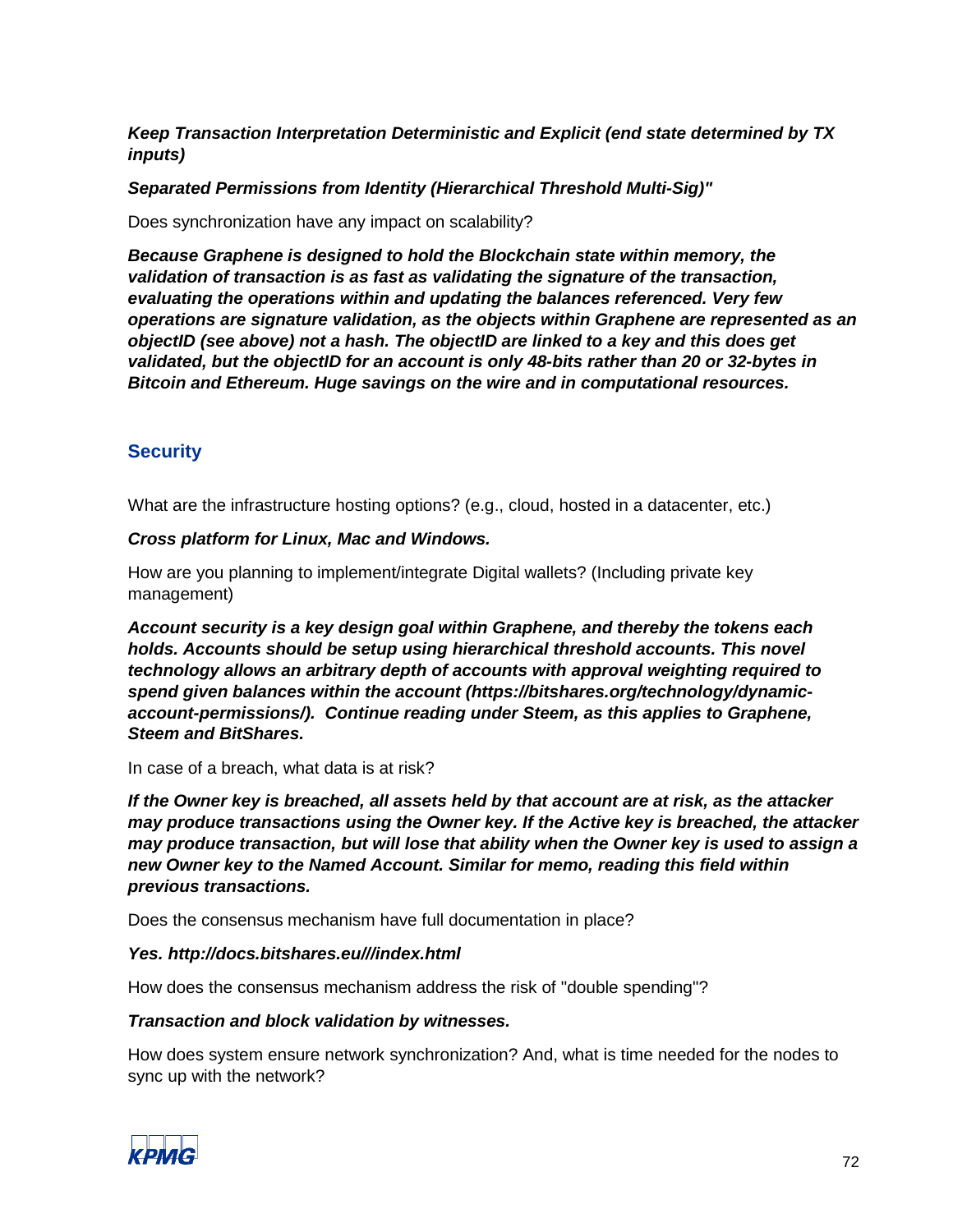***Keep Transaction Interpretation Deterministic and Explicit (end state determined by TX inputs)***

***Separated Permissions from Identity (Hierarchical Threshold Multi-Sig)"***

Does synchronization have any impact on scalability?

***Because Graphene is designed to hold the Blockchain state within memory, the validation of transaction is as fast as validating the signature of the transaction, evaluating the operations within and updating the balances referenced. Very few operations are signature validation, as the objects within Graphene are represented as an objectID (see above) not a hash. The objectID are linked to a key and this does get validated, but the objectID for an account is only 48-bits rather than 20 or 32-bytes in Bitcoin and Ethereum. Huge savings on the wire and in computational resources.***

## Security

What are the infrastructure hosting options? (e.g., cloud, hosted in a datacenter, etc.)

***Cross platform for Linux, Mac and Windows.***

How are you planning to implement/integrate Digital wallets? (Including private key management)

***Account security is a key design goal within Graphene, and thereby the tokens each holds. Accounts should be setup using hierarchical threshold accounts. This novel technology allows an arbitrary depth of accounts with approval weighting required to spend given balances within the account (https://bitshares.org/technology/dynamic-account-permissions/). Continue reading under Steem, as this applies to Graphene, Steem and BitShares.***

In case of a breach, what data is at risk?

***If the Owner key is breached, all assets held by that account are at risk, as the attacker may produce transactions using the Owner key. If the Active key is breached, the attacker may produce transaction, but will lose that ability when the Owner key is used to assign a new Owner key to the Named Account. Similar for memo, reading this field within previous transactions.***

Does the consensus mechanism have full documentation in place?

***Yes. http://docs.bitshares.eu///index.html***

How does the consensus mechanism address the risk of "double spending"?

***Transaction and block validation by witnesses.***

How does system ensure network synchronization? And, what is time needed for the nodes to sync up with the network?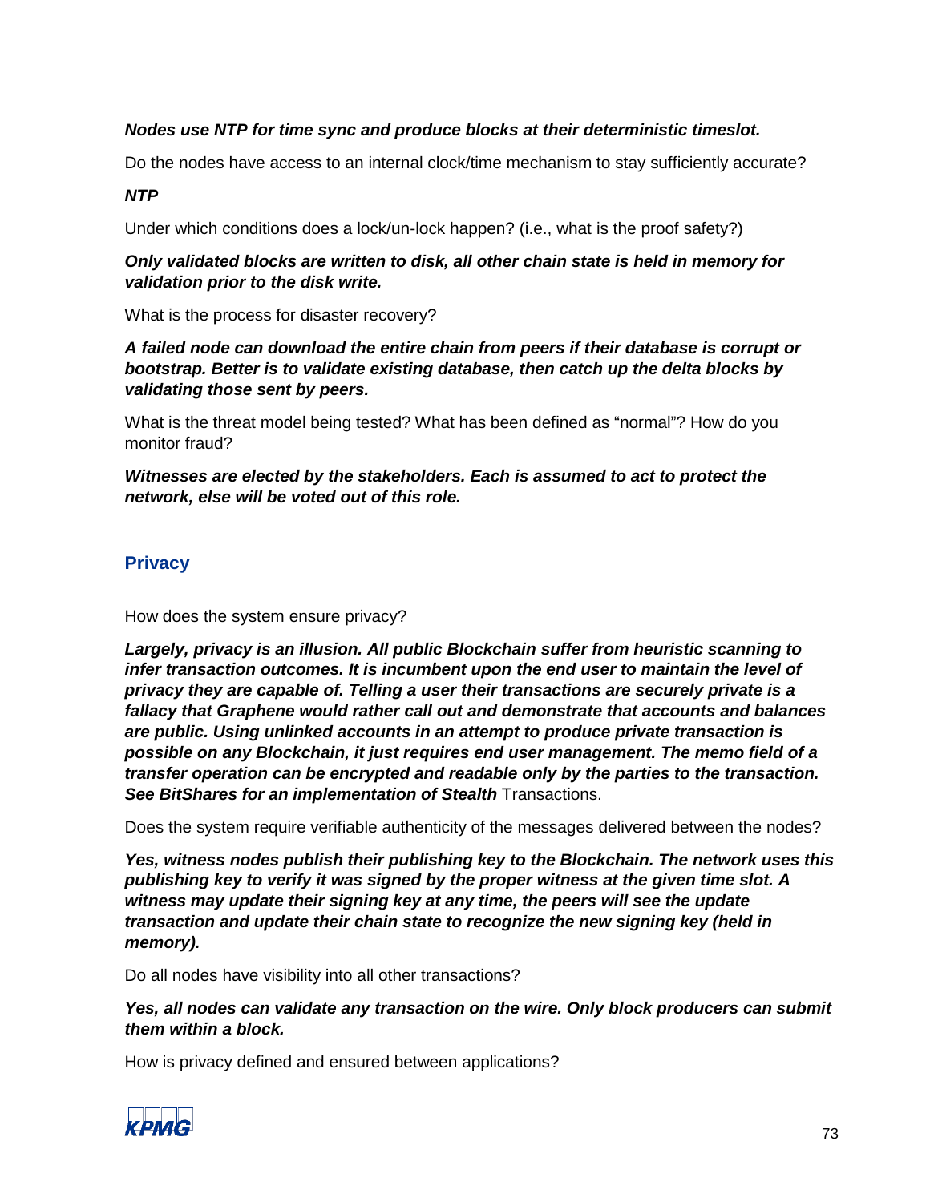***Nodes use NTP for time sync and produce blocks at their deterministic timeslot.***

Do the nodes have access to an internal clock/time mechanism to stay sufficiently accurate?

***NTP***

Under which conditions does a lock/un-lock happen? (i.e., what is the proof safety?)

***Only validated blocks are written to disk, all other chain state is held in memory for validation prior to the disk write.***

What is the process for disaster recovery?

***A failed node can download the entire chain from peers if their database is corrupt or bootstrap. Better is to validate existing database, then catch up the delta blocks by validating those sent by peers.***

What is the threat model being tested? What has been defined as "normal"? How do you monitor fraud?

***Witnesses are elected by the stakeholders. Each is assumed to act to protect the network, else will be voted out of this role.***

## Privacy

How does the system ensure privacy?

***Largely, privacy is an illusion. All public Blockchain suffer from heuristic scanning to infer transaction outcomes. It is incumbent upon the end user to maintain the level of privacy they are capable of. Telling a user their transactions are securely private is a fallacy that Graphene would rather call out and demonstrate that accounts and balances are public. Using unlinked accounts in an attempt to produce private transaction is possible on any Blockchain, it just requires end user management. The memo field of a transfer operation can be encrypted and readable only by the parties to the transaction. See BitShares for an implementation of Stealth*** Transactions.

Does the system require verifiable authenticity of the messages delivered between the nodes?

***Yes, witness nodes publish their publishing key to the Blockchain. The network uses this publishing key to verify it was signed by the proper witness at the given time slot. A witness may update their signing key at any time, the peers will see the update transaction and update their chain state to recognize the new signing key (held in memory).***

Do all nodes have visibility into all other transactions?

***Yes, all nodes can validate any transaction on the wire. Only block producers can submit them within a block.***

How is privacy defined and ensured between applications?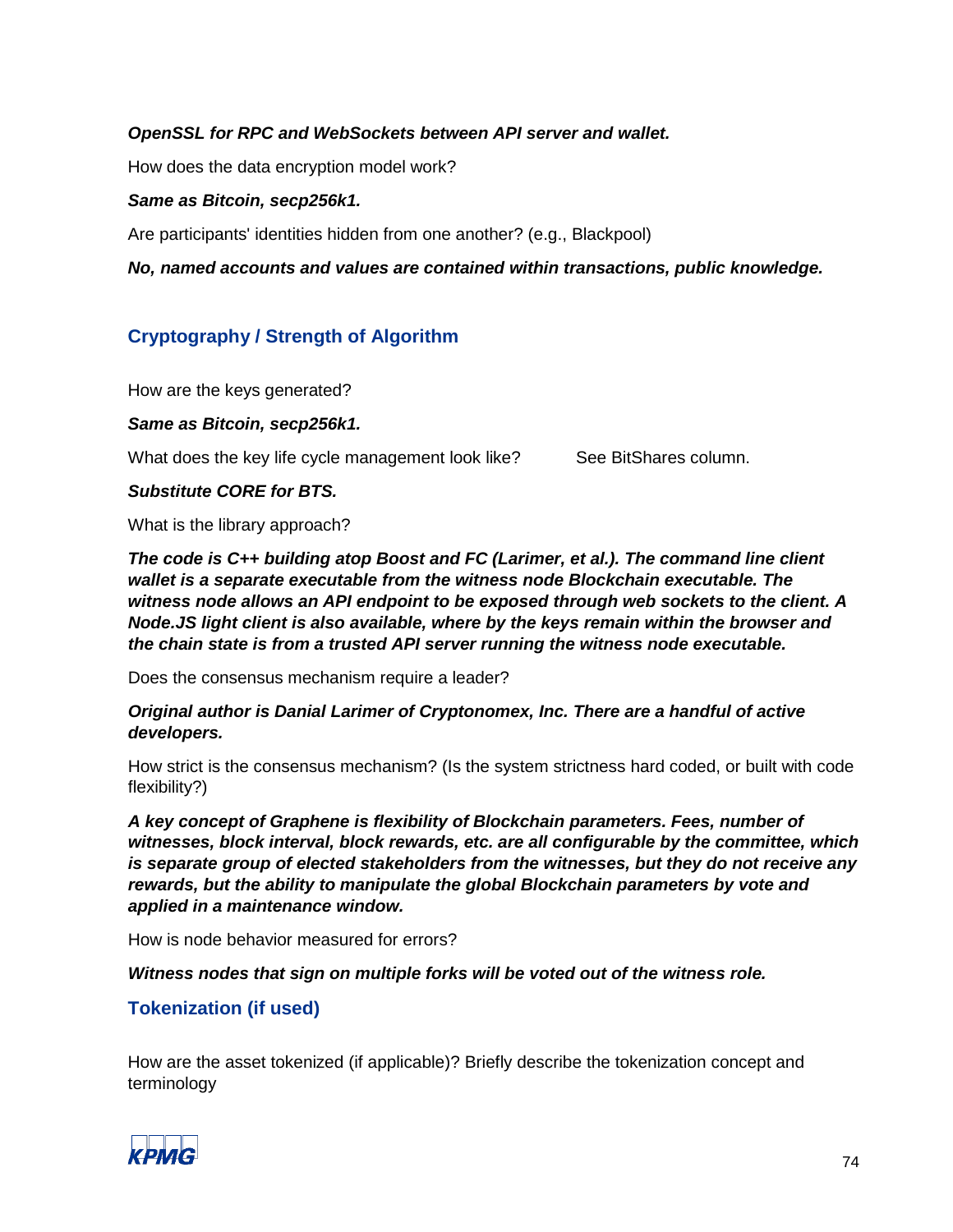***OpenSSL for RPC and WebSockets between API server and wallet.***

How does the data encryption model work?

***Same as Bitcoin, secp256k1.***

Are participants' identities hidden from one another? (e.g., Blackpool)

***No, named accounts and values are contained within transactions, public knowledge.***

## Cryptography / Strength of Algorithm

How are the keys generated?

***Same as Bitcoin, secp256k1.***

What does the key life cycle management look like? See BitShares column.

***Substitute CORE for BTS.***

What is the library approach?

***The code is C++ building atop Boost and FC (Larimer, et al.). The command line client wallet is a separate executable from the witness node Blockchain executable. The witness node allows an API endpoint to be exposed through web sockets to the client. A Node.JS light client is also available, where by the keys remain within the browser and the chain state is from a trusted API server running the witness node executable.***

Does the consensus mechanism require a leader?

***Original author is Danial Larimer of Cryptonomex, Inc. There are a handful of active developers.***

How strict is the consensus mechanism? (Is the system strictness hard coded, or built with code flexibility?)

***A key concept of Graphene is flexibility of Blockchain parameters. Fees, number of witnesses, block interval, block rewards, etc. are all configurable by the committee, which is separate group of elected stakeholders from the witnesses, but they do not receive any rewards, but the ability to manipulate the global Blockchain parameters by vote and applied in a maintenance window.***

How is node behavior measured for errors?

***Witness nodes that sign on multiple forks will be voted out of the witness role.***

## Tokenization (if used)

How are the asset tokenized (if applicable)? Briefly describe the tokenization concept and terminology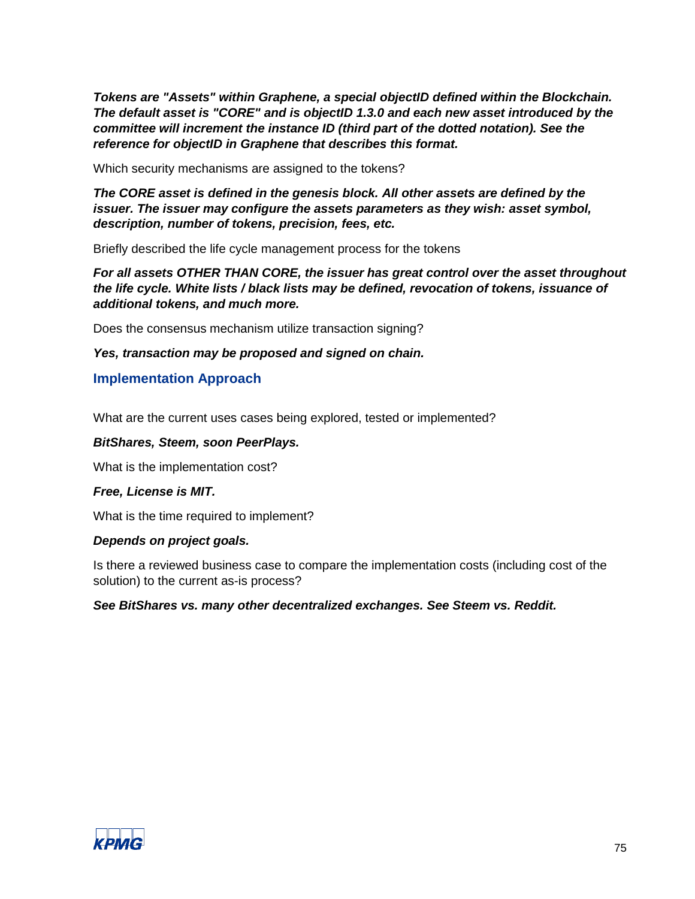***Tokens are "Assets" within Graphene, a special objectID defined within the Blockchain. The default asset is "CORE" and is objectID 1.3.0 and each new asset introduced by the committee will increment the instance ID (third part of the dotted notation). See the reference for objectID in Graphene that describes this format.***

Which security mechanisms are assigned to the tokens?

***The CORE asset is defined in the genesis block. All other assets are defined by the issuer. The issuer may configure the assets parameters as they wish: asset symbol, description, number of tokens, precision, fees, etc.***

Briefly described the life cycle management process for the tokens

***For all assets OTHER THAN CORE, the issuer has great control over the asset throughout the life cycle. White lists / black lists may be defined, revocation of tokens, issuance of additional tokens, and much more.***

Does the consensus mechanism utilize transaction signing?

***Yes, transaction may be proposed and signed on chain.***

## Implementation Approach

What are the current uses cases being explored, tested or implemented?

***BitShares, Steem, soon PeerPlays.***

What is the implementation cost?

***Free, License is MIT.***

What is the time required to implement?

***Depends on project goals.***

Is there a reviewed business case to compare the implementation costs (including cost of the solution) to the current as-is process?

***See BitShares vs. many other decentralized exchanges. See Steem vs. Reddit.***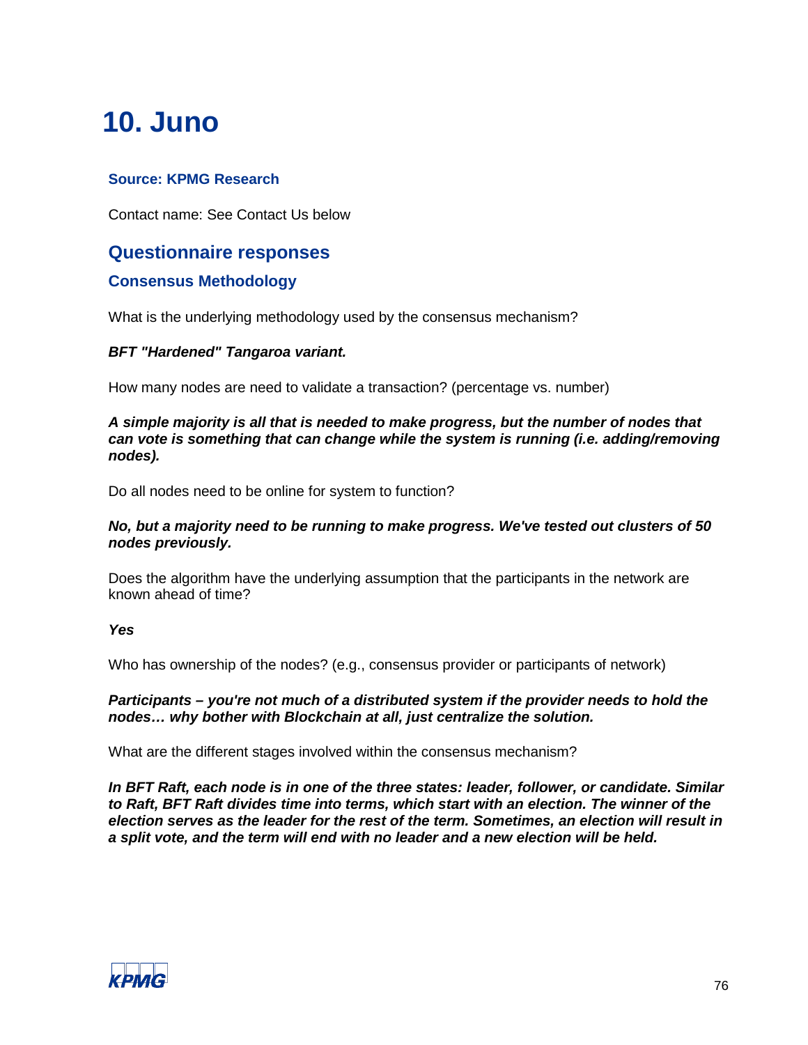# 10. Juno

### Source: KPMG Research

Contact name: See Contact Us below

## Questionnaire responses

### Consensus Methodology

What is the underlying methodology used by the consensus mechanism?

***BFT "Hardened" Tangaroa variant.***

How many nodes are need to validate a transaction? (percentage vs. number)

***A simple majority is all that is needed to make progress, but the number of nodes that can vote is something that can change while the system is running (i.e. adding/removing nodes).***

Do all nodes need to be online for system to function?

***No, but a majority need to be running to make progress. We've tested out clusters of 50 nodes previously.***

Does the algorithm have the underlying assumption that the participants in the network are known ahead of time?

***Yes***

Who has ownership of the nodes? (e.g., consensus provider or participants of network)

***Participants – you're not much of a distributed system if the provider needs to hold the nodes… why bother with Blockchain at all, just centralize the solution.***

What are the different stages involved within the consensus mechanism?

***In BFT Raft, each node is in one of the three states: leader, follower, or candidate. Similar to Raft, BFT Raft divides time into terms, which start with an election. The winner of the election serves as the leader for the rest of the term. Sometimes, an election will result in a split vote, and the term will end with no leader and a new election will be held.***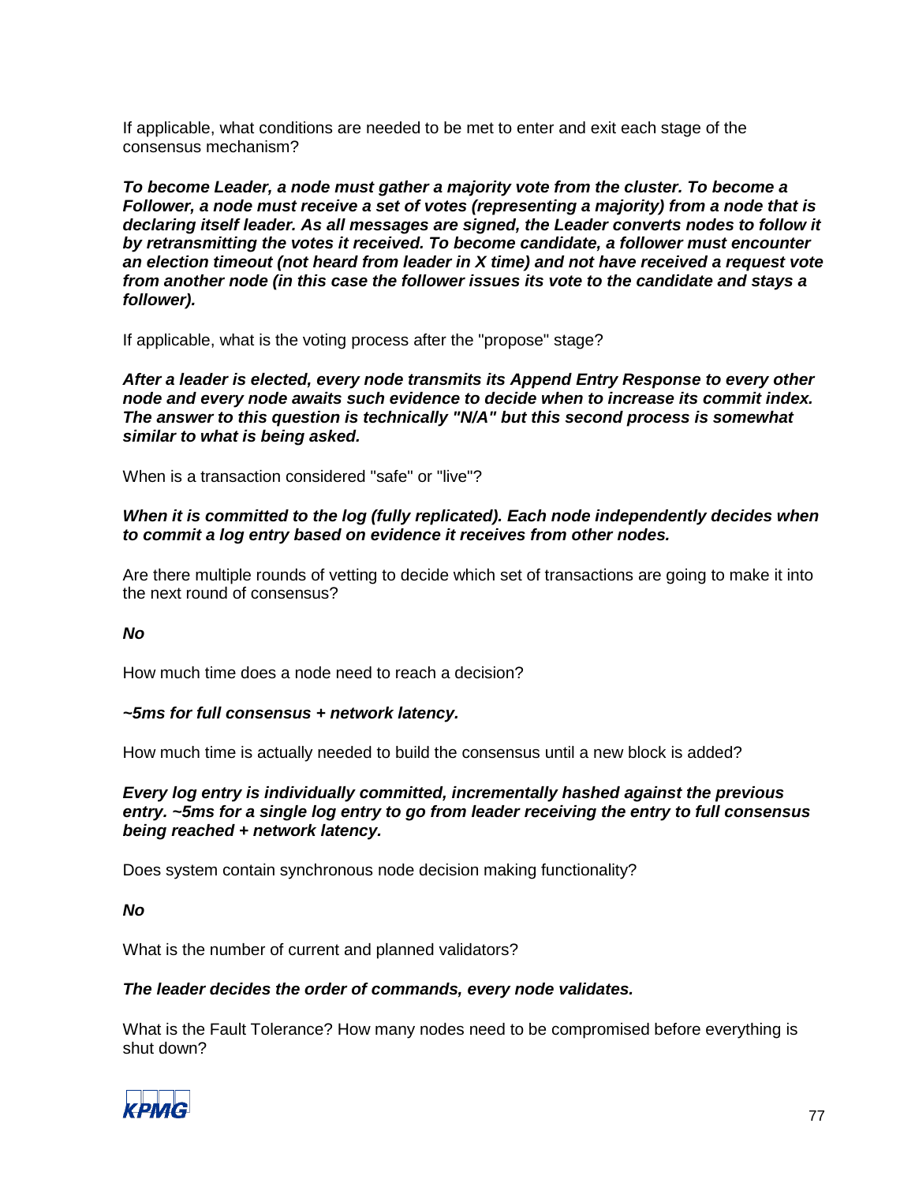If applicable, what conditions are needed to be met to enter and exit each stage of the consensus mechanism?

***To become Leader, a node must gather a majority vote from the cluster. To become a Follower, a node must receive a set of votes (representing a majority) from a node that is declaring itself leader. As all messages are signed, the Leader converts nodes to follow it by retransmitting the votes it received. To become candidate, a follower must encounter an election timeout (not heard from leader in X time) and not have received a request vote from another node (in this case the follower issues its vote to the candidate and stays a follower).***

If applicable, what is the voting process after the "propose" stage?

***After a leader is elected, every node transmits its Append Entry Response to every other node and every node awaits such evidence to decide when to increase its commit index. The answer to this question is technically "N/A" but this second process is somewhat similar to what is being asked.***

When is a transaction considered "safe" or "live"?

***When it is committed to the log (fully replicated). Each node independently decides when to commit a log entry based on evidence it receives from other nodes.***

Are there multiple rounds of vetting to decide which set of transactions are going to make it into the next round of consensus?

***No***

How much time does a node need to reach a decision?

***~5ms for full consensus + network latency.***

How much time is actually needed to build the consensus until a new block is added?

***Every log entry is individually committed, incrementally hashed against the previous entry. ~5ms for a single log entry to go from leader receiving the entry to full consensus being reached + network latency.***

Does system contain synchronous node decision making functionality?

***No***

What is the number of current and planned validators?

***The leader decides the order of commands, every node validates.***

What is the Fault Tolerance? How many nodes need to be compromised before everything is shut down?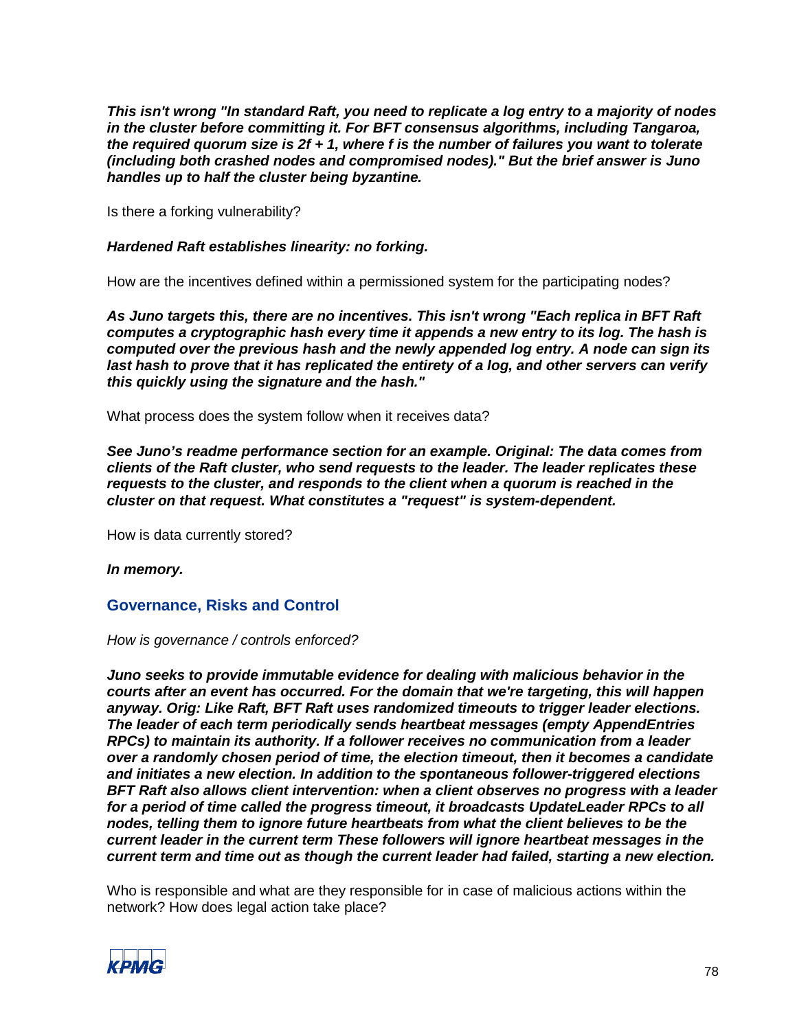***This isn't wrong "In standard Raft, you need to replicate a log entry to a majority of nodes in the cluster before committing it. For BFT consensus algorithms, including Tangaroa, the required quorum size is 2f + 1, where f is the number of failures you want to tolerate (including both crashed nodes and compromised nodes)." But the brief answer is Juno handles up to half the cluster being byzantine.***

Is there a forking vulnerability?

***Hardened Raft establishes linearity: no forking.***

How are the incentives defined within a permissioned system for the participating nodes?

***As Juno targets this, there are no incentives. This isn't wrong "Each replica in BFT Raft computes a cryptographic hash every time it appends a new entry to its log. The hash is computed over the previous hash and the newly appended log entry. A node can sign its last hash to prove that it has replicated the entirety of a log, and other servers can verify this quickly using the signature and the hash."***

What process does the system follow when it receives data?

***See Juno's readme performance section for an example. Original: The data comes from clients of the Raft cluster, who send requests to the leader. The leader replicates these requests to the cluster, and responds to the client when a quorum is reached in the cluster on that request. What constitutes a "request" is system-dependent.***

How is data currently stored?

***In memory.***

## Governance, Risks and Control

*How is governance / controls enforced?*

***Juno seeks to provide immutable evidence for dealing with malicious behavior in the courts after an event has occurred. For the domain that we're targeting, this will happen anyway. Orig: Like Raft, BFT Raft uses randomized timeouts to trigger leader elections. The leader of each term periodically sends heartbeat messages (empty AppendEntries RPCs) to maintain its authority. If a follower receives no communication from a leader over a randomly chosen period of time, the election timeout, then it becomes a candidate and initiates a new election. In addition to the spontaneous follower-triggered elections BFT Raft also allows client intervention: when a client observes no progress with a leader for a period of time called the progress timeout, it broadcasts UpdateLeader RPCs to all nodes, telling them to ignore future heartbeats from what the client believes to be the current leader in the current term These followers will ignore heartbeat messages in the current term and time out as though the current leader had failed, starting a new election.***

Who is responsible and what are they responsible for in case of malicious actions within the network? How does legal action take place?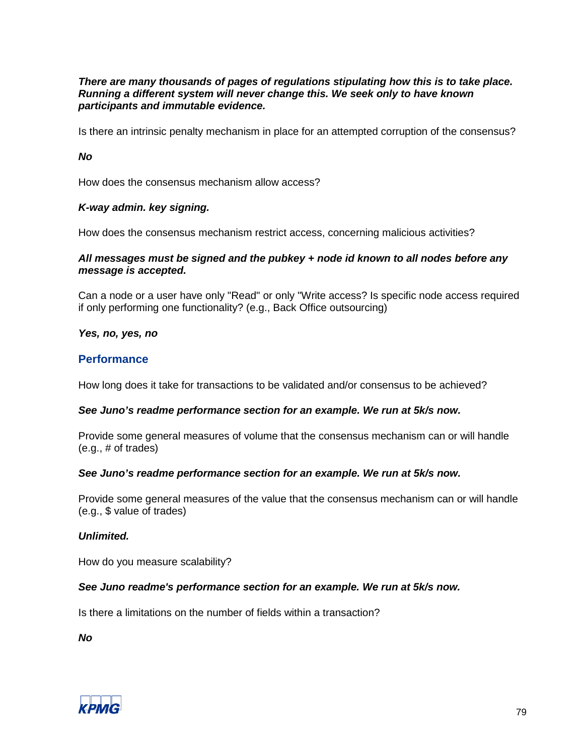***There are many thousands of pages of regulations stipulating how this is to take place. Running a different system will never change this. We seek only to have known participants and immutable evidence.***

Is there an intrinsic penalty mechanism in place for an attempted corruption of the consensus?

***No***

How does the consensus mechanism allow access?

***K-way admin. key signing.***

How does the consensus mechanism restrict access, concerning malicious activities?

***All messages must be signed and the pubkey + node id known to all nodes before any message is accepted.***

Can a node or a user have only "Read" or only "Write access? Is specific node access required if only performing one functionality? (e.g., Back Office outsourcing)

***Yes, no, yes, no***

## Performance

How long does it take for transactions to be validated and/or consensus to be achieved?

***See Juno's readme performance section for an example. We run at 5k/s now.***

Provide some general measures of volume that the consensus mechanism can or will handle (e.g., # of trades)

***See Juno's readme performance section for an example. We run at 5k/s now.***

Provide some general measures of the value that the consensus mechanism can or will handle (e.g., $ value of trades)

***Unlimited.***

How do you measure scalability?

***See Juno readme's performance section for an example. We run at 5k/s now.***

Is there a limitations on the number of fields within a transaction?

***No***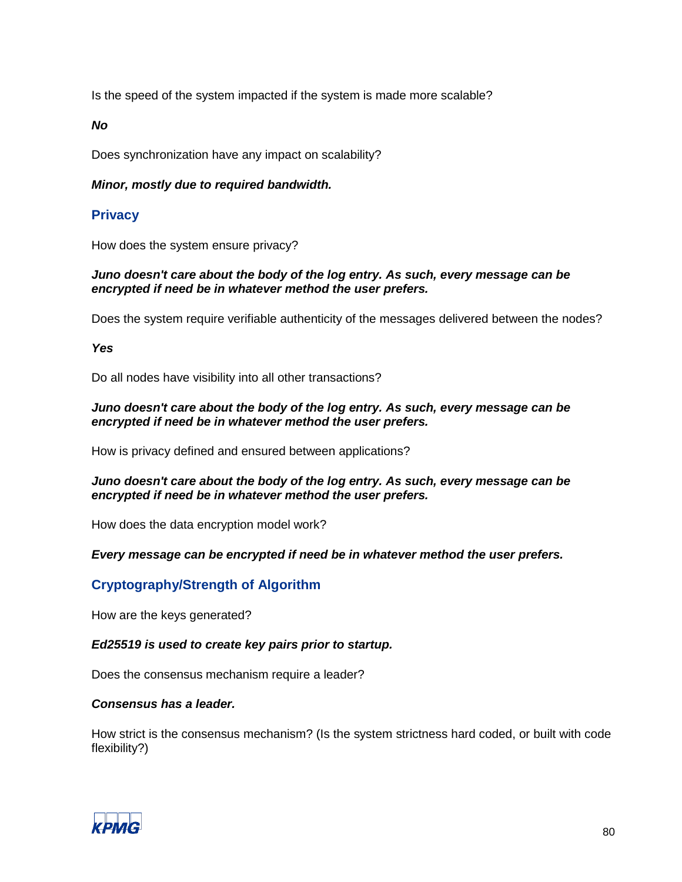Is the speed of the system impacted if the system is made more scalable?

***No***

Does synchronization have any impact on scalability?

***Minor, mostly due to required bandwidth.***

## Privacy

How does the system ensure privacy?

***Juno doesn't care about the body of the log entry. As such, every message can be encrypted if need be in whatever method the user prefers.***

Does the system require verifiable authenticity of the messages delivered between the nodes?

***Yes***

Do all nodes have visibility into all other transactions?

***Juno doesn't care about the body of the log entry. As such, every message can be encrypted if need be in whatever method the user prefers.***

How is privacy defined and ensured between applications?

***Juno doesn't care about the body of the log entry. As such, every message can be encrypted if need be in whatever method the user prefers.***

How does the data encryption model work?

***Every message can be encrypted if need be in whatever method the user prefers.***

## Cryptography/Strength of Algorithm

How are the keys generated?

***Ed25519 is used to create key pairs prior to startup.***

Does the consensus mechanism require a leader?

***Consensus has a leader.***

How strict is the consensus mechanism? (Is the system strictness hard coded, or built with code flexibility?)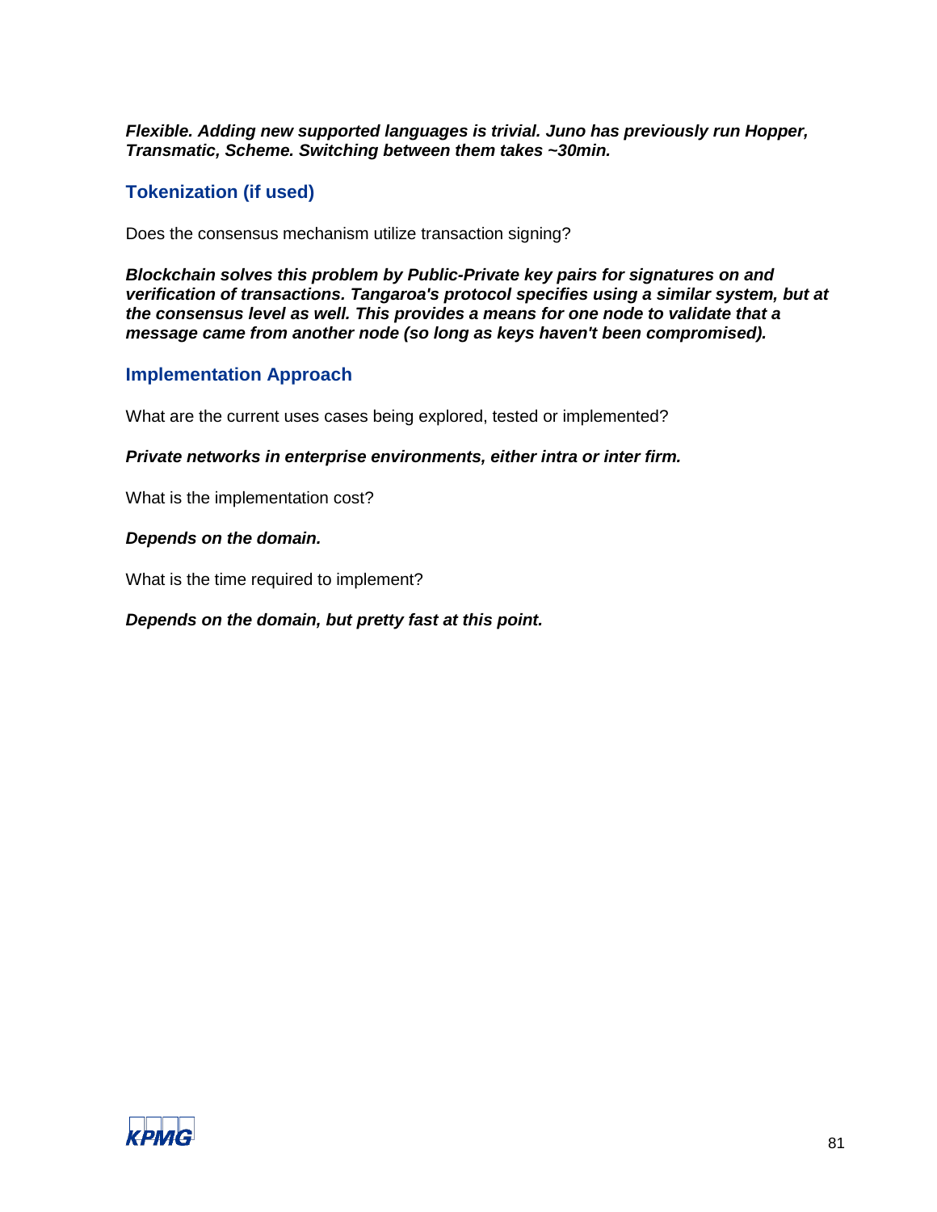***Flexible. Adding new supported languages is trivial. Juno has previously run Hopper, Transmatic, Scheme. Switching between them takes ~30min.***

## Tokenization (if used)

Does the consensus mechanism utilize transaction signing?

***Blockchain solves this problem by Public-Private key pairs for signatures on and verification of transactions. Tangaroa's protocol specifies using a similar system, but at the consensus level as well. This provides a means for one node to validate that a message came from another node (so long as keys haven't been compromised).***

## Implementation Approach

What are the current uses cases being explored, tested or implemented?

***Private networks in enterprise environments, either intra or inter firm.***

What is the implementation cost?

***Depends on the domain.***

What is the time required to implement?

***Depends on the domain, but pretty fast at this point.***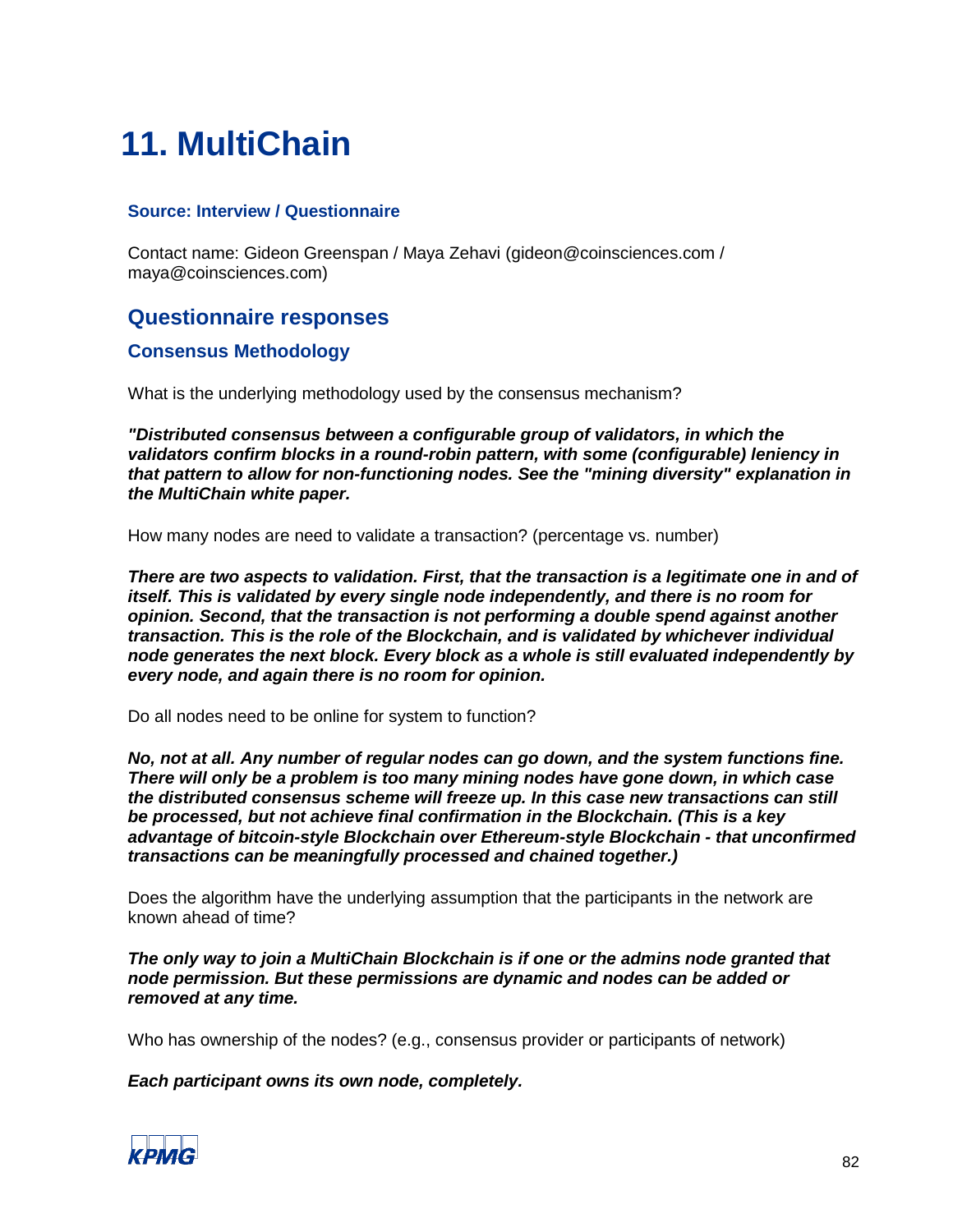# 11. MultiChain

### Source: Interview / Questionnaire

Contact name: Gideon Greenspan / Maya Zehavi (gideon@coinsciences.com / maya@coinsciences.com)

## Questionnaire responses

### Consensus Methodology

What is the underlying methodology used by the consensus mechanism?

***"Distributed consensus between a configurable group of validators, in which the validators confirm blocks in a round-robin pattern, with some (configurable) leniency in that pattern to allow for non-functioning nodes. See the "mining diversity" explanation in the MultiChain white paper.***

How many nodes are need to validate a transaction? (percentage vs. number)

***There are two aspects to validation. First, that the transaction is a legitimate one in and of itself. This is validated by every single node independently, and there is no room for opinion. Second, that the transaction is not performing a double spend against another transaction. This is the role of the Blockchain, and is validated by whichever individual node generates the next block. Every block as a whole is still evaluated independently by every node, and again there is no room for opinion.***

Do all nodes need to be online for system to function?

***No, not at all. Any number of regular nodes can go down, and the system functions fine. There will only be a problem is too many mining nodes have gone down, in which case the distributed consensus scheme will freeze up. In this case new transactions can still be processed, but not achieve final confirmation in the Blockchain. (This is a key advantage of bitcoin-style Blockchain over Ethereum-style Blockchain - that unconfirmed transactions can be meaningfully processed and chained together.)***

Does the algorithm have the underlying assumption that the participants in the network are known ahead of time?

***The only way to join a MultiChain Blockchain is if one or the admins node granted that node permission. But these permissions are dynamic and nodes can be added or removed at any time.***

Who has ownership of the nodes? (e.g., consensus provider or participants of network)

***Each participant owns its own node, completely.***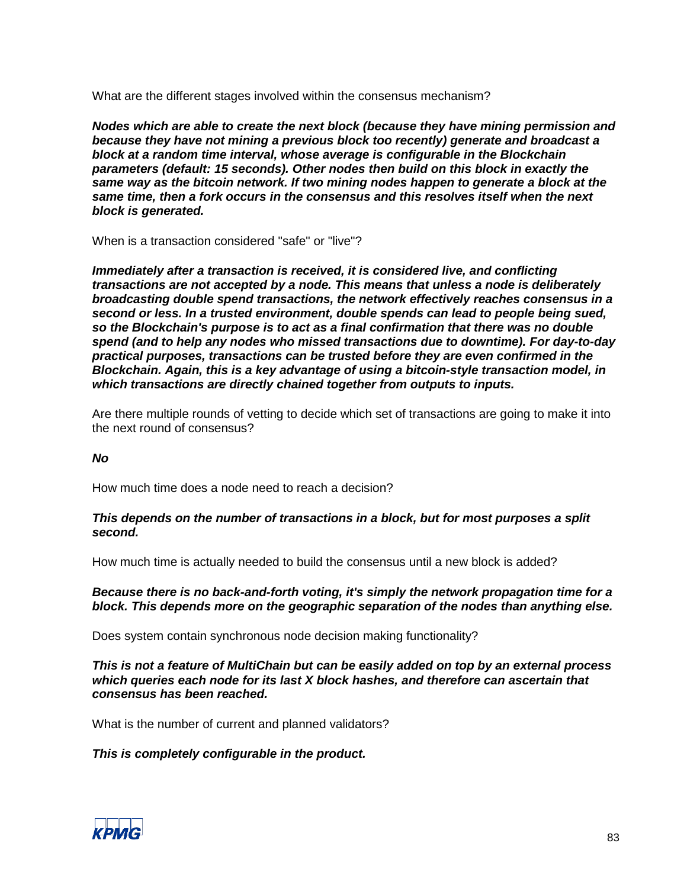What are the different stages involved within the consensus mechanism?

***Nodes which are able to create the next block (because they have mining permission and because they have not mining a previous block too recently) generate and broadcast a block at a random time interval, whose average is configurable in the Blockchain parameters (default: 15 seconds). Other nodes then build on this block in exactly the same way as the bitcoin network. If two mining nodes happen to generate a block at the same time, then a fork occurs in the consensus and this resolves itself when the next block is generated.***

When is a transaction considered "safe" or "live"?

***Immediately after a transaction is received, it is considered live, and conflicting transactions are not accepted by a node. This means that unless a node is deliberately broadcasting double spend transactions, the network effectively reaches consensus in a second or less. In a trusted environment, double spends can lead to people being sued, so the Blockchain's purpose is to act as a final confirmation that there was no double spend (and to help any nodes who missed transactions due to downtime). For day-to-day practical purposes, transactions can be trusted before they are even confirmed in the Blockchain. Again, this is a key advantage of using a bitcoin-style transaction model, in which transactions are directly chained together from outputs to inputs.***

Are there multiple rounds of vetting to decide which set of transactions are going to make it into the next round of consensus?

***No***

How much time does a node need to reach a decision?

***This depends on the number of transactions in a block, but for most purposes a split second.***

How much time is actually needed to build the consensus until a new block is added?

***Because there is no back-and-forth voting, it's simply the network propagation time for a block. This depends more on the geographic separation of the nodes than anything else.***

Does system contain synchronous node decision making functionality?

***This is not a feature of MultiChain but can be easily added on top by an external process which queries each node for its last X block hashes, and therefore can ascertain that consensus has been reached.***

What is the number of current and planned validators?

***This is completely configurable in the product.***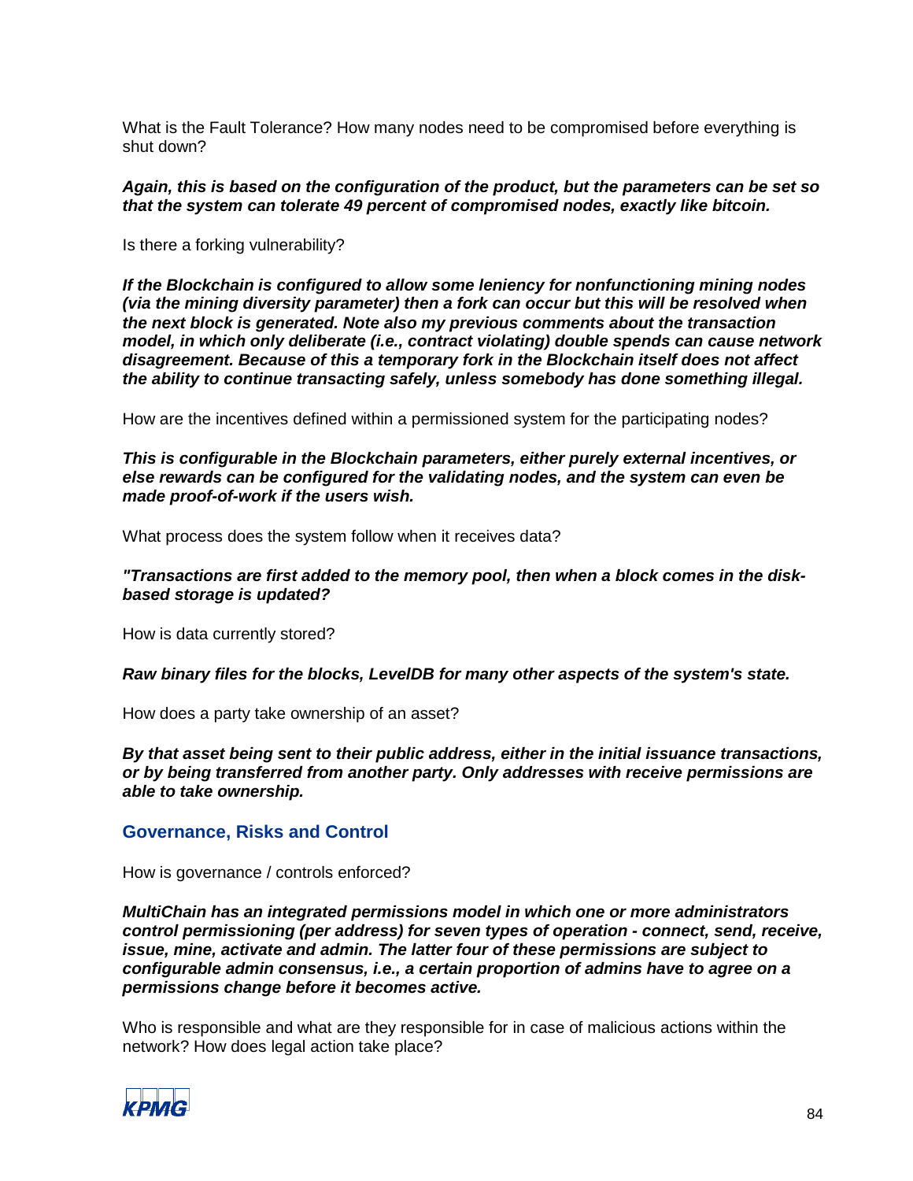What is the Fault Tolerance? How many nodes need to be compromised before everything is shut down?

***Again, this is based on the configuration of the product, but the parameters can be set so that the system can tolerate 49 percent of compromised nodes, exactly like bitcoin.***

Is there a forking vulnerability?

***If the Blockchain is configured to allow some leniency for nonfunctioning mining nodes (via the mining diversity parameter) then a fork can occur but this will be resolved when the next block is generated. Note also my previous comments about the transaction model, in which only deliberate (i.e., contract violating) double spends can cause network disagreement. Because of this a temporary fork in the Blockchain itself does not affect the ability to continue transacting safely, unless somebody has done something illegal.***

How are the incentives defined within a permissioned system for the participating nodes?

***This is configurable in the Blockchain parameters, either purely external incentives, or else rewards can be configured for the validating nodes, and the system can even be made proof-of-work if the users wish.***

What process does the system follow when it receives data?

***"Transactions are first added to the memory pool, then when a block comes in the disk-based storage is updated?***

How is data currently stored?

***Raw binary files for the blocks, LevelDB for many other aspects of the system's state.***

How does a party take ownership of an asset?

***By that asset being sent to their public address, either in the initial issuance transactions, or by being transferred from another party. Only addresses with receive permissions are able to take ownership.***

## Governance, Risks and Control

How is governance / controls enforced?

***MultiChain has an integrated permissions model in which one or more administrators control permissioning (per address) for seven types of operation - connect, send, receive, issue, mine, activate and admin. The latter four of these permissions are subject to configurable admin consensus, i.e., a certain proportion of admins have to agree on a permissions change before it becomes active.***

Who is responsible and what are they responsible for in case of malicious actions within the network? How does legal action take place?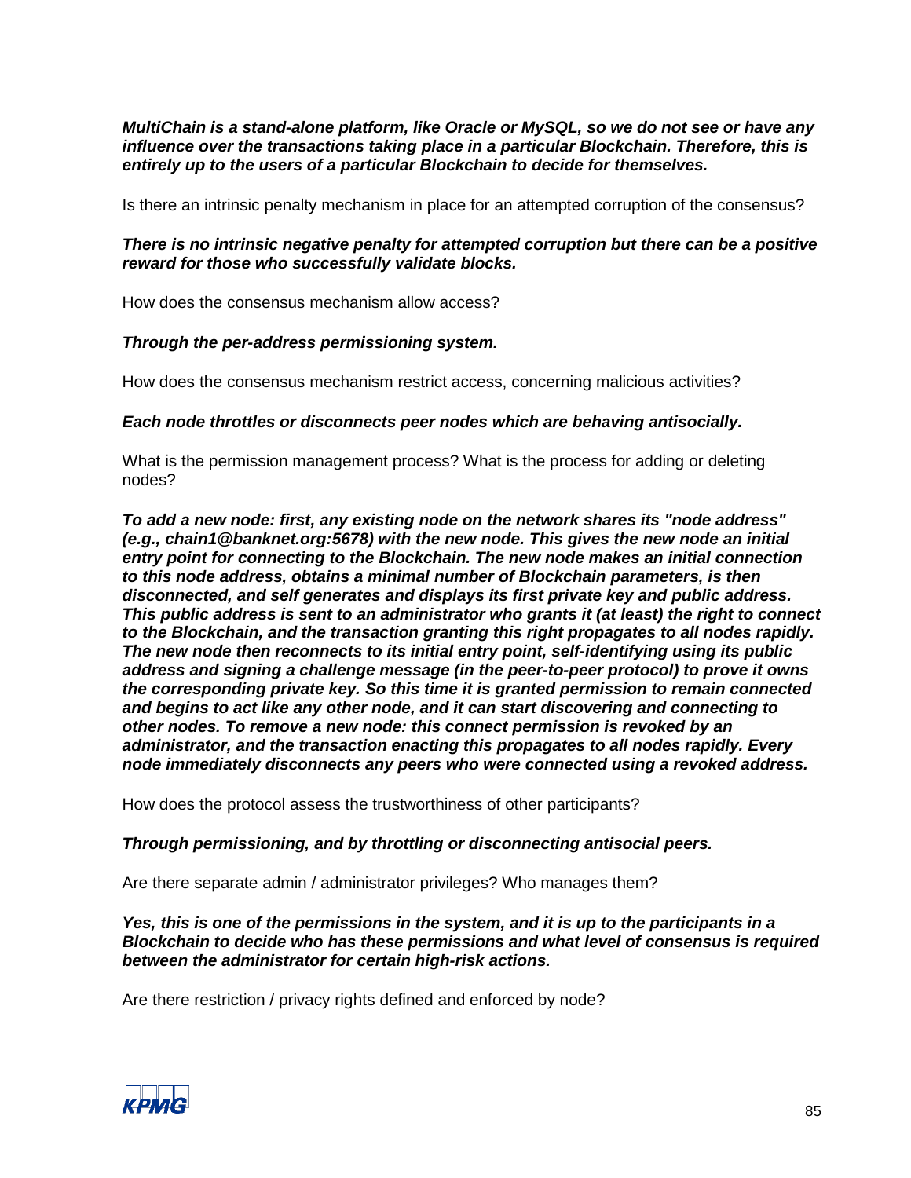***MultiChain is a stand-alone platform, like Oracle or MySQL, so we do not see or have any influence over the transactions taking place in a particular Blockchain. Therefore, this is entirely up to the users of a particular Blockchain to decide for themselves.***

Is there an intrinsic penalty mechanism in place for an attempted corruption of the consensus?

***There is no intrinsic negative penalty for attempted corruption but there can be a positive reward for those who successfully validate blocks.***

How does the consensus mechanism allow access?

***Through the per-address permissioning system.***

How does the consensus mechanism restrict access, concerning malicious activities?

***Each node throttles or disconnects peer nodes which are behaving antisocially.***

What is the permission management process? What is the process for adding or deleting nodes?

***To add a new node: first, any existing node on the network shares its "node address" (e.g., chain1@banknet.org:5678) with the new node. This gives the new node an initial entry point for connecting to the Blockchain. The new node makes an initial connection to this node address, obtains a minimal number of Blockchain parameters, is then disconnected, and self generates and displays its first private key and public address. This public address is sent to an administrator who grants it (at least) the right to connect to the Blockchain, and the transaction granting this right propagates to all nodes rapidly. The new node then reconnects to its initial entry point, self-identifying using its public address and signing a challenge message (in the peer-to-peer protocol) to prove it owns the corresponding private key. So this time it is granted permission to remain connected and begins to act like any other node, and it can start discovering and connecting to other nodes. To remove a new node: this connect permission is revoked by an administrator, and the transaction enacting this propagates to all nodes rapidly. Every node immediately disconnects any peers who were connected using a revoked address.***

How does the protocol assess the trustworthiness of other participants?

***Through permissioning, and by throttling or disconnecting antisocial peers.***

Are there separate admin / administrator privileges? Who manages them?

***Yes, this is one of the permissions in the system, and it is up to the participants in a Blockchain to decide who has these permissions and what level of consensus is required between the administrator for certain high-risk actions.***

Are there restriction / privacy rights defined and enforced by node?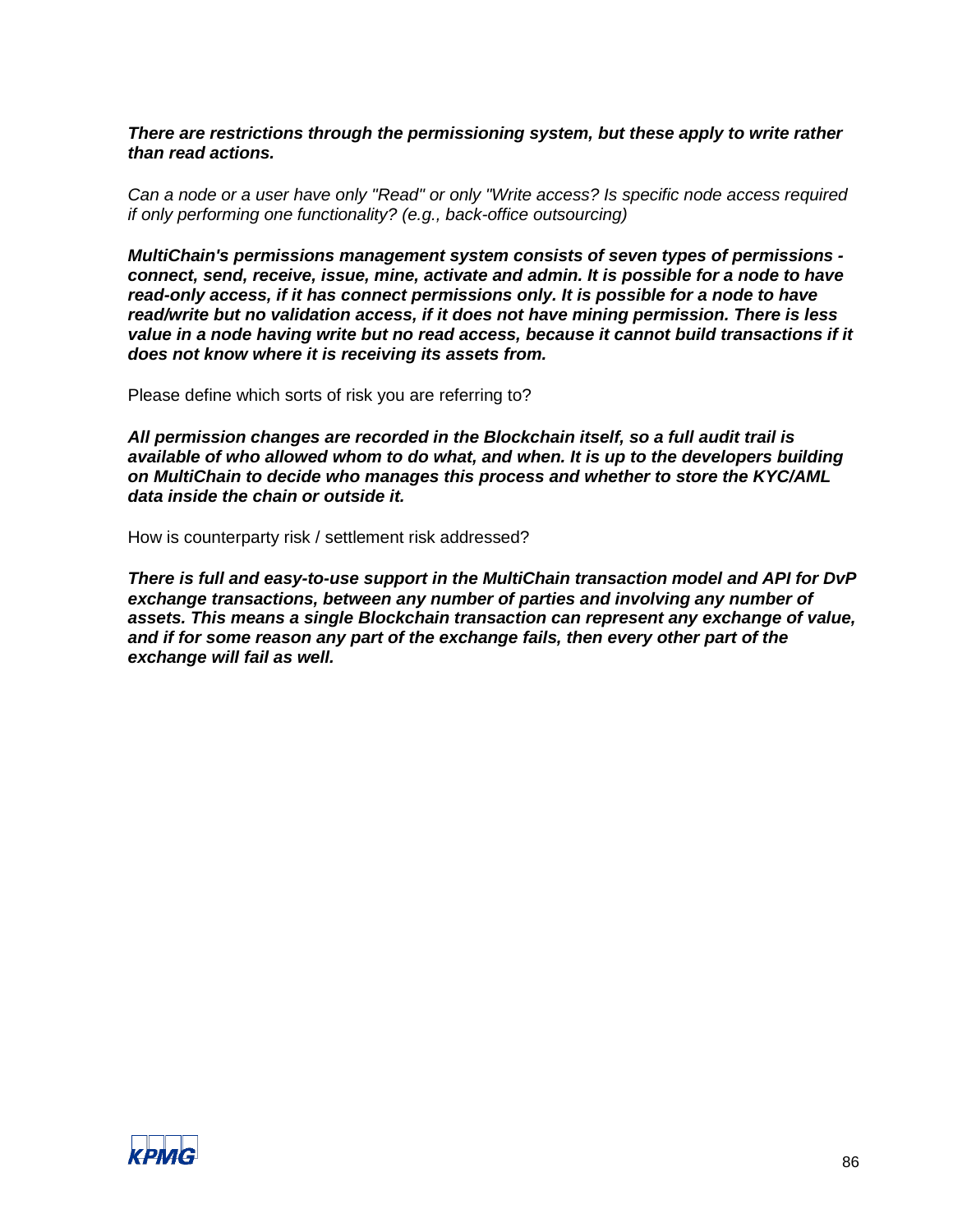***There are restrictions through the permissioning system, but these apply to write rather than read actions.***

*Can a node or a user have only "Read" or only "Write access? Is specific node access required if only performing one functionality? (e.g., back-office outsourcing)*

***MultiChain's permissions management system consists of seven types of permissions - connect, send, receive, issue, mine, activate and admin. It is possible for a node to have read-only access, if it has connect permissions only. It is possible for a node to have read/write but no validation access, if it does not have mining permission. There is less value in a node having write but no read access, because it cannot build transactions if it does not know where it is receiving its assets from.***

Please define which sorts of risk you are referring to?

***All permission changes are recorded in the Blockchain itself, so a full audit trail is available of who allowed whom to do what, and when. It is up to the developers building on MultiChain to decide who manages this process and whether to store the KYC/AML data inside the chain or outside it.***

How is counterparty risk / settlement risk addressed?

***There is full and easy-to-use support in the MultiChain transaction model and API for DvP exchange transactions, between any number of parties and involving any number of assets. This means a single Blockchain transaction can represent any exchange of value, and if for some reason any part of the exchange fails, then every other part of the exchange will fail as well.***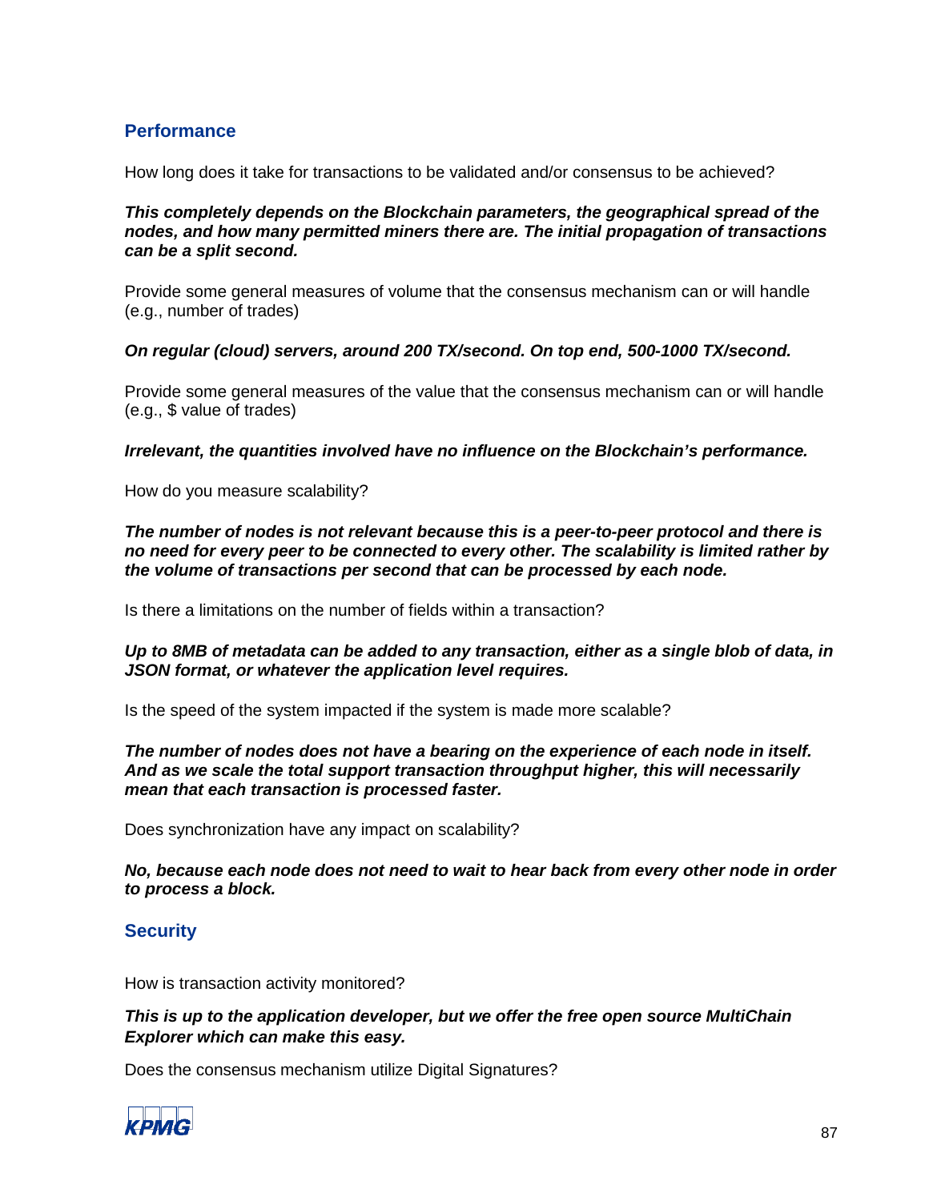## Performance

How long does it take for transactions to be validated and/or consensus to be achieved?

***This completely depends on the Blockchain parameters, the geographical spread of the nodes, and how many permitted miners there are. The initial propagation of transactions can be a split second.***

Provide some general measures of volume that the consensus mechanism can or will handle (e.g., number of trades)

***On regular (cloud) servers, around 200 TX/second. On top end, 500-1000 TX/second.***

Provide some general measures of the value that the consensus mechanism can or will handle (e.g., $ value of trades)

***Irrelevant, the quantities involved have no influence on the Blockchain's performance.***

How do you measure scalability?

***The number of nodes is not relevant because this is a peer-to-peer protocol and there is no need for every peer to be connected to every other. The scalability is limited rather by the volume of transactions per second that can be processed by each node.***

Is there a limitations on the number of fields within a transaction?

***Up to 8MB of metadata can be added to any transaction, either as a single blob of data, in JSON format, or whatever the application level requires.***

Is the speed of the system impacted if the system is made more scalable?

***The number of nodes does not have a bearing on the experience of each node in itself. And as we scale the total support transaction throughput higher, this will necessarily mean that each transaction is processed faster.***

Does synchronization have any impact on scalability?

***No, because each node does not need to wait to hear back from every other node in order to process a block.***

## Security

How is transaction activity monitored?

***This is up to the application developer, but we offer the free open source MultiChain Explorer which can make this easy.***

Does the consensus mechanism utilize Digital Signatures?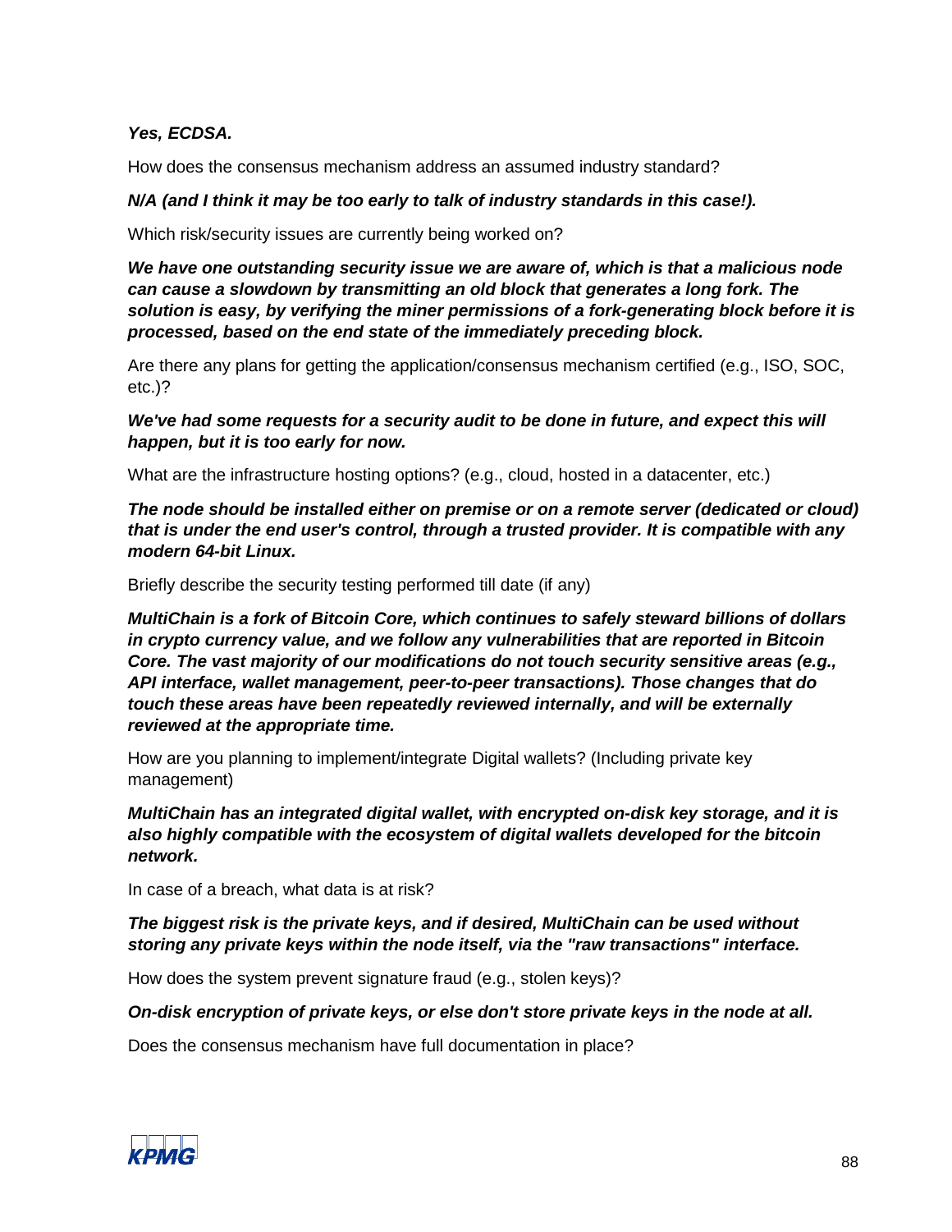***Yes, ECDSA.***

How does the consensus mechanism address an assumed industry standard?

***N/A (and I think it may be too early to talk of industry standards in this case!).***

Which risk/security issues are currently being worked on?

***We have one outstanding security issue we are aware of, which is that a malicious node can cause a slowdown by transmitting an old block that generates a long fork. The solution is easy, by verifying the miner permissions of a fork-generating block before it is processed, based on the end state of the immediately preceding block.***

Are there any plans for getting the application/consensus mechanism certified (e.g., ISO, SOC, etc.)?

***We've had some requests for a security audit to be done in future, and expect this will happen, but it is too early for now.***

What are the infrastructure hosting options? (e.g., cloud, hosted in a datacenter, etc.)

***The node should be installed either on premise or on a remote server (dedicated or cloud) that is under the end user's control, through a trusted provider. It is compatible with any modern 64-bit Linux.***

Briefly describe the security testing performed till date (if any)

***MultiChain is a fork of Bitcoin Core, which continues to safely steward billions of dollars in crypto currency value, and we follow any vulnerabilities that are reported in Bitcoin Core. The vast majority of our modifications do not touch security sensitive areas (e.g., API interface, wallet management, peer-to-peer transactions). Those changes that do touch these areas have been repeatedly reviewed internally, and will be externally reviewed at the appropriate time.***

How are you planning to implement/integrate Digital wallets? (Including private key management)

***MultiChain has an integrated digital wallet, with encrypted on-disk key storage, and it is also highly compatible with the ecosystem of digital wallets developed for the bitcoin network.***

In case of a breach, what data is at risk?

***The biggest risk is the private keys, and if desired, MultiChain can be used without storing any private keys within the node itself, via the "raw transactions" interface.***

How does the system prevent signature fraud (e.g., stolen keys)?

***On-disk encryption of private keys, or else don't store private keys in the node at all.***

Does the consensus mechanism have full documentation in place?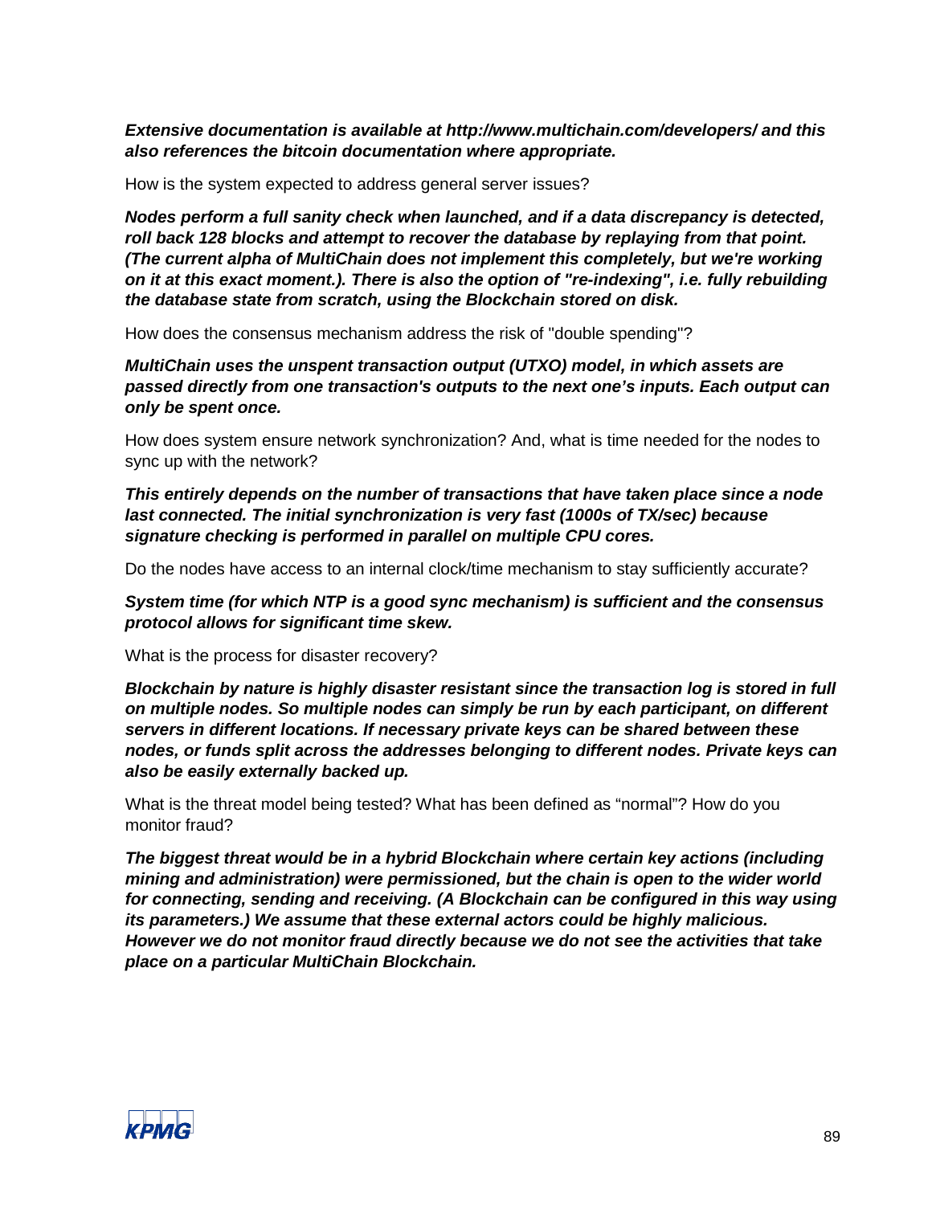***Extensive documentation is available at http://www.multichain.com/developers/ and this also references the bitcoin documentation where appropriate.***

How is the system expected to address general server issues?

***Nodes perform a full sanity check when launched, and if a data discrepancy is detected, roll back 128 blocks and attempt to recover the database by replaying from that point. (The current alpha of MultiChain does not implement this completely, but we're working on it at this exact moment.). There is also the option of "re-indexing", i.e. fully rebuilding the database state from scratch, using the Blockchain stored on disk.***

How does the consensus mechanism address the risk of "double spending"?

***MultiChain uses the unspent transaction output (UTXO) model, in which assets are passed directly from one transaction's outputs to the next one's inputs. Each output can only be spent once.***

How does system ensure network synchronization? And, what is time needed for the nodes to sync up with the network?

***This entirely depends on the number of transactions that have taken place since a node last connected. The initial synchronization is very fast (1000s of TX/sec) because signature checking is performed in parallel on multiple CPU cores.***

Do the nodes have access to an internal clock/time mechanism to stay sufficiently accurate?

***System time (for which NTP is a good sync mechanism) is sufficient and the consensus protocol allows for significant time skew.***

What is the process for disaster recovery?

***Blockchain by nature is highly disaster resistant since the transaction log is stored in full on multiple nodes. So multiple nodes can simply be run by each participant, on different servers in different locations. If necessary private keys can be shared between these nodes, or funds split across the addresses belonging to different nodes. Private keys can also be easily externally backed up.***

What is the threat model being tested? What has been defined as "normal"? How do you monitor fraud?

***The biggest threat would be in a hybrid Blockchain where certain key actions (including mining and administration) were permissioned, but the chain is open to the wider world for connecting, sending and receiving. (A Blockchain can be configured in this way using its parameters.) We assume that these external actors could be highly malicious. However we do not monitor fraud directly because we do not see the activities that take place on a particular MultiChain Blockchain.***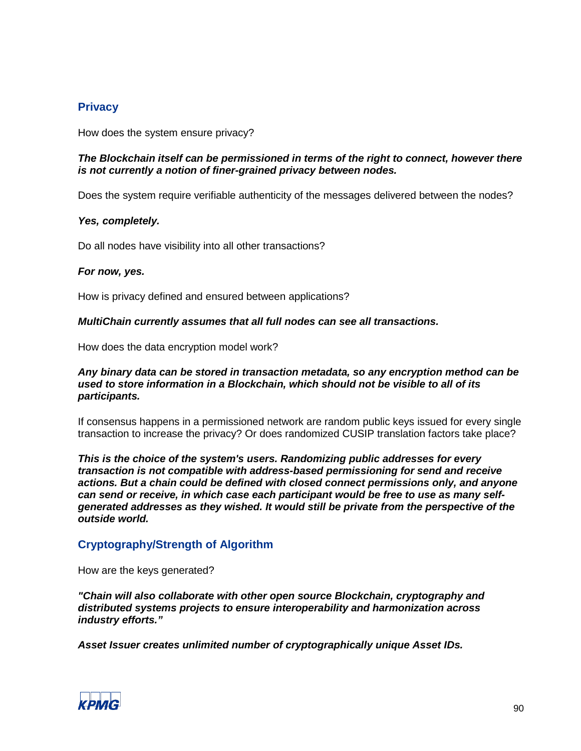## Privacy

How does the system ensure privacy?

***The Blockchain itself can be permissioned in terms of the right to connect, however there is not currently a notion of finer-grained privacy between nodes.***

Does the system require verifiable authenticity of the messages delivered between the nodes?

***Yes, completely.***

Do all nodes have visibility into all other transactions?

***For now, yes.***

How is privacy defined and ensured between applications?

***MultiChain currently assumes that all full nodes can see all transactions.***

How does the data encryption model work?

***Any binary data can be stored in transaction metadata, so any encryption method can be used to store information in a Blockchain, which should not be visible to all of its participants.***

If consensus happens in a permissioned network are random public keys issued for every single transaction to increase the privacy? Or does randomized CUSIP translation factors take place?

***This is the choice of the system's users. Randomizing public addresses for every transaction is not compatible with address-based permissioning for send and receive actions. But a chain could be defined with closed connect permissions only, and anyone can send or receive, in which case each participant would be free to use as many self-generated addresses as they wished. It would still be private from the perspective of the outside world.***

## Cryptography/Strength of Algorithm

How are the keys generated?

***"Chain will also collaborate with other open source Blockchain, cryptography and distributed systems projects to ensure interoperability and harmonization across industry efforts."***

***Asset Issuer creates unlimited number of cryptographically unique Asset IDs.***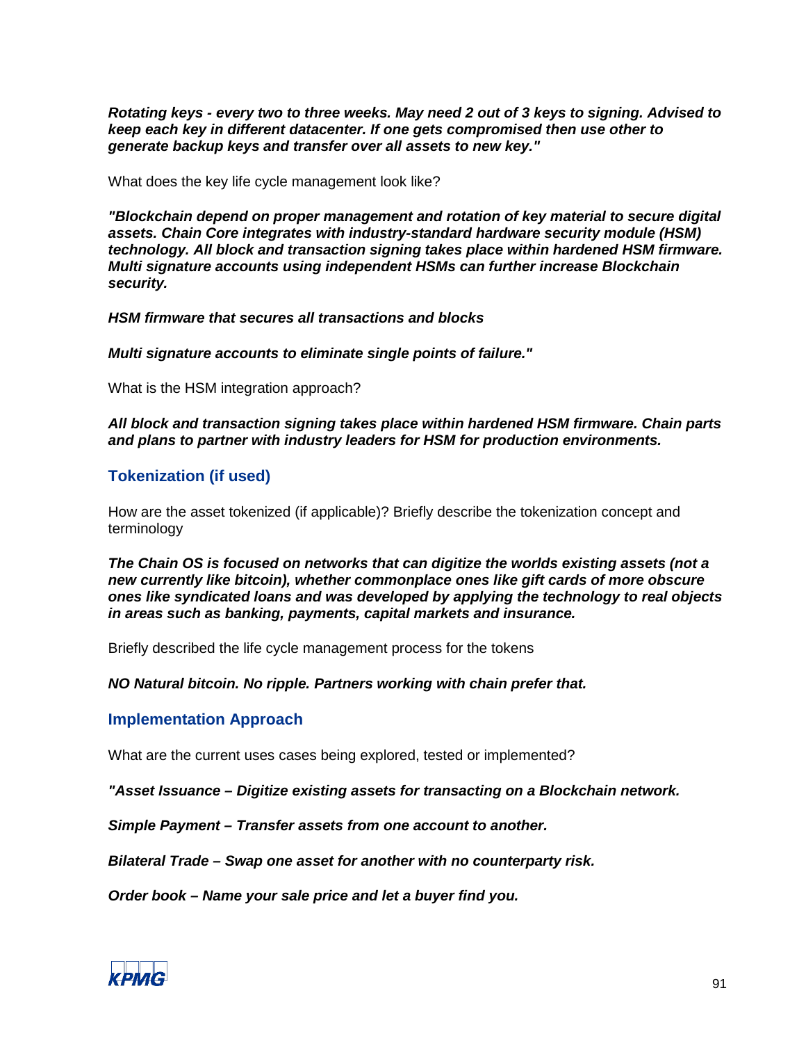***Rotating keys - every two to three weeks. May need 2 out of 3 keys to signing. Advised to keep each key in different datacenter. If one gets compromised then use other to generate backup keys and transfer over all assets to new key."***

What does the key life cycle management look like?

***"Blockchain depend on proper management and rotation of key material to secure digital assets. Chain Core integrates with industry-standard hardware security module (HSM) technology. All block and transaction signing takes place within hardened HSM firmware. Multi signature accounts using independent HSMs can further increase Blockchain security.***

***HSM firmware that secures all transactions and blocks***

***Multi signature accounts to eliminate single points of failure."***

What is the HSM integration approach?

***All block and transaction signing takes place within hardened HSM firmware. Chain parts and plans to partner with industry leaders for HSM for production environments.***

## Tokenization (if used)

How are the asset tokenized (if applicable)? Briefly describe the tokenization concept and terminology

***The Chain OS is focused on networks that can digitize the worlds existing assets (not a new currently like bitcoin), whether commonplace ones like gift cards of more obscure ones like syndicated loans and was developed by applying the technology to real objects in areas such as banking, payments, capital markets and insurance.***

Briefly described the life cycle management process for the tokens

***NO Natural bitcoin. No ripple. Partners working with chain prefer that.***

## Implementation Approach

What are the current uses cases being explored, tested or implemented?

***"Asset Issuance – Digitize existing assets for transacting on a Blockchain network.***

***Simple Payment – Transfer assets from one account to another.***

***Bilateral Trade – Swap one asset for another with no counterparty risk.***

***Order book – Name your sale price and let a buyer find you.***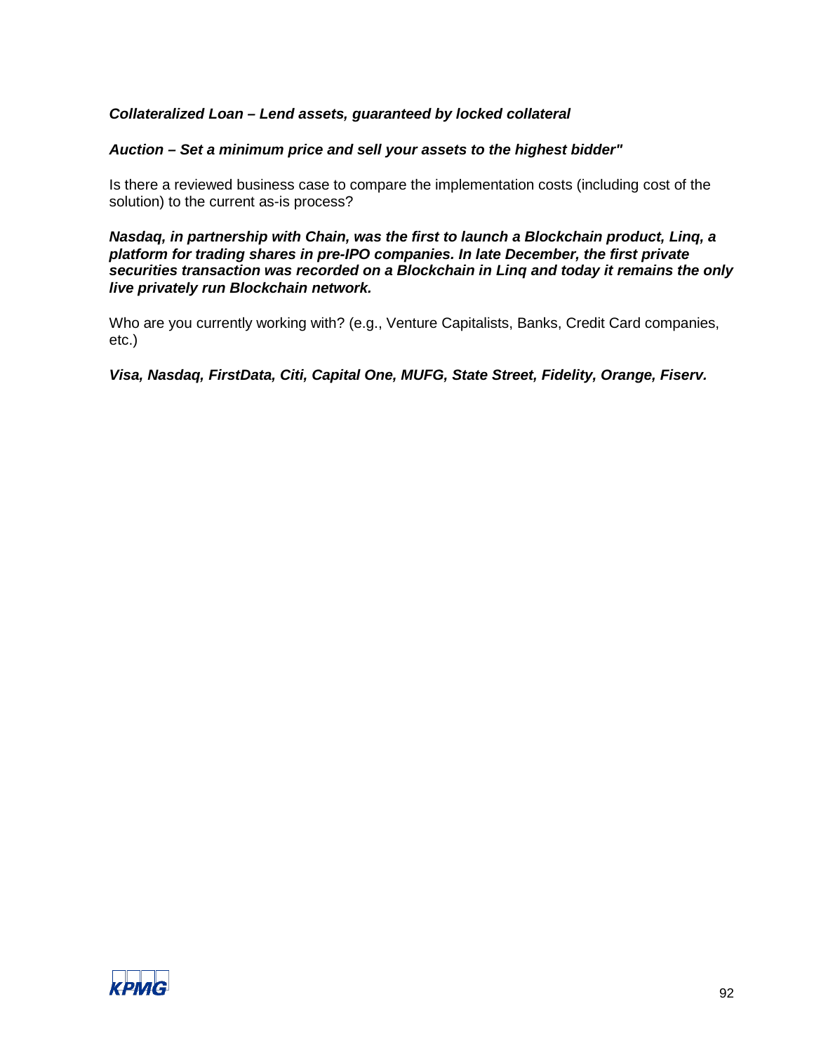***Collateralized Loan – Lend assets, guaranteed by locked collateral***

***Auction – Set a minimum price and sell your assets to the highest bidder"***

Is there a reviewed business case to compare the implementation costs (including cost of the solution) to the current as-is process?

***Nasdaq, in partnership with Chain, was the first to launch a Blockchain product, Linq, a platform for trading shares in pre-IPO companies. In late December, the first private securities transaction was recorded on a Blockchain in Linq and today it remains the only live privately run Blockchain network.***

Who are you currently working with? (e.g., Venture Capitalists, Banks, Credit Card companies, etc.)

***Visa, Nasdaq, FirstData, Citi, Capital One, MUFG, State Street, Fidelity, Orange, Fiserv.***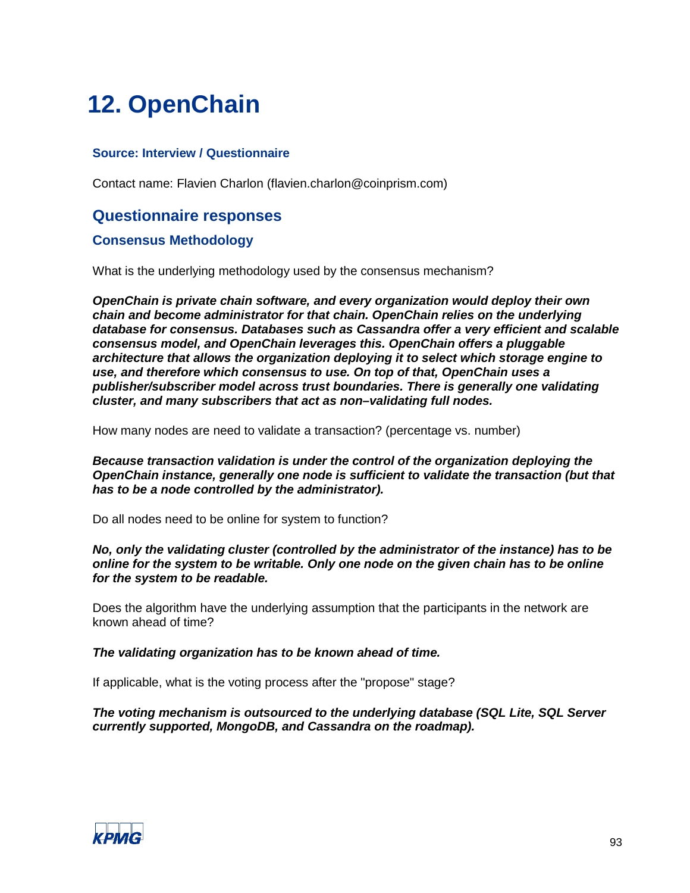# 12. OpenChain

### Source: Interview / Questionnaire

Contact name: Flavien Charlon (flavien.charlon@coinprism.com)

## Questionnaire responses

### Consensus Methodology

What is the underlying methodology used by the consensus mechanism?

***OpenChain is private chain software, and every organization would deploy their own chain and become administrator for that chain. OpenChain relies on the underlying database for consensus. Databases such as Cassandra offer a very efficient and scalable consensus model, and OpenChain leverages this. OpenChain offers a pluggable architecture that allows the organization deploying it to select which storage engine to use, and therefore which consensus to use. On top of that, OpenChain uses a publisher/subscriber model across trust boundaries. There is generally one validating cluster, and many subscribers that act as non–validating full nodes.***

How many nodes are need to validate a transaction? (percentage vs. number)

***Because transaction validation is under the control of the organization deploying the OpenChain instance, generally one node is sufficient to validate the transaction (but that has to be a node controlled by the administrator).***

Do all nodes need to be online for system to function?

***No, only the validating cluster (controlled by the administrator of the instance) has to be online for the system to be writable. Only one node on the given chain has to be online for the system to be readable.***

Does the algorithm have the underlying assumption that the participants in the network are known ahead of time?

***The validating organization has to be known ahead of time.***

If applicable, what is the voting process after the "propose" stage?

***The voting mechanism is outsourced to the underlying database (SQL Lite, SQL Server currently supported, MongoDB, and Cassandra on the roadmap).***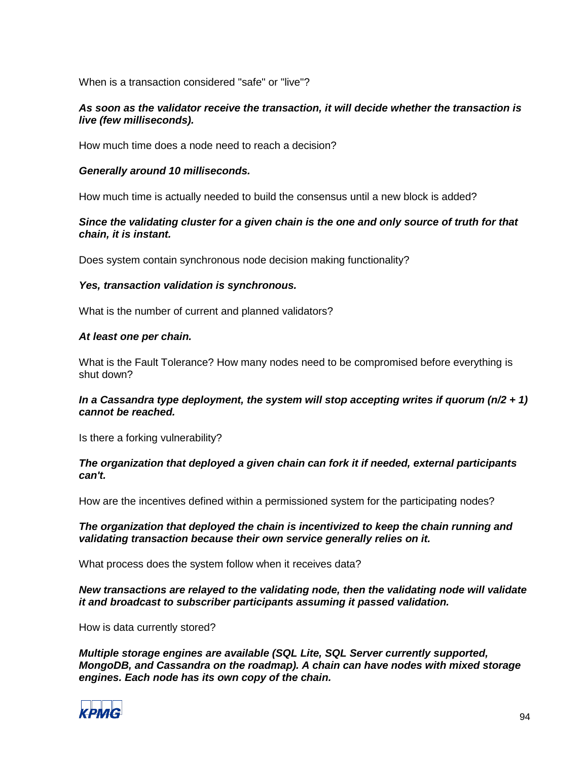When is a transaction considered "safe" or "live"?

***As soon as the validator receive the transaction, it will decide whether the transaction is live (few milliseconds).***

How much time does a node need to reach a decision?

***Generally around 10 milliseconds.***

How much time is actually needed to build the consensus until a new block is added?

***Since the validating cluster for a given chain is the one and only source of truth for that chain, it is instant.***

Does system contain synchronous node decision making functionality?

***Yes, transaction validation is synchronous.***

What is the number of current and planned validators?

***At least one per chain.***

What is the Fault Tolerance? How many nodes need to be compromised before everything is shut down?

***In a Cassandra type deployment, the system will stop accepting writes if quorum (n/2 + 1) cannot be reached.***

Is there a forking vulnerability?

***The organization that deployed a given chain can fork it if needed, external participants can't.***

How are the incentives defined within a permissioned system for the participating nodes?

***The organization that deployed the chain is incentivized to keep the chain running and validating transaction because their own service generally relies on it.***

What process does the system follow when it receives data?

***New transactions are relayed to the validating node, then the validating node will validate it and broadcast to subscriber participants assuming it passed validation.***

How is data currently stored?

***Multiple storage engines are available (SQL Lite, SQL Server currently supported, MongoDB, and Cassandra on the roadmap). A chain can have nodes with mixed storage engines. Each node has its own copy of the chain.***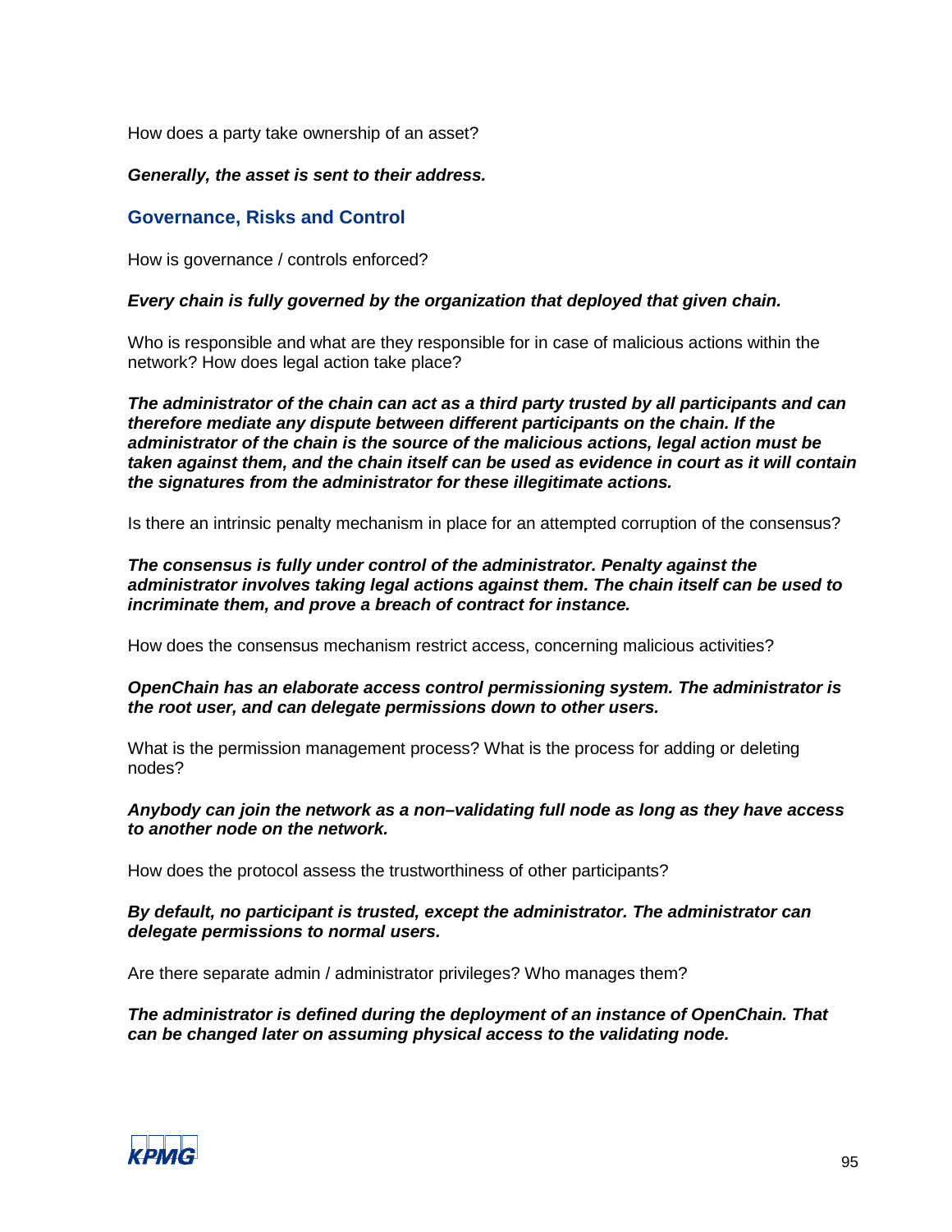How does a party take ownership of an asset?

***Generally, the asset is sent to their address.***

## Governance, Risks and Control

How is governance / controls enforced?

***Every chain is fully governed by the organization that deployed that given chain.***

Who is responsible and what are they responsible for in case of malicious actions within the network? How does legal action take place?

***The administrator of the chain can act as a third party trusted by all participants and can therefore mediate any dispute between different participants on the chain. If the administrator of the chain is the source of the malicious actions, legal action must be taken against them, and the chain itself can be used as evidence in court as it will contain the signatures from the administrator for these illegitimate actions.***

Is there an intrinsic penalty mechanism in place for an attempted corruption of the consensus?

***The consensus is fully under control of the administrator. Penalty against the administrator involves taking legal actions against them. The chain itself can be used to incriminate them, and prove a breach of contract for instance.***

How does the consensus mechanism restrict access, concerning malicious activities?

***OpenChain has an elaborate access control permissioning system. The administrator is the root user, and can delegate permissions down to other users.***

What is the permission management process? What is the process for adding or deleting nodes?

***Anybody can join the network as a non–validating full node as long as they have access to another node on the network.***

How does the protocol assess the trustworthiness of other participants?

***By default, no participant is trusted, except the administrator. The administrator can delegate permissions to normal users.***

Are there separate admin / administrator privileges? Who manages them?

***The administrator is defined during the deployment of an instance of OpenChain. That can be changed later on assuming physical access to the validating node.***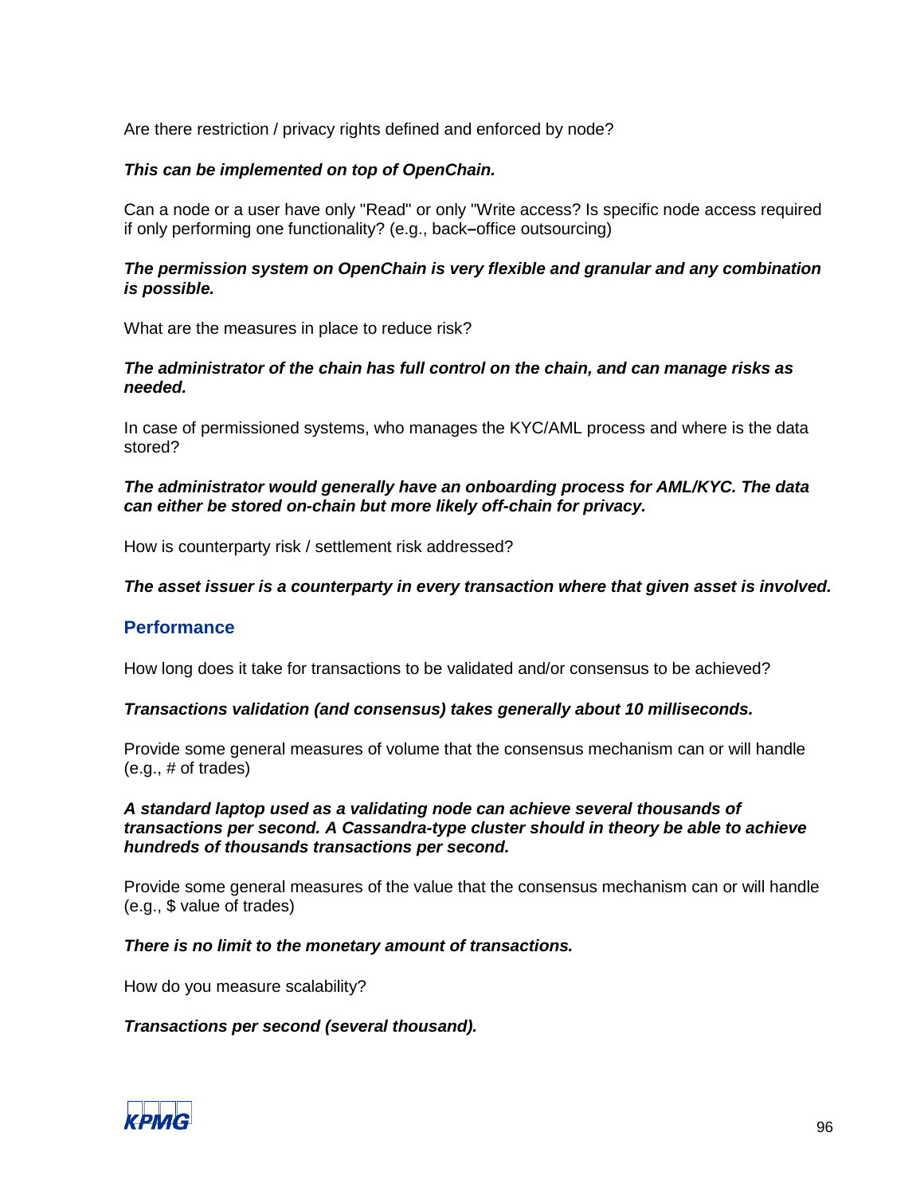Are there restriction / privacy rights defined and enforced by node?

***This can be implemented on top of OpenChain.***

Can a node or a user have only "Read" or only "Write access? Is specific node access required if only performing one functionality? (e.g., back–office outsourcing)

***The permission system on OpenChain is very flexible and granular and any combination is possible.***

What are the measures in place to reduce risk?

***The administrator of the chain has full control on the chain, and can manage risks as needed.***

In case of permissioned systems, who manages the KYC/AML process and where is the data stored?

***The administrator would generally have an onboarding process for AML/KYC. The data can either be stored on-chain but more likely off-chain for privacy.***

How is counterparty risk / settlement risk addressed?

***The asset issuer is a counterparty in every transaction where that given asset is involved.***

## Performance

How long does it take for transactions to be validated and/or consensus to be achieved?

***Transactions validation (and consensus) takes generally about 10 milliseconds.***

Provide some general measures of volume that the consensus mechanism can or will handle (e.g., # of trades)

***A standard laptop used as a validating node can achieve several thousands of transactions per second. A Cassandra-type cluster should in theory be able to achieve hundreds of thousands transactions per second.***

Provide some general measures of the value that the consensus mechanism can or will handle (e.g., $ value of trades)

***There is no limit to the monetary amount of transactions.***

How do you measure scalability?

***Transactions per second (several thousand).***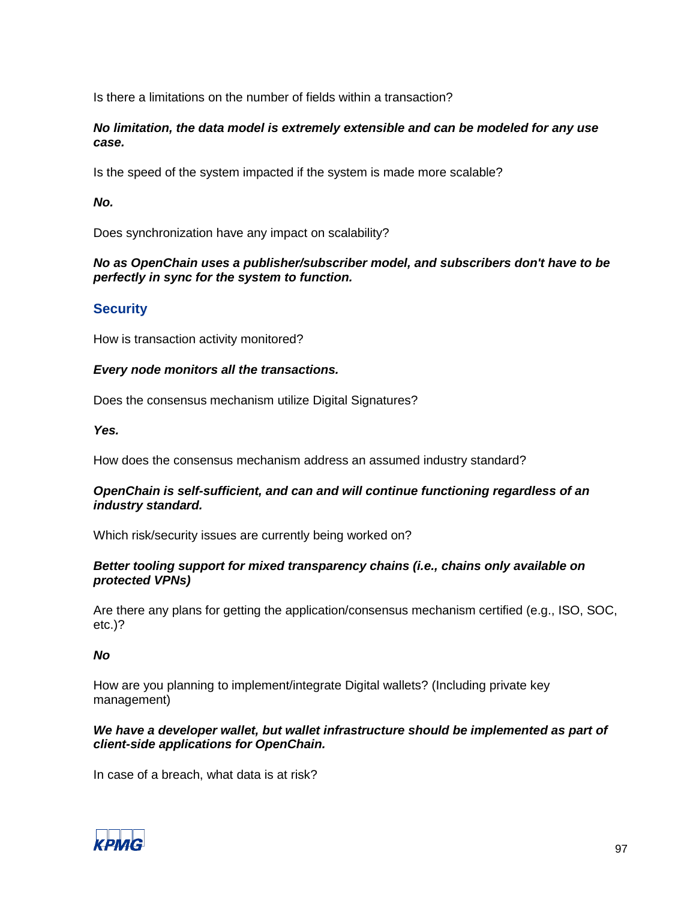Is there a limitations on the number of fields within a transaction?

***No limitation, the data model is extremely extensible and can be modeled for any use case.***

Is the speed of the system impacted if the system is made more scalable?

***No.***

Does synchronization have any impact on scalability?

***No as OpenChain uses a publisher/subscriber model, and subscribers don't have to be perfectly in sync for the system to function.***

## Security

How is transaction activity monitored?

***Every node monitors all the transactions.***

Does the consensus mechanism utilize Digital Signatures?

***Yes.***

How does the consensus mechanism address an assumed industry standard?

***OpenChain is self-sufficient, and can and will continue functioning regardless of an industry standard.***

Which risk/security issues are currently being worked on?

***Better tooling support for mixed transparency chains (i.e., chains only available on protected VPNs)***

Are there any plans for getting the application/consensus mechanism certified (e.g., ISO, SOC, etc.)?

***No***

How are you planning to implement/integrate Digital wallets? (Including private key management)

***We have a developer wallet, but wallet infrastructure should be implemented as part of client-side applications for OpenChain.***

In case of a breach, what data is at risk?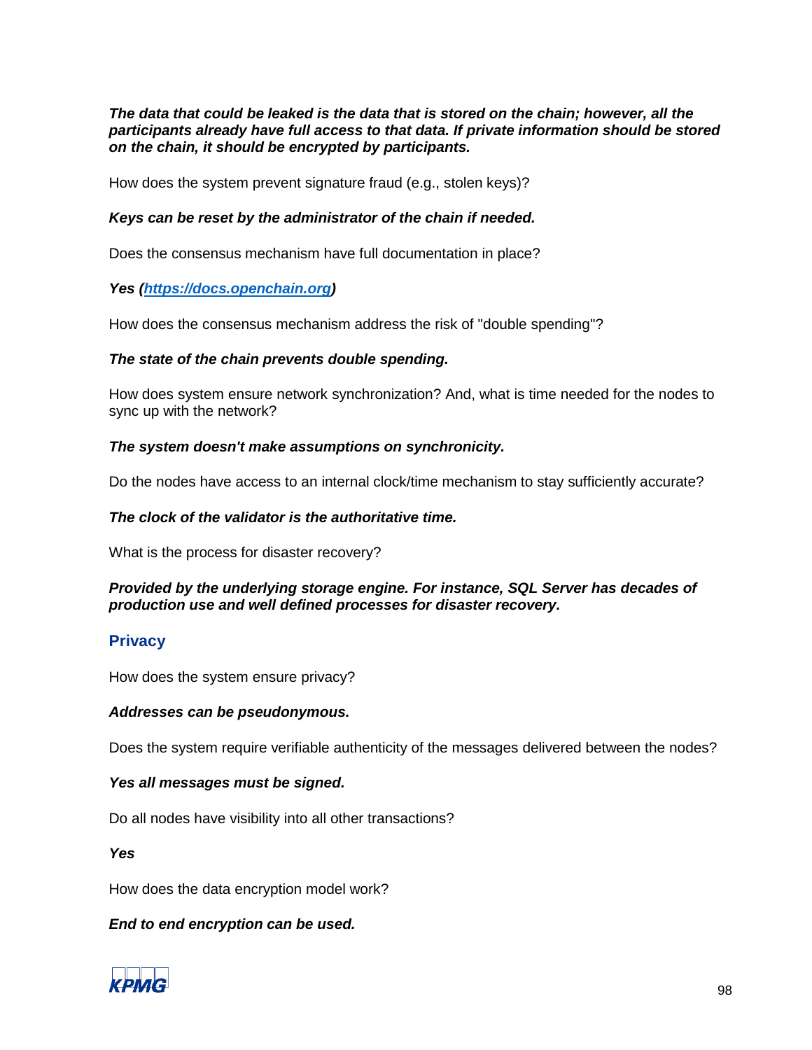***The data that could be leaked is the data that is stored on the chain; however, all the participants already have full access to that data. If private information should be stored on the chain, it should be encrypted by participants.***

How does the system prevent signature fraud (e.g., stolen keys)?

***Keys can be reset by the administrator of the chain if needed.***

Does the consensus mechanism have full documentation in place?

***Yes ([https://docs.openchain.org](https://docs.openchain.org))***

How does the consensus mechanism address the risk of "double spending"?

***The state of the chain prevents double spending.***

How does system ensure network synchronization? And, what is time needed for the nodes to sync up with the network?

***The system doesn't make assumptions on synchronicity.***

Do the nodes have access to an internal clock/time mechanism to stay sufficiently accurate?

***The clock of the validator is the authoritative time.***

What is the process for disaster recovery?

***Provided by the underlying storage engine. For instance, SQL Server has decades of production use and well defined processes for disaster recovery.***

## Privacy

How does the system ensure privacy?

***Addresses can be pseudonymous.***

Does the system require verifiable authenticity of the messages delivered between the nodes?

***Yes all messages must be signed.***

Do all nodes have visibility into all other transactions?

***Yes***

How does the data encryption model work?

***End to end encryption can be used.***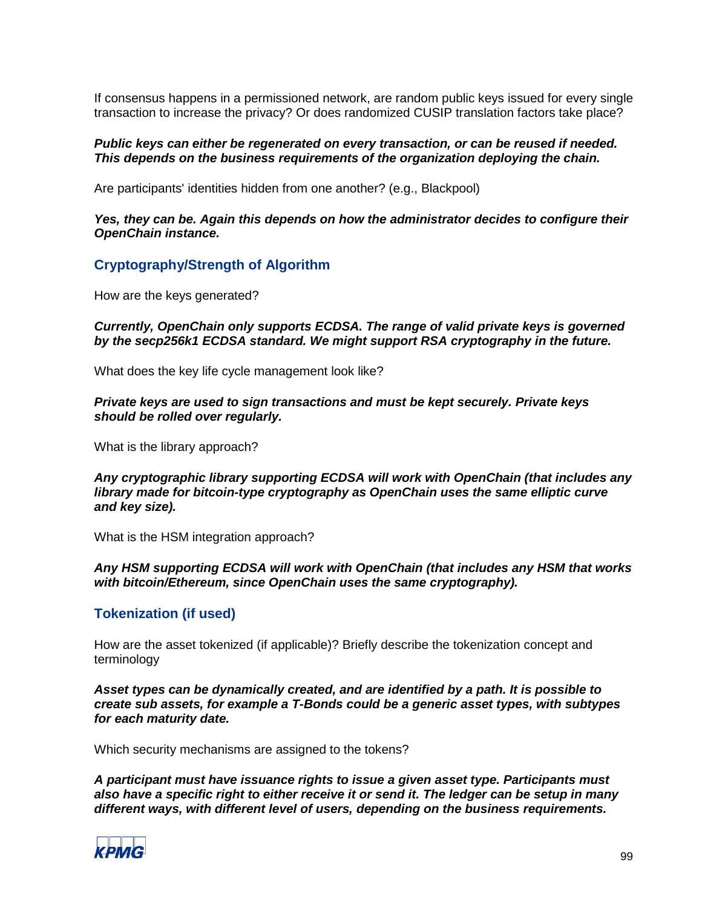If consensus happens in a permissioned network, are random public keys issued for every single transaction to increase the privacy? Or does randomized CUSIP translation factors take place?

***Public keys can either be regenerated on every transaction, or can be reused if needed. This depends on the business requirements of the organization deploying the chain.***

Are participants' identities hidden from one another? (e.g., Blackpool)

***Yes, they can be. Again this depends on how the administrator decides to configure their OpenChain instance.***

## Cryptography/Strength of Algorithm

How are the keys generated?

***Currently, OpenChain only supports ECDSA. The range of valid private keys is governed by the secp256k1 ECDSA standard. We might support RSA cryptography in the future.***

What does the key life cycle management look like?

***Private keys are used to sign transactions and must be kept securely. Private keys should be rolled over regularly.***

What is the library approach?

***Any cryptographic library supporting ECDSA will work with OpenChain (that includes any library made for bitcoin-type cryptography as OpenChain uses the same elliptic curve and key size).***

What is the HSM integration approach?

***Any HSM supporting ECDSA will work with OpenChain (that includes any HSM that works with bitcoin/Ethereum, since OpenChain uses the same cryptography).***

## Tokenization (if used)

How are the asset tokenized (if applicable)? Briefly describe the tokenization concept and terminology

***Asset types can be dynamically created, and are identified by a path. It is possible to create sub assets, for example a T-Bonds could be a generic asset types, with subtypes for each maturity date.***

Which security mechanisms are assigned to the tokens?

***A participant must have issuance rights to issue a given asset type. Participants must also have a specific right to either receive it or send it. The ledger can be setup in many different ways, with different level of users, depending on the business requirements.***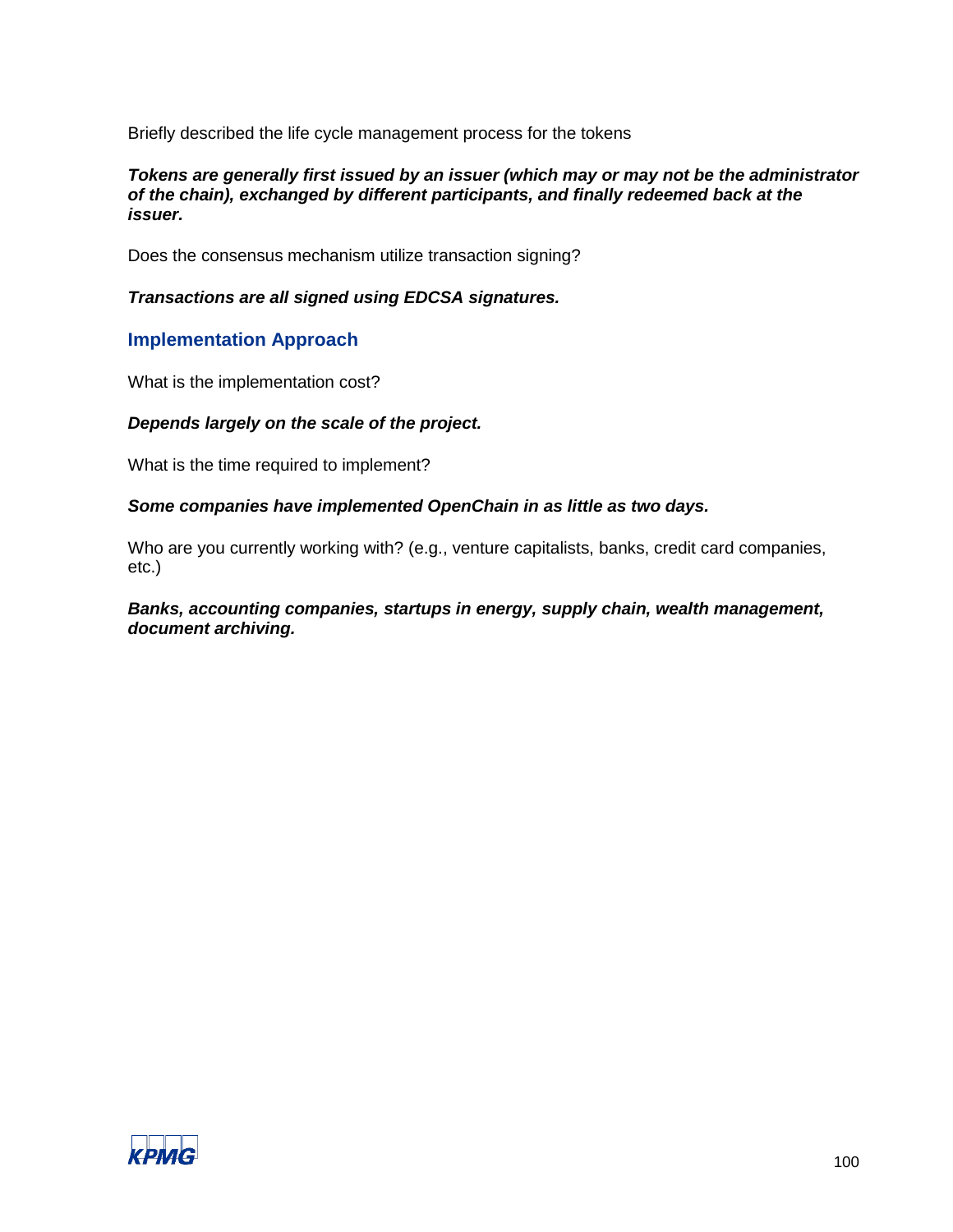Briefly described the life cycle management process for the tokens

***Tokens are generally first issued by an issuer (which may or may not be the administrator of the chain), exchanged by different participants, and finally redeemed back at the issuer.***

Does the consensus mechanism utilize transaction signing?

***Transactions are all signed using EDCSA signatures.***

## Implementation Approach

What is the implementation cost?

***Depends largely on the scale of the project.***

What is the time required to implement?

***Some companies have implemented OpenChain in as little as two days.***

Who are you currently working with? (e.g., venture capitalists, banks, credit card companies, etc.)

***Banks, accounting companies, startups in energy, supply chain, wealth management, document archiving.***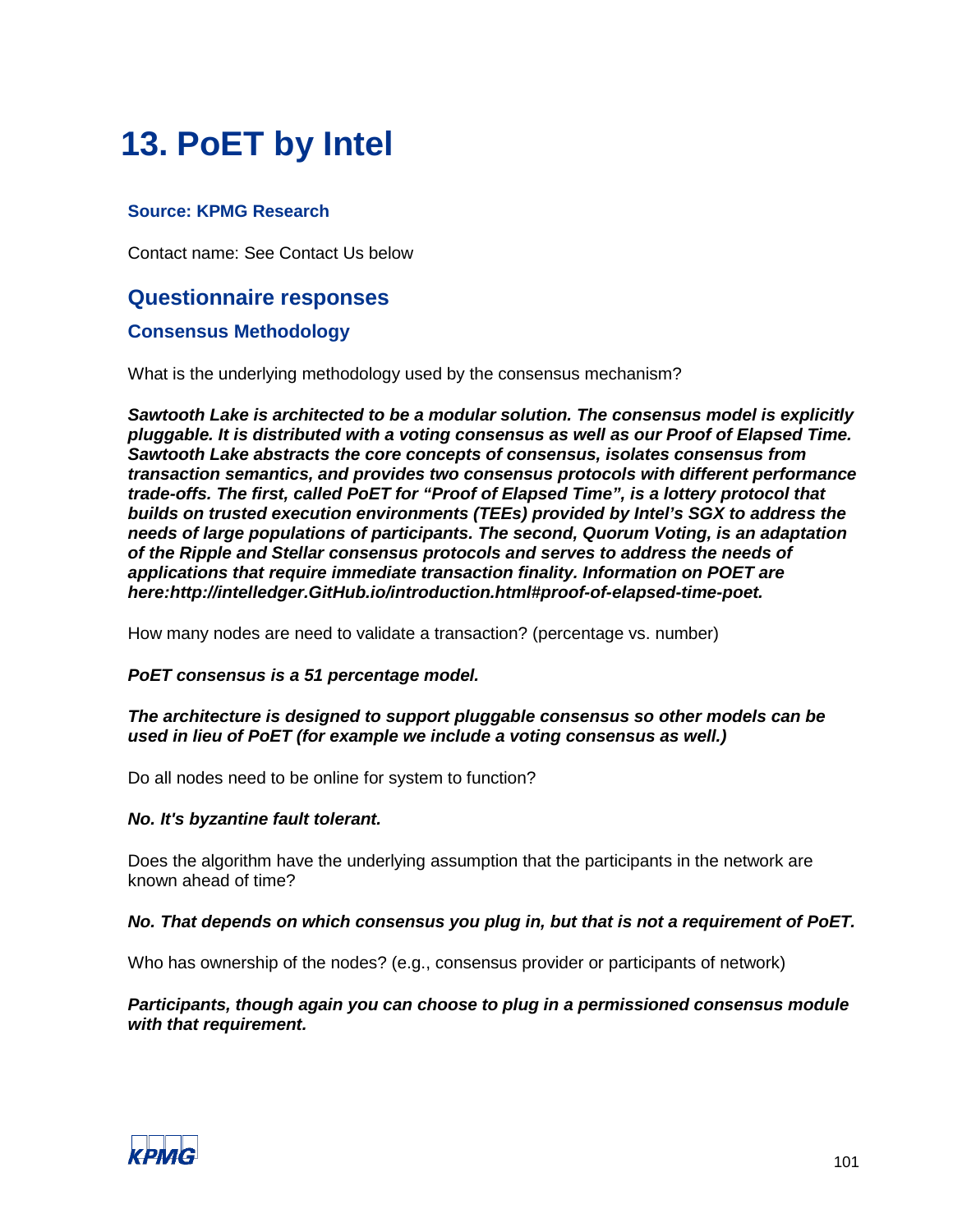# 13. PoET by Intel

### Source: KPMG Research

Contact name: See Contact Us below

## Questionnaire responses

### Consensus Methodology

What is the underlying methodology used by the consensus mechanism?

***Sawtooth Lake is architected to be a modular solution. The consensus model is explicitly pluggable. It is distributed with a voting consensus as well as our Proof of Elapsed Time. Sawtooth Lake abstracts the core concepts of consensus, isolates consensus from transaction semantics, and provides two consensus protocols with different performance trade-offs. The first, called PoET for "Proof of Elapsed Time", is a lottery protocol that builds on trusted execution environments (TEEs) provided by Intel's SGX to address the needs of large populations of participants. The second, Quorum Voting, is an adaptation of the Ripple and Stellar consensus protocols and serves to address the needs of applications that require immediate transaction finality. Information on POET are here:http://intelledger.GitHub.io/introduction.html#proof-of-elapsed-time-poet.***

How many nodes are need to validate a transaction? (percentage vs. number)

***PoET consensus is a 51 percentage model.***

***The architecture is designed to support pluggable consensus so other models can be used in lieu of PoET (for example we include a voting consensus as well.)***

Do all nodes need to be online for system to function?

***No. It's byzantine fault tolerant.***

Does the algorithm have the underlying assumption that the participants in the network are known ahead of time?

***No. That depends on which consensus you plug in, but that is not a requirement of PoET.***

Who has ownership of the nodes? (e.g., consensus provider or participants of network)

***Participants, though again you can choose to plug in a permissioned consensus module with that requirement.***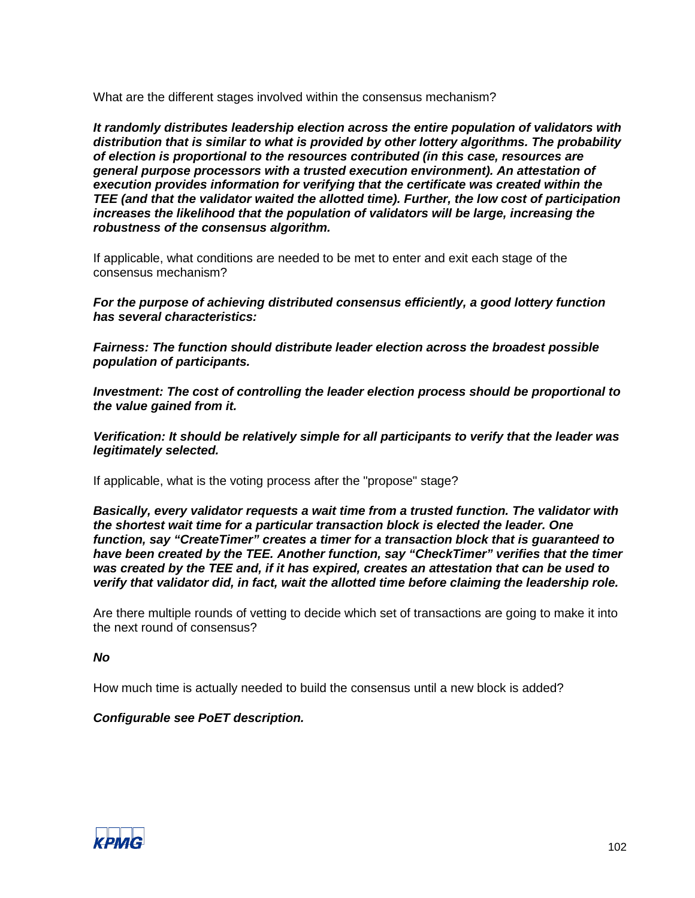What are the different stages involved within the consensus mechanism?

***It randomly distributes leadership election across the entire population of validators with distribution that is similar to what is provided by other lottery algorithms. The probability of election is proportional to the resources contributed (in this case, resources are general purpose processors with a trusted execution environment). An attestation of execution provides information for verifying that the certificate was created within the TEE (and that the validator waited the allotted time). Further, the low cost of participation increases the likelihood that the population of validators will be large, increasing the robustness of the consensus algorithm.***

If applicable, what conditions are needed to be met to enter and exit each stage of the consensus mechanism?

***For the purpose of achieving distributed consensus efficiently, a good lottery function has several characteristics:***

***Fairness: The function should distribute leader election across the broadest possible population of participants.***

***Investment: The cost of controlling the leader election process should be proportional to the value gained from it.***

***Verification: It should be relatively simple for all participants to verify that the leader was legitimately selected.***

If applicable, what is the voting process after the "propose" stage?

***Basically, every validator requests a wait time from a trusted function. The validator with the shortest wait time for a particular transaction block is elected the leader. One function, say "CreateTimer" creates a timer for a transaction block that is guaranteed to have been created by the TEE. Another function, say "CheckTimer" verifies that the timer was created by the TEE and, if it has expired, creates an attestation that can be used to verify that validator did, in fact, wait the allotted time before claiming the leadership role.***

Are there multiple rounds of vetting to decide which set of transactions are going to make it into the next round of consensus?

***No***

How much time is actually needed to build the consensus until a new block is added?

***Configurable see PoET description.***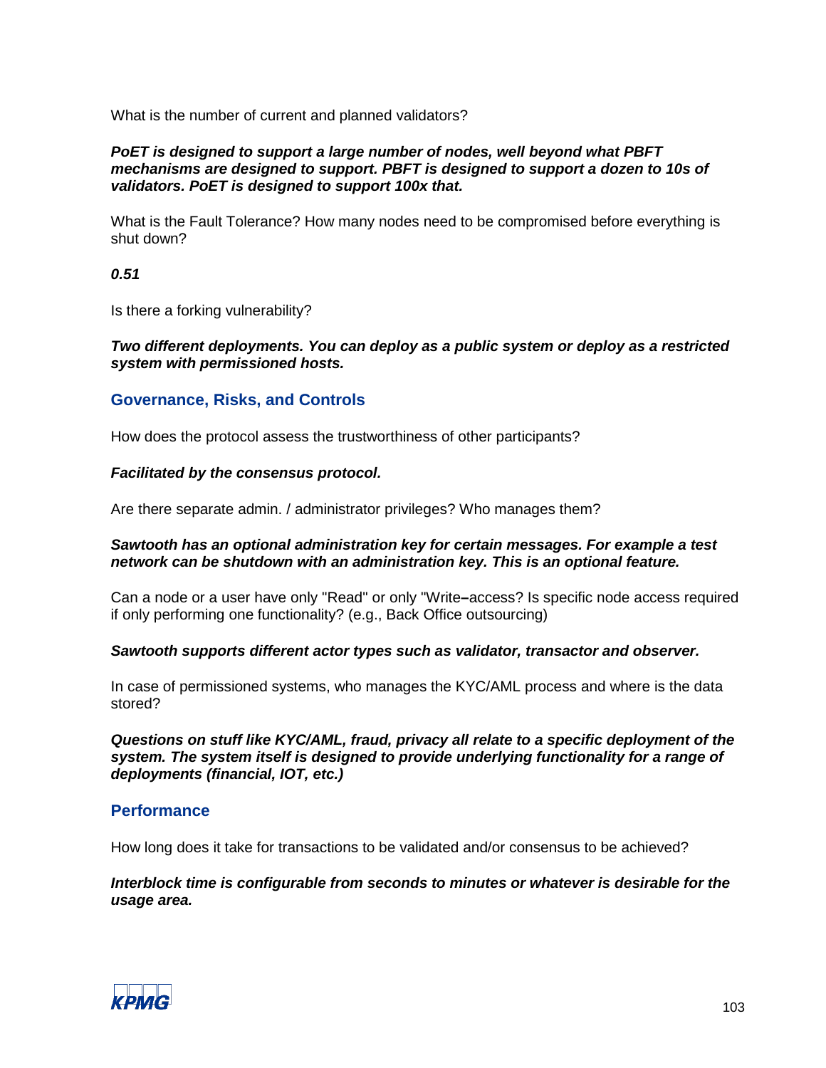What is the number of current and planned validators?

***PoET is designed to support a large number of nodes, well beyond what PBFT mechanisms are designed to support. PBFT is designed to support a dozen to 10s of validators. PoET is designed to support 100x that.***

What is the Fault Tolerance? How many nodes need to be compromised before everything is shut down?

***0.51***

Is there a forking vulnerability?

***Two different deployments. You can deploy as a public system or deploy as a restricted system with permissioned hosts.***

## Governance, Risks, and Controls

How does the protocol assess the trustworthiness of other participants?

***Facilitated by the consensus protocol.***

Are there separate admin. / administrator privileges? Who manages them?

***Sawtooth has an optional administration key for certain messages. For example a test network can be shutdown with an administration key. This is an optional feature.***

Can a node or a user have only "Read" or only "Write–access? Is specific node access required if only performing one functionality? (e.g., Back Office outsourcing)

***Sawtooth supports different actor types such as validator, transactor and observer.***

In case of permissioned systems, who manages the KYC/AML process and where is the data stored?

***Questions on stuff like KYC/AML, fraud, privacy all relate to a specific deployment of the system. The system itself is designed to provide underlying functionality for a range of deployments (financial, IOT, etc.)***

## Performance

How long does it take for transactions to be validated and/or consensus to be achieved?

***Interblock time is configurable from seconds to minutes or whatever is desirable for the usage area.***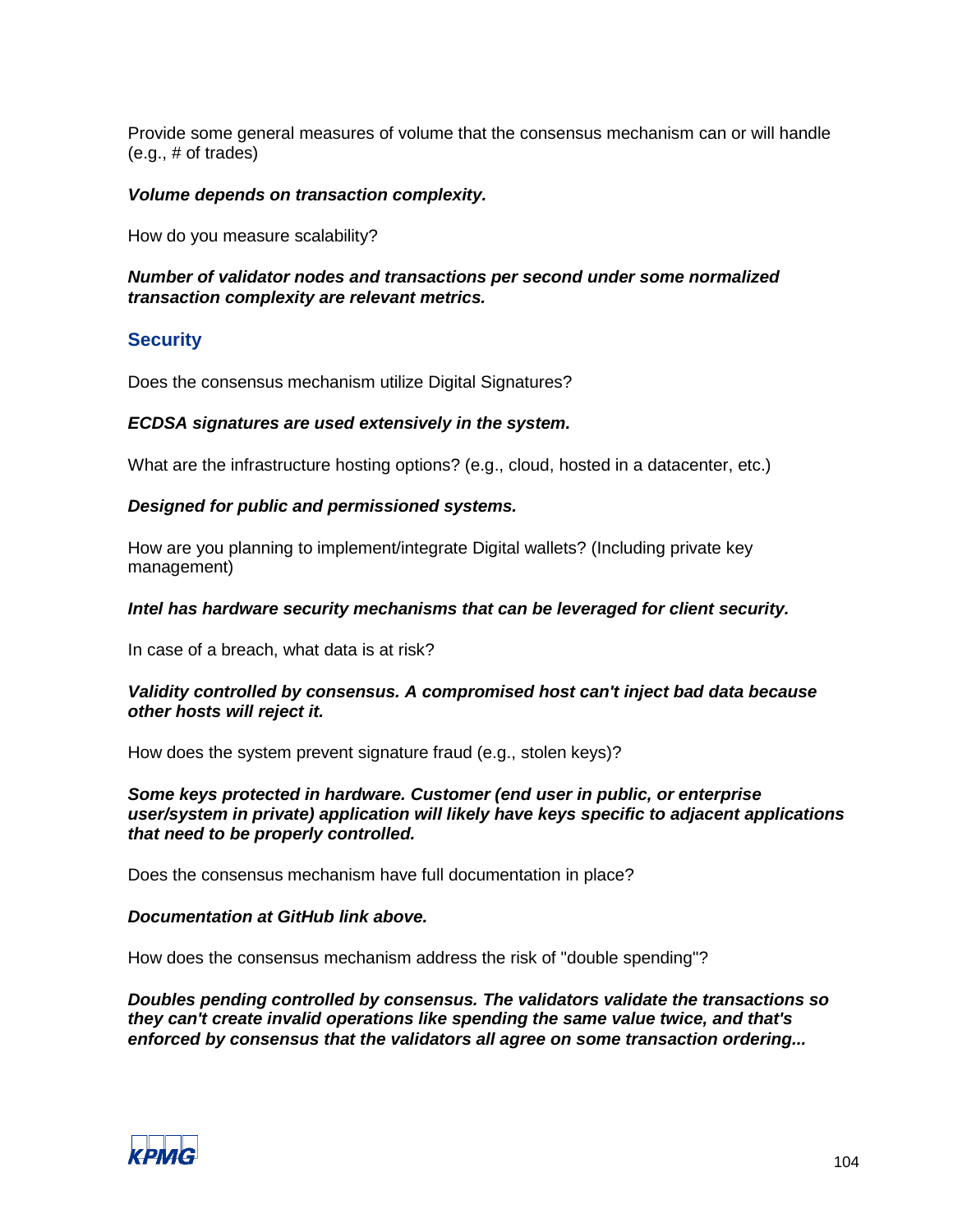Provide some general measures of volume that the consensus mechanism can or will handle (e.g., # of trades)

***Volume depends on transaction complexity.***

How do you measure scalability?

***Number of validator nodes and transactions per second under some normalized transaction complexity are relevant metrics.***

## Security

Does the consensus mechanism utilize Digital Signatures?

***ECDSA signatures are used extensively in the system.***

What are the infrastructure hosting options? (e.g., cloud, hosted in a datacenter, etc.)

***Designed for public and permissioned systems.***

How are you planning to implement/integrate Digital wallets? (Including private key management)

***Intel has hardware security mechanisms that can be leveraged for client security.***

In case of a breach, what data is at risk?

***Validity controlled by consensus. A compromised host can't inject bad data because other hosts will reject it.***

How does the system prevent signature fraud (e.g., stolen keys)?

***Some keys protected in hardware. Customer (end user in public, or enterprise user/system in private) application will likely have keys specific to adjacent applications that need to be properly controlled.***

Does the consensus mechanism have full documentation in place?

***Documentation at GitHub link above.***

How does the consensus mechanism address the risk of "double spending"?

***Doubles pending controlled by consensus. The validators validate the transactions so they can't create invalid operations like spending the same value twice, and that's enforced by consensus that the validators all agree on some transaction ordering...***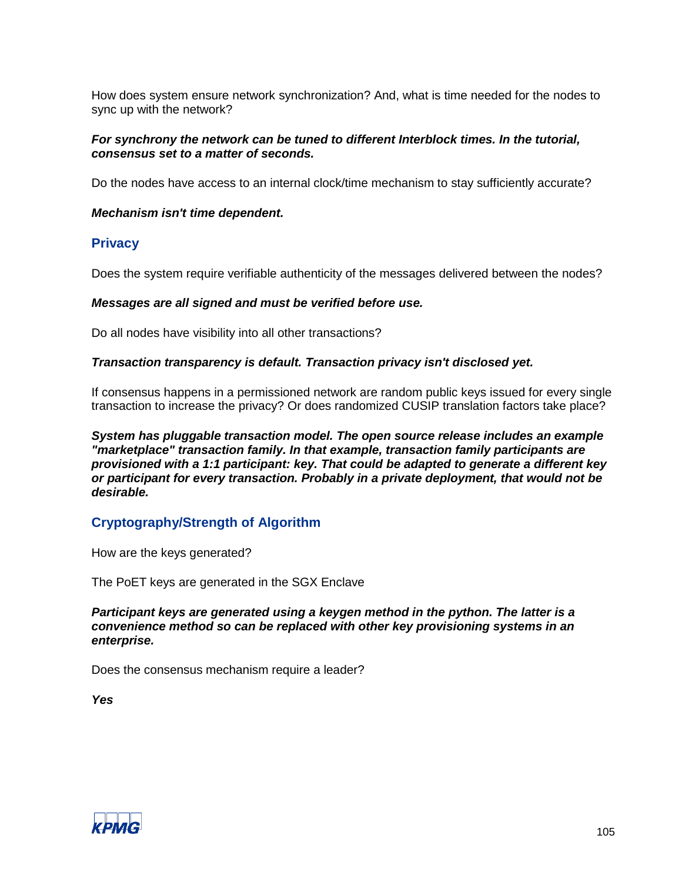How does system ensure network synchronization? And, what is time needed for the nodes to sync up with the network?

***For synchrony the network can be tuned to different Interblock times. In the tutorial, consensus set to a matter of seconds.***

Do the nodes have access to an internal clock/time mechanism to stay sufficiently accurate?

***Mechanism isn't time dependent.***

## Privacy

Does the system require verifiable authenticity of the messages delivered between the nodes?

***Messages are all signed and must be verified before use.***

Do all nodes have visibility into all other transactions?

***Transaction transparency is default. Transaction privacy isn't disclosed yet.***

If consensus happens in a permissioned network are random public keys issued for every single transaction to increase the privacy? Or does randomized CUSIP translation factors take place?

***System has pluggable transaction model. The open source release includes an example "marketplace" transaction family. In that example, transaction family participants are provisioned with a 1:1 participant: key. That could be adapted to generate a different key or participant for every transaction. Probably in a private deployment, that would not be desirable.***

## Cryptography/Strength of Algorithm

How are the keys generated?

The PoET keys are generated in the SGX Enclave

***Participant keys are generated using a keygen method in the python. The latter is a convenience method so can be replaced with other key provisioning systems in an enterprise.***

Does the consensus mechanism require a leader?

***Yes***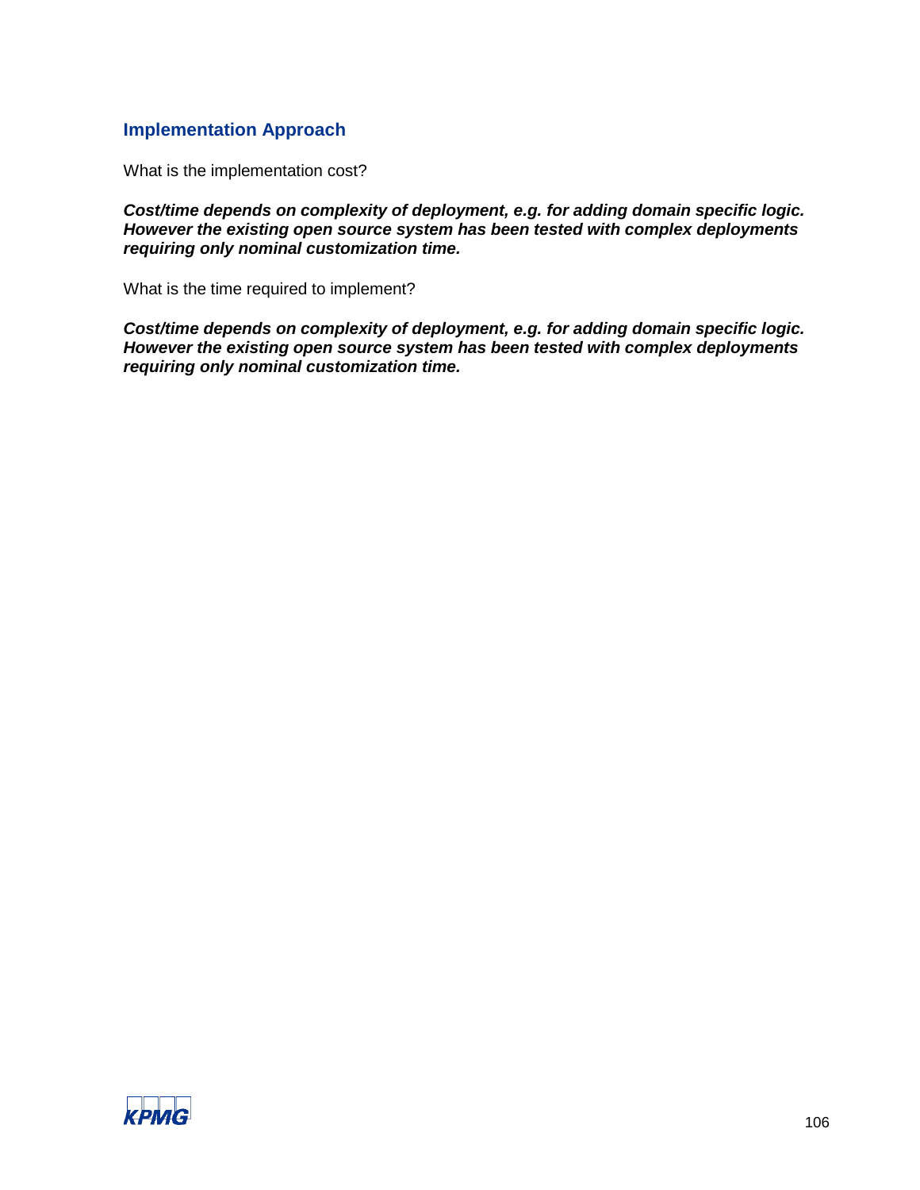## Implementation Approach

What is the implementation cost?

***Cost/time depends on complexity of deployment, e.g. for adding domain specific logic. However the existing open source system has been tested with complex deployments requiring only nominal customization time.***

What is the time required to implement?

***Cost/time depends on complexity of deployment, e.g. for adding domain specific logic. However the existing open source system has been tested with complex deployments requiring only nominal customization time.***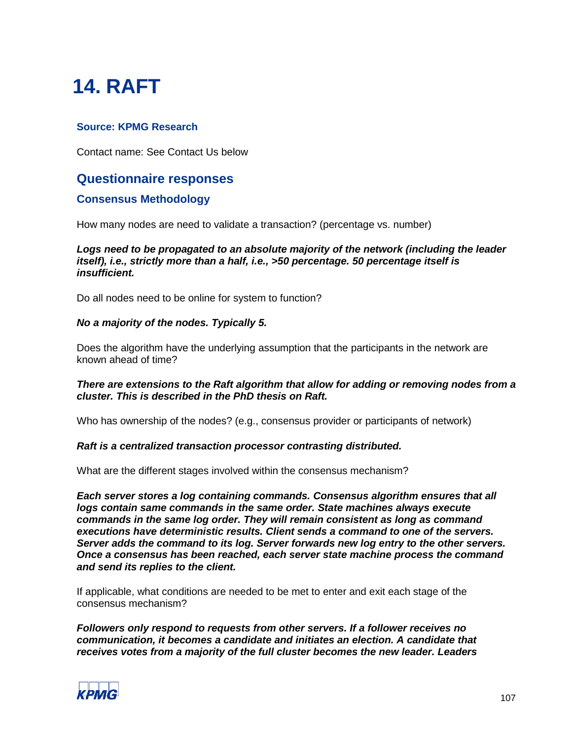# 14. RAFT

### Source: KPMG Research

Contact name: See Contact Us below

## Questionnaire responses

### Consensus Methodology

How many nodes are need to validate a transaction? (percentage vs. number)

***Logs need to be propagated to an absolute majority of the network (including the leader itself), i.e., strictly more than a half, i.e., >50 percentage. 50 percentage itself is insufficient.***

Do all nodes need to be online for system to function?

***No a majority of the nodes. Typically 5.***

Does the algorithm have the underlying assumption that the participants in the network are known ahead of time?

***There are extensions to the Raft algorithm that allow for adding or removing nodes from a cluster. This is described in the PhD thesis on Raft.***

Who has ownership of the nodes? (e.g., consensus provider or participants of network)

***Raft is a centralized transaction processor contrasting distributed.***

What are the different stages involved within the consensus mechanism?

***Each server stores a log containing commands. Consensus algorithm ensures that all logs contain same commands in the same order. State machines always execute commands in the same log order. They will remain consistent as long as command executions have deterministic results. Client sends a command to one of the servers. Server adds the command to its log. Server forwards new log entry to the other servers. Once a consensus has been reached, each server state machine process the command and send its replies to the client.***

If applicable, what conditions are needed to be met to enter and exit each stage of the consensus mechanism?

***Followers only respond to requests from other servers. If a follower receives no communication, it becomes a candidate and initiates an election. A candidate that receives votes from a majority of the full cluster becomes the new leader. Leaders***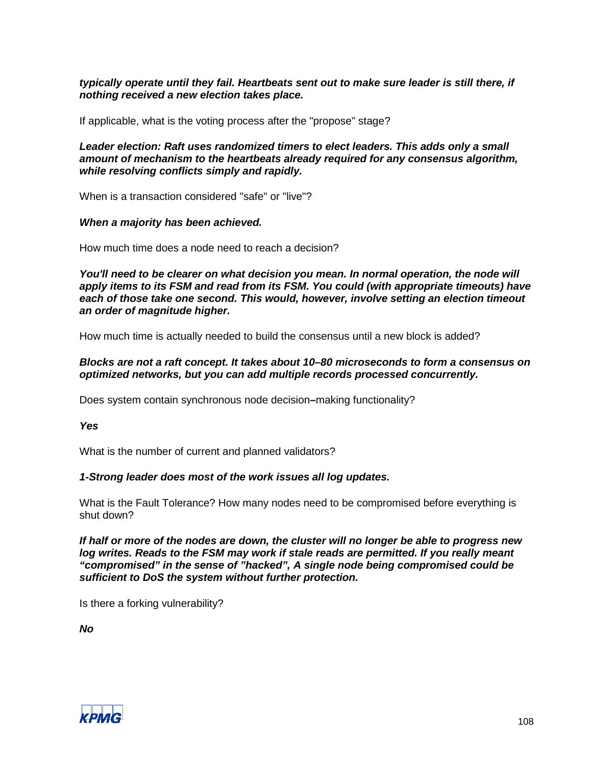***typically operate until they fail. Heartbeats sent out to make sure leader is still there, if nothing received a new election takes place.***

If applicable, what is the voting process after the "propose" stage?

***Leader election: Raft uses randomized timers to elect leaders. This adds only a small amount of mechanism to the heartbeats already required for any consensus algorithm, while resolving conflicts simply and rapidly.***

When is a transaction considered "safe" or "live"?

***When a majority has been achieved.***

How much time does a node need to reach a decision?

***You'll need to be clearer on what decision you mean. In normal operation, the node will apply items to its FSM and read from its FSM. You could (with appropriate timeouts) have each of those take one second. This would, however, involve setting an election timeout an order of magnitude higher.***

How much time is actually needed to build the consensus until a new block is added?

***Blocks are not a raft concept. It takes about 10–80 microseconds to form a consensus on optimized networks, but you can add multiple records processed concurrently.***

Does system contain synchronous node decision**–**making functionality?

***Yes***

What is the number of current and planned validators?

***1-Strong leader does most of the work issues all log updates.***

What is the Fault Tolerance? How many nodes need to be compromised before everything is shut down?

***If half or more of the nodes are down, the cluster will no longer be able to progress new log writes. Reads to the FSM may work if stale reads are permitted. If you really meant “compromised” in the sense of ”hacked”, A single node being compromised could be sufficient to DoS the system without further protection.***

Is there a forking vulnerability?

***No***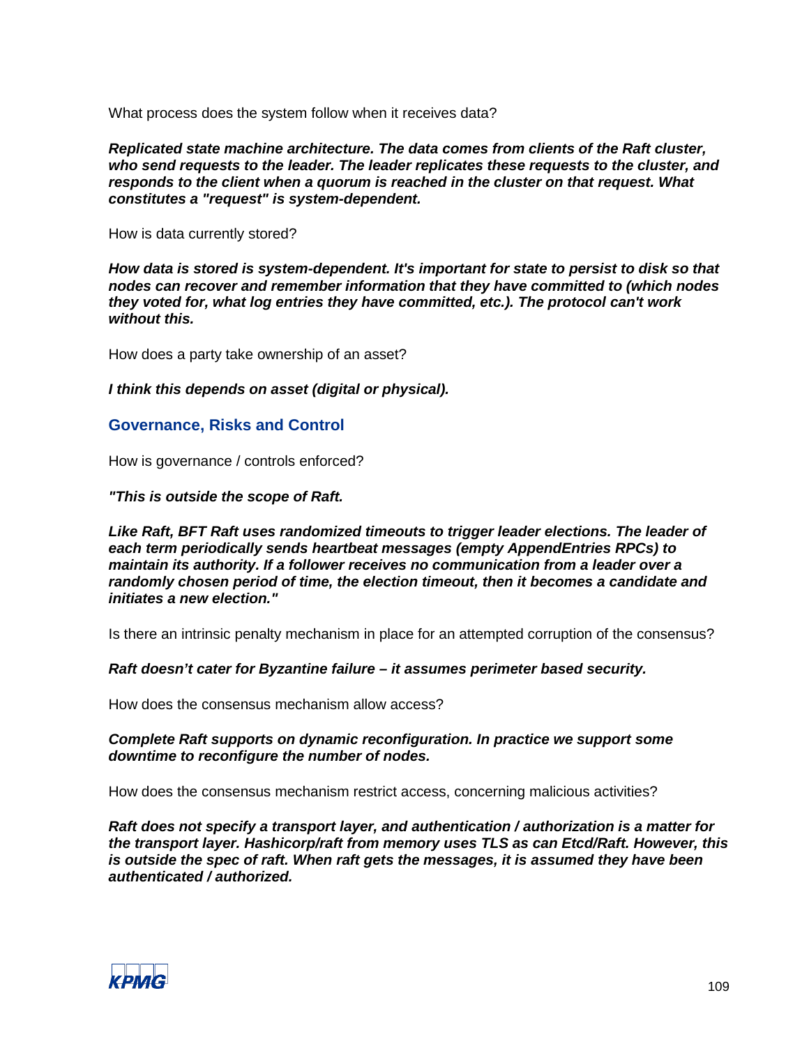What process does the system follow when it receives data?

***Replicated state machine architecture. The data comes from clients of the Raft cluster, who send requests to the leader. The leader replicates these requests to the cluster, and responds to the client when a quorum is reached in the cluster on that request. What constitutes a "request" is system-dependent.***

How is data currently stored?

***How data is stored is system-dependent. It's important for state to persist to disk so that nodes can recover and remember information that they have committed to (which nodes they voted for, what log entries they have committed, etc.). The protocol can't work without this.***

How does a party take ownership of an asset?

***I think this depends on asset (digital or physical).***

## Governance, Risks and Control

How is governance / controls enforced?

***"This is outside the scope of Raft.***

***Like Raft, BFT Raft uses randomized timeouts to trigger leader elections. The leader of each term periodically sends heartbeat messages (empty AppendEntries RPCs) to maintain its authority. If a follower receives no communication from a leader over a randomly chosen period of time, the election timeout, then it becomes a candidate and initiates a new election."***

Is there an intrinsic penalty mechanism in place for an attempted corruption of the consensus?

***Raft doesn't cater for Byzantine failure – it assumes perimeter based security.***

How does the consensus mechanism allow access?

***Complete Raft supports on dynamic reconfiguration. In practice we support some downtime to reconfigure the number of nodes.***

How does the consensus mechanism restrict access, concerning malicious activities?

***Raft does not specify a transport layer, and authentication / authorization is a matter for the transport layer. Hashicorp/raft from memory uses TLS as can Etcd/Raft. However, this is outside the spec of raft. When raft gets the messages, it is assumed they have been authenticated / authorized.***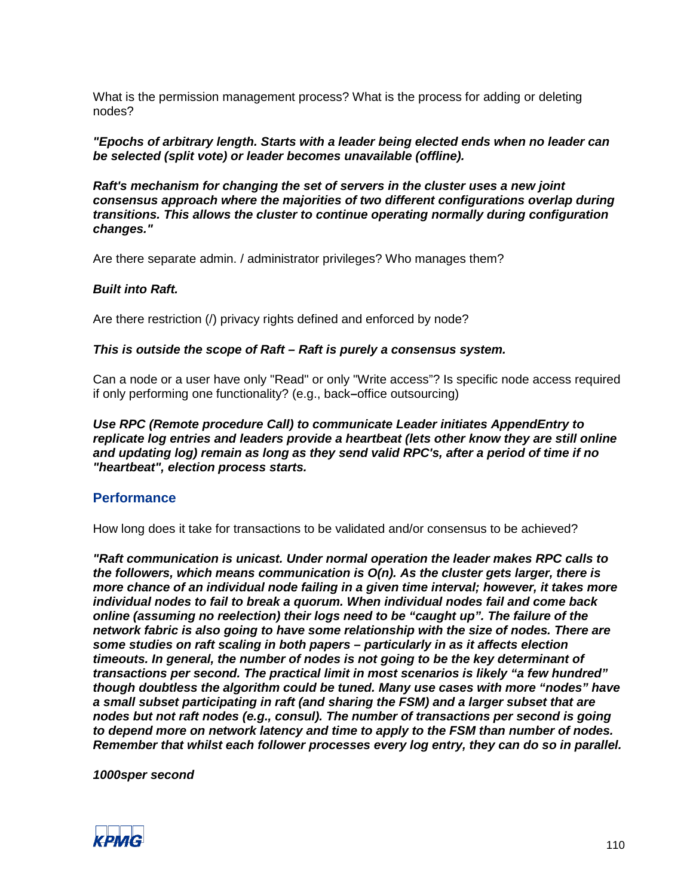What is the permission management process? What is the process for adding or deleting nodes?

***"Epochs of arbitrary length. Starts with a leader being elected ends when no leader can be selected (split vote) or leader becomes unavailable (offline).***

***Raft's mechanism for changing the set of servers in the cluster uses a new joint consensus approach where the majorities of two different configurations overlap during transitions. This allows the cluster to continue operating normally during configuration changes."***

Are there separate admin. / administrator privileges? Who manages them?

***Built into Raft.***

Are there restriction (/) privacy rights defined and enforced by node?

***This is outside the scope of Raft – Raft is purely a consensus system.***

Can a node or a user have only "Read" or only "Write access"? Is specific node access required if only performing one functionality? (e.g., back–office outsourcing)

***Use RPC (Remote procedure Call) to communicate Leader initiates AppendEntry to replicate log entries and leaders provide a heartbeat (lets other know they are still online and updating log) remain as long as they send valid RPC's, after a period of time if no "heartbeat", election process starts.***

## Performance

How long does it take for transactions to be validated and/or consensus to be achieved?

***"Raft communication is unicast. Under normal operation the leader makes RPC calls to the followers, which means communication is O(n). As the cluster gets larger, there is more chance of an individual node failing in a given time interval; however, it takes more individual nodes to fail to break a quorum. When individual nodes fail and come back online (assuming no reelection) their logs need to be "caught up". The failure of the network fabric is also going to have some relationship with the size of nodes. There are some studies on raft scaling in both papers – particularly in as it affects election timeouts. In general, the number of nodes is not going to be the key determinant of transactions per second. The practical limit in most scenarios is likely "a few hundred" though doubtless the algorithm could be tuned. Many use cases with more "nodes" have a small subset participating in raft (and sharing the FSM) and a larger subset that are nodes but not raft nodes (e.g., consul). The number of transactions per second is going to depend more on network latency and time to apply to the FSM than number of nodes. Remember that whilst each follower processes every log entry, they can do so in parallel.***

***1000sper second***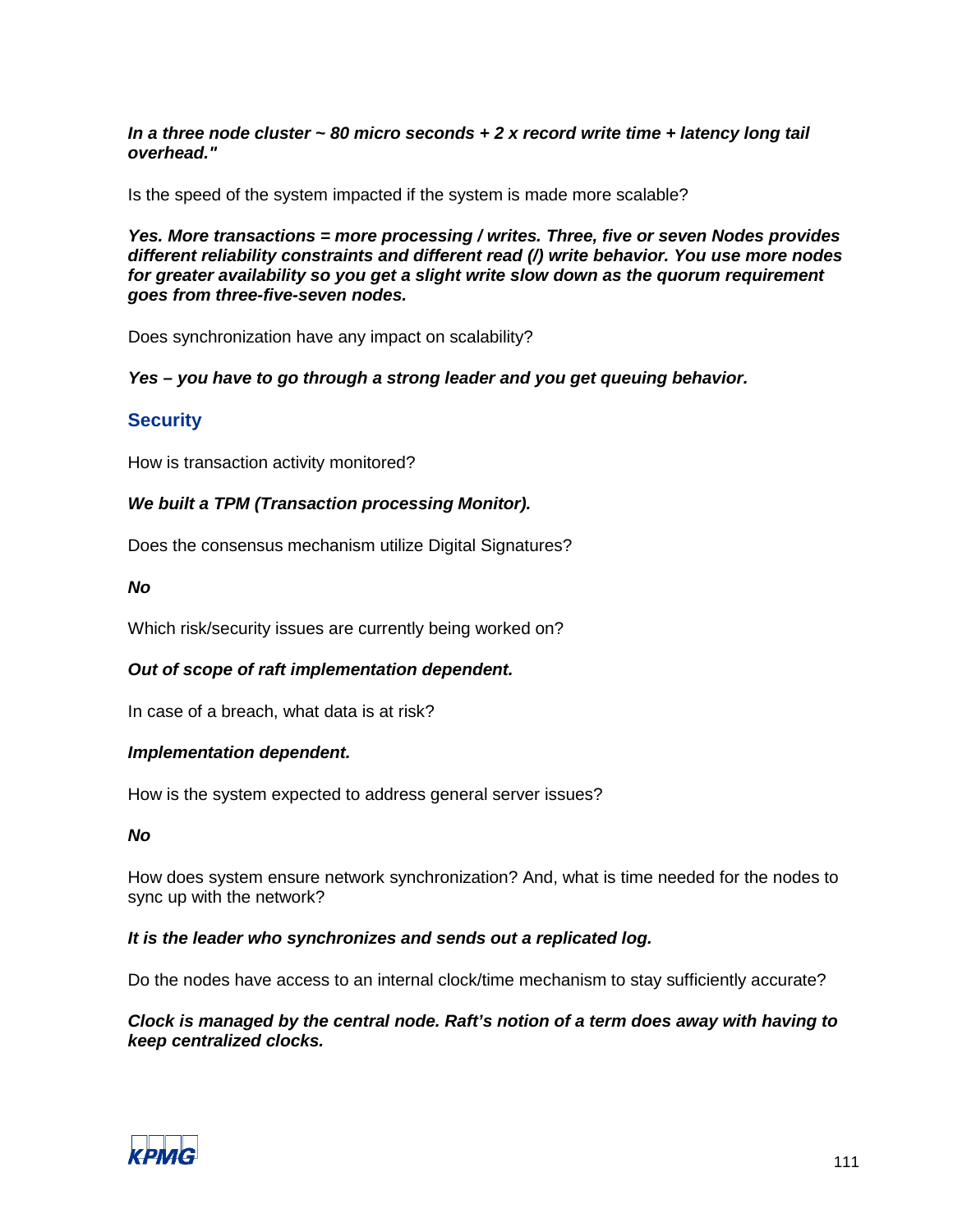***In a three node cluster ~ 80 micro seconds + 2 x record write time + latency long tail overhead."***

Is the speed of the system impacted if the system is made more scalable?

***Yes. More transactions = more processing / writes. Three, five or seven Nodes provides different reliability constraints and different read (/) write behavior. You use more nodes for greater availability so you get a slight write slow down as the quorum requirement goes from three-five-seven nodes.***

Does synchronization have any impact on scalability?

***Yes – you have to go through a strong leader and you get queuing behavior.***

## Security

How is transaction activity monitored?

***We built a TPM (Transaction processing Monitor).***

Does the consensus mechanism utilize Digital Signatures?

***No***

Which risk/security issues are currently being worked on?

***Out of scope of raft implementation dependent.***

In case of a breach, what data is at risk?

***Implementation dependent.***

How is the system expected to address general server issues?

***No***

How does system ensure network synchronization? And, what is time needed for the nodes to sync up with the network?

***It is the leader who synchronizes and sends out a replicated log.***

Do the nodes have access to an internal clock/time mechanism to stay sufficiently accurate?

***Clock is managed by the central node. Raft's notion of a term does away with having to keep centralized clocks.***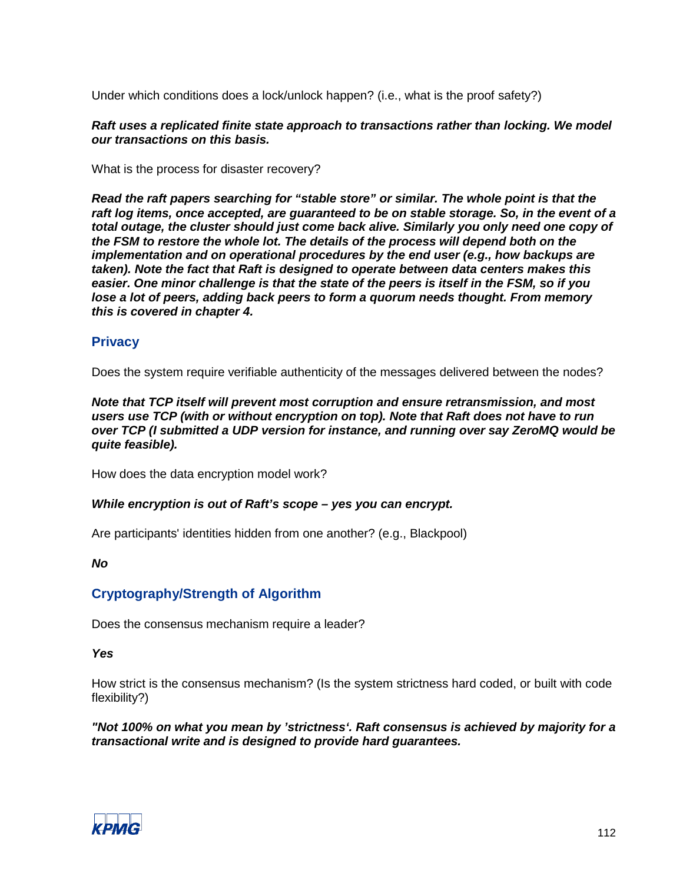Under which conditions does a lock/unlock happen? (i.e., what is the proof safety?)

***Raft uses a replicated finite state approach to transactions rather than locking. We model our transactions on this basis.***

What is the process for disaster recovery?

***Read the raft papers searching for "stable store" or similar. The whole point is that the raft log items, once accepted, are guaranteed to be on stable storage. So, in the event of a total outage, the cluster should just come back alive. Similarly you only need one copy of the FSM to restore the whole lot. The details of the process will depend both on the implementation and on operational procedures by the end user (e.g., how backups are taken). Note the fact that Raft is designed to operate between data centers makes this easier. One minor challenge is that the state of the peers is itself in the FSM, so if you lose a lot of peers, adding back peers to form a quorum needs thought. From memory this is covered in chapter 4.***

## Privacy

Does the system require verifiable authenticity of the messages delivered between the nodes?

***Note that TCP itself will prevent most corruption and ensure retransmission, and most users use TCP (with or without encryption on top). Note that Raft does not have to run over TCP (I submitted a UDP version for instance, and running over say ZeroMQ would be quite feasible).***

How does the data encryption model work?

***While encryption is out of Raft's scope – yes you can encrypt.***

Are participants' identities hidden from one another? (e.g., Blackpool)

***No***

## Cryptography/Strength of Algorithm

Does the consensus mechanism require a leader?

***Yes***

How strict is the consensus mechanism? (Is the system strictness hard coded, or built with code flexibility?)

***"Not 100% on what you mean by 'strictness'. Raft consensus is achieved by majority for a transactional write and is designed to provide hard guarantees.***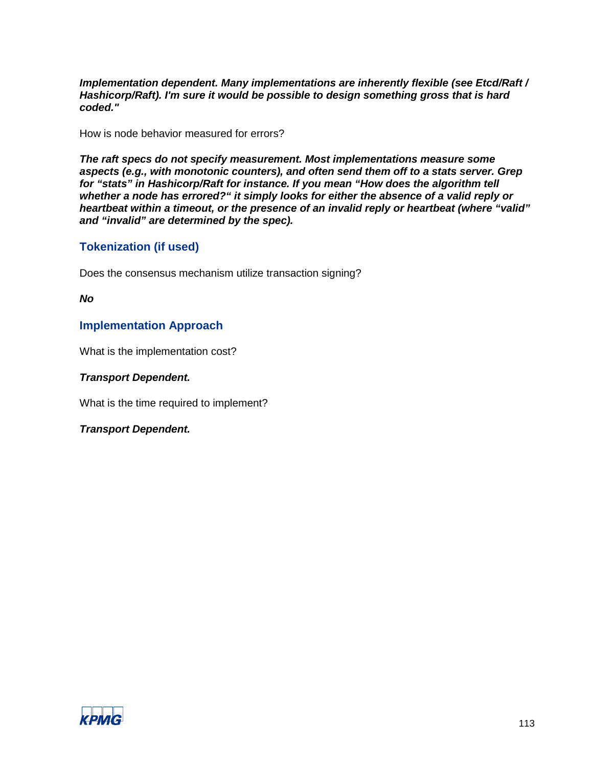***Implementation dependent. Many implementations are inherently flexible (see Etcd/Raft / Hashicorp/Raft). I'm sure it would be possible to design something gross that is hard coded."***

How is node behavior measured for errors?

***The raft specs do not specify measurement. Most implementations measure some aspects (e.g., with monotonic counters), and often send them off to a stats server. Grep for "stats" in Hashicorp/Raft for instance. If you mean "How does the algorithm tell whether a node has errored?" it simply looks for either the absence of a valid reply or heartbeat within a timeout, or the presence of an invalid reply or heartbeat (where "valid" and "invalid" are determined by the spec).***

### Tokenization (if used)

Does the consensus mechanism utilize transaction signing?

***No***

### Implementation Approach

What is the implementation cost?

***Transport Dependent.***

What is the time required to implement?

***Transport Dependent.***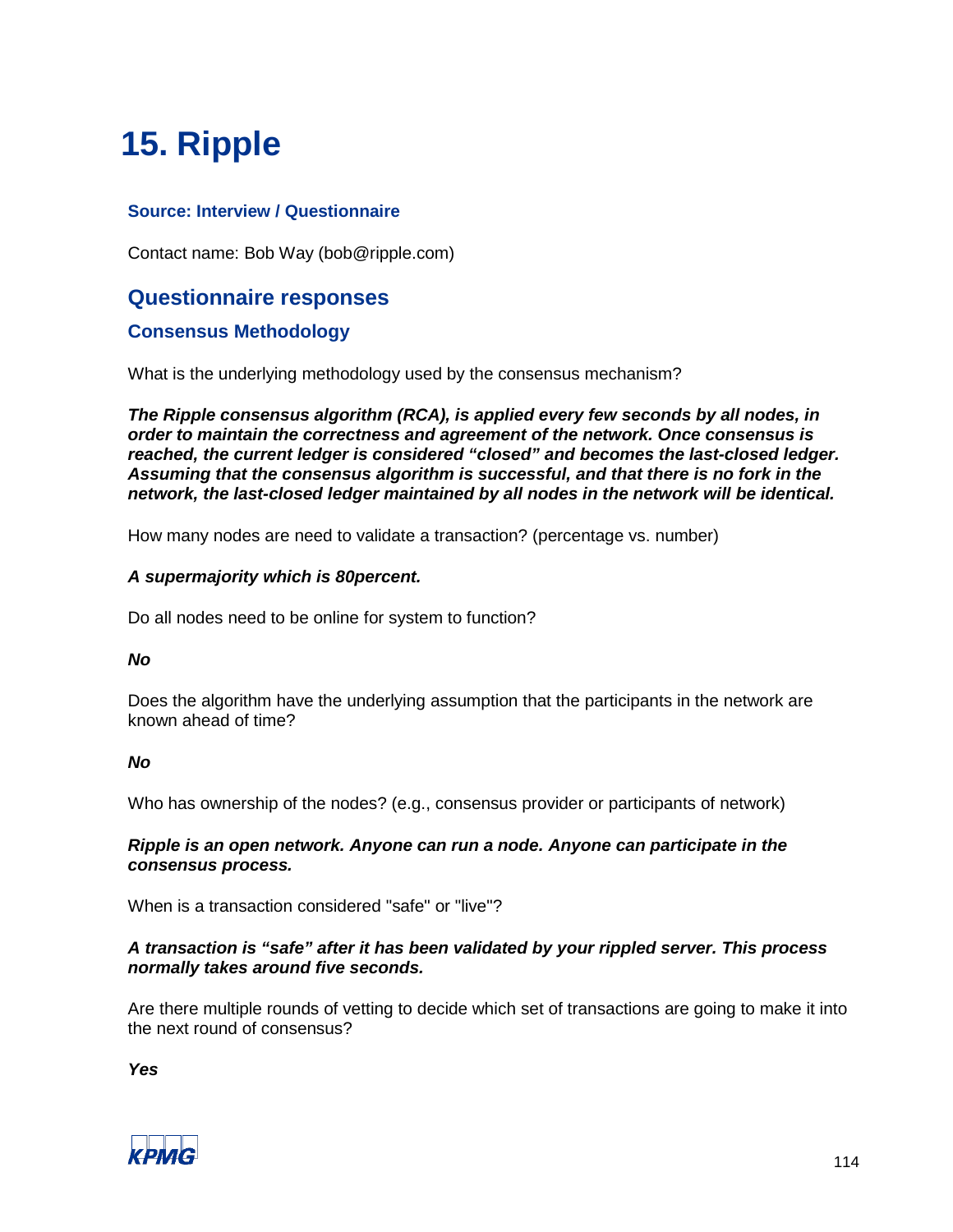# 15. Ripple

### Source: Interview / Questionnaire

Contact name: Bob Way (bob@ripple.com)

## Questionnaire responses

### Consensus Methodology

What is the underlying methodology used by the consensus mechanism?

***The Ripple consensus algorithm (RCA), is applied every few seconds by all nodes, in order to maintain the correctness and agreement of the network. Once consensus is reached, the current ledger is considered "closed" and becomes the last-closed ledger. Assuming that the consensus algorithm is successful, and that there is no fork in the network, the last-closed ledger maintained by all nodes in the network will be identical.***

How many nodes are need to validate a transaction? (percentage vs. number)

***A supermajority which is 80percent.***

Do all nodes need to be online for system to function?

***No***

Does the algorithm have the underlying assumption that the participants in the network are known ahead of time?

***No***

Who has ownership of the nodes? (e.g., consensus provider or participants of network)

***Ripple is an open network. Anyone can run a node. Anyone can participate in the consensus process.***

When is a transaction considered "safe" or "live"?

***A transaction is "safe" after it has been validated by your rippled server. This process normally takes around five seconds.***

Are there multiple rounds of vetting to decide which set of transactions are going to make it into the next round of consensus?

***Yes***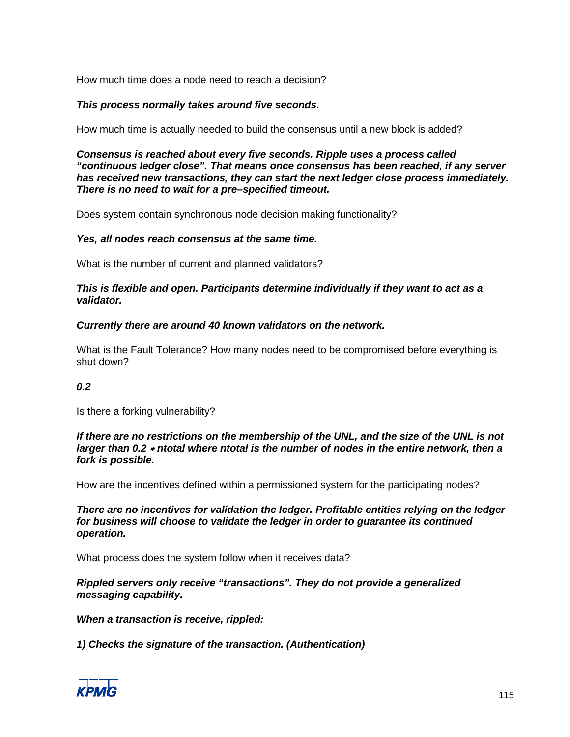How much time does a node need to reach a decision?

***This process normally takes around five seconds.***

How much time is actually needed to build the consensus until a new block is added?

***Consensus is reached about every five seconds. Ripple uses a process called "continuous ledger close". That means once consensus has been reached, if any server has received new transactions, they can start the next ledger close process immediately. There is no need to wait for a pre–specified timeout.***

Does system contain synchronous node decision making functionality?

***Yes, all nodes reach consensus at the same time.***

What is the number of current and planned validators?

***This is flexible and open. Participants determine individually if they want to act as a validator.***

***Currently there are around 40 known validators on the network.***

What is the Fault Tolerance? How many nodes need to be compromised before everything is shut down?

***0.2***

Is there a forking vulnerability?

***If there are no restrictions on the membership of the UNL, and the size of the UNL is not larger than 0.2 ∗ ntotal where ntotal is the number of nodes in the entire network, then a fork is possible.***

How are the incentives defined within a permissioned system for the participating nodes?

***There are no incentives for validation the ledger. Profitable entities relying on the ledger for business will choose to validate the ledger in order to guarantee its continued operation.***

What process does the system follow when it receives data?

***Rippled servers only receive "transactions". They do not provide a generalized messaging capability.***

***When a transaction is receive, rippled:***

***1) Checks the signature of the transaction. (Authentication)***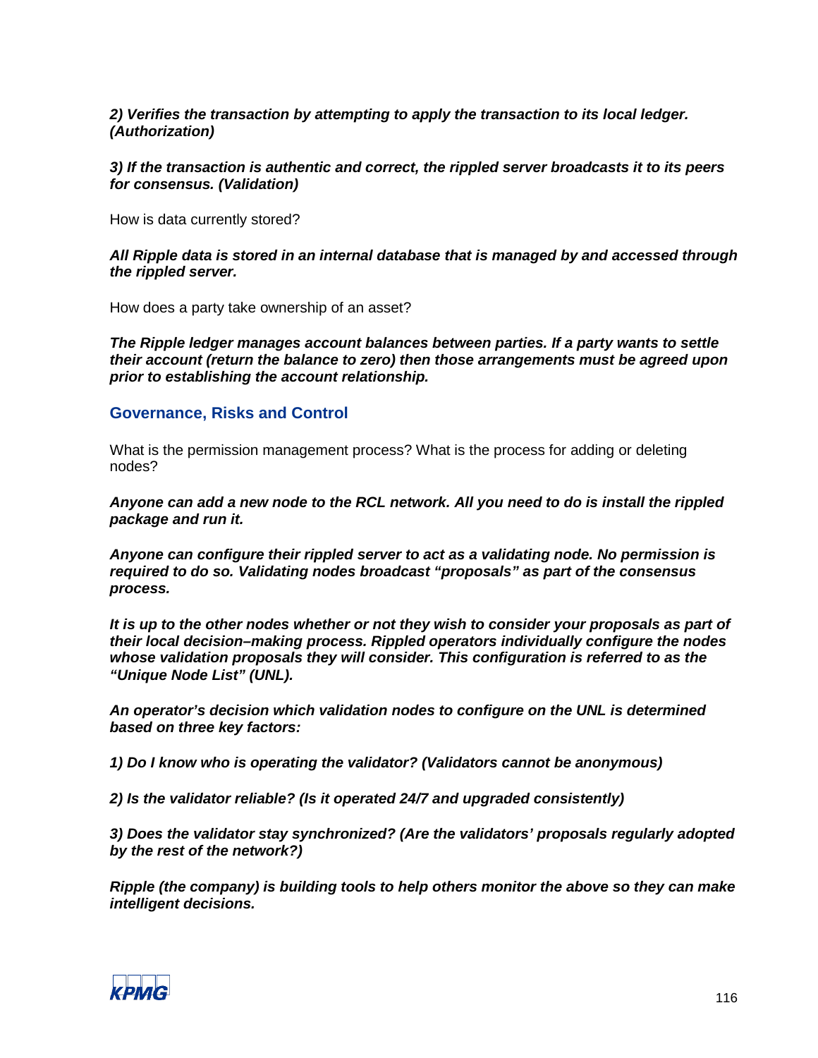***2) Verifies the transaction by attempting to apply the transaction to its local ledger. (Authorization)***

***3) If the transaction is authentic and correct, the rippled server broadcasts it to its peers for consensus. (Validation)***

How is data currently stored?

***All Ripple data is stored in an internal database that is managed by and accessed through the rippled server.***

How does a party take ownership of an asset?

***The Ripple ledger manages account balances between parties. If a party wants to settle their account (return the balance to zero) then those arrangements must be agreed upon prior to establishing the account relationship.***

### Governance, Risks and Control

What is the permission management process? What is the process for adding or deleting nodes?

***Anyone can add a new node to the RCL network. All you need to do is install the rippled package and run it.***

***Anyone can configure their rippled server to act as a validating node. No permission is required to do so. Validating nodes broadcast "proposals" as part of the consensus process.***

***It is up to the other nodes whether or not they wish to consider your proposals as part of their local decision–making process. Rippled operators individually configure the nodes whose validation proposals they will consider. This configuration is referred to as the "Unique Node List" (UNL).***

***An operator's decision which validation nodes to configure on the UNL is determined based on three key factors:***

***1) Do I know who is operating the validator? (Validators cannot be anonymous)***

***2) Is the validator reliable? (Is it operated 24/7 and upgraded consistently)***

***3) Does the validator stay synchronized? (Are the validators' proposals regularly adopted by the rest of the network?)***

***Ripple (the company) is building tools to help others monitor the above so they can make intelligent decisions.***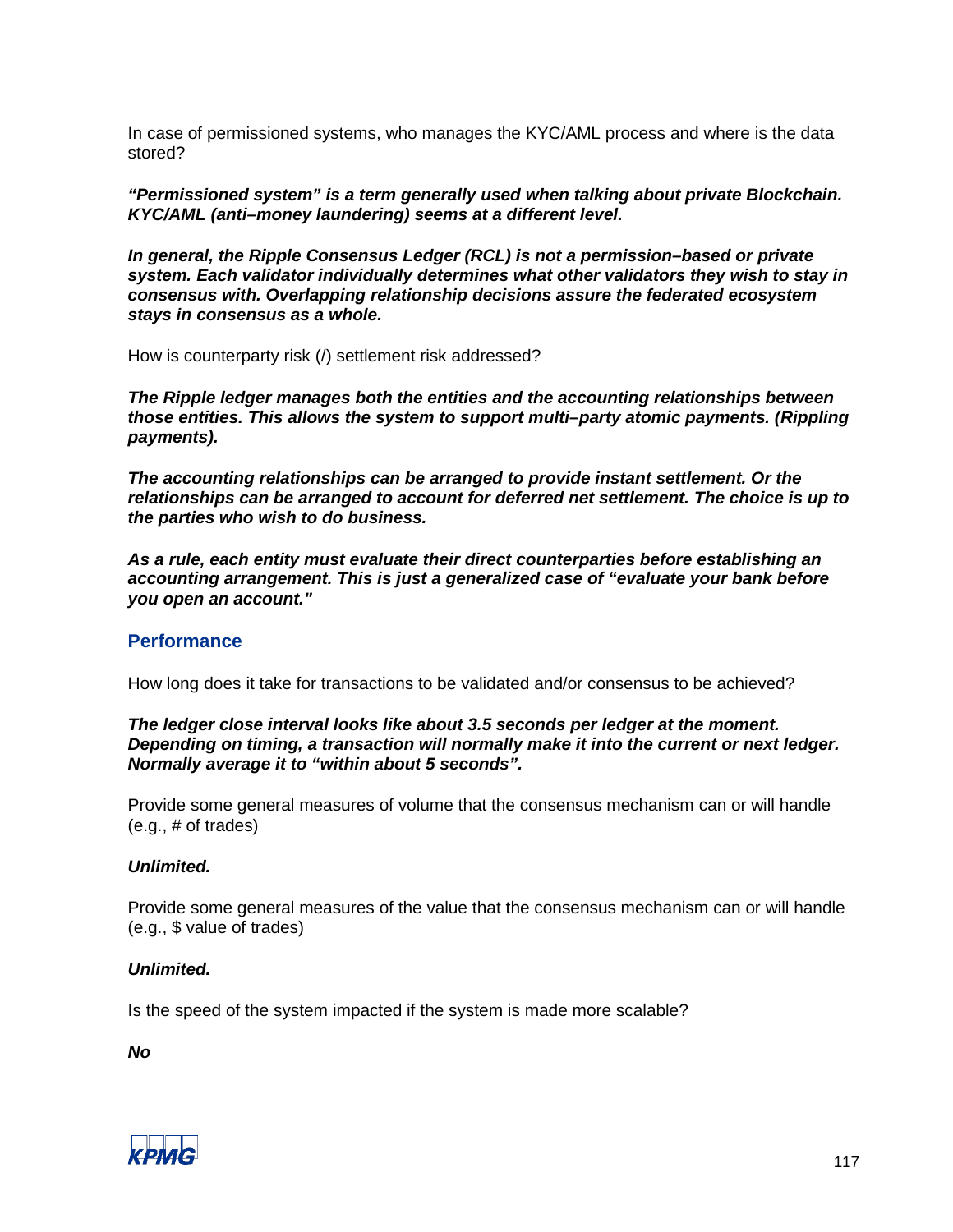In case of permissioned systems, who manages the KYC/AML process and where is the data stored?

***"Permissioned system" is a term generally used when talking about private Blockchain. KYC/AML (anti–money laundering) seems at a different level.***

***In general, the Ripple Consensus Ledger (RCL) is not a permission–based or private system. Each validator individually determines what other validators they wish to stay in consensus with. Overlapping relationship decisions assure the federated ecosystem stays in consensus as a whole.***

How is counterparty risk (/) settlement risk addressed?

***The Ripple ledger manages both the entities and the accounting relationships between those entities. This allows the system to support multi–party atomic payments. (Rippling payments).***

***The accounting relationships can be arranged to provide instant settlement. Or the relationships can be arranged to account for deferred net settlement. The choice is up to the parties who wish to do business.***

***As a rule, each entity must evaluate their direct counterparties before establishing an accounting arrangement. This is just a generalized case of "evaluate your bank before you open an account."***

## Performance

How long does it take for transactions to be validated and/or consensus to be achieved?

***The ledger close interval looks like about 3.5 seconds per ledger at the moment. Depending on timing, a transaction will normally make it into the current or next ledger. Normally average it to "within about 5 seconds".***

Provide some general measures of volume that the consensus mechanism can or will handle (e.g., # of trades)

***Unlimited.***

Provide some general measures of the value that the consensus mechanism can or will handle (e.g., $ value of trades)

***Unlimited.***

Is the speed of the system impacted if the system is made more scalable?

***No***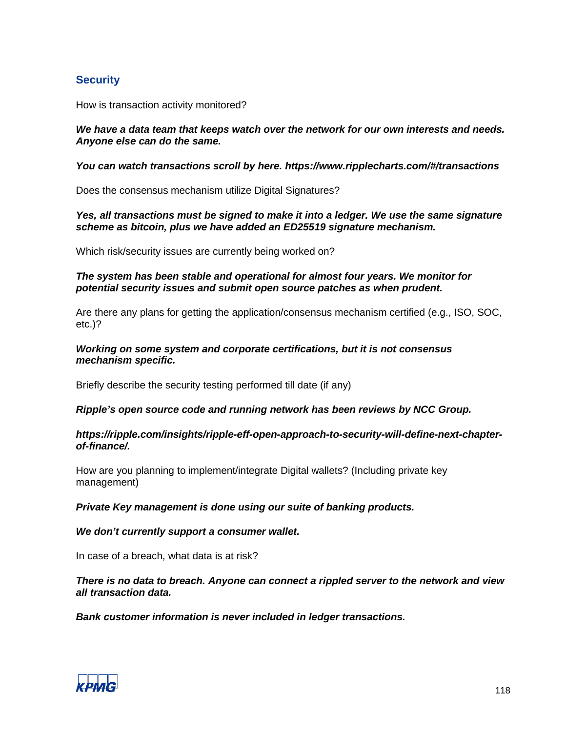## Security

How is transaction activity monitored?

***We have a data team that keeps watch over the network for our own interests and needs. Anyone else can do the same.***

***You can watch transactions scroll by here. https://www.ripplecharts.com/#/transactions***

Does the consensus mechanism utilize Digital Signatures?

***Yes, all transactions must be signed to make it into a ledger. We use the same signature scheme as bitcoin, plus we have added an ED25519 signature mechanism.***

Which risk/security issues are currently being worked on?

***The system has been stable and operational for almost four years. We monitor for potential security issues and submit open source patches as when prudent.***

Are there any plans for getting the application/consensus mechanism certified (e.g., ISO, SOC, etc.)?

***Working on some system and corporate certifications, but it is not consensus mechanism specific.***

Briefly describe the security testing performed till date (if any)

***Ripple's open source code and running network has been reviews by NCC Group.***

***https://ripple.com/insights/ripple-eff-open-approach-to-security-will-define-next-chapter-of-finance/.***

How are you planning to implement/integrate Digital wallets? (Including private key management)

***Private Key management is done using our suite of banking products.***

***We don't currently support a consumer wallet.***

In case of a breach, what data is at risk?

***There is no data to breach. Anyone can connect a rippled server to the network and view all transaction data.***

***Bank customer information is never included in ledger transactions.***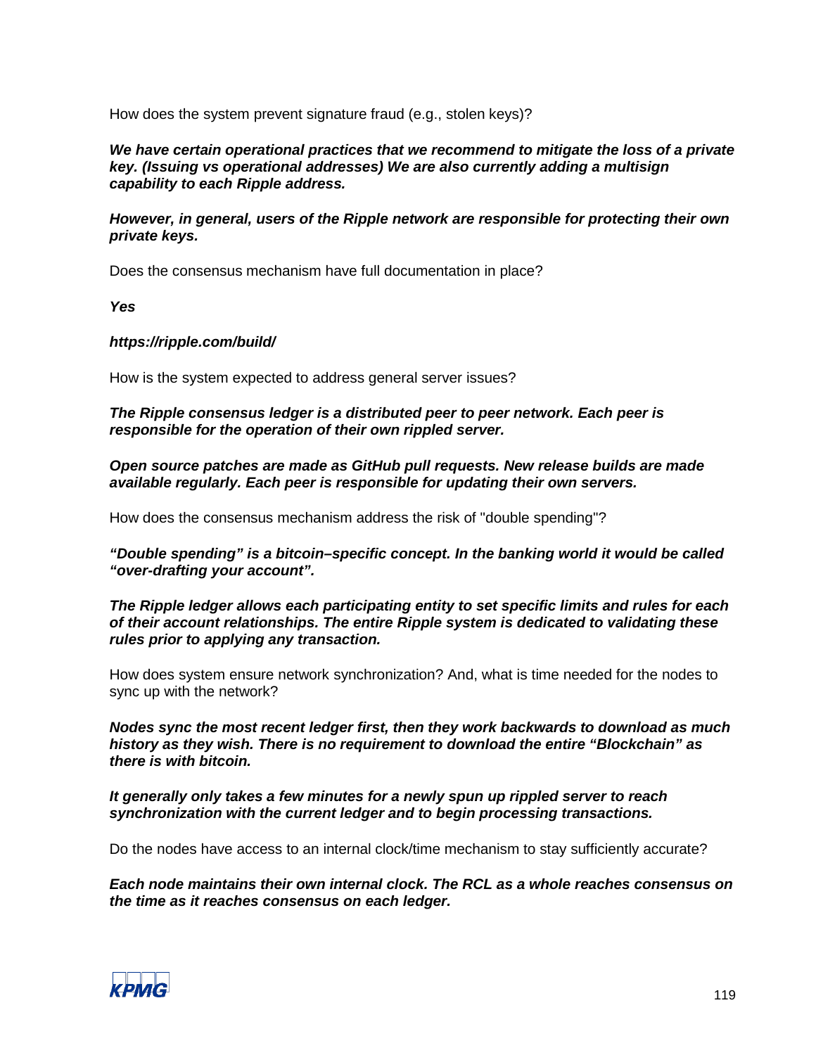How does the system prevent signature fraud (e.g., stolen keys)?

***We have certain operational practices that we recommend to mitigate the loss of a private key. (Issuing vs operational addresses) We are also currently adding a multisign capability to each Ripple address.***

***However, in general, users of the Ripple network are responsible for protecting their own private keys.***

Does the consensus mechanism have full documentation in place?

***Yes***

***https://ripple.com/build/***

How is the system expected to address general server issues?

***The Ripple consensus ledger is a distributed peer to peer network. Each peer is responsible for the operation of their own rippled server.***

***Open source patches are made as GitHub pull requests. New release builds are made available regularly. Each peer is responsible for updating their own servers.***

How does the consensus mechanism address the risk of "double spending"?

***"Double spending" is a bitcoin–specific concept. In the banking world it would be called "over-drafting your account".***

***The Ripple ledger allows each participating entity to set specific limits and rules for each of their account relationships. The entire Ripple system is dedicated to validating these rules prior to applying any transaction.***

How does system ensure network synchronization? And, what is time needed for the nodes to sync up with the network?

***Nodes sync the most recent ledger first, then they work backwards to download as much history as they wish. There is no requirement to download the entire "Blockchain" as there is with bitcoin.***

***It generally only takes a few minutes for a newly spun up rippled server to reach synchronization with the current ledger and to begin processing transactions.***

Do the nodes have access to an internal clock/time mechanism to stay sufficiently accurate?

***Each node maintains their own internal clock. The RCL as a whole reaches consensus on the time as it reaches consensus on each ledger.***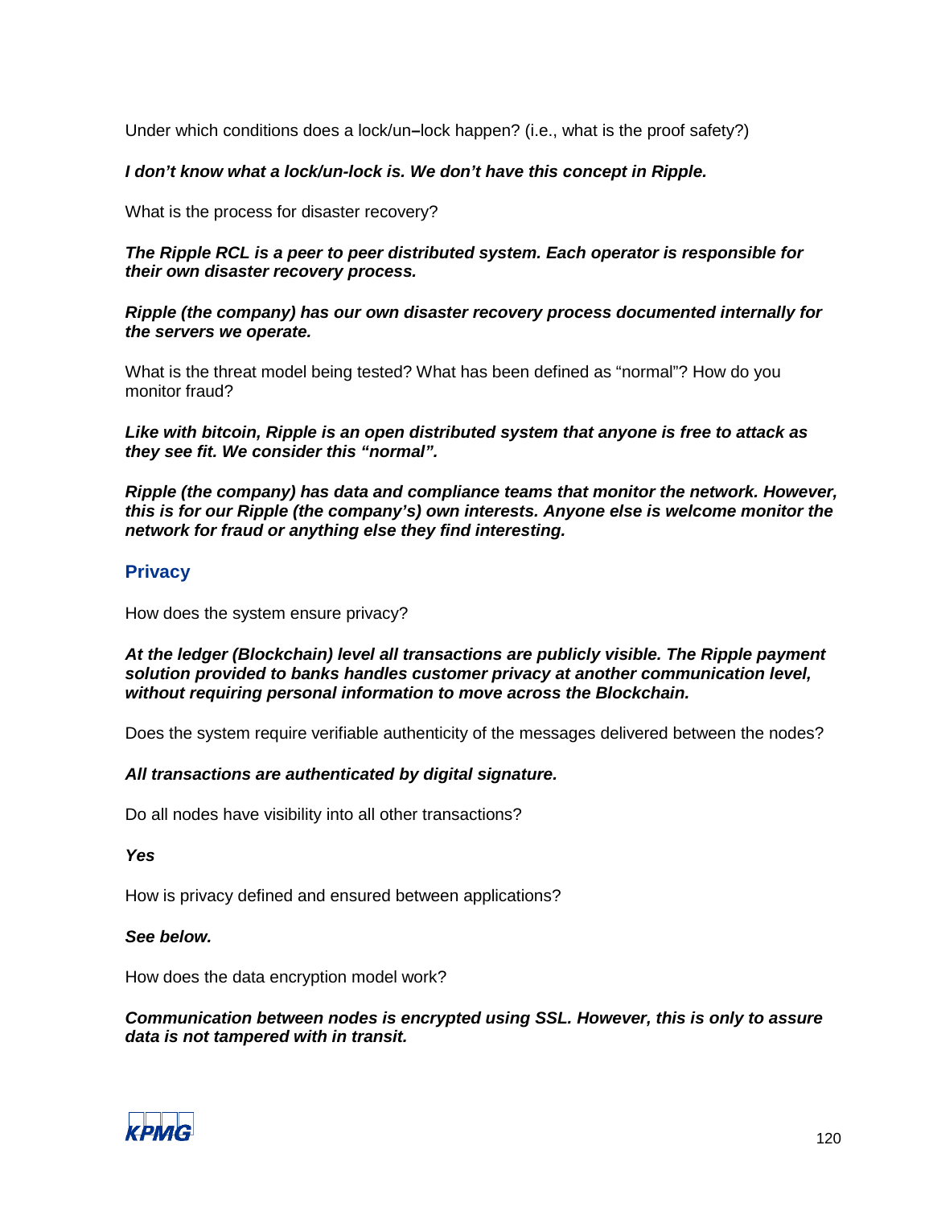Under which conditions does a lock/un–lock happen? (i.e., what is the proof safety?)

***I don't know what a lock/un-lock is. We don't have this concept in Ripple.***

What is the process for disaster recovery?

***The Ripple RCL is a peer to peer distributed system. Each operator is responsible for their own disaster recovery process.***

***Ripple (the company) has our own disaster recovery process documented internally for the servers we operate.***

What is the threat model being tested? What has been defined as "normal"? How do you monitor fraud?

***Like with bitcoin, Ripple is an open distributed system that anyone is free to attack as they see fit. We consider this "normal".***

***Ripple (the company) has data and compliance teams that monitor the network. However, this is for our Ripple (the company's) own interests. Anyone else is welcome monitor the network for fraud or anything else they find interesting.***

## Privacy

How does the system ensure privacy?

***At the ledger (Blockchain) level all transactions are publicly visible. The Ripple payment solution provided to banks handles customer privacy at another communication level, without requiring personal information to move across the Blockchain.***

Does the system require verifiable authenticity of the messages delivered between the nodes?

***All transactions are authenticated by digital signature.***

Do all nodes have visibility into all other transactions?

***Yes***

How is privacy defined and ensured between applications?

***See below.***

How does the data encryption model work?

***Communication between nodes is encrypted using SSL. However, this is only to assure data is not tampered with in transit.***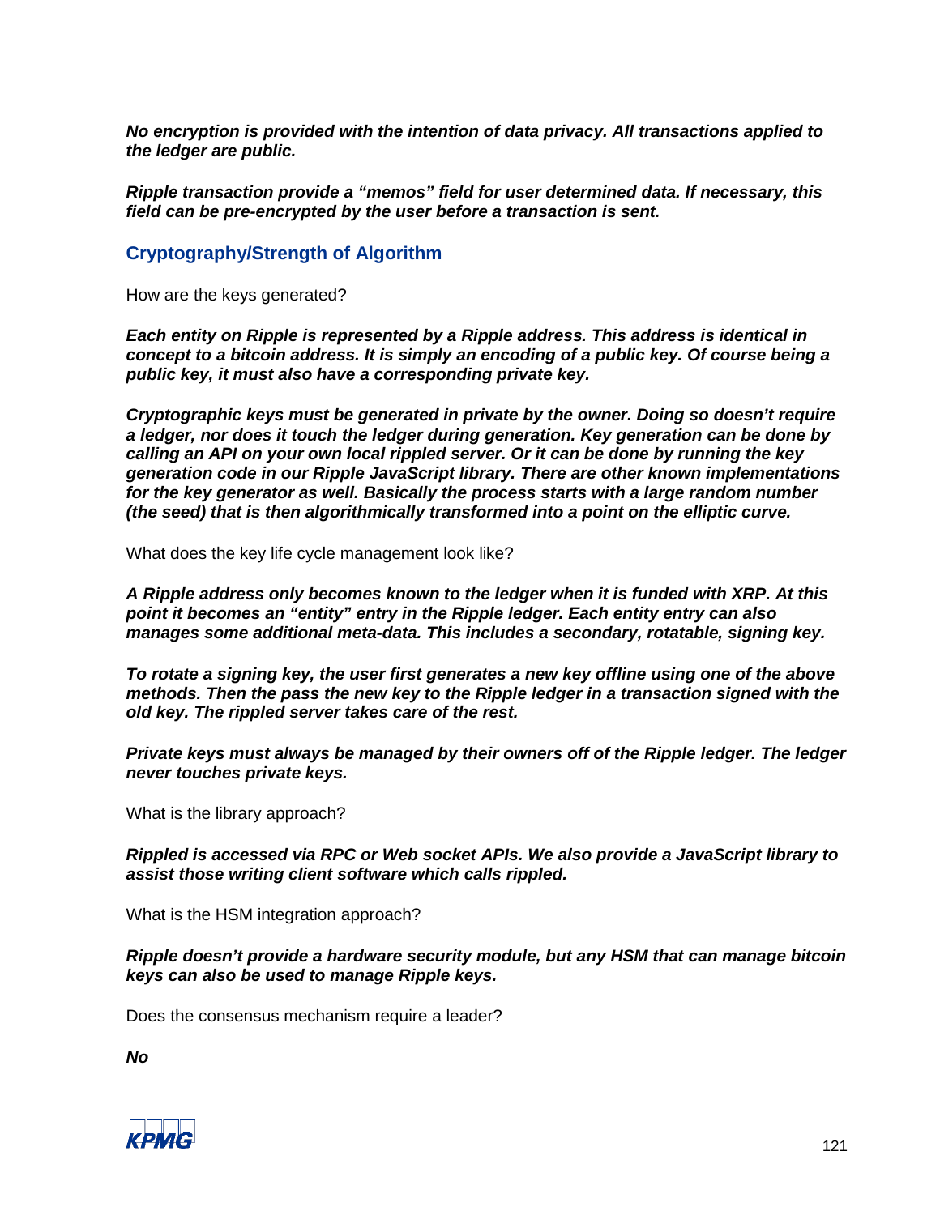***No encryption is provided with the intention of data privacy. All transactions applied to the ledger are public.***

***Ripple transaction provide a "memos" field for user determined data. If necessary, this field can be pre-encrypted by the user before a transaction is sent.***

## Cryptography/Strength of Algorithm

How are the keys generated?

***Each entity on Ripple is represented by a Ripple address. This address is identical in concept to a bitcoin address. It is simply an encoding of a public key. Of course being a public key, it must also have a corresponding private key.***

***Cryptographic keys must be generated in private by the owner. Doing so doesn't require a ledger, nor does it touch the ledger during generation. Key generation can be done by calling an API on your own local rippled server. Or it can be done by running the key generation code in our Ripple JavaScript library. There are other known implementations for the key generator as well. Basically the process starts with a large random number (the seed) that is then algorithmically transformed into a point on the elliptic curve.***

What does the key life cycle management look like?

***A Ripple address only becomes known to the ledger when it is funded with XRP. At this point it becomes an "entity" entry in the Ripple ledger. Each entity entry can also manages some additional meta-data. This includes a secondary, rotatable, signing key.***

***To rotate a signing key, the user first generates a new key offline using one of the above methods. Then the pass the new key to the Ripple ledger in a transaction signed with the old key. The rippled server takes care of the rest.***

***Private keys must always be managed by their owners off of the Ripple ledger. The ledger never touches private keys.***

What is the library approach?

***Rippled is accessed via RPC or Web socket APIs. We also provide a JavaScript library to assist those writing client software which calls rippled.***

What is the HSM integration approach?

***Ripple doesn't provide a hardware security module, but any HSM that can manage bitcoin keys can also be used to manage Ripple keys.***

Does the consensus mechanism require a leader?

***No***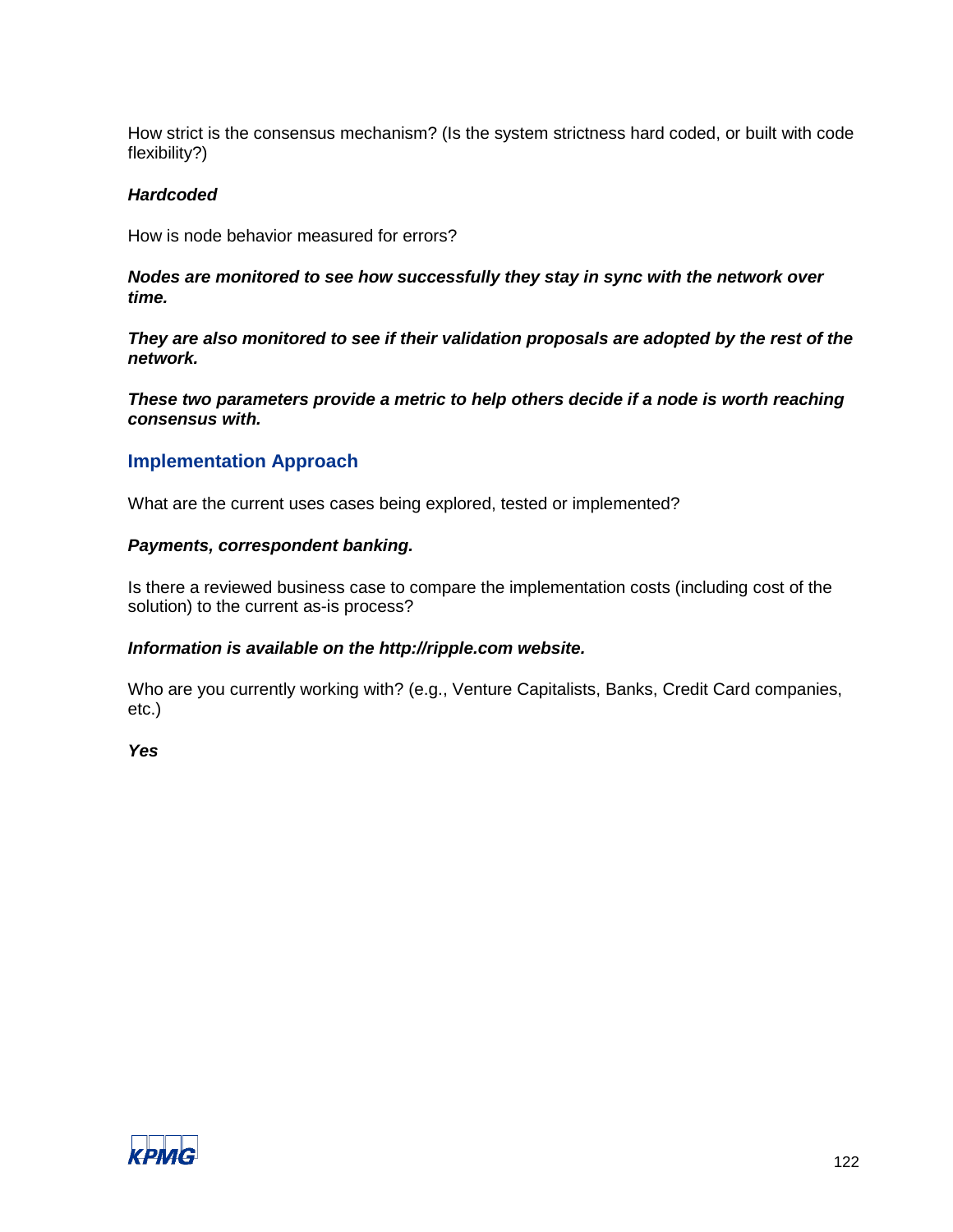How strict is the consensus mechanism? (Is the system strictness hard coded, or built with code flexibility?)

***Hardcoded***

How is node behavior measured for errors?

***Nodes are monitored to see how successfully they stay in sync with the network over time.***

***They are also monitored to see if their validation proposals are adopted by the rest of the network.***

***These two parameters provide a metric to help others decide if a node is worth reaching consensus with.***

## Implementation Approach

What are the current uses cases being explored, tested or implemented?

***Payments, correspondent banking.***

Is there a reviewed business case to compare the implementation costs (including cost of the solution) to the current as-is process?

***Information is available on the http://ripple.com website.***

Who are you currently working with? (e.g., Venture Capitalists, Banks, Credit Card companies, etc.)

***Yes***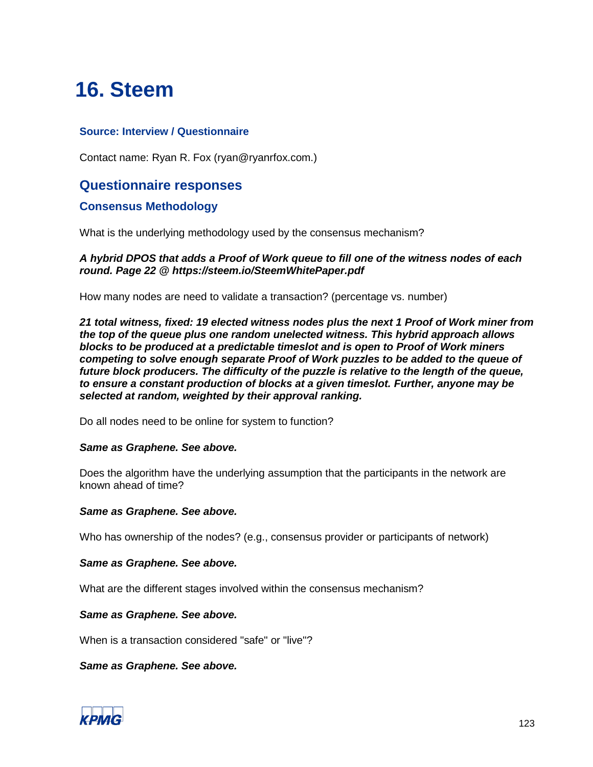# 16. Steem

### Source: Interview / Questionnaire

Contact name: Ryan R. Fox (ryan@ryanrfox.com.)

## Questionnaire responses

### Consensus Methodology

What is the underlying methodology used by the consensus mechanism?

***A hybrid DPOS that adds a Proof of Work queue to fill one of the witness nodes of each round. Page 22 @ https://steem.io/SteemWhitePaper.pdf***

How many nodes are need to validate a transaction? (percentage vs. number)

***21 total witness, fixed: 19 elected witness nodes plus the next 1 Proof of Work miner from the top of the queue plus one random unelected witness. This hybrid approach allows blocks to be produced at a predictable timeslot and is open to Proof of Work miners competing to solve enough separate Proof of Work puzzles to be added to the queue of future block producers. The difficulty of the puzzle is relative to the length of the queue, to ensure a constant production of blocks at a given timeslot. Further, anyone may be selected at random, weighted by their approval ranking.***

Do all nodes need to be online for system to function?

***Same as Graphene. See above.***

Does the algorithm have the underlying assumption that the participants in the network are known ahead of time?

***Same as Graphene. See above.***

Who has ownership of the nodes? (e.g., consensus provider or participants of network)

***Same as Graphene. See above.***

What are the different stages involved within the consensus mechanism?

***Same as Graphene. See above.***

When is a transaction considered "safe" or "live"?

***Same as Graphene. See above.***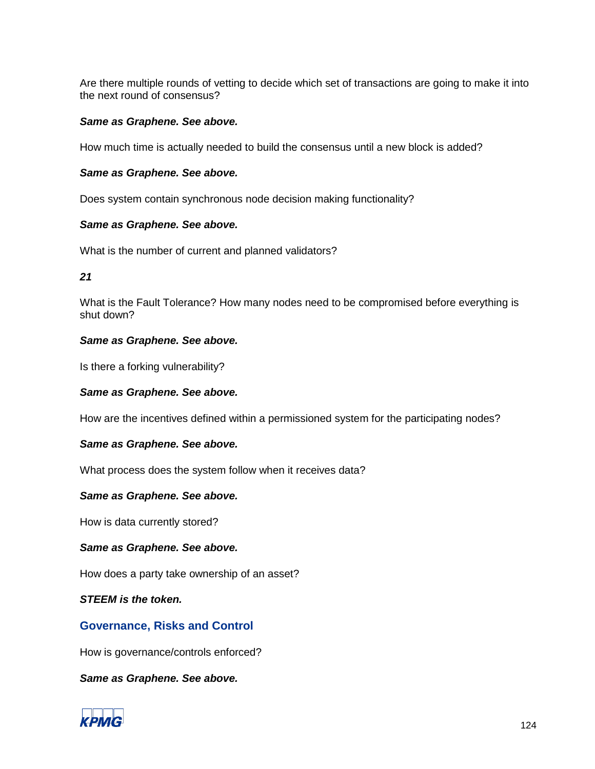Are there multiple rounds of vetting to decide which set of transactions are going to make it into the next round of consensus?

***Same as Graphene. See above.***

How much time is actually needed to build the consensus until a new block is added?

***Same as Graphene. See above.***

Does system contain synchronous node decision making functionality?

***Same as Graphene. See above.***

What is the number of current and planned validators?

***21***

What is the Fault Tolerance? How many nodes need to be compromised before everything is shut down?

***Same as Graphene. See above.***

Is there a forking vulnerability?

***Same as Graphene. See above.***

How are the incentives defined within a permissioned system for the participating nodes?

***Same as Graphene. See above.***

What process does the system follow when it receives data?

***Same as Graphene. See above.***

How is data currently stored?

***Same as Graphene. See above.***

How does a party take ownership of an asset?

***STEEM is the token.***

## Governance, Risks and Control

How is governance/controls enforced?

***Same as Graphene. See above.***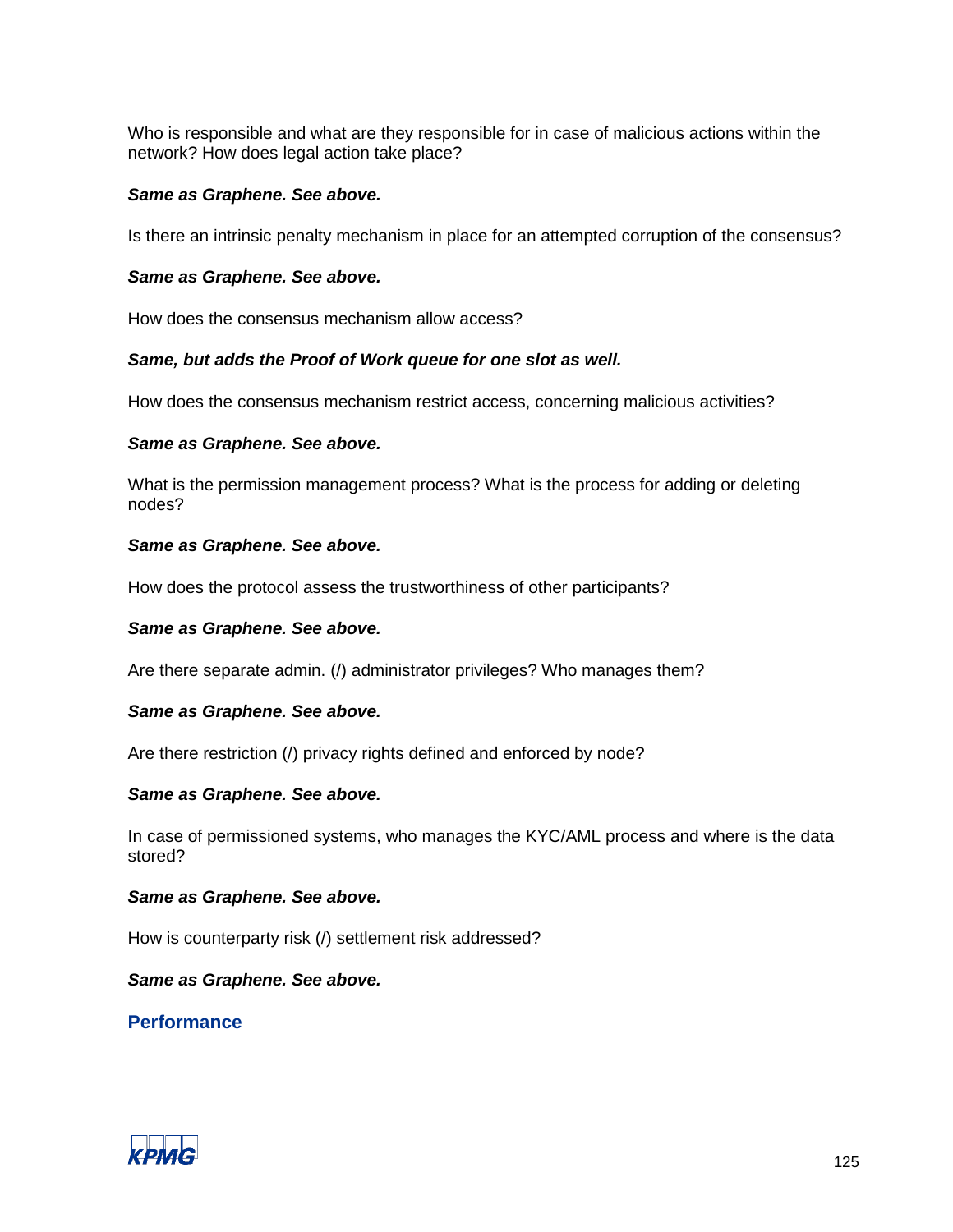Who is responsible and what are they responsible for in case of malicious actions within the network? How does legal action take place?

***Same as Graphene. See above.***

Is there an intrinsic penalty mechanism in place for an attempted corruption of the consensus?

***Same as Graphene. See above.***

How does the consensus mechanism allow access?

***Same, but adds the Proof of Work queue for one slot as well.***

How does the consensus mechanism restrict access, concerning malicious activities?

***Same as Graphene. See above.***

What is the permission management process? What is the process for adding or deleting nodes?

***Same as Graphene. See above.***

How does the protocol assess the trustworthiness of other participants?

***Same as Graphene. See above.***

Are there separate admin. (/) administrator privileges? Who manages them?

***Same as Graphene. See above.***

Are there restriction (/) privacy rights defined and enforced by node?

***Same as Graphene. See above.***

In case of permissioned systems, who manages the KYC/AML process and where is the data stored?

***Same as Graphene. See above.***

How is counterparty risk (/) settlement risk addressed?

***Same as Graphene. See above.***

### Performance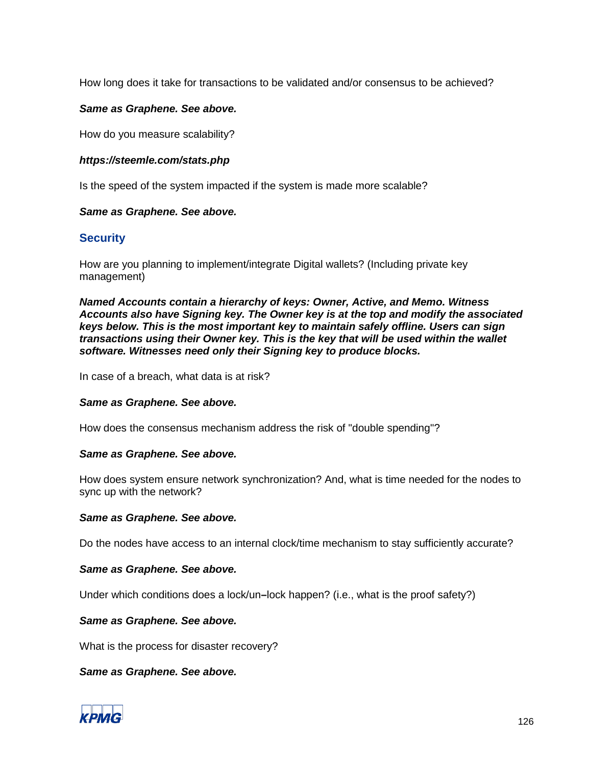How long does it take for transactions to be validated and/or consensus to be achieved?

***Same as Graphene. See above.***

How do you measure scalability?

***https://steemle.com/stats.php***

Is the speed of the system impacted if the system is made more scalable?

***Same as Graphene. See above.***

## Security

How are you planning to implement/integrate Digital wallets? (Including private key management)

***Named Accounts contain a hierarchy of keys: Owner, Active, and Memo. Witness Accounts also have Signing key. The Owner key is at the top and modify the associated keys below. This is the most important key to maintain safely offline. Users can sign transactions using their Owner key. This is the key that will be used within the wallet software. Witnesses need only their Signing key to produce blocks.***

In case of a breach, what data is at risk?

***Same as Graphene. See above.***

How does the consensus mechanism address the risk of "double spending"?

***Same as Graphene. See above.***

How does system ensure network synchronization? And, what is time needed for the nodes to sync up with the network?

***Same as Graphene. See above.***

Do the nodes have access to an internal clock/time mechanism to stay sufficiently accurate?

***Same as Graphene. See above.***

Under which conditions does a lock/un–lock happen? (i.e., what is the proof safety?)

***Same as Graphene. See above.***

What is the process for disaster recovery?

***Same as Graphene. See above.***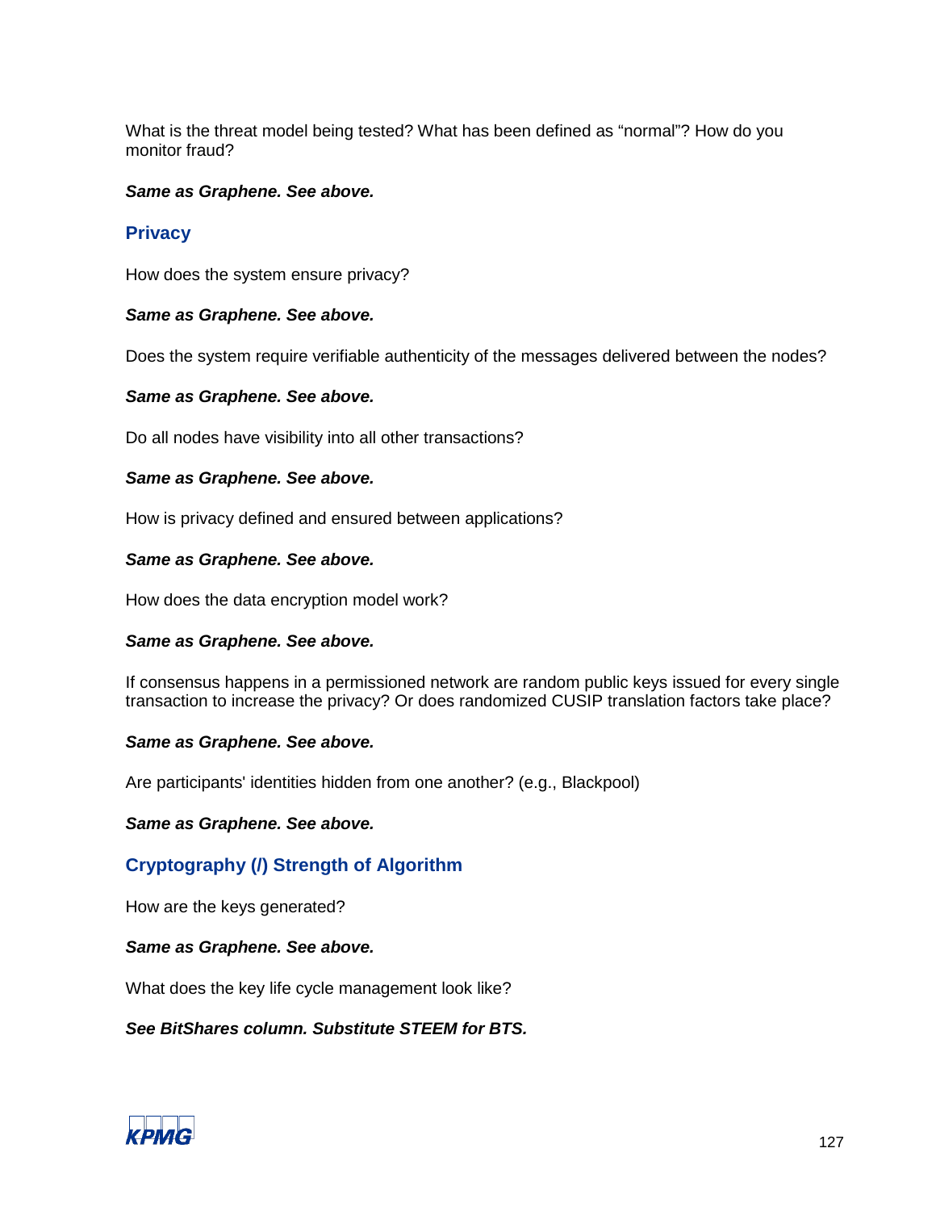What is the threat model being tested? What has been defined as “normal”? How do you monitor fraud?

***Same as Graphene. See above.***

## Privacy

How does the system ensure privacy?

***Same as Graphene. See above.***

Does the system require verifiable authenticity of the messages delivered between the nodes?

***Same as Graphene. See above.***

Do all nodes have visibility into all other transactions?

***Same as Graphene. See above.***

How is privacy defined and ensured between applications?

***Same as Graphene. See above.***

How does the data encryption model work?

***Same as Graphene. See above.***

If consensus happens in a permissioned network are random public keys issued for every single transaction to increase the privacy? Or does randomized CUSIP translation factors take place?

***Same as Graphene. See above.***

Are participants' identities hidden from one another? (e.g., Blackpool)

***Same as Graphene. See above.***

## Cryptography (/) Strength of Algorithm

How are the keys generated?

***Same as Graphene. See above.***

What does the key life cycle management look like?

***See BitShares column. Substitute STEEM for BTS.***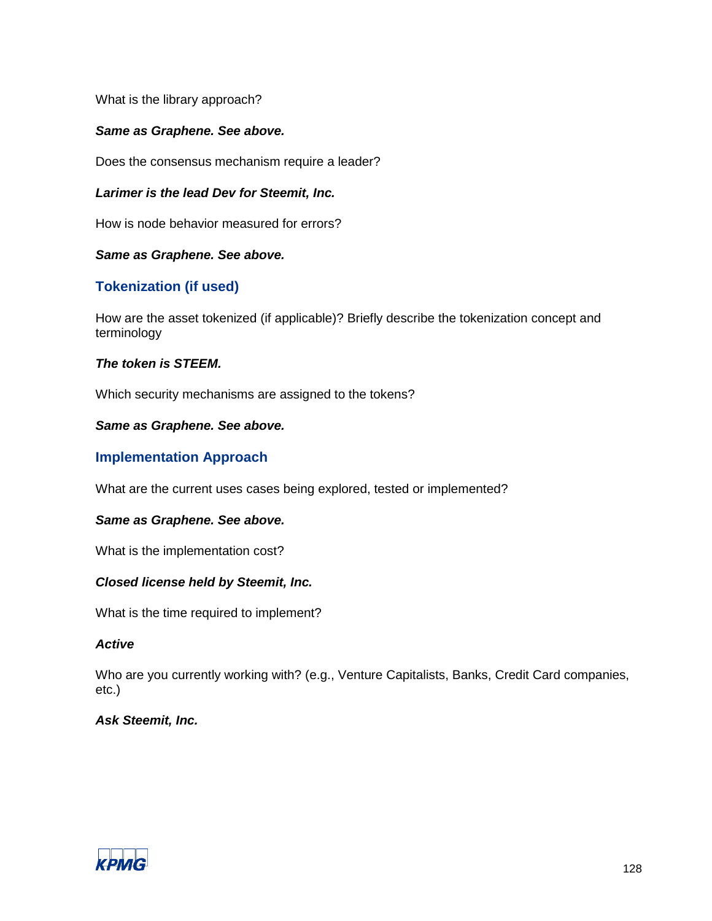What is the library approach?

***Same as Graphene. See above.***

Does the consensus mechanism require a leader?

***Larimer is the lead Dev for Steemit, Inc.***

How is node behavior measured for errors?

***Same as Graphene. See above.***

## Tokenization (if used)

How are the asset tokenized (if applicable)? Briefly describe the tokenization concept and terminology

***The token is STEEM.***

Which security mechanisms are assigned to the tokens?

***Same as Graphene. See above.***

## Implementation Approach

What are the current uses cases being explored, tested or implemented?

***Same as Graphene. See above.***

What is the implementation cost?

***Closed license held by Steemit, Inc.***

What is the time required to implement?

***Active***

Who are you currently working with? (e.g., Venture Capitalists, Banks, Credit Card companies, etc.)

***Ask Steemit, Inc.***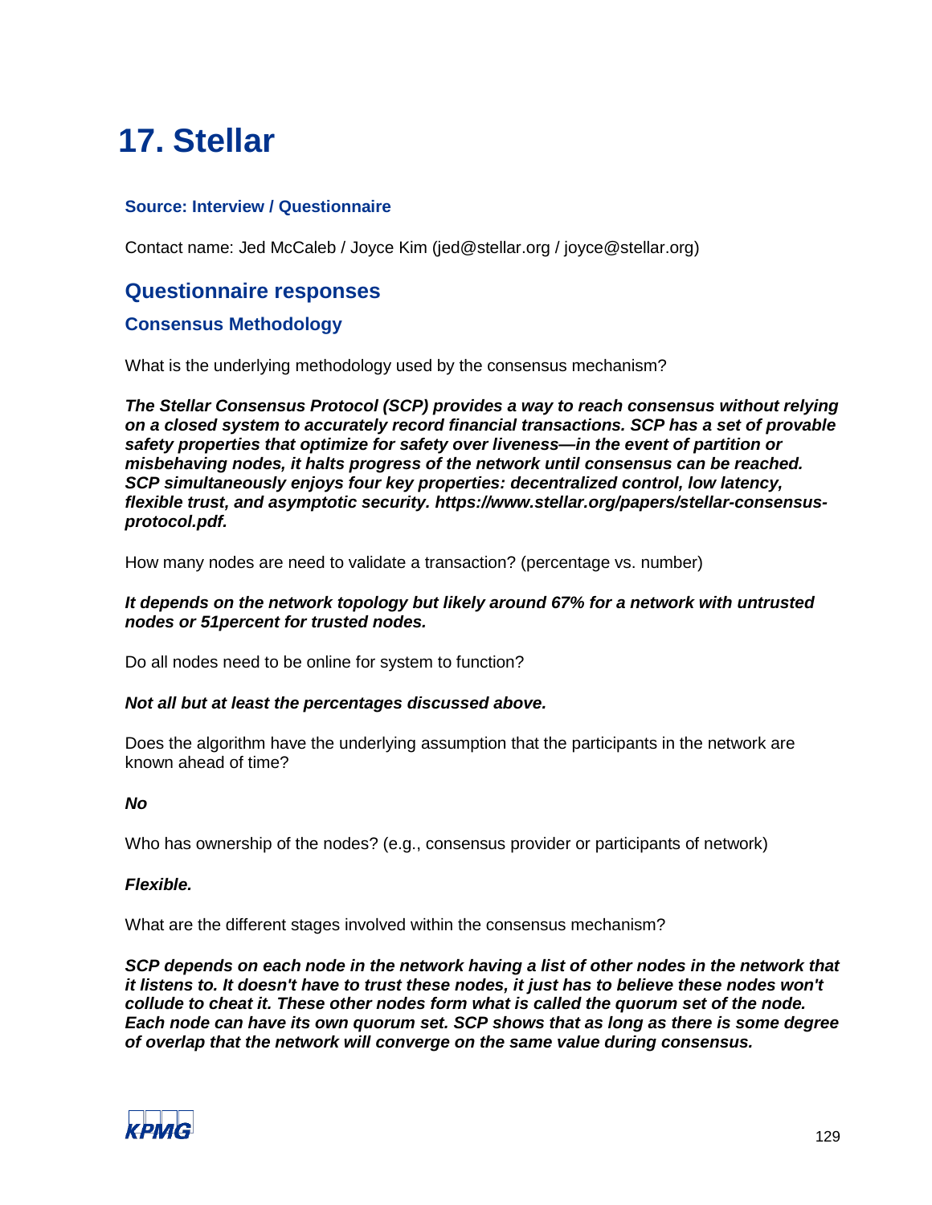# 17. Stellar

### Source: Interview / Questionnaire

Contact name: Jed McCaleb / Joyce Kim (jed@stellar.org / joyce@stellar.org)

## Questionnaire responses

### Consensus Methodology

What is the underlying methodology used by the consensus mechanism?

***The Stellar Consensus Protocol (SCP) provides a way to reach consensus without relying on a closed system to accurately record financial transactions. SCP has a set of provable safety properties that optimize for safety over liveness—in the event of partition or misbehaving nodes, it halts progress of the network until consensus can be reached. SCP simultaneously enjoys four key properties: decentralized control, low latency, flexible trust, and asymptotic security. https://www.stellar.org/papers/stellar-consensus-protocol.pdf.***

How many nodes are need to validate a transaction? (percentage vs. number)

***It depends on the network topology but likely around 67% for a network with untrusted nodes or 51percent for trusted nodes.***

Do all nodes need to be online for system to function?

***Not all but at least the percentages discussed above.***

Does the algorithm have the underlying assumption that the participants in the network are known ahead of time?

***No***

Who has ownership of the nodes? (e.g., consensus provider or participants of network)

***Flexible.***

What are the different stages involved within the consensus mechanism?

***SCP depends on each node in the network having a list of other nodes in the network that it listens to. It doesn't have to trust these nodes, it just has to believe these nodes won't collude to cheat it. These other nodes form what is called the quorum set of the node. Each node can have its own quorum set. SCP shows that as long as there is some degree of overlap that the network will converge on the same value during consensus.***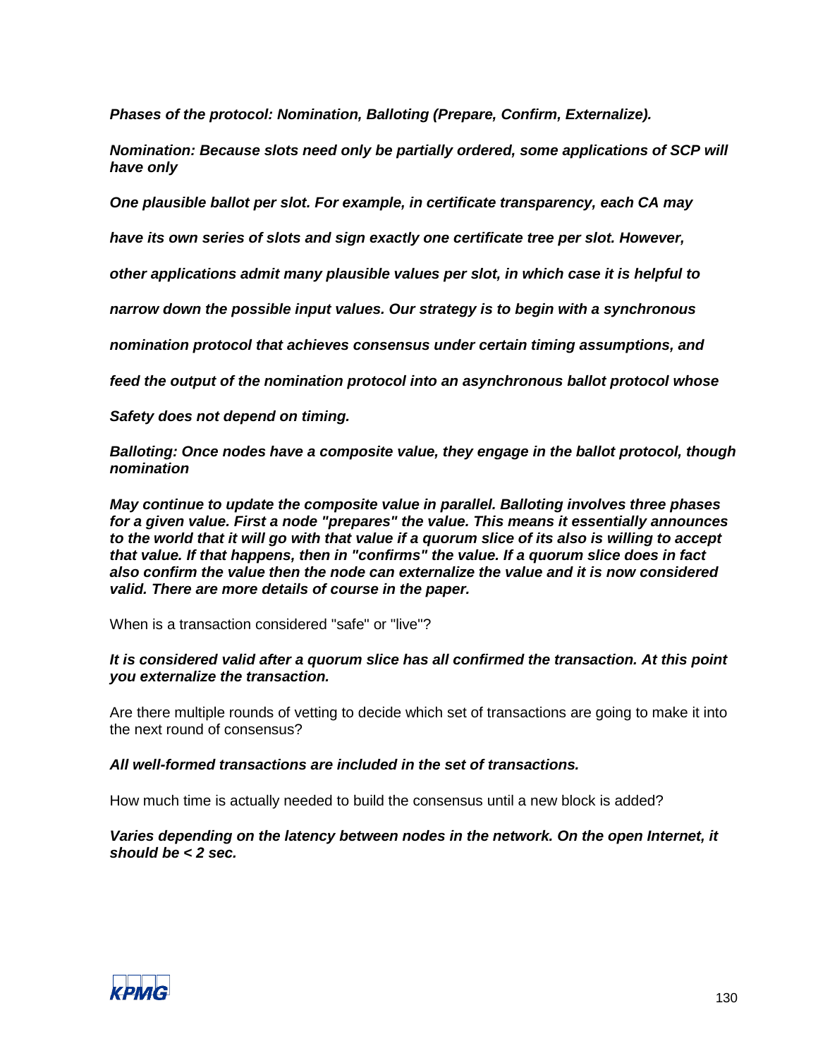***Phases of the protocol: Nomination, Balloting (Prepare, Confirm, Externalize).***

***Nomination: Because slots need only be partially ordered, some applications of SCP will have only***

***One plausible ballot per slot. For example, in certificate transparency, each CA may***

***have its own series of slots and sign exactly one certificate tree per slot. However,***

***other applications admit many plausible values per slot, in which case it is helpful to***

***narrow down the possible input values. Our strategy is to begin with a synchronous***

***nomination protocol that achieves consensus under certain timing assumptions, and***

***feed the output of the nomination protocol into an asynchronous ballot protocol whose***

***Safety does not depend on timing.***

***Balloting: Once nodes have a composite value, they engage in the ballot protocol, though nomination***

***May continue to update the composite value in parallel. Balloting involves three phases for a given value. First a node "prepares" the value. This means it essentially announces to the world that it will go with that value if a quorum slice of its also is willing to accept that value. If that happens, then in "confirms" the value. If a quorum slice does in fact also confirm the value then the node can externalize the value and it is now considered valid. There are more details of course in the paper.***

When is a transaction considered "safe" or "live"?

***It is considered valid after a quorum slice has all confirmed the transaction. At this point you externalize the transaction.***

Are there multiple rounds of vetting to decide which set of transactions are going to make it into the next round of consensus?

***All well-formed transactions are included in the set of transactions.***

How much time is actually needed to build the consensus until a new block is added?

***Varies depending on the latency between nodes in the network. On the open Internet, it should be < 2 sec.***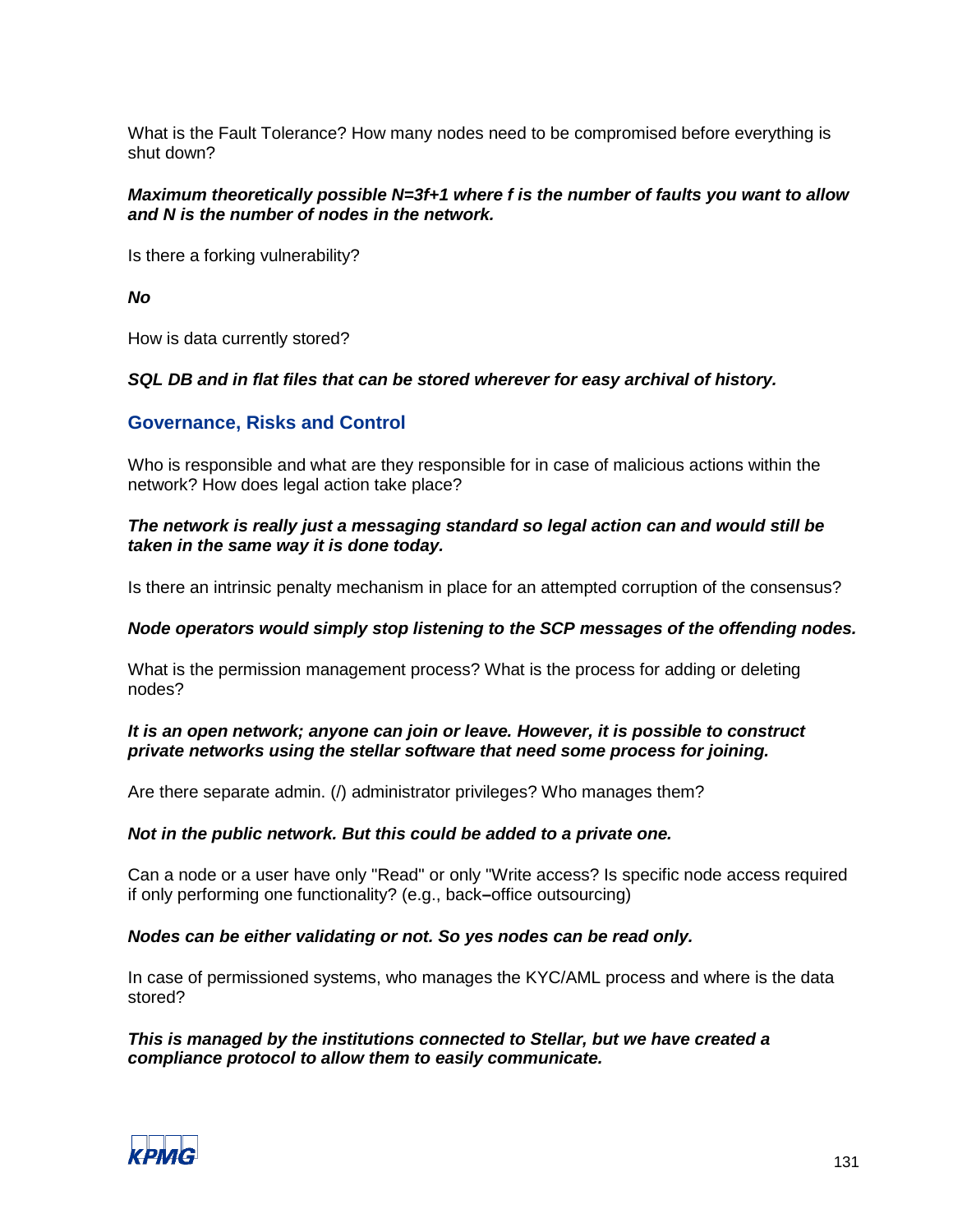What is the Fault Tolerance? How many nodes need to be compromised before everything is shut down?

***Maximum theoretically possible $N=3f+1$ where $f$ is the number of faults you want to allow and $N$ is the number of nodes in the network.***

Is there a forking vulnerability?

***No***

How is data currently stored?

***SQL DB and in flat files that can be stored wherever for easy archival of history.***

## Governance, Risks and Control

Who is responsible and what are they responsible for in case of malicious actions within the network? How does legal action take place?

***The network is really just a messaging standard so legal action can and would still be taken in the same way it is done today.***

Is there an intrinsic penalty mechanism in place for an attempted corruption of the consensus?

***Node operators would simply stop listening to the SCP messages of the offending nodes.***

What is the permission management process? What is the process for adding or deleting nodes?

***It is an open network; anyone can join or leave. However, it is possible to construct private networks using the stellar software that need some process for joining.***

Are there separate admin. (/) administrator privileges? Who manages them?

***Not in the public network. But this could be added to a private one.***

Can a node or a user have only "Read" or only "Write access? Is specific node access required if only performing one functionality? (e.g., back–office outsourcing)

***Nodes can be either validating or not. So yes nodes can be read only.***

In case of permissioned systems, who manages the KYC/AML process and where is the data stored?

***This is managed by the institutions connected to Stellar, but we have created a compliance protocol to allow them to easily communicate.***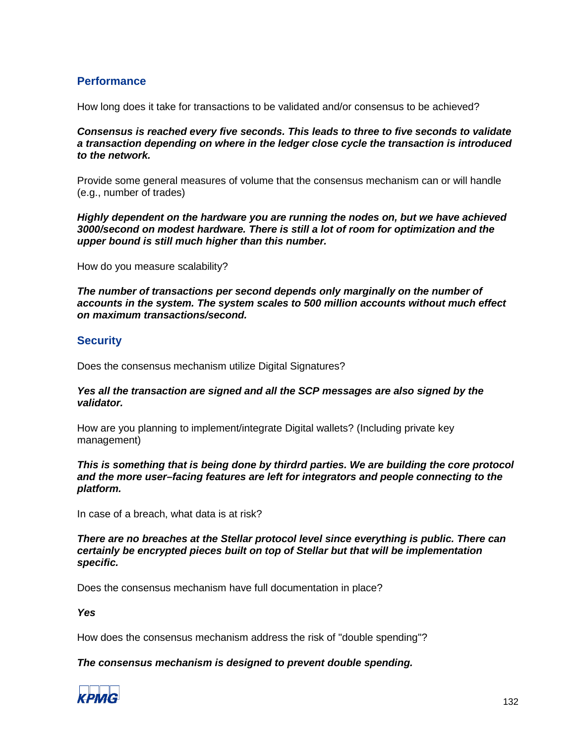## Performance

How long does it take for transactions to be validated and/or consensus to be achieved?

***Consensus is reached every five seconds. This leads to three to five seconds to validate a transaction depending on where in the ledger close cycle the transaction is introduced to the network.***

Provide some general measures of volume that the consensus mechanism can or will handle (e.g., number of trades)

***Highly dependent on the hardware you are running the nodes on, but we have achieved 3000/second on modest hardware. There is still a lot of room for optimization and the upper bound is still much higher than this number.***

How do you measure scalability?

***The number of transactions per second depends only marginally on the number of accounts in the system. The system scales to 500 million accounts without much effect on maximum transactions/second.***

## Security

Does the consensus mechanism utilize Digital Signatures?

***Yes all the transaction are signed and all the SCP messages are also signed by the validator.***

How are you planning to implement/integrate Digital wallets? (Including private key management)

***This is something that is being done by thirdrd parties. We are building the core protocol and the more user–facing features are left for integrators and people connecting to the platform.***

In case of a breach, what data is at risk?

***There are no breaches at the Stellar protocol level since everything is public. There can certainly be encrypted pieces built on top of Stellar but that will be implementation specific.***

Does the consensus mechanism have full documentation in place?

***Yes***

How does the consensus mechanism address the risk of "double spending"?

***The consensus mechanism is designed to prevent double spending.***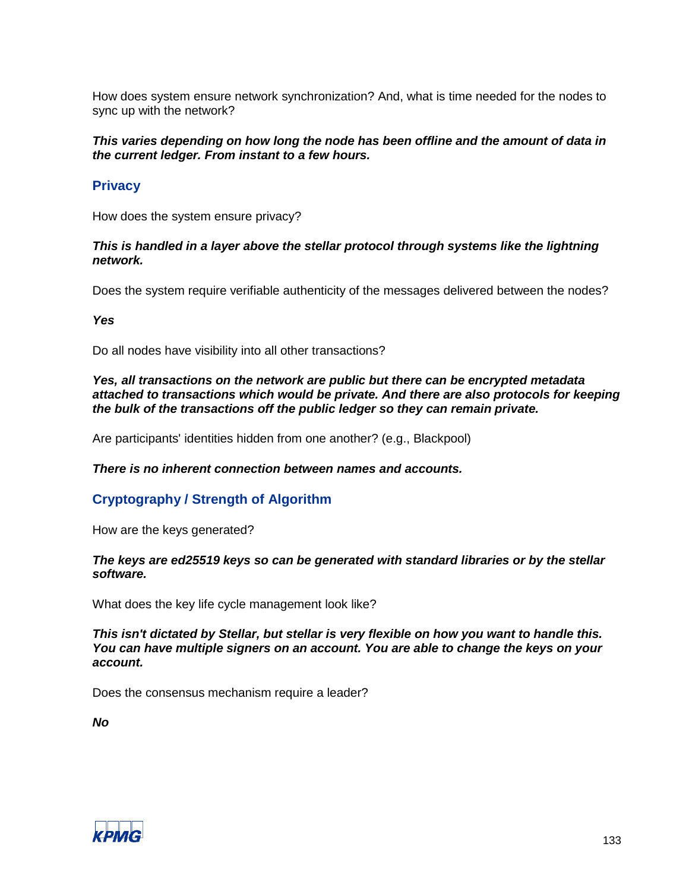How does system ensure network synchronization? And, what is time needed for the nodes to sync up with the network?

***This varies depending on how long the node has been offline and the amount of data in the current ledger. From instant to a few hours.***

## Privacy

How does the system ensure privacy?

***This is handled in a layer above the stellar protocol through systems like the lightning network.***

Does the system require verifiable authenticity of the messages delivered between the nodes?

***Yes***

Do all nodes have visibility into all other transactions?

***Yes, all transactions on the network are public but there can be encrypted metadata attached to transactions which would be private. And there are also protocols for keeping the bulk of the transactions off the public ledger so they can remain private.***

Are participants' identities hidden from one another? (e.g., Blackpool)

***There is no inherent connection between names and accounts.***

## Cryptography / Strength of Algorithm

How are the keys generated?

***The keys are ed25519 keys so can be generated with standard libraries or by the stellar software.***

What does the key life cycle management look like?

***This isn't dictated by Stellar, but stellar is very flexible on how you want to handle this. You can have multiple signers on an account. You are able to change the keys on your account.***

Does the consensus mechanism require a leader?

***No***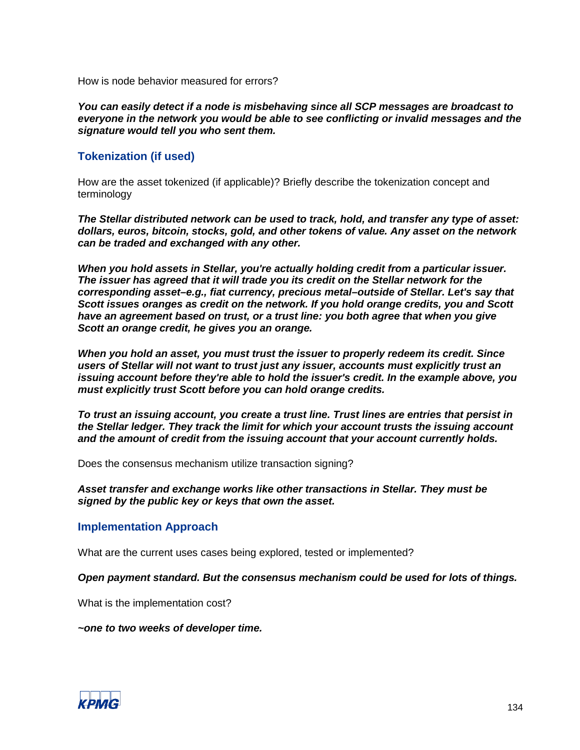How is node behavior measured for errors?

***You can easily detect if a node is misbehaving since all SCP messages are broadcast to everyone in the network you would be able to see conflicting or invalid messages and the signature would tell you who sent them.***

## Tokenization (if used)

How are the asset tokenized (if applicable)? Briefly describe the tokenization concept and terminology

***The Stellar distributed network can be used to track, hold, and transfer any type of asset: dollars, euros, bitcoin, stocks, gold, and other tokens of value. Any asset on the network can be traded and exchanged with any other.***

***When you hold assets in Stellar, you're actually holding credit from a particular issuer. The issuer has agreed that it will trade you its credit on the Stellar network for the corresponding asset–e.g., fiat currency, precious metal–outside of Stellar. Let's say that Scott issues oranges as credit on the network. If you hold orange credits, you and Scott have an agreement based on trust, or a trust line: you both agree that when you give Scott an orange credit, he gives you an orange.***

***When you hold an asset, you must trust the issuer to properly redeem its credit. Since users of Stellar will not want to trust just any issuer, accounts must explicitly trust an issuing account before they're able to hold the issuer's credit. In the example above, you must explicitly trust Scott before you can hold orange credits.***

***To trust an issuing account, you create a trust line. Trust lines are entries that persist in the Stellar ledger. They track the limit for which your account trusts the issuing account and the amount of credit from the issuing account that your account currently holds.***

Does the consensus mechanism utilize transaction signing?

***Asset transfer and exchange works like other transactions in Stellar. They must be signed by the public key or keys that own the asset.***

## Implementation Approach

What are the current uses cases being explored, tested or implemented?

***Open payment standard. But the consensus mechanism could be used for lots of things.***

What is the implementation cost?

***~one to two weeks of developer time.***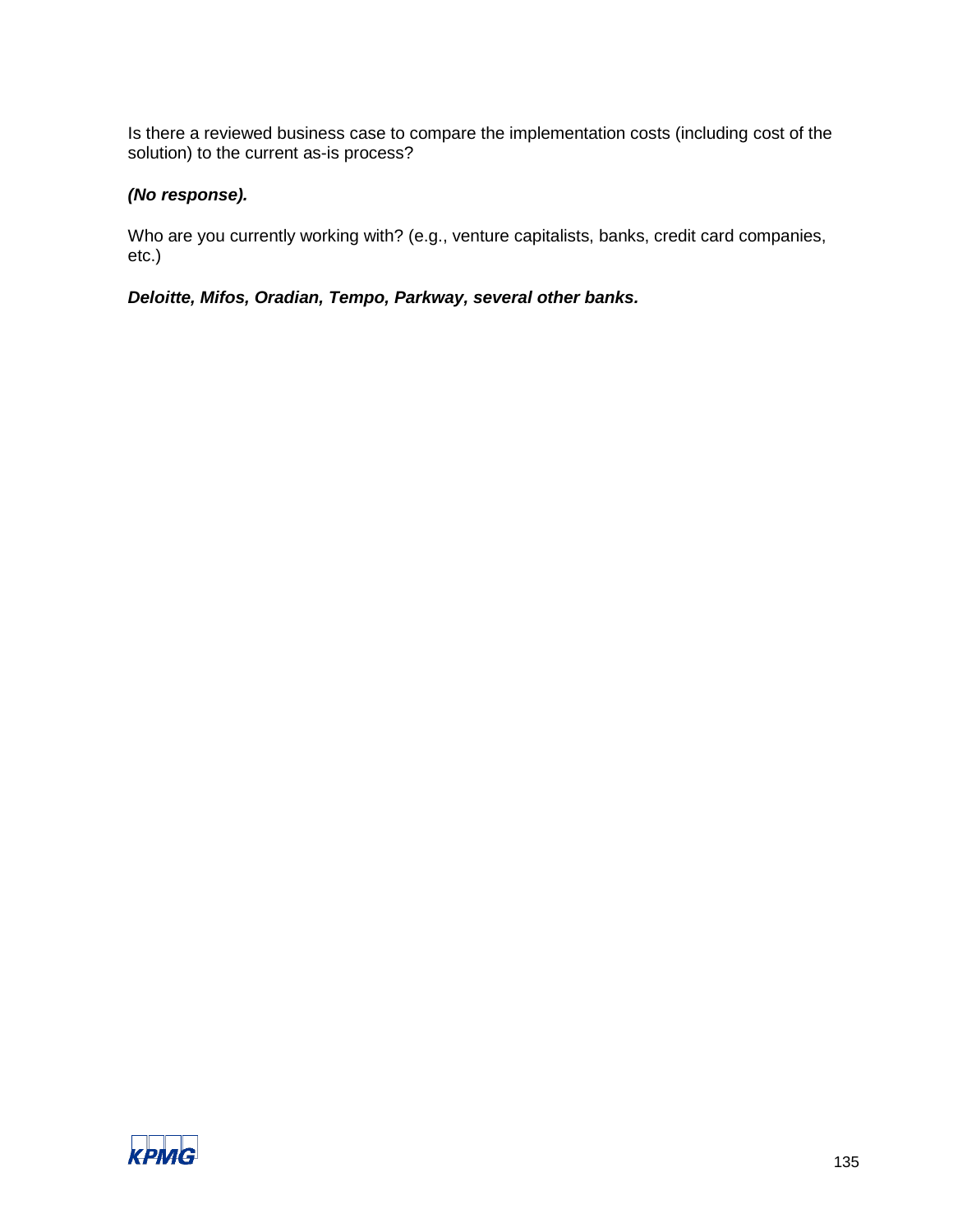Is there a reviewed business case to compare the implementation costs (including cost of the solution) to the current as-is process?

***(No response).***

Who are you currently working with? (e.g., venture capitalists, banks, credit card companies, etc.)

***Deloitte, Mifos, Oradian, Tempo, Parkway, several other banks.***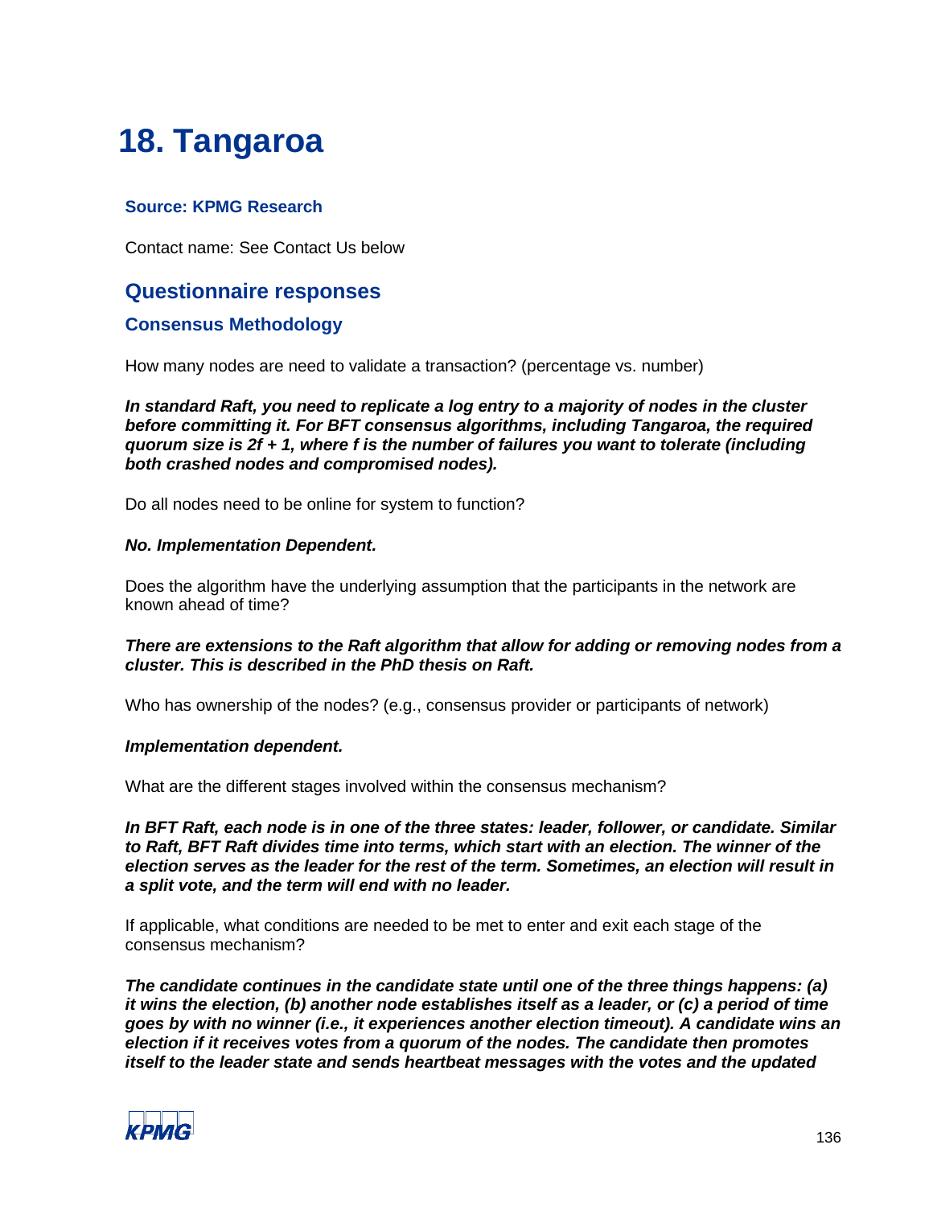# 18. Tangaroa

### Source: KPMG Research

Contact name: See Contact Us below

## Questionnaire responses

### Consensus Methodology

How many nodes are need to validate a transaction? (percentage vs. number)

***In standard Raft, you need to replicate a log entry to a majority of nodes in the cluster before committing it. For BFT consensus algorithms, including Tangaroa, the required quorum size is 2f + 1, where f is the number of failures you want to tolerate (including both crashed nodes and compromised nodes).***

Do all nodes need to be online for system to function?

***No. Implementation Dependent.***

Does the algorithm have the underlying assumption that the participants in the network are known ahead of time?

***There are extensions to the Raft algorithm that allow for adding or removing nodes from a cluster. This is described in the PhD thesis on Raft.***

Who has ownership of the nodes? (e.g., consensus provider or participants of network)

***Implementation dependent.***

What are the different stages involved within the consensus mechanism?

***In BFT Raft, each node is in one of the three states: leader, follower, or candidate. Similar to Raft, BFT Raft divides time into terms, which start with an election. The winner of the election serves as the leader for the rest of the term. Sometimes, an election will result in a split vote, and the term will end with no leader.***

If applicable, what conditions are needed to be met to enter and exit each stage of the consensus mechanism?

***The candidate continues in the candidate state until one of the three things happens: (a) it wins the election, (b) another node establishes itself as a leader, or (c) a period of time goes by with no winner (i.e., it experiences another election timeout). A candidate wins an election if it receives votes from a quorum of the nodes. The candidate then promotes itself to the leader state and sends heartbeat messages with the votes and the updated***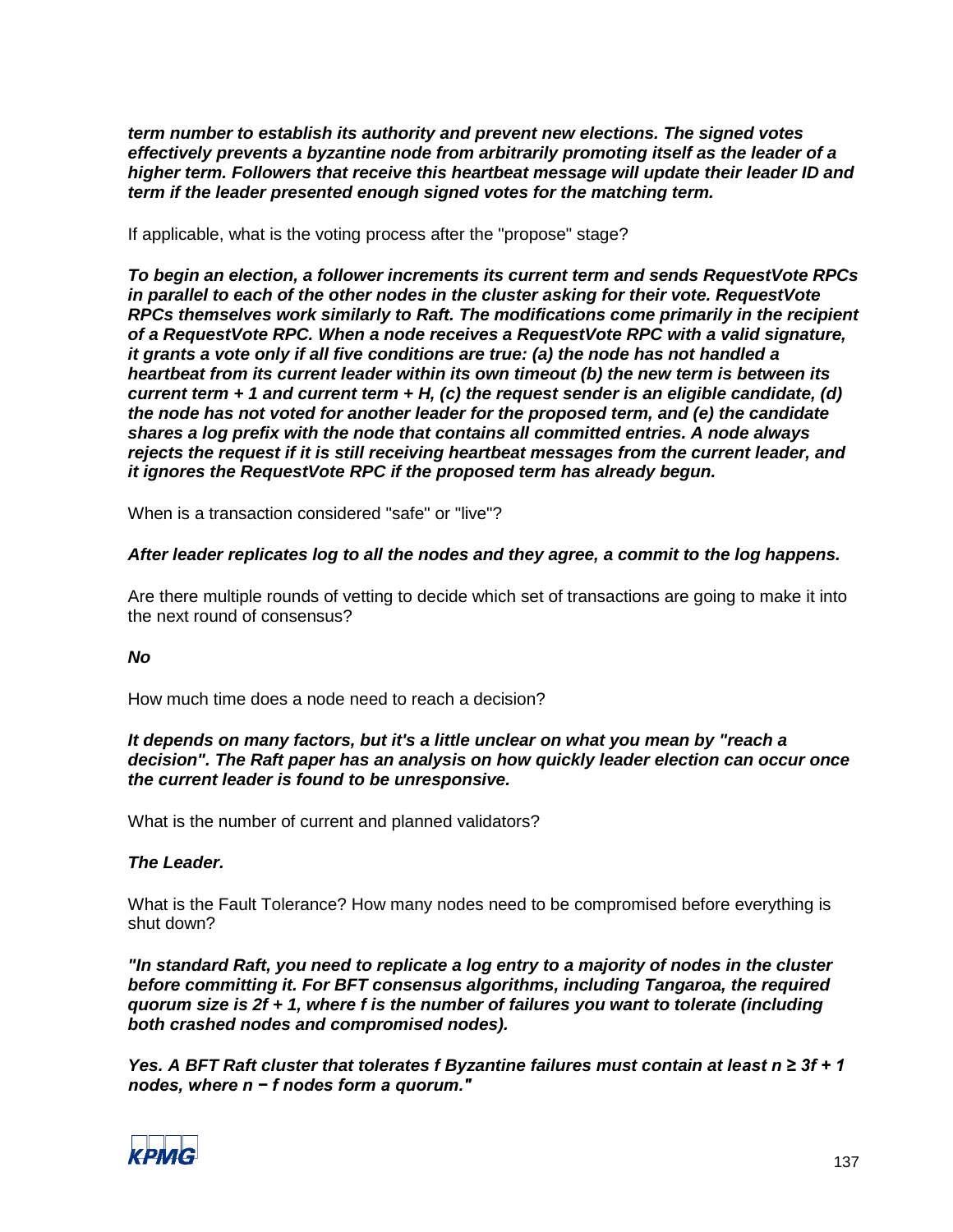***term number to establish its authority and prevent new elections. The signed votes effectively prevents a byzantine node from arbitrarily promoting itself as the leader of a higher term. Followers that receive this heartbeat message will update their leader ID and term if the leader presented enough signed votes for the matching term.***

If applicable, what is the voting process after the "propose" stage?

***To begin an election, a follower increments its current term and sends RequestVote RPCs in parallel to each of the other nodes in the cluster asking for their vote. RequestVote RPCs themselves work similarly to Raft. The modifications come primarily in the recipient of a RequestVote RPC. When a node receives a RequestVote RPC with a valid signature, it grants a vote only if all five conditions are true: (a) the node has not handled a heartbeat from its current leader within its own timeout (b) the new term is between its current term + 1 and current term + H, (c) the request sender is an eligible candidate, (d) the node has not voted for another leader for the proposed term, and (e) the candidate shares a log prefix with the node that contains all committed entries. A node always rejects the request if it is still receiving heartbeat messages from the current leader, and it ignores the RequestVote RPC if the proposed term has already begun.***

When is a transaction considered "safe" or "live"?

***After leader replicates log to all the nodes and they agree, a commit to the log happens.***

Are there multiple rounds of vetting to decide which set of transactions are going to make it into the next round of consensus?

***No***

How much time does a node need to reach a decision?

***It depends on many factors, but it's a little unclear on what you mean by "reach a decision". The Raft paper has an analysis on how quickly leader election can occur once the current leader is found to be unresponsive.***

What is the number of current and planned validators?

***The Leader.***

What is the Fault Tolerance? How many nodes need to be compromised before everything is shut down?

***"In standard Raft, you need to replicate a log entry to a majority of nodes in the cluster before committing it. For BFT consensus algorithms, including Tangaroa, the required quorum size is $2f + 1$, where $f$ is the number of failures you want to tolerate (including both crashed nodes and compromised nodes).***

***Yes. A BFT Raft cluster that tolerates $f$ Byzantine failures must contain at least $n \geq 3f + 1$ nodes, where $n - f$ nodes form a quorum."***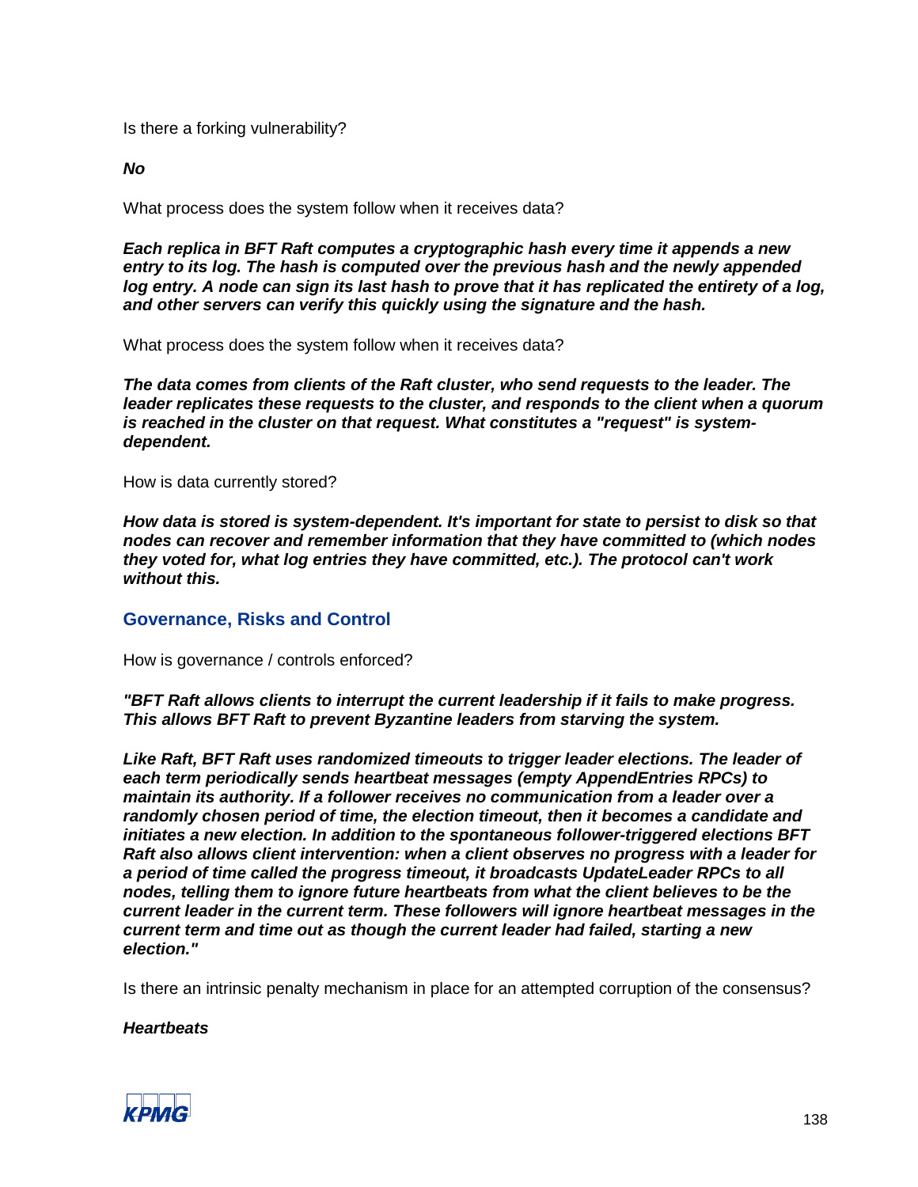Is there a forking vulnerability?

***No***

What process does the system follow when it receives data?

***Each replica in BFT Raft computes a cryptographic hash every time it appends a new entry to its log. The hash is computed over the previous hash and the newly appended log entry. A node can sign its last hash to prove that it has replicated the entirety of a log, and other servers can verify this quickly using the signature and the hash.***

What process does the system follow when it receives data?

***The data comes from clients of the Raft cluster, who send requests to the leader. The leader replicates these requests to the cluster, and responds to the client when a quorum is reached in the cluster on that request. What constitutes a "request" is system-dependent.***

How is data currently stored?

***How data is stored is system-dependent. It's important for state to persist to disk so that nodes can recover and remember information that they have committed to (which nodes they voted for, what log entries they have committed, etc.). The protocol can't work without this.***

## Governance, Risks and Control

How is governance / controls enforced?

***"BFT Raft allows clients to interrupt the current leadership if it fails to make progress. This allows BFT Raft to prevent Byzantine leaders from starving the system.***

***Like Raft, BFT Raft uses randomized timeouts to trigger leader elections. The leader of each term periodically sends heartbeat messages (empty AppendEntries RPCs) to maintain its authority. If a follower receives no communication from a leader over a randomly chosen period of time, the election timeout, then it becomes a candidate and initiates a new election. In addition to the spontaneous follower-triggered elections BFT Raft also allows client intervention: when a client observes no progress with a leader for a period of time called the progress timeout, it broadcasts UpdateLeader RPCs to all nodes, telling them to ignore future heartbeats from what the client believes to be the current leader in the current term. These followers will ignore heartbeat messages in the current term and time out as though the current leader had failed, starting a new election."***

Is there an intrinsic penalty mechanism in place for an attempted corruption of the consensus?

***Heartbeats***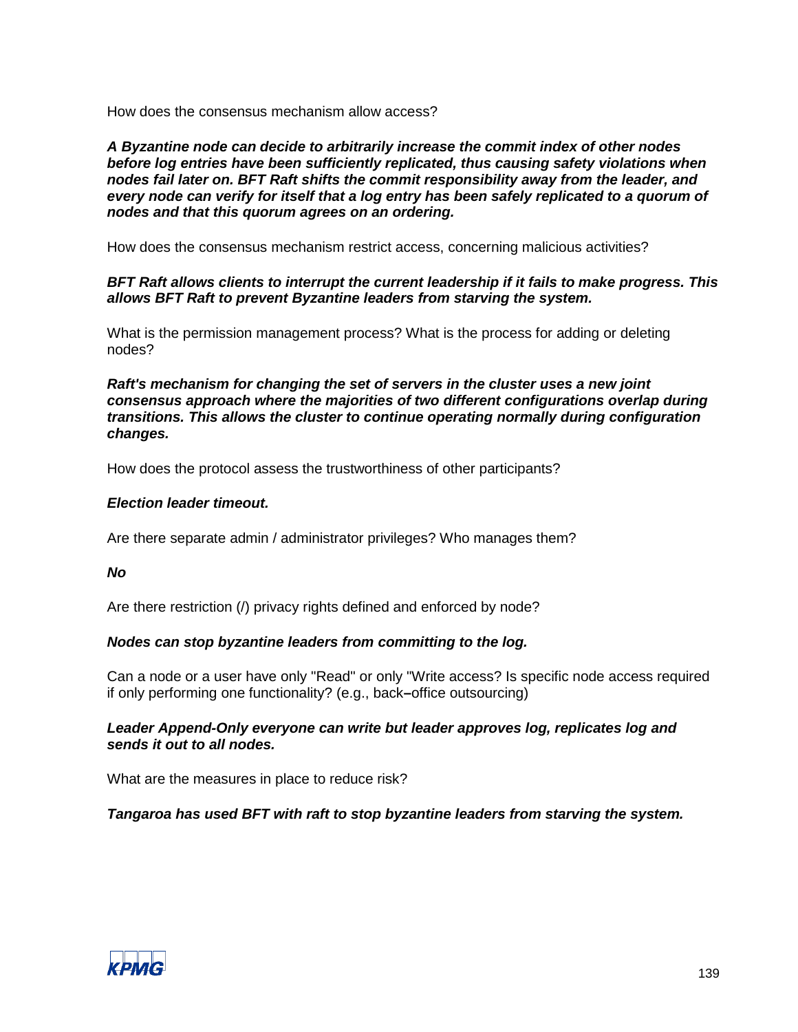How does the consensus mechanism allow access?

***A Byzantine node can decide to arbitrarily increase the commit index of other nodes before log entries have been sufficiently replicated, thus causing safety violations when nodes fail later on. BFT Raft shifts the commit responsibility away from the leader, and every node can verify for itself that a log entry has been safely replicated to a quorum of nodes and that this quorum agrees on an ordering.***

How does the consensus mechanism restrict access, concerning malicious activities?

***BFT Raft allows clients to interrupt the current leadership if it fails to make progress. This allows BFT Raft to prevent Byzantine leaders from starving the system.***

What is the permission management process? What is the process for adding or deleting nodes?

***Raft's mechanism for changing the set of servers in the cluster uses a new joint consensus approach where the majorities of two different configurations overlap during transitions. This allows the cluster to continue operating normally during configuration changes.***

How does the protocol assess the trustworthiness of other participants?

***Election leader timeout.***

Are there separate admin / administrator privileges? Who manages them?

***No***

Are there restriction (/) privacy rights defined and enforced by node?

***Nodes can stop byzantine leaders from committing to the log.***

Can a node or a user have only "Read" or only "Write access? Is specific node access required if only performing one functionality? (e.g., back–office outsourcing)

***Leader Append-Only everyone can write but leader approves log, replicates log and sends it out to all nodes.***

What are the measures in place to reduce risk?

***Tangaroa has used BFT with raft to stop byzantine leaders from starving the system.***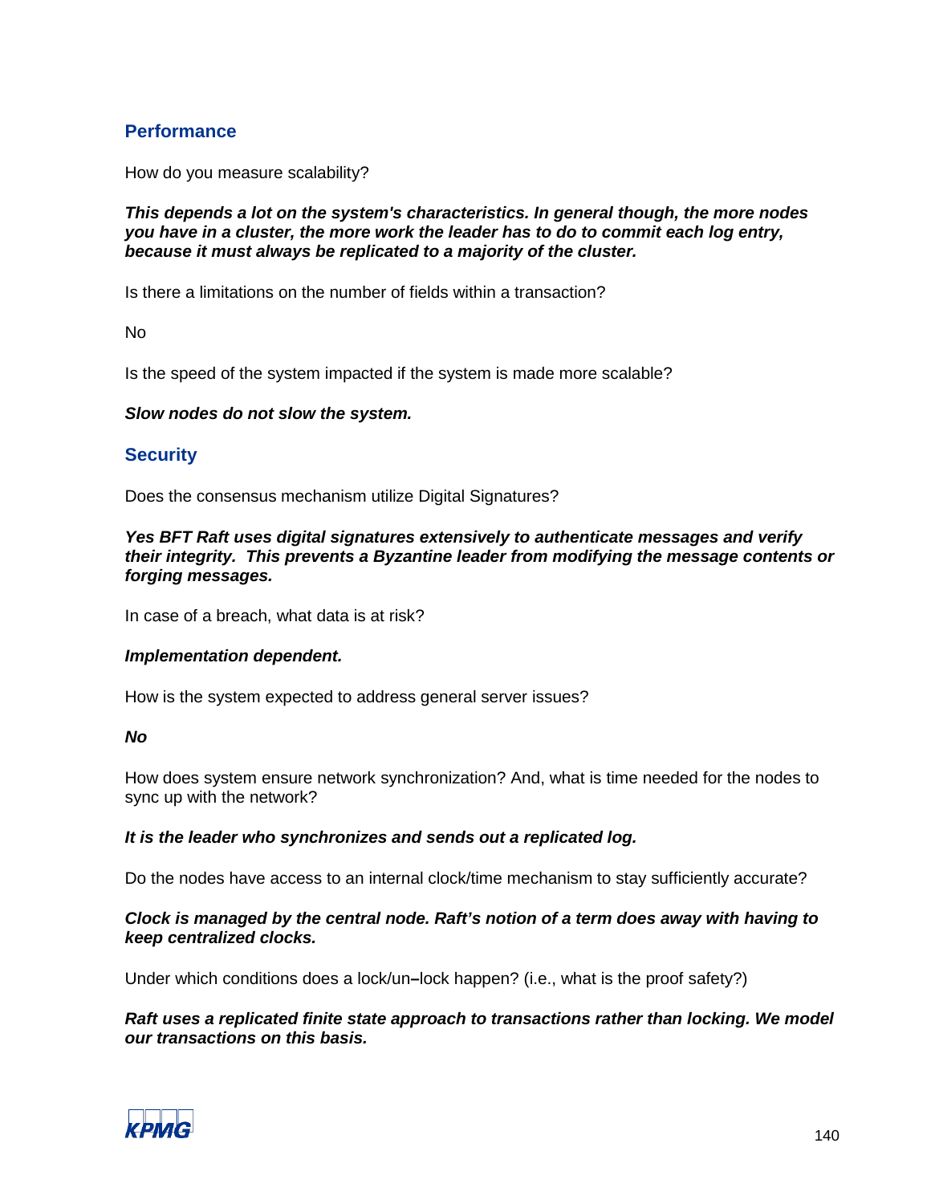## Performance

How do you measure scalability?

***This depends a lot on the system's characteristics. In general though, the more nodes you have in a cluster, the more work the leader has to do to commit each log entry, because it must always be replicated to a majority of the cluster.***

Is there a limitations on the number of fields within a transaction?

No

Is the speed of the system impacted if the system is made more scalable?

***Slow nodes do not slow the system.***

## Security

Does the consensus mechanism utilize Digital Signatures?

***Yes BFT Raft uses digital signatures extensively to authenticate messages and verify their integrity. This prevents a Byzantine leader from modifying the message contents or forging messages.***

In case of a breach, what data is at risk?

***Implementation dependent.***

How is the system expected to address general server issues?

***No***

How does system ensure network synchronization? And, what is time needed for the nodes to sync up with the network?

***It is the leader who synchronizes and sends out a replicated log.***

Do the nodes have access to an internal clock/time mechanism to stay sufficiently accurate?

***Clock is managed by the central node. Raft's notion of a term does away with having to keep centralized clocks.***

Under which conditions does a lock/un–lock happen? (i.e., what is the proof safety?)

***Raft uses a replicated finite state approach to transactions rather than locking. We model our transactions on this basis.***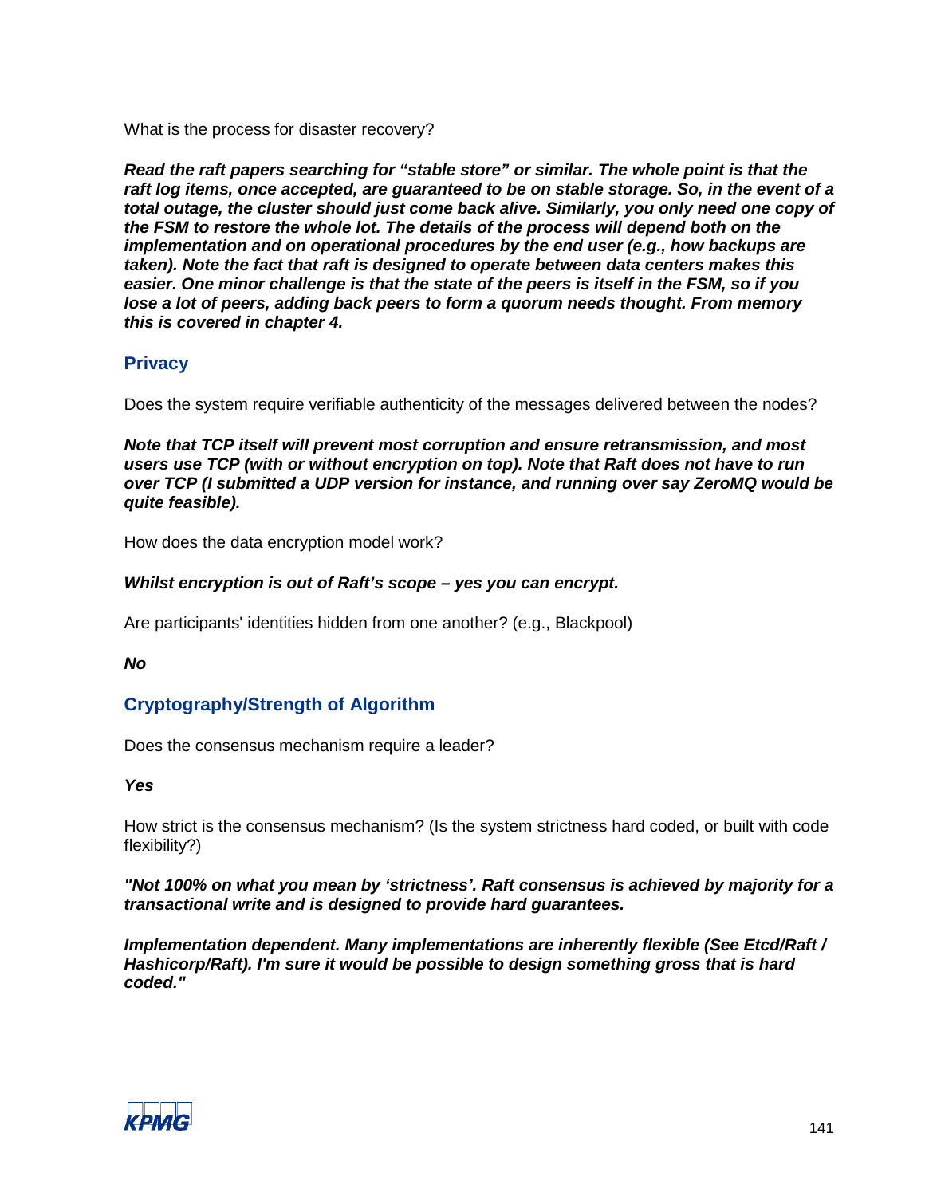What is the process for disaster recovery?

***Read the raft papers searching for "stable store" or similar. The whole point is that the raft log items, once accepted, are guaranteed to be on stable storage. So, in the event of a total outage, the cluster should just come back alive. Similarly, you only need one copy of the FSM to restore the whole lot. The details of the process will depend both on the implementation and on operational procedures by the end user (e.g., how backups are taken). Note the fact that raft is designed to operate between data centers makes this easier. One minor challenge is that the state of the peers is itself in the FSM, so if you lose a lot of peers, adding back peers to form a quorum needs thought. From memory this is covered in chapter 4.***

## Privacy

Does the system require verifiable authenticity of the messages delivered between the nodes?

***Note that TCP itself will prevent most corruption and ensure retransmission, and most users use TCP (with or without encryption on top). Note that Raft does not have to run over TCP (I submitted a UDP version for instance, and running over say ZeroMQ would be quite feasible).***

How does the data encryption model work?

***Whilst encryption is out of Raft's scope – yes you can encrypt.***

Are participants' identities hidden from one another? (e.g., Blackpool)

***No***

## Cryptography/Strength of Algorithm

Does the consensus mechanism require a leader?

***Yes***

How strict is the consensus mechanism? (Is the system strictness hard coded, or built with code flexibility?)

***"Not 100% on what you mean by 'strictness'. Raft consensus is achieved by majority for a transactional write and is designed to provide hard guarantees.***

***Implementation dependent. Many implementations are inherently flexible (See Etcd/Raft / Hashicorp/Raft). I'm sure it would be possible to design something gross that is hard coded."***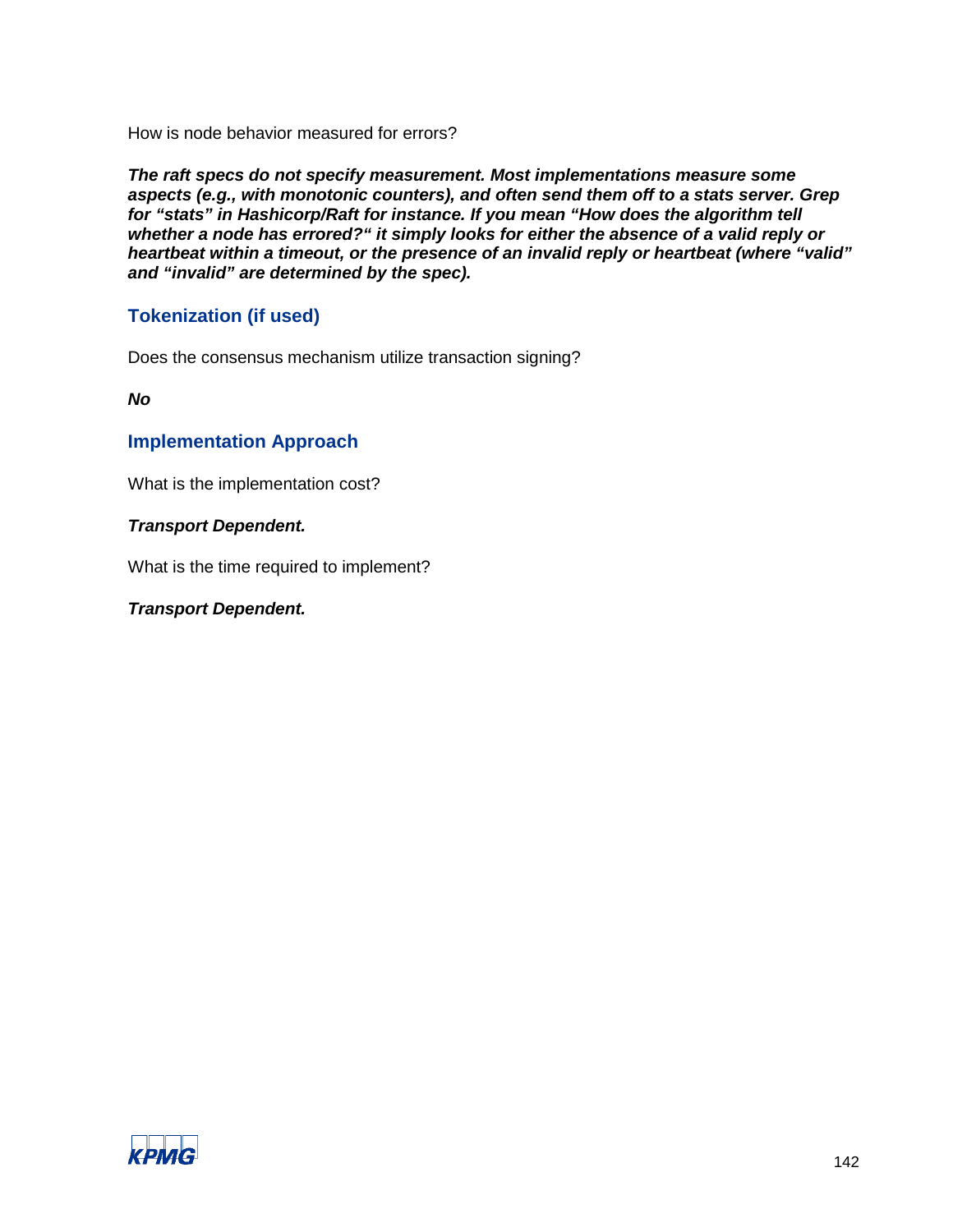How is node behavior measured for errors?

***The raft specs do not specify measurement. Most implementations measure some aspects (e.g., with monotonic counters), and often send them off to a stats server. Grep for "stats" in Hashicorp/Raft for instance. If you mean "How does the algorithm tell whether a node has errored?" it simply looks for either the absence of a valid reply or heartbeat within a timeout, or the presence of an invalid reply or heartbeat (where "valid" and "invalid" are determined by the spec).***

### Tokenization (if used)

Does the consensus mechanism utilize transaction signing?

***No***

### Implementation Approach

What is the implementation cost?

***Transport Dependent.***

What is the time required to implement?

***Transport Dependent.***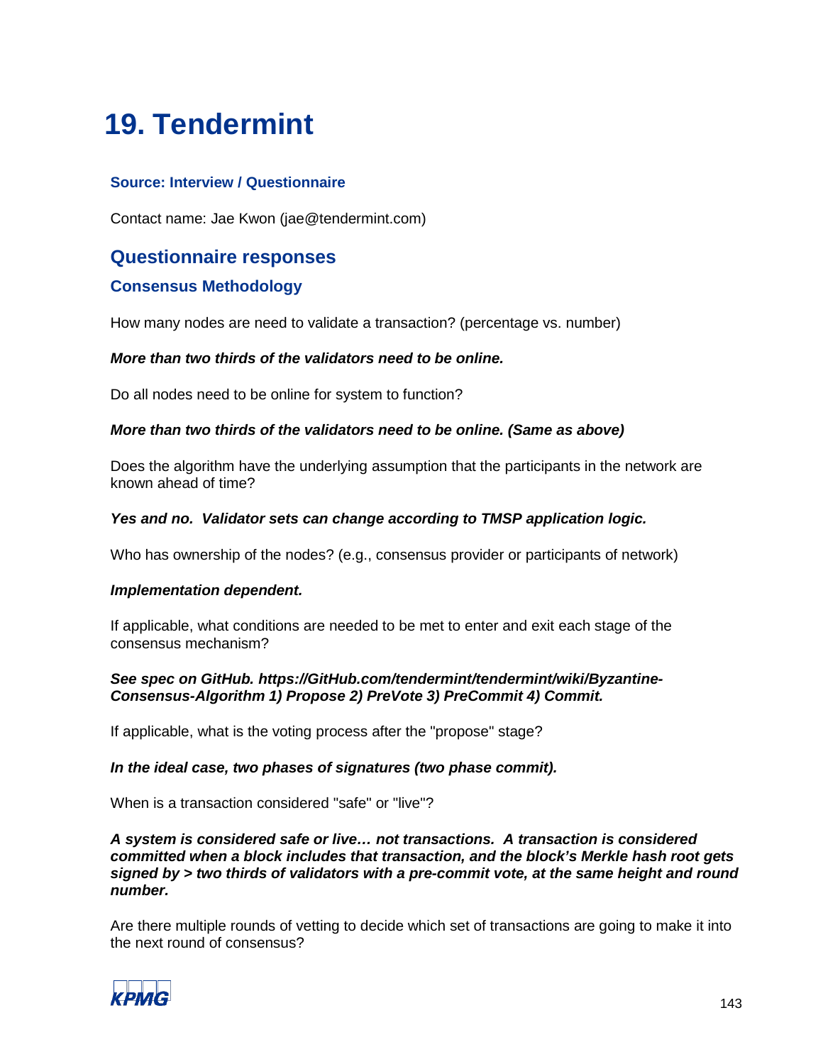# 19. Tendermint

### Source: Interview / Questionnaire

Contact name: Jae Kwon (jae@tendermint.com)

## Questionnaire responses

### Consensus Methodology

How many nodes are need to validate a transaction? (percentage vs. number)

***More than two thirds of the validators need to be online.***

Do all nodes need to be online for system to function?

***More than two thirds of the validators need to be online. (Same as above)***

Does the algorithm have the underlying assumption that the participants in the network are known ahead of time?

***Yes and no. Validator sets can change according to TMSP application logic.***

Who has ownership of the nodes? (e.g., consensus provider or participants of network)

***Implementation dependent.***

If applicable, what conditions are needed to be met to enter and exit each stage of the consensus mechanism?

***See spec on GitHub. https://GitHub.com/tendermint/tendermint/wiki/Byzantine-Consensus-Algorithm 1) Propose 2) PreVote 3) PreCommit 4) Commit.***

If applicable, what is the voting process after the "propose" stage?

***In the ideal case, two phases of signatures (two phase commit).***

When is a transaction considered "safe" or "live"?

***A system is considered safe or live… not transactions. A transaction is considered committed when a block includes that transaction, and the block's Merkle hash root gets signed by > two thirds of validators with a pre-commit vote, at the same height and round number.***

Are there multiple rounds of vetting to decide which set of transactions are going to make it into the next round of consensus?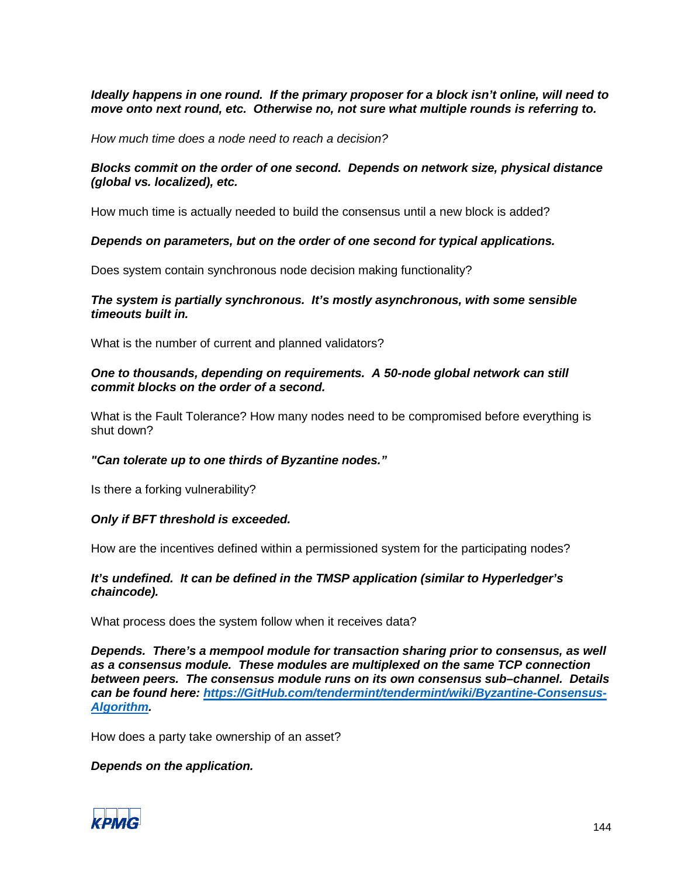***Ideally happens in one round. If the primary proposer for a block isn't online, will need to move onto next round, etc. Otherwise no, not sure what multiple rounds is referring to.***

*How much time does a node need to reach a decision?*

***Blocks commit on the order of one second. Depends on network size, physical distance (global vs. localized), etc.***

How much time is actually needed to build the consensus until a new block is added?

***Depends on parameters, but on the order of one second for typical applications.***

Does system contain synchronous node decision making functionality?

***The system is partially synchronous. It's mostly asynchronous, with some sensible timeouts built in.***

What is the number of current and planned validators?

***One to thousands, depending on requirements. A 50-node global network can still commit blocks on the order of a second.***

What is the Fault Tolerance? How many nodes need to be compromised before everything is shut down?

***"Can tolerate up to one thirds of Byzantine nodes."***

Is there a forking vulnerability?

***Only if BFT threshold is exceeded.***

How are the incentives defined within a permissioned system for the participating nodes?

***It's undefined. It can be defined in the TMSP application (similar to Hyperledger's chaincode).***

What process does the system follow when it receives data?

***Depends. There's a mempool module for transaction sharing prior to consensus, as well as a consensus module. These modules are multiplexed on the same TCP connection between peers. The consensus module runs on its own consensus sub–channel. Details can be found here: [https://GitHub.com/tendermint/tendermint/wiki/Byzantine-Consensus-Algorithm](https://GitHub.com/tendermint/tendermint/wiki/Byzantine-Consensus-Algorithm).***

How does a party take ownership of an asset?

***Depends on the application.***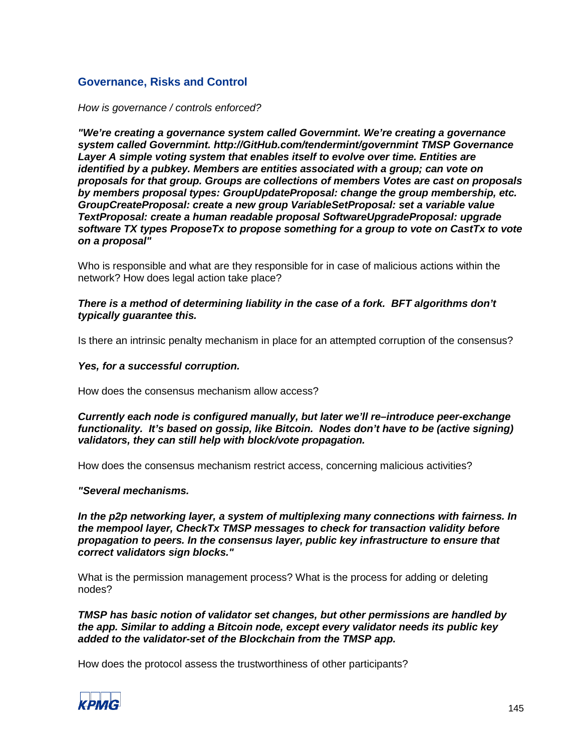## Governance, Risks and Control

*How is governance / controls enforced?*

***"We're creating a governance system called Governmint. We're creating a governance system called Governmint. http://GitHub.com/tendermint/governmint TMSP Governance Layer A simple voting system that enables itself to evolve over time. Entities are identified by a pubkey. Members are entities associated with a group; can vote on proposals for that group. Groups are collections of members Votes are cast on proposals by members proposal types: GroupUpdateProposal: change the group membership, etc. GroupCreateProposal: create a new group VariableSetProposal: set a variable value TextProposal: create a human readable proposal SoftwareUpgradeProposal: upgrade software TX types ProposeTx to propose something for a group to vote on CastTx to vote on a proposal"***

Who is responsible and what are they responsible for in case of malicious actions within the network? How does legal action take place?

***There is a method of determining liability in the case of a fork. BFT algorithms don't typically guarantee this.***

Is there an intrinsic penalty mechanism in place for an attempted corruption of the consensus?

***Yes, for a successful corruption.***

How does the consensus mechanism allow access?

***Currently each node is configured manually, but later we'll re–introduce peer-exchange functionality. It's based on gossip, like Bitcoin. Nodes don't have to be (active signing) validators, they can still help with block/vote propagation.***

How does the consensus mechanism restrict access, concerning malicious activities?

***"Several mechanisms.***

***In the p2p networking layer, a system of multiplexing many connections with fairness. In the mempool layer, CheckTx TMSP messages to check for transaction validity before propagation to peers. In the consensus layer, public key infrastructure to ensure that correct validators sign blocks."***

What is the permission management process? What is the process for adding or deleting nodes?

***TMSP has basic notion of validator set changes, but other permissions are handled by the app. Similar to adding a Bitcoin node, except every validator needs its public key added to the validator-set of the Blockchain from the TMSP app.***

How does the protocol assess the trustworthiness of other participants?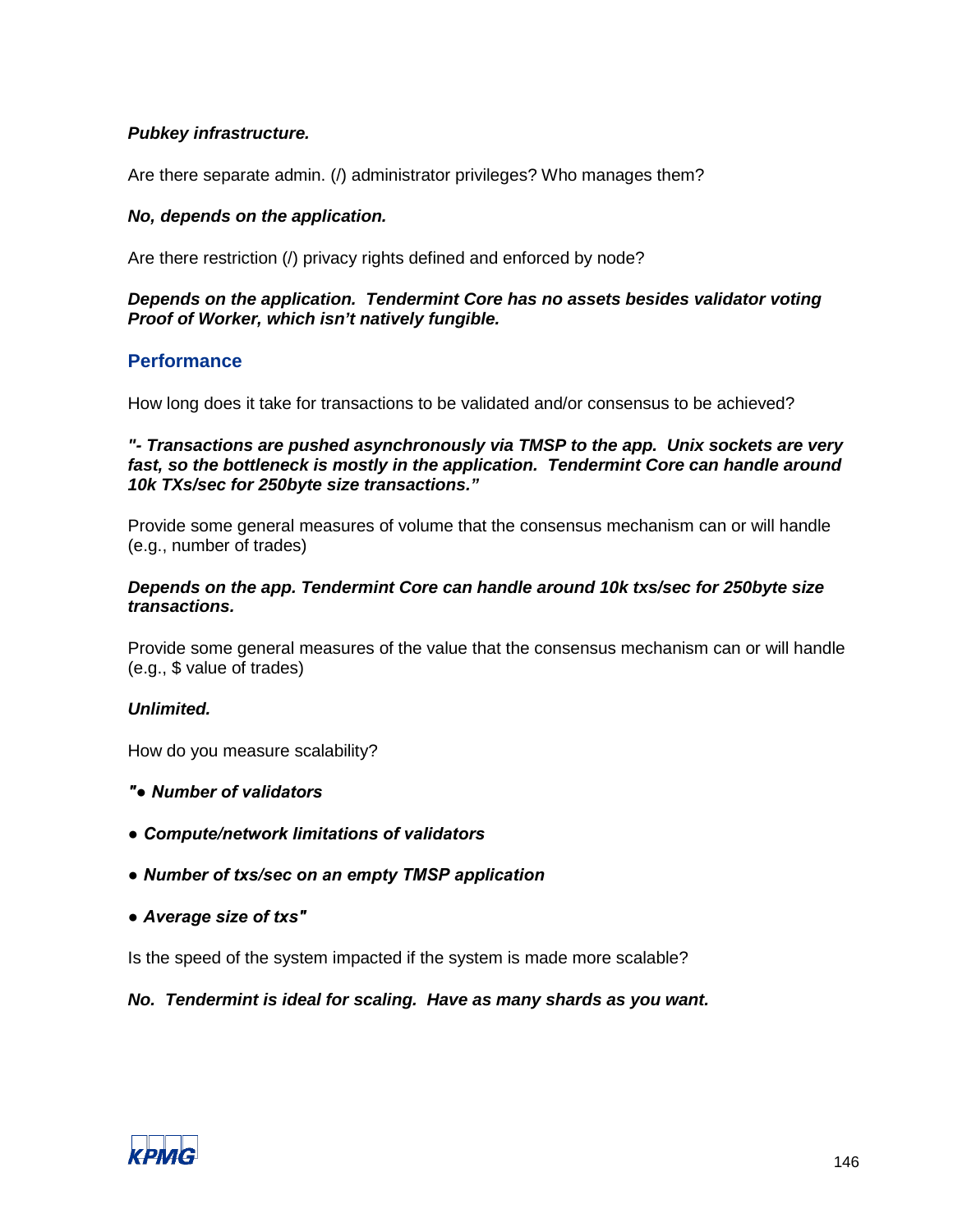***Pubkey infrastructure.***

Are there separate admin. (/) administrator privileges? Who manages them?

***No, depends on the application.***

Are there restriction (/) privacy rights defined and enforced by node?

***Depends on the application. Tendermint Core has no assets besides validator voting Proof of Worker, which isn't natively fungible.***

## Performance

How long does it take for transactions to be validated and/or consensus to be achieved?

***"- Transactions are pushed asynchronously via TMSP to the app. Unix sockets are very fast, so the bottleneck is mostly in the application. Tendermint Core can handle around 10k TXs/sec for 250byte size transactions."***

Provide some general measures of volume that the consensus mechanism can or will handle (e.g., number of trades)

***Depends on the app. Tendermint Core can handle around 10k txs/sec for 250byte size transactions.***

Provide some general measures of the value that the consensus mechanism can or will handle (e.g., $ value of trades)

***Unlimited.***

How do you measure scalability?

***"● Number of validators***

***● Compute/network limitations of validators***

***● Number of txs/sec on an empty TMSP application***

***● Average size of txs"***

Is the speed of the system impacted if the system is made more scalable?

***No. Tendermint is ideal for scaling. Have as many shards as you want.***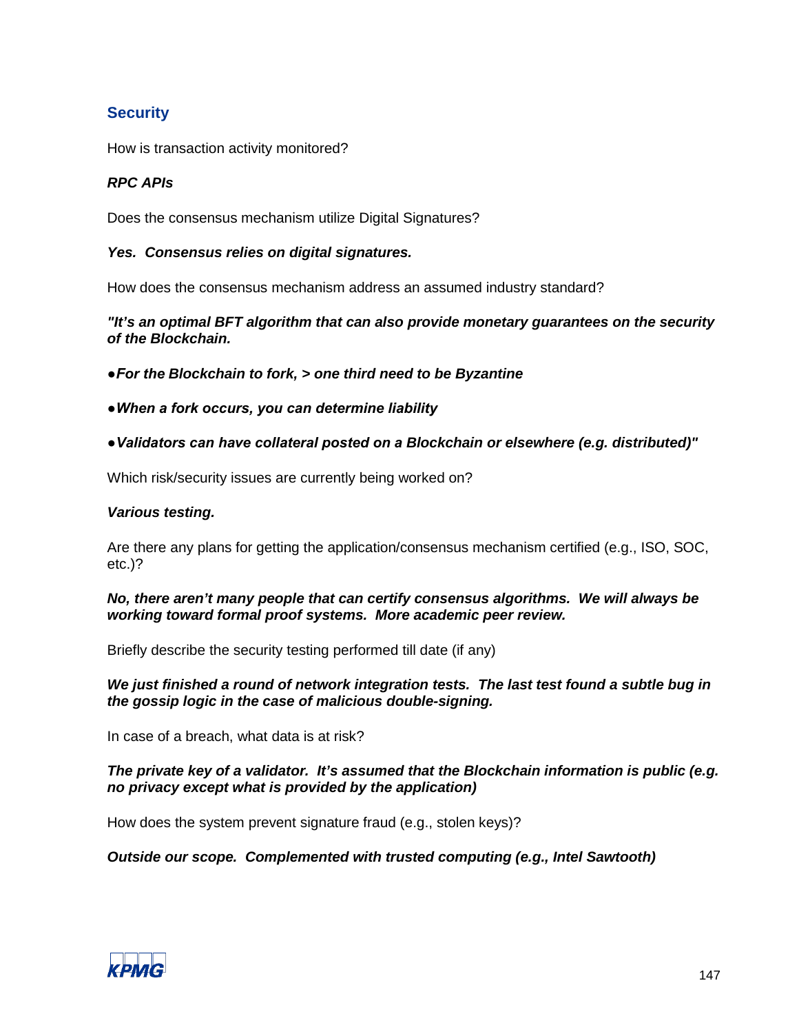## Security

How is transaction activity monitored?

***RPC APIs***

Does the consensus mechanism utilize Digital Signatures?

***Yes. Consensus relies on digital signatures.***

How does the consensus mechanism address an assumed industry standard?

***"It's an optimal BFT algorithm that can also provide monetary guarantees on the security of the Blockchain.***

***●For the Blockchain to fork, > one third need to be Byzantine***

***●When a fork occurs, you can determine liability***

***●Validators can have collateral posted on a Blockchain or elsewhere (e.g. distributed)"***

Which risk/security issues are currently being worked on?

***Various testing.***

Are there any plans for getting the application/consensus mechanism certified (e.g., ISO, SOC, etc.)?

***No, there aren't many people that can certify consensus algorithms. We will always be working toward formal proof systems. More academic peer review.***

Briefly describe the security testing performed till date (if any)

***We just finished a round of network integration tests. The last test found a subtle bug in the gossip logic in the case of malicious double-signing.***

In case of a breach, what data is at risk?

***The private key of a validator. It's assumed that the Blockchain information is public (e.g. no privacy except what is provided by the application)***

How does the system prevent signature fraud (e.g., stolen keys)?

***Outside our scope. Complemented with trusted computing (e.g., Intel Sawtooth)***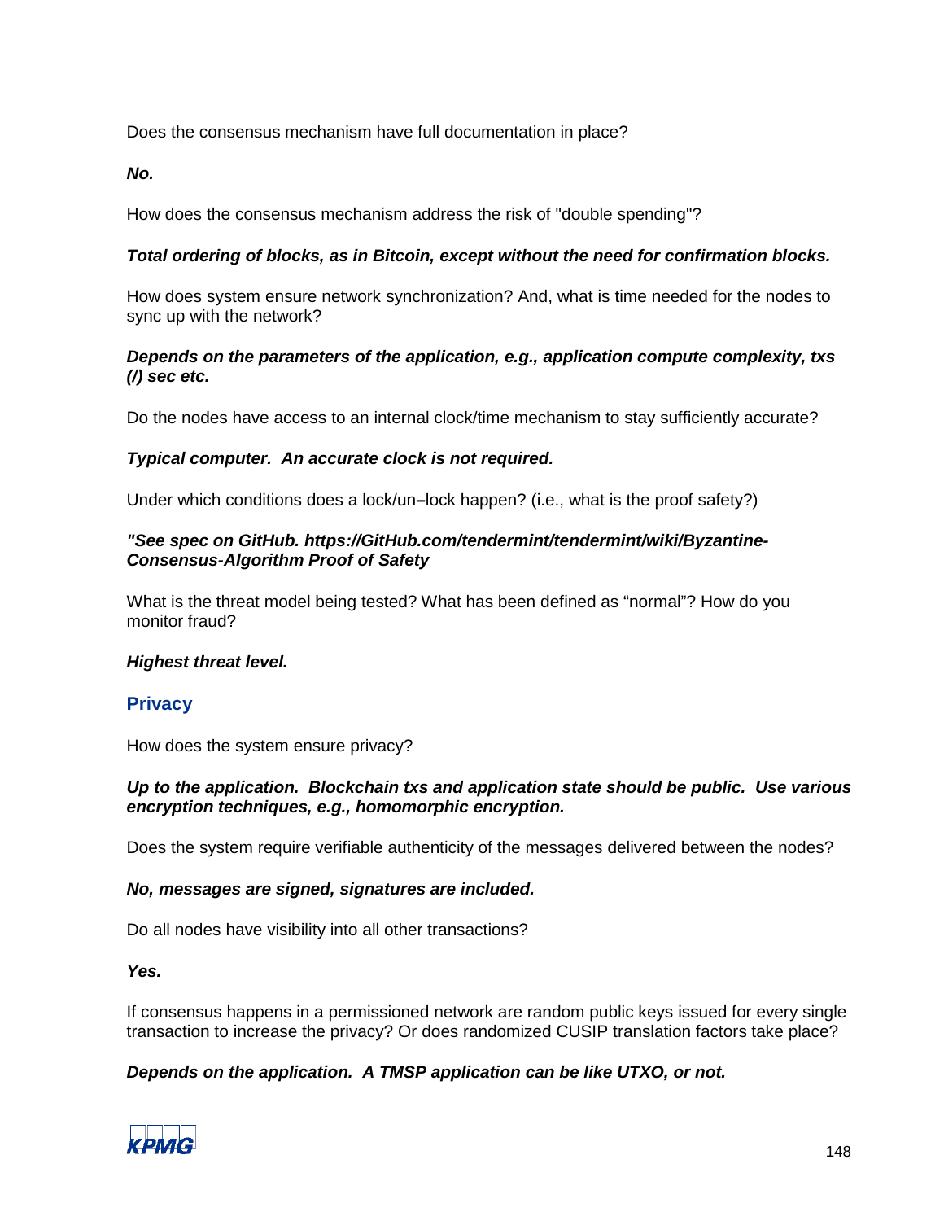Does the consensus mechanism have full documentation in place?

***No.***

How does the consensus mechanism address the risk of "double spending"?

***Total ordering of blocks, as in Bitcoin, except without the need for confirmation blocks.***

How does system ensure network synchronization? And, what is time needed for the nodes to sync up with the network?

***Depends on the parameters of the application, e.g., application compute complexity, txs (/) sec etc.***

Do the nodes have access to an internal clock/time mechanism to stay sufficiently accurate?

***Typical computer. An accurate clock is not required.***

Under which conditions does a lock/un–lock happen? (i.e., what is the proof safety?)

***"See spec on GitHub. https://GitHub.com/tendermint/tendermint/wiki/Byzantine-Consensus-Algorithm Proof of Safety***

What is the threat model being tested? What has been defined as "normal"? How do you monitor fraud?

***Highest threat level.***

## Privacy

How does the system ensure privacy?

***Up to the application. Blockchain txs and application state should be public. Use various encryption techniques, e.g., homomorphic encryption.***

Does the system require verifiable authenticity of the messages delivered between the nodes?

***No, messages are signed, signatures are included.***

Do all nodes have visibility into all other transactions?

***Yes.***

If consensus happens in a permissioned network are random public keys issued for every single transaction to increase the privacy? Or does randomized CUSIP translation factors take place?

***Depends on the application. A TMSP application can be like UTXO, or not.***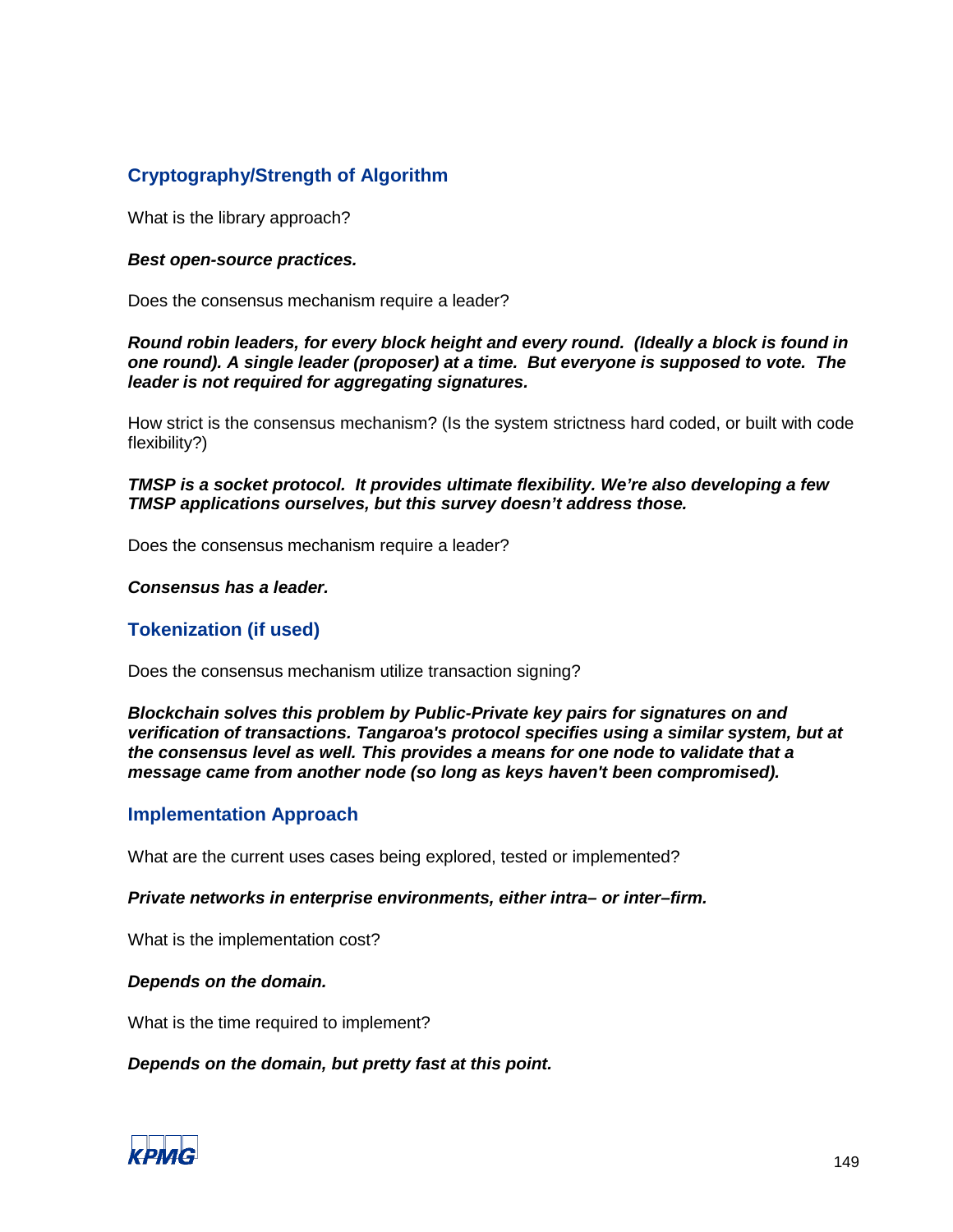## Cryptography/Strength of Algorithm

What is the library approach?

***Best open-source practices.***

Does the consensus mechanism require a leader?

***Round robin leaders, for every block height and every round.  (Ideally a block is found in one round). A single leader (proposer) at a time.  But everyone is supposed to vote.  The leader is not required for aggregating signatures.***

How strict is the consensus mechanism? (Is the system strictness hard coded, or built with code flexibility?)

***TMSP is a socket protocol.  It provides ultimate flexibility. We're also developing a few TMSP applications ourselves, but this survey doesn't address those.***

Does the consensus mechanism require a leader?

***Consensus has a leader.***

## Tokenization (if used)

Does the consensus mechanism utilize transaction signing?

***Blockchain solves this problem by Public-Private key pairs for signatures on and verification of transactions. Tangaroa's protocol specifies using a similar system, but at the consensus level as well. This provides a means for one node to validate that a message came from another node (so long as keys haven't been compromised).***

## Implementation Approach

What are the current uses cases being explored, tested or implemented?

***Private networks in enterprise environments, either intra– or inter–firm.***

What is the implementation cost?

***Depends on the domain.***

What is the time required to implement?

***Depends on the domain, but pretty fast at this point.***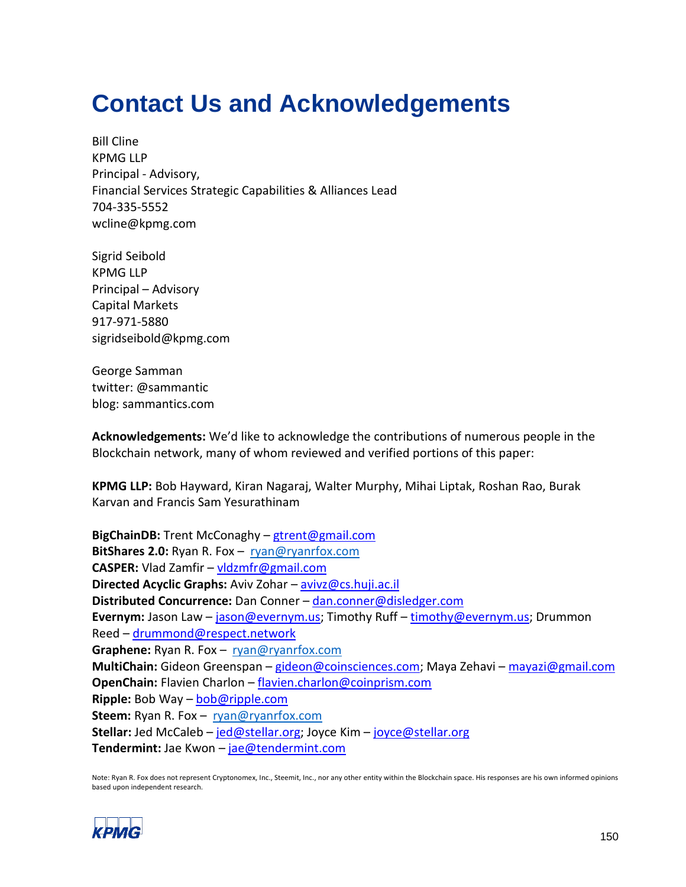# Contact Us and Acknowledgements

Bill Cline
KPMG LLP
Principal - Advisory,
Financial Services Strategic Capabilities & Alliances Lead
704-335-5552
wcline@kpmg.com

Sigrid Seibold
KPMG LLP
Principal – Advisory
Capital Markets
917-971-5880
sigridseibold@kpmg.com

George Samman
twitter: @sammantic
blog: sammantics.com

**Acknowledgements:** We'd like to acknowledge the contributions of numerous people in the Blockchain network, many of whom reviewed and verified portions of this paper:

**KPMG LLP:** Bob Hayward, Kiran Nagaraj, Walter Murphy, Mihai Liptak, Roshan Rao, Burak Karvan and Francis Sam Yesurathinam

**BigChainDB:** Trent McConaghy – gtrent@gmail.com
**BitShares 2.0:** Ryan R. Fox – ryan@ryanrfox.com
**CASPER:** Vlad Zamfir – vldzmfr@gmail.com
**Directed Acyclic Graphs:** Aviv Zohar – avivz@cs.huji.ac.il
**Distributed Concurrence:** Dan Conner – dan.conner@disledger.com
**Evernym:** Jason Law – jason@evernym.us; Timothy Ruff – timothy@evernym.us; Drummon Reed – drummond@respect.network
**Graphene:** Ryan R. Fox – ryan@ryanrfox.com
**MultiChain:** Gideon Greenspan – gideon@coinsciences.com; Maya Zehavi – mayazi@gmail.com
**OpenChain:** Flavien Charlon – flavien.charlon@coinprism.com
**Ripple:** Bob Way – bob@ripple.com
**Steem:** Ryan R. Fox – ryan@ryanrfox.com
**Stellar:** Jed McCaleb – jed@stellar.org; Joyce Kim – joyce@stellar.org
**Tendermint:** Jae Kwon – jae@tendermint.com

Note: Ryan R. Fox does not represent Cryptonomex, Inc., Steemit, Inc., nor any other entity within the Blockchain space. His responses are his own informed opinions based upon independent research.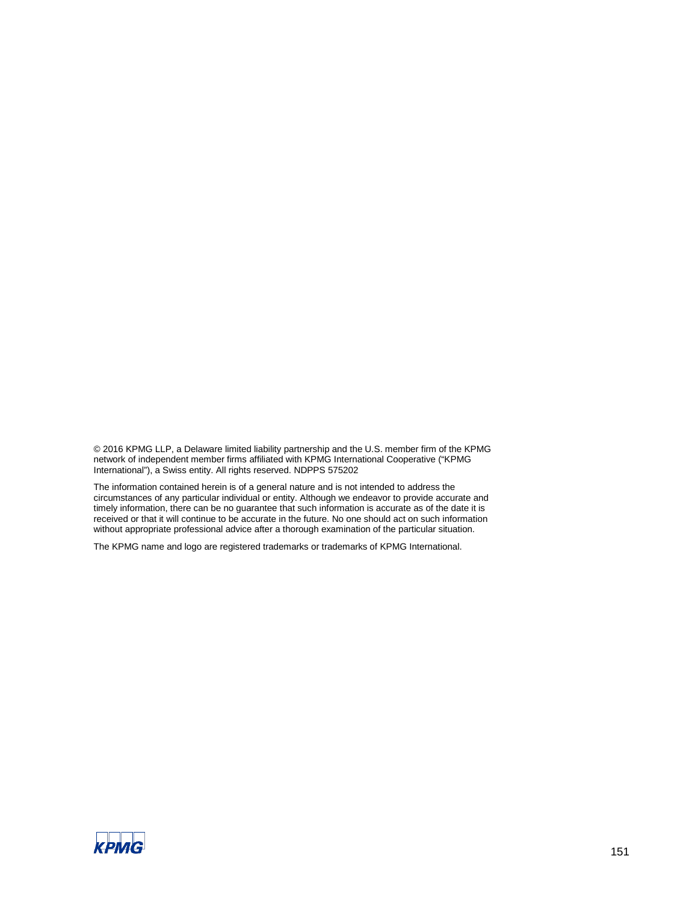© 2016 KPMG LLP, a Delaware limited liability partnership and the U.S. member firm of the KPMG network of independent member firms affiliated with KPMG International Cooperative ("KPMG International"), a Swiss entity. All rights reserved. NDPPS 575202

The information contained herein is of a general nature and is not intended to address the circumstances of any particular individual or entity. Although we endeavor to provide accurate and timely information, there can be no guarantee that such information is accurate as of the date it is received or that it will continue to be accurate in the future. No one should act on such information without appropriate professional advice after a thorough examination of the particular situation.

The KPMG name and logo are registered trademarks or trademarks of KPMG International.